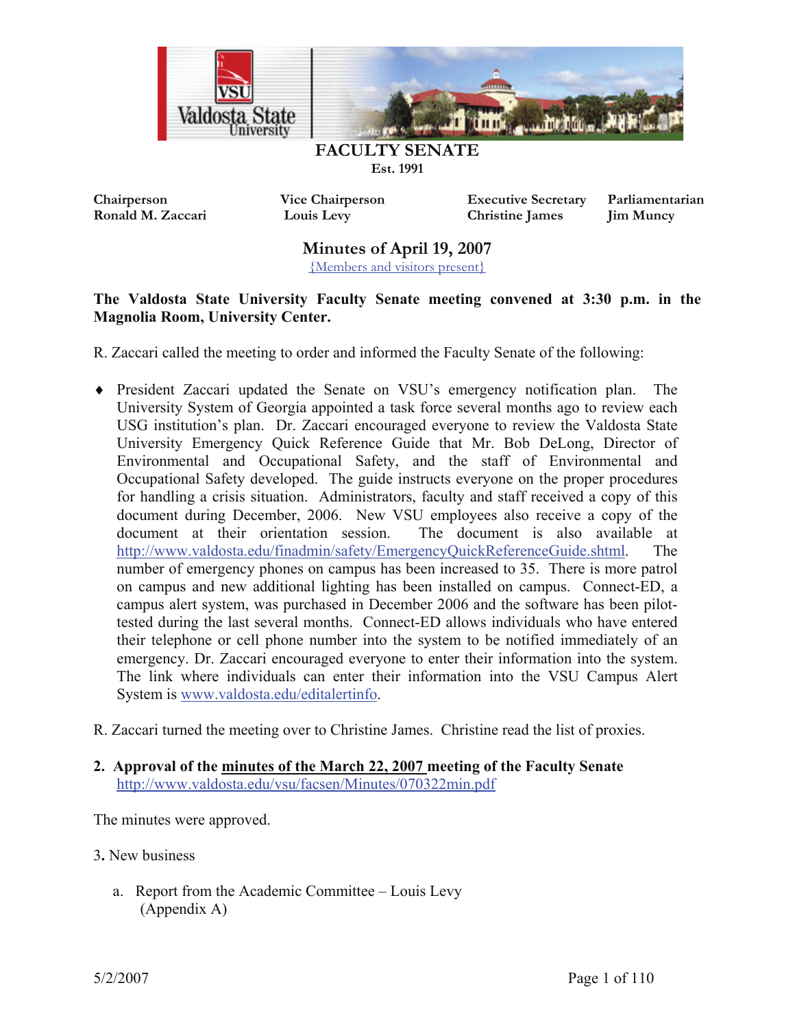# FACULTY SENATE

**Est. 1991**

| Chairperson | Vice Chairperson | Executive Secretary | Parliamentarian |
|---|---|---|---|
| Ronald M. Zaccari | Louis Levy | Christine James | Jim Muncy |

## Minutes of April 19, 2007

{Members and visitors present}

**The Valdosta State University Faculty Senate meeting convened at 3:30 p.m. in the Magnolia Room, University Center.**

R. Zaccari called the meeting to order and informed the Faculty Senate of the following:

- President Zaccari updated the Senate on VSU's emergency notification plan. The University System of Georgia appointed a task force several months ago to review each USG institution's plan. Dr. Zaccari encouraged everyone to review the Valdosta State University Emergency Quick Reference Guide that Mr. Bob DeLong, Director of Environmental and Occupational Safety, and the staff of Environmental and Occupational Safety developed. The guide instructs everyone on the proper procedures for handling a crisis situation. Administrators, faculty and staff received a copy of this document during December, 2006. New VSU employees also receive a copy of the document at their orientation session. The document is also available at http://www.valdosta.edu/finadmin/safety/EmergencyQuickReferenceGuide.shtml. The number of emergency phones on campus has been increased to 35. There is more patrol on campus and new additional lighting has been installed on campus. Connect-ED, a campus alert system, was purchased in December 2006 and the software has been pilot-tested during the last several months. Connect-ED allows individuals who have entered their telephone or cell phone number into the system to be notified immediately of an emergency. Dr. Zaccari encouraged everyone to enter their information into the system. The link where individuals can enter their information into the VSU Campus Alert System is www.valdosta.edu/editalertinfo.

R. Zaccari turned the meeting over to Christine James. Christine read the list of proxies.

**2. Approval of the minutes of the March 22, 2007 meeting of the Faculty Senate**
http://www.valdosta.edu/vsu/facsen/Minutes/070322min.pdf

The minutes were approved.

3. New business

a. Report from the Academic Committee – Louis Levy (Appendix A)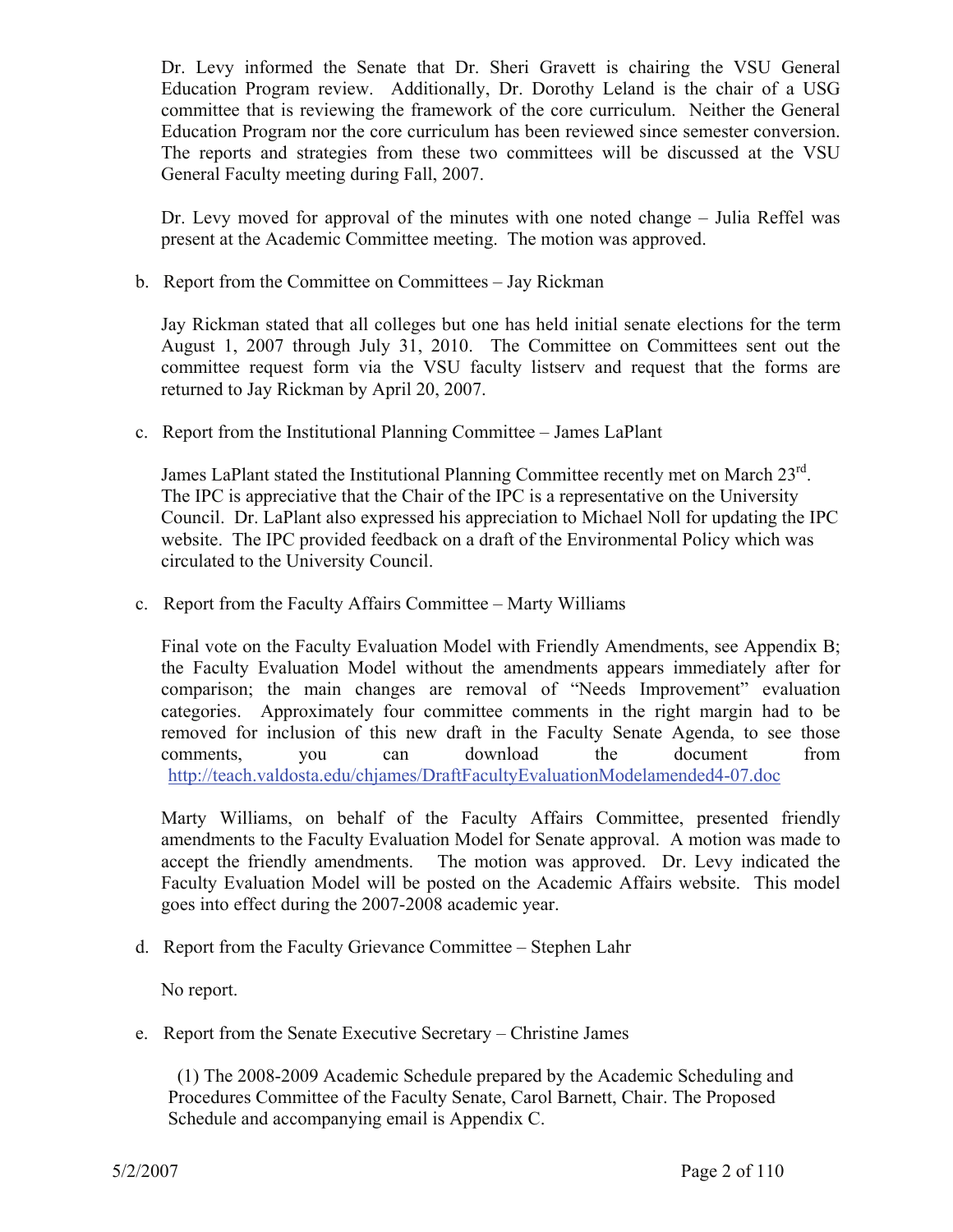Dr. Levy informed the Senate that Dr. Sheri Gravett is chairing the VSU General Education Program review. Additionally, Dr. Dorothy Leland is the chair of a USG committee that is reviewing the framework of the core curriculum. Neither the General Education Program nor the core curriculum has been reviewed since semester conversion. The reports and strategies from these two committees will be discussed at the VSU General Faculty meeting during Fall, 2007.

Dr. Levy moved for approval of the minutes with one noted change – Julia Reffel was present at the Academic Committee meeting. The motion was approved.

b. Report from the Committee on Committees – Jay Rickman

Jay Rickman stated that all colleges but one has held initial senate elections for the term August 1, 2007 through July 31, 2010. The Committee on Committees sent out the committee request form via the VSU faculty listserv and request that the forms are returned to Jay Rickman by April 20, 2007.

c. Report from the Institutional Planning Committee – James LaPlant

James LaPlant stated the Institutional Planning Committee recently met on March 23rd. The IPC is appreciative that the Chair of the IPC is a representative on the University Council. Dr. LaPlant also expressed his appreciation to Michael Noll for updating the IPC website. The IPC provided feedback on a draft of the Environmental Policy which was circulated to the University Council.

c. Report from the Faculty Affairs Committee – Marty Williams

Final vote on the Faculty Evaluation Model with Friendly Amendments, see Appendix B; the Faculty Evaluation Model without the amendments appears immediately after for comparison; the main changes are removal of "Needs Improvement" evaluation categories. Approximately four committee comments in the right margin had to be removed for inclusion of this new draft in the Faculty Senate Agenda, to see those comments, you can download the document from http://teach.valdosta.edu/chjames/DraftFacultyEvaluationModelamended4-07.doc

Marty Williams, on behalf of the Faculty Affairs Committee, presented friendly amendments to the Faculty Evaluation Model for Senate approval. A motion was made to accept the friendly amendments. The motion was approved. Dr. Levy indicated the Faculty Evaluation Model will be posted on the Academic Affairs website. This model goes into effect during the 2007-2008 academic year.

d. Report from the Faculty Grievance Committee – Stephen Lahr

No report.

e. Report from the Senate Executive Secretary – Christine James

(1) The 2008-2009 Academic Schedule prepared by the Academic Scheduling and Procedures Committee of the Faculty Senate, Carol Barnett, Chair. The Proposed Schedule and accompanying email is Appendix C.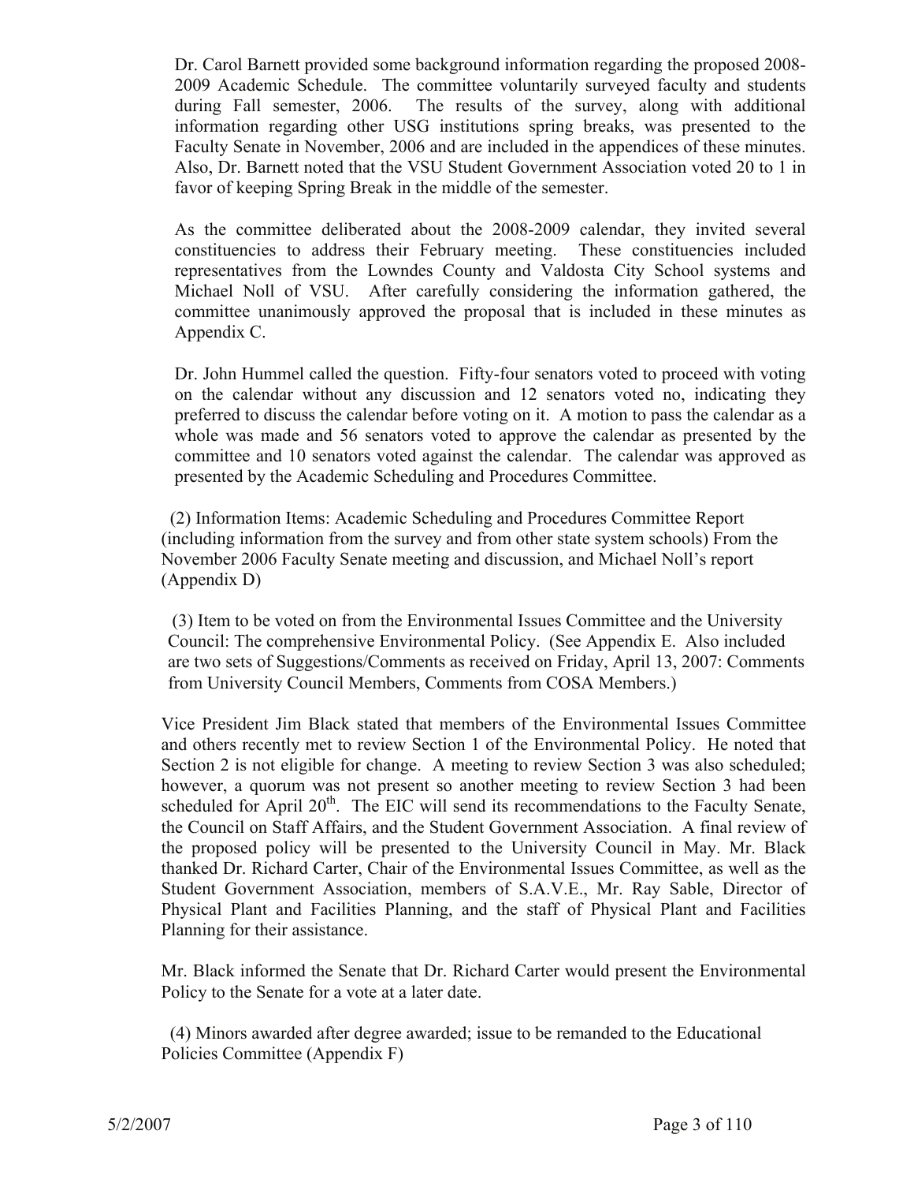Dr. Carol Barnett provided some background information regarding the proposed 2008-2009 Academic Schedule. The committee voluntarily surveyed faculty and students during Fall semester, 2006. The results of the survey, along with additional information regarding other USG institutions spring breaks, was presented to the Faculty Senate in November, 2006 and are included in the appendices of these minutes. Also, Dr. Barnett noted that the VSU Student Government Association voted 20 to 1 in favor of keeping Spring Break in the middle of the semester.

As the committee deliberated about the 2008-2009 calendar, they invited several constituencies to address their February meeting. These constituencies included representatives from the Lowndes County and Valdosta City School systems and Michael Noll of VSU. After carefully considering the information gathered, the committee unanimously approved the proposal that is included in these minutes as Appendix C.

Dr. John Hummel called the question. Fifty-four senators voted to proceed with voting on the calendar without any discussion and 12 senators voted no, indicating they preferred to discuss the calendar before voting on it. A motion to pass the calendar as a whole was made and 56 senators voted to approve the calendar as presented by the committee and 10 senators voted against the calendar. The calendar was approved as presented by the Academic Scheduling and Procedures Committee.

(2) Information Items: Academic Scheduling and Procedures Committee Report (including information from the survey and from other state system schools) From the November 2006 Faculty Senate meeting and discussion, and Michael Noll's report (Appendix D)

(3) Item to be voted on from the Environmental Issues Committee and the University Council: The comprehensive Environmental Policy. (See Appendix E. Also included are two sets of Suggestions/Comments as received on Friday, April 13, 2007: Comments from University Council Members, Comments from COSA Members.)

Vice President Jim Black stated that members of the Environmental Issues Committee and others recently met to review Section 1 of the Environmental Policy. He noted that Section 2 is not eligible for change. A meeting to review Section 3 was also scheduled; however, a quorum was not present so another meeting to review Section 3 had been scheduled for April 20th. The EIC will send its recommendations to the Faculty Senate, the Council on Staff Affairs, and the Student Government Association. A final review of the proposed policy will be presented to the University Council in May. Mr. Black thanked Dr. Richard Carter, Chair of the Environmental Issues Committee, as well as the Student Government Association, members of S.A.V.E., Mr. Ray Sable, Director of Physical Plant and Facilities Planning, and the staff of Physical Plant and Facilities Planning for their assistance.

Mr. Black informed the Senate that Dr. Richard Carter would present the Environmental Policy to the Senate for a vote at a later date.

(4) Minors awarded after degree awarded; issue to be remanded to the Educational Policies Committee (Appendix F)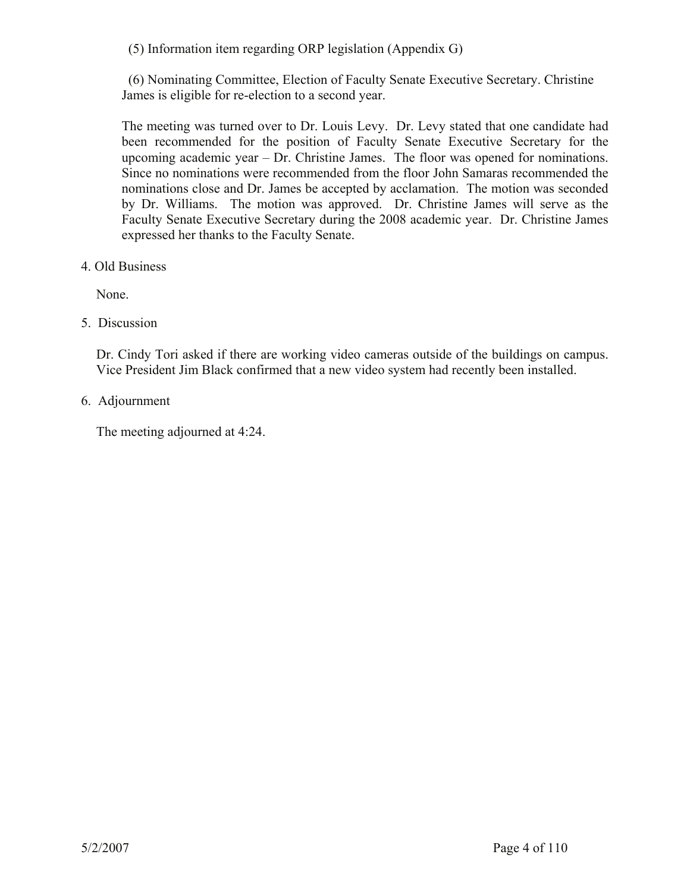(5) Information item regarding ORP legislation (Appendix G)

(6) Nominating Committee, Election of Faculty Senate Executive Secretary. Christine James is eligible for re-election to a second year.

The meeting was turned over to Dr. Louis Levy. Dr. Levy stated that one candidate had been recommended for the position of Faculty Senate Executive Secretary for the upcoming academic year – Dr. Christine James. The floor was opened for nominations. Since no nominations were recommended from the floor John Samaras recommended the nominations close and Dr. James be accepted by acclamation. The motion was seconded by Dr. Williams. The motion was approved. Dr. Christine James will serve as the Faculty Senate Executive Secretary during the 2008 academic year. Dr. Christine James expressed her thanks to the Faculty Senate.

4. Old Business

None.

5. Discussion

Dr. Cindy Tori asked if there are working video cameras outside of the buildings on campus. Vice President Jim Black confirmed that a new video system had recently been installed.

6. Adjournment

The meeting adjourned at 4:24.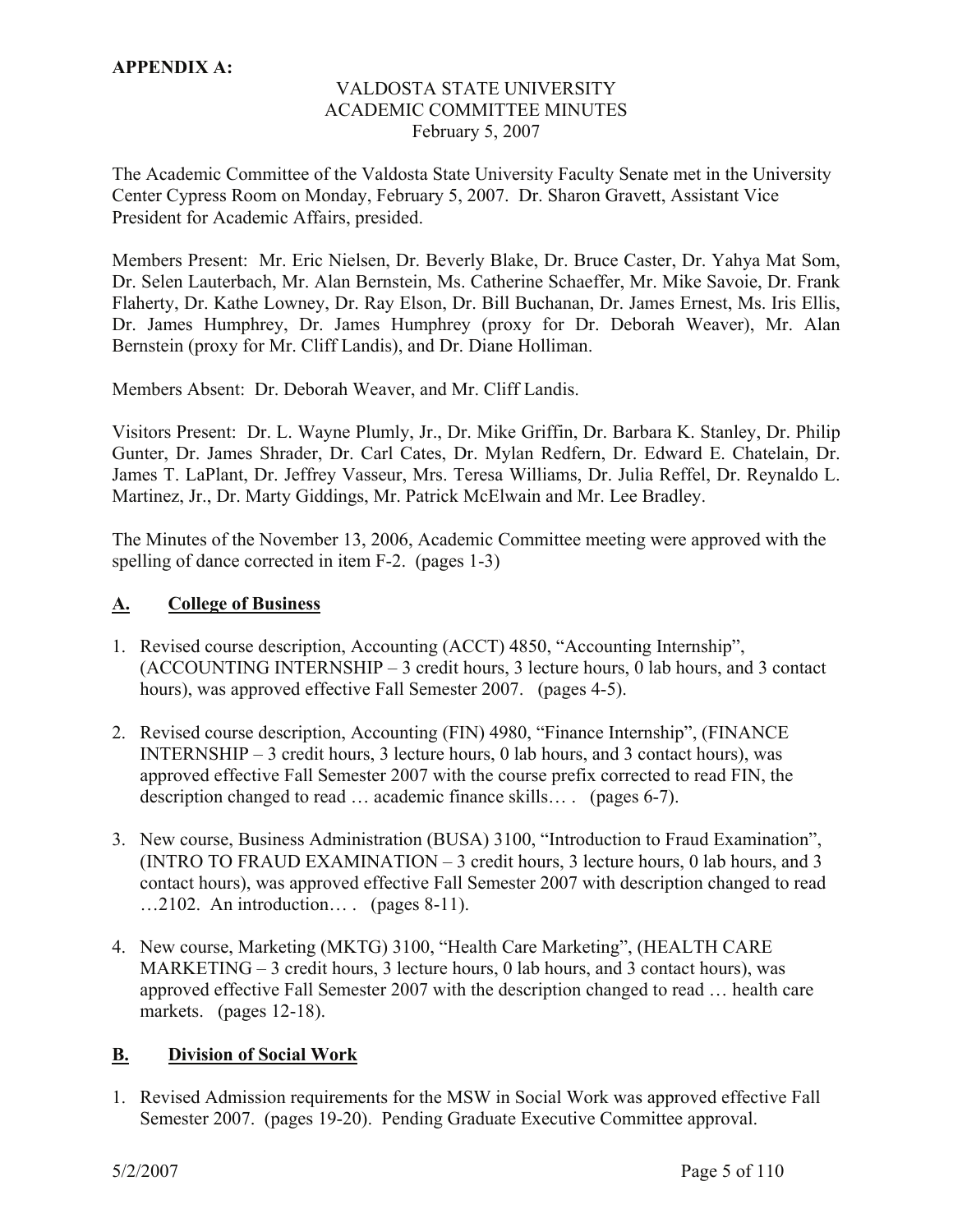**APPENDIX A:**

VALDOSTA STATE UNIVERSITY
ACADEMIC COMMITTEE MINUTES
February 5, 2007

The Academic Committee of the Valdosta State University Faculty Senate met in the University Center Cypress Room on Monday, February 5, 2007. Dr. Sharon Gravett, Assistant Vice President for Academic Affairs, presided.

Members Present: Mr. Eric Nielsen, Dr. Beverly Blake, Dr. Bruce Caster, Dr. Yahya Mat Som, Dr. Selen Lauterbach, Mr. Alan Bernstein, Ms. Catherine Schaeffer, Mr. Mike Savoie, Dr. Frank Flaherty, Dr. Kathe Lowney, Dr. Ray Elson, Dr. Bill Buchanan, Dr. James Ernest, Ms. Iris Ellis, Dr. James Humphrey, Dr. James Humphrey (proxy for Dr. Deborah Weaver), Mr. Alan Bernstein (proxy for Mr. Cliff Landis), and Dr. Diane Holliman.

Members Absent: Dr. Deborah Weaver, and Mr. Cliff Landis.

Visitors Present: Dr. L. Wayne Plumly, Jr., Dr. Mike Griffin, Dr. Barbara K. Stanley, Dr. Philip Gunter, Dr. James Shrader, Dr. Carl Cates, Dr. Mylan Redfern, Dr. Edward E. Chatelain, Dr. James T. LaPlant, Dr. Jeffrey Vasseur, Mrs. Teresa Williams, Dr. Julia Reffel, Dr. Reynaldo L. Martinez, Jr., Dr. Marty Giddings, Mr. Patrick McElwain and Mr. Lee Bradley.

The Minutes of the November 13, 2006, Academic Committee meeting were approved with the spelling of dance corrected in item F-2. (pages 1-3)

## A. College of Business

1. Revised course description, Accounting (ACCT) 4850, "Accounting Internship", (ACCOUNTING INTERNSHIP – 3 credit hours, 3 lecture hours, 0 lab hours, and 3 contact hours), was approved effective Fall Semester 2007. (pages 4-5).

2. Revised course description, Accounting (FIN) 4980, "Finance Internship", (FINANCE INTERNSHIP – 3 credit hours, 3 lecture hours, 0 lab hours, and 3 contact hours), was approved effective Fall Semester 2007 with the course prefix corrected to read FIN, the description changed to read … academic finance skills… . (pages 6-7).

3. New course, Business Administration (BUSA) 3100, "Introduction to Fraud Examination", (INTRO TO FRAUD EXAMINATION – 3 credit hours, 3 lecture hours, 0 lab hours, and 3 contact hours), was approved effective Fall Semester 2007 with description changed to read …2102. An introduction… . (pages 8-11).

4. New course, Marketing (MKTG) 3100, "Health Care Marketing", (HEALTH CARE MARKETING – 3 credit hours, 3 lecture hours, 0 lab hours, and 3 contact hours), was approved effective Fall Semester 2007 with the description changed to read … health care markets. (pages 12-18).

## B. Division of Social Work

1. Revised Admission requirements for the MSW in Social Work was approved effective Fall Semester 2007. (pages 19-20). Pending Graduate Executive Committee approval.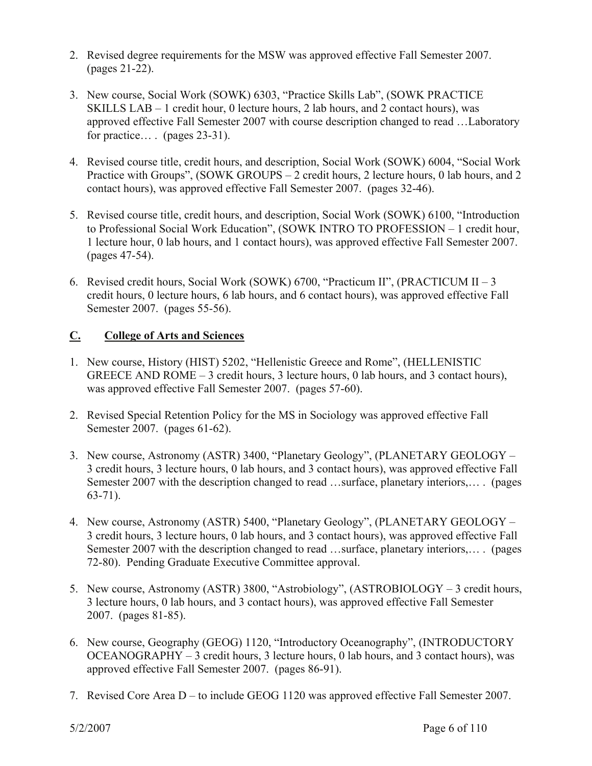2. Revised degree requirements for the MSW was approved effective Fall Semester 2007. (pages 21-22).

3. New course, Social Work (SOWK) 6303, "Practice Skills Lab", (SOWK PRACTICE SKILLS LAB – 1 credit hour, 0 lecture hours, 2 lab hours, and 2 contact hours), was approved effective Fall Semester 2007 with course description changed to read …Laboratory for practice… . (pages 23-31).

4. Revised course title, credit hours, and description, Social Work (SOWK) 6004, "Social Work Practice with Groups", (SOWK GROUPS – 2 credit hours, 2 lecture hours, 0 lab hours, and 2 contact hours), was approved effective Fall Semester 2007. (pages 32-46).

5. Revised course title, credit hours, and description, Social Work (SOWK) 6100, "Introduction to Professional Social Work Education", (SOWK INTRO TO PROFESSION – 1 credit hour, 1 lecture hour, 0 lab hours, and 1 contact hours), was approved effective Fall Semester 2007. (pages 47-54).

6. Revised credit hours, Social Work (SOWK) 6700, "Practicum II", (PRACTICUM II – 3 credit hours, 0 lecture hours, 6 lab hours, and 6 contact hours), was approved effective Fall Semester 2007. (pages 55-56).

## C. College of Arts and Sciences

1. New course, History (HIST) 5202, "Hellenistic Greece and Rome", (HELLENISTIC GREECE AND ROME – 3 credit hours, 3 lecture hours, 0 lab hours, and 3 contact hours), was approved effective Fall Semester 2007. (pages 57-60).

2. Revised Special Retention Policy for the MS in Sociology was approved effective Fall Semester 2007. (pages 61-62).

3. New course, Astronomy (ASTR) 3400, "Planetary Geology", (PLANETARY GEOLOGY – 3 credit hours, 3 lecture hours, 0 lab hours, and 3 contact hours), was approved effective Fall Semester 2007 with the description changed to read …surface, planetary interiors,… . (pages 63-71).

4. New course, Astronomy (ASTR) 5400, "Planetary Geology", (PLANETARY GEOLOGY – 3 credit hours, 3 lecture hours, 0 lab hours, and 3 contact hours), was approved effective Fall Semester 2007 with the description changed to read …surface, planetary interiors,… . (pages 72-80). Pending Graduate Executive Committee approval.

5. New course, Astronomy (ASTR) 3800, "Astrobiology", (ASTROBIOLOGY – 3 credit hours, 3 lecture hours, 0 lab hours, and 3 contact hours), was approved effective Fall Semester 2007. (pages 81-85).

6. New course, Geography (GEOG) 1120, "Introductory Oceanography", (INTRODUCTORY OCEANOGRAPHY – 3 credit hours, 3 lecture hours, 0 lab hours, and 3 contact hours), was approved effective Fall Semester 2007. (pages 86-91).

7. Revised Core Area D – to include GEOG 1120 was approved effective Fall Semester 2007.

5/2/2007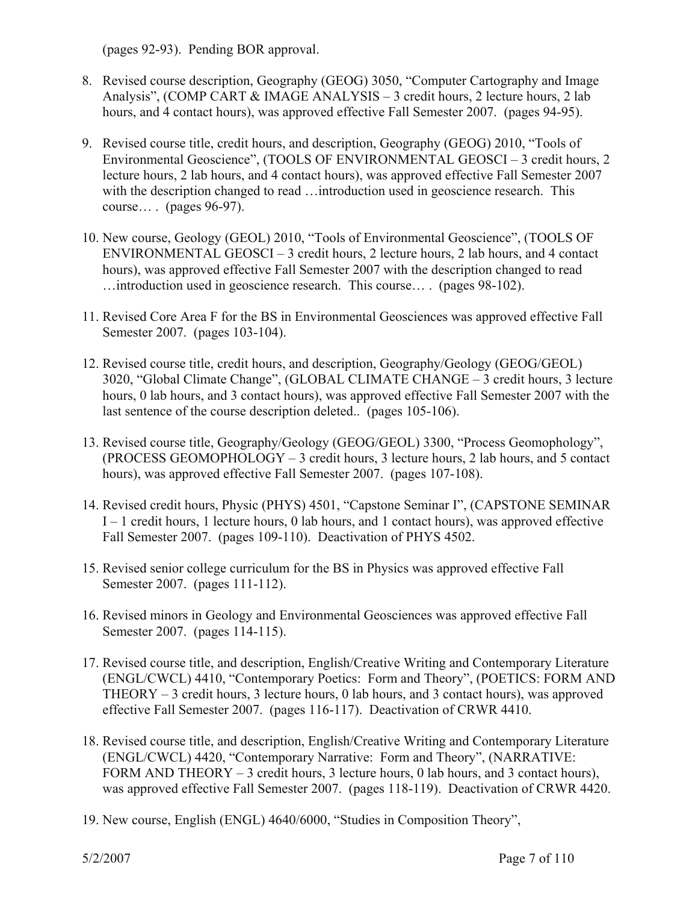(pages 92-93). Pending BOR approval.

8. Revised course description, Geography (GEOG) 3050, "Computer Cartography and Image Analysis", (COMP CART & IMAGE ANALYSIS – 3 credit hours, 2 lecture hours, 2 lab hours, and 4 contact hours), was approved effective Fall Semester 2007. (pages 94-95).

9. Revised course title, credit hours, and description, Geography (GEOG) 2010, "Tools of Environmental Geoscience", (TOOLS OF ENVIRONMENTAL GEOSCI – 3 credit hours, 2 lecture hours, 2 lab hours, and 4 contact hours), was approved effective Fall Semester 2007 with the description changed to read …introduction used in geoscience research. This course… . (pages 96-97).

10. New course, Geology (GEOL) 2010, "Tools of Environmental Geoscience", (TOOLS OF ENVIRONMENTAL GEOSCI – 3 credit hours, 2 lecture hours, 2 lab hours, and 4 contact hours), was approved effective Fall Semester 2007 with the description changed to read …introduction used in geoscience research. This course… . (pages 98-102).

11. Revised Core Area F for the BS in Environmental Geosciences was approved effective Fall Semester 2007. (pages 103-104).

12. Revised course title, credit hours, and description, Geography/Geology (GEOG/GEOL) 3020, "Global Climate Change", (GLOBAL CLIMATE CHANGE – 3 credit hours, 3 lecture hours, 0 lab hours, and 3 contact hours), was approved effective Fall Semester 2007 with the last sentence of the course description deleted.. (pages 105-106).

13. Revised course title, Geography/Geology (GEOG/GEOL) 3300, "Process Geomophology", (PROCESS GEOMOPHOLOGY – 3 credit hours, 3 lecture hours, 2 lab hours, and 5 contact hours), was approved effective Fall Semester 2007. (pages 107-108).

14. Revised credit hours, Physic (PHYS) 4501, "Capstone Seminar I", (CAPSTONE SEMINAR I – 1 credit hours, 1 lecture hours, 0 lab hours, and 1 contact hours), was approved effective Fall Semester 2007. (pages 109-110). Deactivation of PHYS 4502.

15. Revised senior college curriculum for the BS in Physics was approved effective Fall Semester 2007. (pages 111-112).

16. Revised minors in Geology and Environmental Geosciences was approved effective Fall Semester 2007. (pages 114-115).

17. Revised course title, and description, English/Creative Writing and Contemporary Literature (ENGL/CWCL) 4410, "Contemporary Poetics: Form and Theory", (POETICS: FORM AND THEORY – 3 credit hours, 3 lecture hours, 0 lab hours, and 3 contact hours), was approved effective Fall Semester 2007. (pages 116-117). Deactivation of CRWR 4410.

18. Revised course title, and description, English/Creative Writing and Contemporary Literature (ENGL/CWCL) 4420, "Contemporary Narrative: Form and Theory", (NARRATIVE: FORM AND THEORY – 3 credit hours, 3 lecture hours, 0 lab hours, and 3 contact hours), was approved effective Fall Semester 2007. (pages 118-119). Deactivation of CRWR 4420.

19. New course, English (ENGL) 4640/6000, "Studies in Composition Theory",

5/2/2007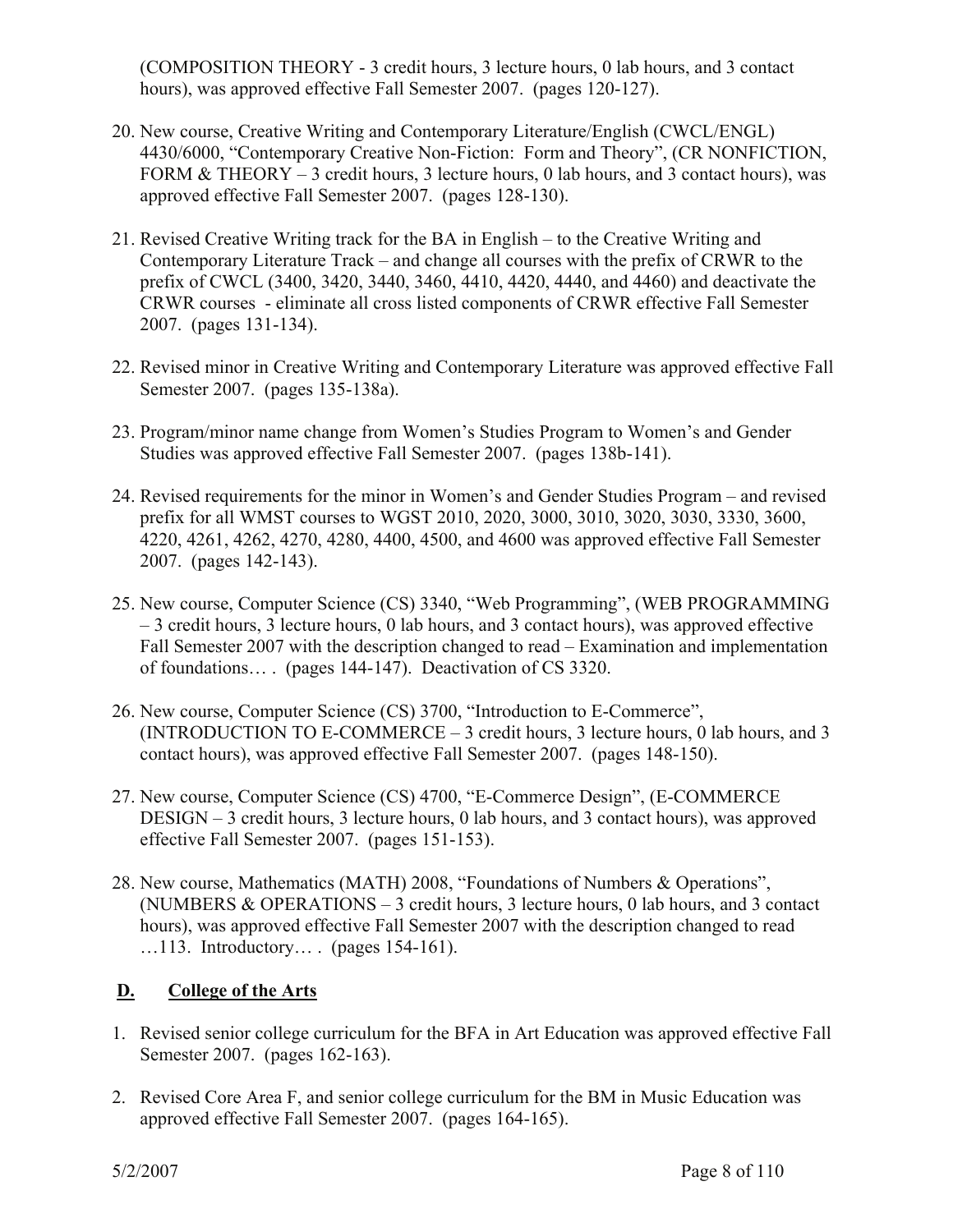(COMPOSITION THEORY - 3 credit hours, 3 lecture hours, 0 lab hours, and 3 contact hours), was approved effective Fall Semester 2007. (pages 120-127).

20. New course, Creative Writing and Contemporary Literature/English (CWCL/ENGL) 4430/6000, "Contemporary Creative Non-Fiction: Form and Theory", (CR NONFICTION, FORM & THEORY – 3 credit hours, 3 lecture hours, 0 lab hours, and 3 contact hours), was approved effective Fall Semester 2007. (pages 128-130).

21. Revised Creative Writing track for the BA in English – to the Creative Writing and Contemporary Literature Track – and change all courses with the prefix of CRWR to the prefix of CWCL (3400, 3420, 3440, 3460, 4410, 4420, 4440, and 4460) and deactivate the CRWR courses - eliminate all cross listed components of CRWR effective Fall Semester 2007. (pages 131-134).

22. Revised minor in Creative Writing and Contemporary Literature was approved effective Fall Semester 2007. (pages 135-138a).

23. Program/minor name change from Women's Studies Program to Women's and Gender Studies was approved effective Fall Semester 2007. (pages 138b-141).

24. Revised requirements for the minor in Women's and Gender Studies Program – and revised prefix for all WMST courses to WGST 2010, 2020, 3000, 3010, 3020, 3030, 3330, 3600, 4220, 4261, 4262, 4270, 4280, 4400, 4500, and 4600 was approved effective Fall Semester 2007. (pages 142-143).

25. New course, Computer Science (CS) 3340, "Web Programming", (WEB PROGRAMMING – 3 credit hours, 3 lecture hours, 0 lab hours, and 3 contact hours), was approved effective Fall Semester 2007 with the description changed to read – Examination and implementation of foundations… . (pages 144-147). Deactivation of CS 3320.

26. New course, Computer Science (CS) 3700, "Introduction to E-Commerce", (INTRODUCTION TO E-COMMERCE – 3 credit hours, 3 lecture hours, 0 lab hours, and 3 contact hours), was approved effective Fall Semester 2007. (pages 148-150).

27. New course, Computer Science (CS) 4700, "E-Commerce Design", (E-COMMERCE DESIGN – 3 credit hours, 3 lecture hours, 0 lab hours, and 3 contact hours), was approved effective Fall Semester 2007. (pages 151-153).

28. New course, Mathematics (MATH) 2008, "Foundations of Numbers & Operations", (NUMBERS & OPERATIONS – 3 credit hours, 3 lecture hours, 0 lab hours, and 3 contact hours), was approved effective Fall Semester 2007 with the description changed to read …113. Introductory… . (pages 154-161).

## D. College of the Arts

1. Revised senior college curriculum for the BFA in Art Education was approved effective Fall Semester 2007. (pages 162-163).

2. Revised Core Area F, and senior college curriculum for the BM in Music Education was approved effective Fall Semester 2007. (pages 164-165).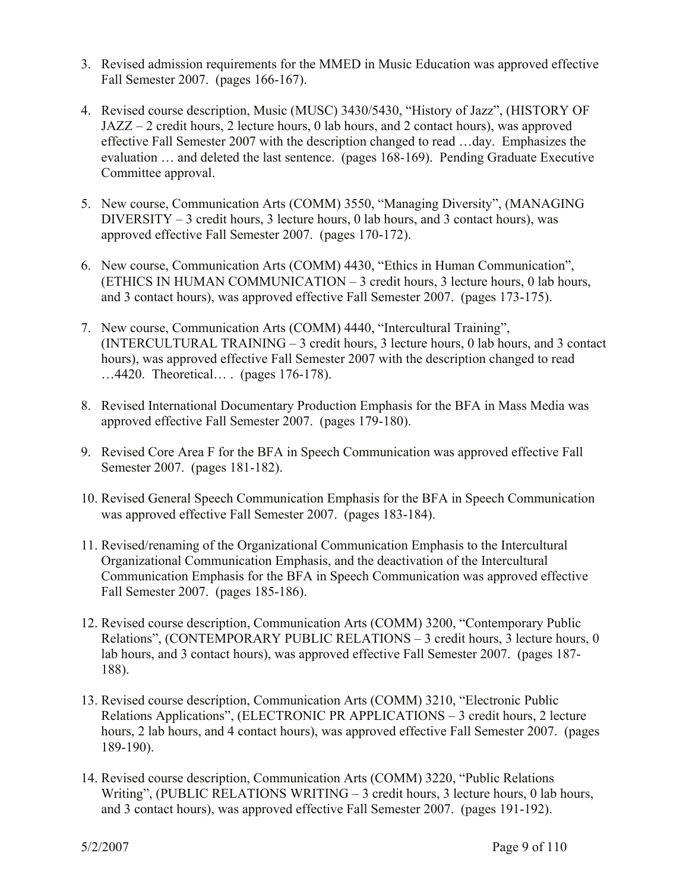3. Revised admission requirements for the MMED in Music Education was approved effective Fall Semester 2007. (pages 166-167).

4. Revised course description, Music (MUSC) 3430/5430, "History of Jazz", (HISTORY OF JAZZ – 2 credit hours, 2 lecture hours, 0 lab hours, and 2 contact hours), was approved effective Fall Semester 2007 with the description changed to read …day. Emphasizes the evaluation … and deleted the last sentence. (pages 168-169). Pending Graduate Executive Committee approval.

5. New course, Communication Arts (COMM) 3550, "Managing Diversity", (MANAGING DIVERSITY – 3 credit hours, 3 lecture hours, 0 lab hours, and 3 contact hours), was approved effective Fall Semester 2007. (pages 170-172).

6. New course, Communication Arts (COMM) 4430, "Ethics in Human Communication", (ETHICS IN HUMAN COMMUNICATION – 3 credit hours, 3 lecture hours, 0 lab hours, and 3 contact hours), was approved effective Fall Semester 2007. (pages 173-175).

7. New course, Communication Arts (COMM) 4440, "Intercultural Training", (INTERCULTURAL TRAINING – 3 credit hours, 3 lecture hours, 0 lab hours, and 3 contact hours), was approved effective Fall Semester 2007 with the description changed to read …4420. Theoretical… . (pages 176-178).

8. Revised International Documentary Production Emphasis for the BFA in Mass Media was approved effective Fall Semester 2007. (pages 179-180).

9. Revised Core Area F for the BFA in Speech Communication was approved effective Fall Semester 2007. (pages 181-182).

10. Revised General Speech Communication Emphasis for the BFA in Speech Communication was approved effective Fall Semester 2007. (pages 183-184).

11. Revised/renaming of the Organizational Communication Emphasis to the Intercultural Organizational Communication Emphasis, and the deactivation of the Intercultural Communication Emphasis for the BFA in Speech Communication was approved effective Fall Semester 2007. (pages 185-186).

12. Revised course description, Communication Arts (COMM) 3200, "Contemporary Public Relations", (CONTEMPORARY PUBLIC RELATIONS – 3 credit hours, 3 lecture hours, 0 lab hours, and 3 contact hours), was approved effective Fall Semester 2007. (pages 187-188).

13. Revised course description, Communication Arts (COMM) 3210, "Electronic Public Relations Applications", (ELECTRONIC PR APPLICATIONS – 3 credit hours, 2 lecture hours, 2 lab hours, and 4 contact hours), was approved effective Fall Semester 2007. (pages 189-190).

14. Revised course description, Communication Arts (COMM) 3220, "Public Relations Writing", (PUBLIC RELATIONS WRITING – 3 credit hours, 3 lecture hours, 0 lab hours, and 3 contact hours), was approved effective Fall Semester 2007. (pages 191-192).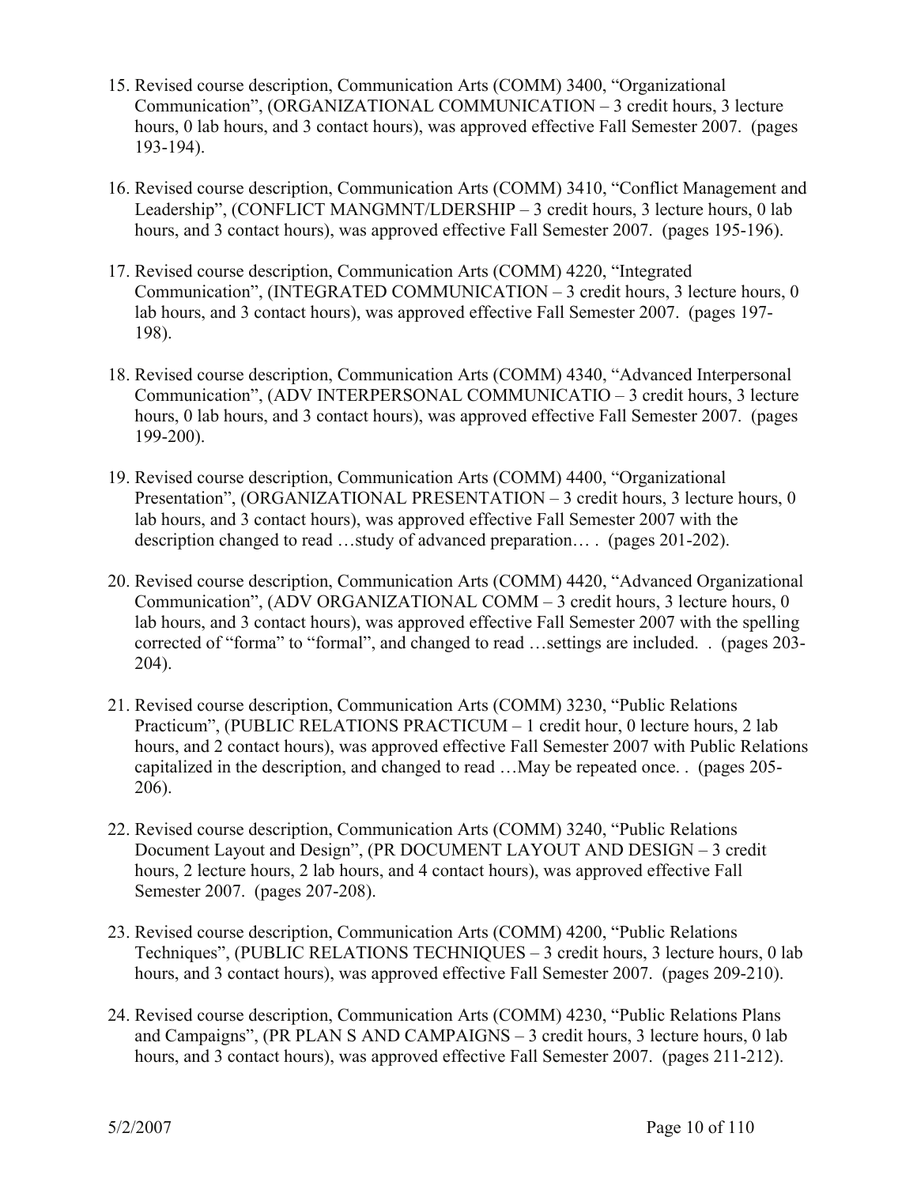15. Revised course description, Communication Arts (COMM) 3400, "Organizational Communication", (ORGANIZATIONAL COMMUNICATION – 3 credit hours, 3 lecture hours, 0 lab hours, and 3 contact hours), was approved effective Fall Semester 2007. (pages 193-194).

16. Revised course description, Communication Arts (COMM) 3410, "Conflict Management and Leadership", (CONFLICT MANGMNT/LDERSHIP – 3 credit hours, 3 lecture hours, 0 lab hours, and 3 contact hours), was approved effective Fall Semester 2007. (pages 195-196).

17. Revised course description, Communication Arts (COMM) 4220, "Integrated Communication", (INTEGRATED COMMUNICATION – 3 credit hours, 3 lecture hours, 0 lab hours, and 3 contact hours), was approved effective Fall Semester 2007. (pages 197-198).

18. Revised course description, Communication Arts (COMM) 4340, "Advanced Interpersonal Communication", (ADV INTERPERSONAL COMMUNICATIO – 3 credit hours, 3 lecture hours, 0 lab hours, and 3 contact hours), was approved effective Fall Semester 2007. (pages 199-200).

19. Revised course description, Communication Arts (COMM) 4400, "Organizational Presentation", (ORGANIZATIONAL PRESENTATION – 3 credit hours, 3 lecture hours, 0 lab hours, and 3 contact hours), was approved effective Fall Semester 2007 with the description changed to read …study of advanced preparation… . (pages 201-202).

20. Revised course description, Communication Arts (COMM) 4420, "Advanced Organizational Communication", (ADV ORGANIZATIONAL COMM – 3 credit hours, 3 lecture hours, 0 lab hours, and 3 contact hours), was approved effective Fall Semester 2007 with the spelling corrected of "forma" to "formal", and changed to read …settings are included. . (pages 203-204).

21. Revised course description, Communication Arts (COMM) 3230, "Public Relations Practicum", (PUBLIC RELATIONS PRACTICUM – 1 credit hour, 0 lecture hours, 2 lab hours, and 2 contact hours), was approved effective Fall Semester 2007 with Public Relations capitalized in the description, and changed to read …May be repeated once. . (pages 205-206).

22. Revised course description, Communication Arts (COMM) 3240, "Public Relations Document Layout and Design", (PR DOCUMENT LAYOUT AND DESIGN – 3 credit hours, 2 lecture hours, 2 lab hours, and 4 contact hours), was approved effective Fall Semester 2007. (pages 207-208).

23. Revised course description, Communication Arts (COMM) 4200, "Public Relations Techniques", (PUBLIC RELATIONS TECHNIQUES – 3 credit hours, 3 lecture hours, 0 lab hours, and 3 contact hours), was approved effective Fall Semester 2007. (pages 209-210).

24. Revised course description, Communication Arts (COMM) 4230, "Public Relations Plans and Campaigns", (PR PLAN S AND CAMPAIGNS – 3 credit hours, 3 lecture hours, 0 lab hours, and 3 contact hours), was approved effective Fall Semester 2007. (pages 211-212).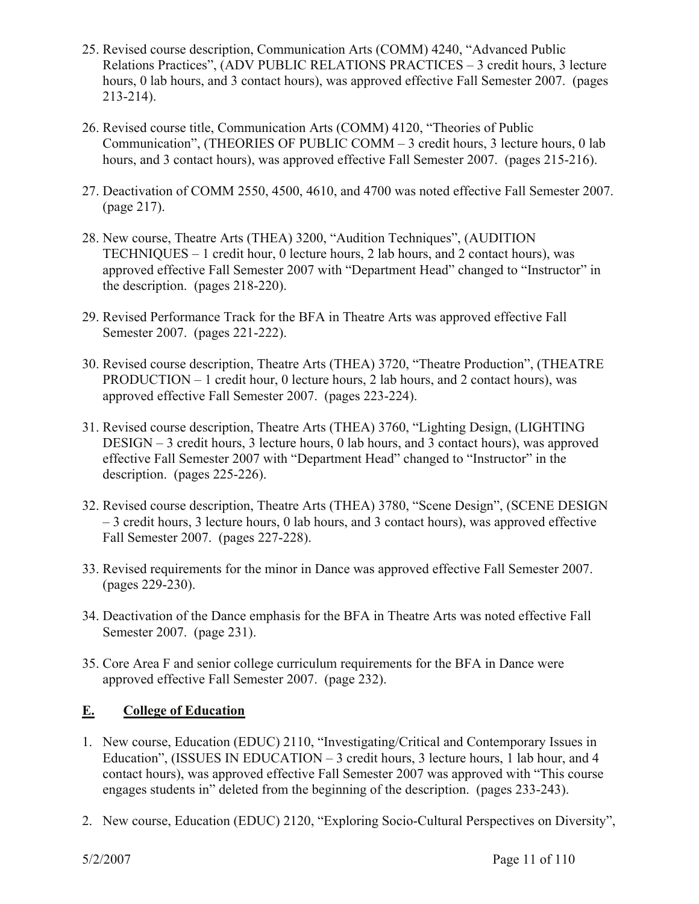25. Revised course description, Communication Arts (COMM) 4240, "Advanced Public Relations Practices", (ADV PUBLIC RELATIONS PRACTICES – 3 credit hours, 3 lecture hours, 0 lab hours, and 3 contact hours), was approved effective Fall Semester 2007. (pages 213-214).

26. Revised course title, Communication Arts (COMM) 4120, "Theories of Public Communication", (THEORIES OF PUBLIC COMM – 3 credit hours, 3 lecture hours, 0 lab hours, and 3 contact hours), was approved effective Fall Semester 2007. (pages 215-216).

27. Deactivation of COMM 2550, 4500, 4610, and 4700 was noted effective Fall Semester 2007. (page 217).

28. New course, Theatre Arts (THEA) 3200, "Audition Techniques", (AUDITION TECHNIQUES – 1 credit hour, 0 lecture hours, 2 lab hours, and 2 contact hours), was approved effective Fall Semester 2007 with "Department Head" changed to "Instructor" in the description. (pages 218-220).

29. Revised Performance Track for the BFA in Theatre Arts was approved effective Fall Semester 2007. (pages 221-222).

30. Revised course description, Theatre Arts (THEA) 3720, "Theatre Production", (THEATRE PRODUCTION – 1 credit hour, 0 lecture hours, 2 lab hours, and 2 contact hours), was approved effective Fall Semester 2007. (pages 223-224).

31. Revised course description, Theatre Arts (THEA) 3760, "Lighting Design, (LIGHTING DESIGN – 3 credit hours, 3 lecture hours, 0 lab hours, and 3 contact hours), was approved effective Fall Semester 2007 with "Department Head" changed to "Instructor" in the description. (pages 225-226).

32. Revised course description, Theatre Arts (THEA) 3780, "Scene Design", (SCENE DESIGN – 3 credit hours, 3 lecture hours, 0 lab hours, and 3 contact hours), was approved effective Fall Semester 2007. (pages 227-228).

33. Revised requirements for the minor in Dance was approved effective Fall Semester 2007. (pages 229-230).

34. Deactivation of the Dance emphasis for the BFA in Theatre Arts was noted effective Fall Semester 2007. (page 231).

35. Core Area F and senior college curriculum requirements for the BFA in Dance were approved effective Fall Semester 2007. (page 232).

## E. College of Education

1. New course, Education (EDUC) 2110, "Investigating/Critical and Contemporary Issues in Education", (ISSUES IN EDUCATION – 3 credit hours, 3 lecture hours, 1 lab hour, and 4 contact hours), was approved effective Fall Semester 2007 was approved with "This course engages students in" deleted from the beginning of the description. (pages 233-243).

2. New course, Education (EDUC) 2120, "Exploring Socio-Cultural Perspectives on Diversity",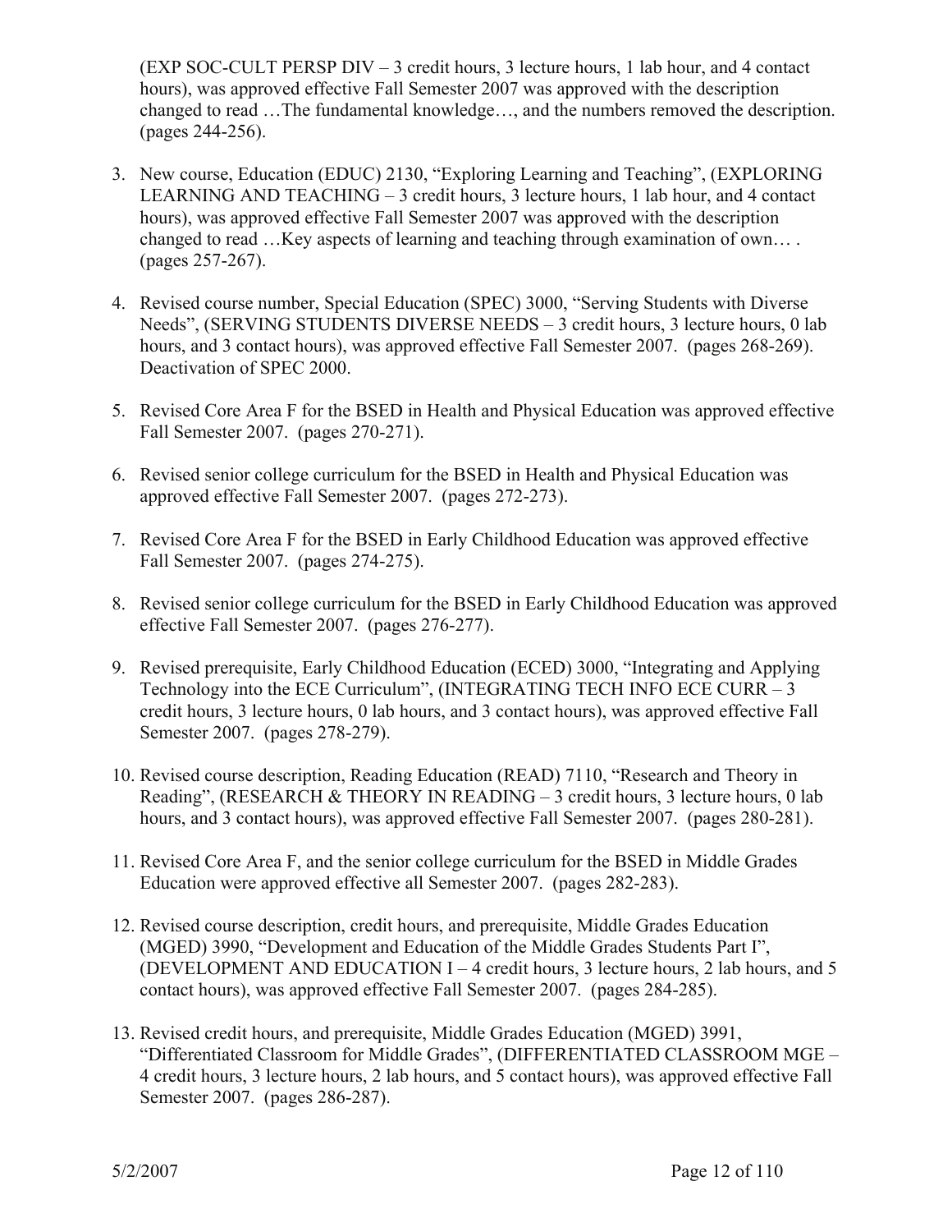(EXP SOC-CULT PERSP DIV – 3 credit hours, 3 lecture hours, 1 lab hour, and 4 contact hours), was approved effective Fall Semester 2007 was approved with the description changed to read …The fundamental knowledge…, and the numbers removed the description. (pages 244-256).

3. New course, Education (EDUC) 2130, "Exploring Learning and Teaching", (EXPLORING LEARNING AND TEACHING – 3 credit hours, 3 lecture hours, 1 lab hour, and 4 contact hours), was approved effective Fall Semester 2007 was approved with the description changed to read …Key aspects of learning and teaching through examination of own… . (pages 257-267).

4. Revised course number, Special Education (SPEC) 3000, "Serving Students with Diverse Needs", (SERVING STUDENTS DIVERSE NEEDS – 3 credit hours, 3 lecture hours, 0 lab hours, and 3 contact hours), was approved effective Fall Semester 2007. (pages 268-269). Deactivation of SPEC 2000.

5. Revised Core Area F for the BSED in Health and Physical Education was approved effective Fall Semester 2007. (pages 270-271).

6. Revised senior college curriculum for the BSED in Health and Physical Education was approved effective Fall Semester 2007. (pages 272-273).

7. Revised Core Area F for the BSED in Early Childhood Education was approved effective Fall Semester 2007. (pages 274-275).

8. Revised senior college curriculum for the BSED in Early Childhood Education was approved effective Fall Semester 2007. (pages 276-277).

9. Revised prerequisite, Early Childhood Education (ECED) 3000, "Integrating and Applying Technology into the ECE Curriculum", (INTEGRATING TECH INFO ECE CURR – 3 credit hours, 3 lecture hours, 0 lab hours, and 3 contact hours), was approved effective Fall Semester 2007. (pages 278-279).

10. Revised course description, Reading Education (READ) 7110, "Research and Theory in Reading", (RESEARCH & THEORY IN READING – 3 credit hours, 3 lecture hours, 0 lab hours, and 3 contact hours), was approved effective Fall Semester 2007. (pages 280-281).

11. Revised Core Area F, and the senior college curriculum for the BSED in Middle Grades Education were approved effective all Semester 2007. (pages 282-283).

12. Revised course description, credit hours, and prerequisite, Middle Grades Education (MGED) 3990, "Development and Education of the Middle Grades Students Part I", (DEVELOPMENT AND EDUCATION I – 4 credit hours, 3 lecture hours, 2 lab hours, and 5 contact hours), was approved effective Fall Semester 2007. (pages 284-285).

13. Revised credit hours, and prerequisite, Middle Grades Education (MGED) 3991, "Differentiated Classroom for Middle Grades", (DIFFERENTIATED CLASSROOM MGE – 4 credit hours, 3 lecture hours, 2 lab hours, and 5 contact hours), was approved effective Fall Semester 2007. (pages 286-287).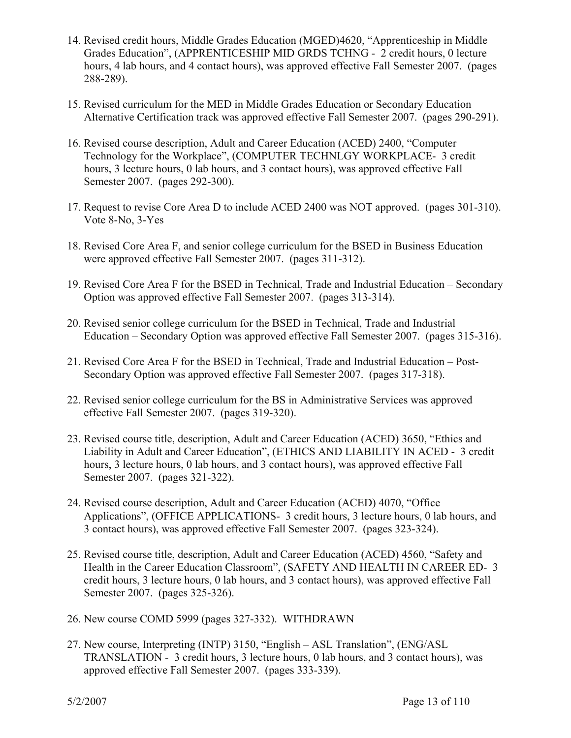14. Revised credit hours, Middle Grades Education (MGED)4620, "Apprenticeship in Middle Grades Education", (APPRENTICESHIP MID GRDS TCHNG - 2 credit hours, 0 lecture hours, 4 lab hours, and 4 contact hours), was approved effective Fall Semester 2007. (pages 288-289).

15. Revised curriculum for the MED in Middle Grades Education or Secondary Education Alternative Certification track was approved effective Fall Semester 2007. (pages 290-291).

16. Revised course description, Adult and Career Education (ACED) 2400, "Computer Technology for the Workplace", (COMPUTER TECHNLGY WORKPLACE- 3 credit hours, 3 lecture hours, 0 lab hours, and 3 contact hours), was approved effective Fall Semester 2007. (pages 292-300).

17. Request to revise Core Area D to include ACED 2400 was NOT approved. (pages 301-310). Vote 8-No, 3-Yes

18. Revised Core Area F, and senior college curriculum for the BSED in Business Education were approved effective Fall Semester 2007. (pages 311-312).

19. Revised Core Area F for the BSED in Technical, Trade and Industrial Education – Secondary Option was approved effective Fall Semester 2007. (pages 313-314).

20. Revised senior college curriculum for the BSED in Technical, Trade and Industrial Education – Secondary Option was approved effective Fall Semester 2007. (pages 315-316).

21. Revised Core Area F for the BSED in Technical, Trade and Industrial Education – Post-Secondary Option was approved effective Fall Semester 2007. (pages 317-318).

22. Revised senior college curriculum for the BS in Administrative Services was approved effective Fall Semester 2007. (pages 319-320).

23. Revised course title, description, Adult and Career Education (ACED) 3650, "Ethics and Liability in Adult and Career Education", (ETHICS AND LIABILITY IN ACED - 3 credit hours, 3 lecture hours, 0 lab hours, and 3 contact hours), was approved effective Fall Semester 2007. (pages 321-322).

24. Revised course description, Adult and Career Education (ACED) 4070, "Office Applications", (OFFICE APPLICATIONS- 3 credit hours, 3 lecture hours, 0 lab hours, and 3 contact hours), was approved effective Fall Semester 2007. (pages 323-324).

25. Revised course title, description, Adult and Career Education (ACED) 4560, "Safety and Health in the Career Education Classroom", (SAFETY AND HEALTH IN CAREER ED- 3 credit hours, 3 lecture hours, 0 lab hours, and 3 contact hours), was approved effective Fall Semester 2007. (pages 325-326).

26. New course COMD 5999 (pages 327-332). WITHDRAWN

27. New course, Interpreting (INTP) 3150, "English – ASL Translation", (ENG/ASL TRANSLATION - 3 credit hours, 3 lecture hours, 0 lab hours, and 3 contact hours), was approved effective Fall Semester 2007. (pages 333-339).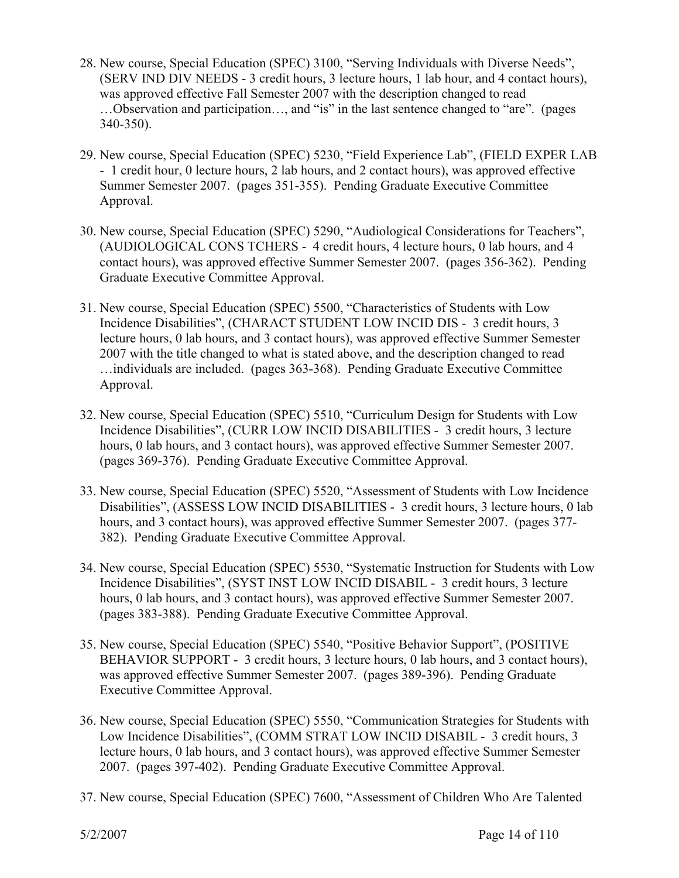28. New course, Special Education (SPEC) 3100, "Serving Individuals with Diverse Needs", (SERV IND DIV NEEDS - 3 credit hours, 3 lecture hours, 1 lab hour, and 4 contact hours), was approved effective Fall Semester 2007 with the description changed to read …Observation and participation…, and "is" in the last sentence changed to "are". (pages 340-350).

29. New course, Special Education (SPEC) 5230, "Field Experience Lab", (FIELD EXPER LAB - 1 credit hour, 0 lecture hours, 2 lab hours, and 2 contact hours), was approved effective Summer Semester 2007. (pages 351-355). Pending Graduate Executive Committee Approval.

30. New course, Special Education (SPEC) 5290, "Audiological Considerations for Teachers", (AUDIOLOGICAL CONS TCHERS - 4 credit hours, 4 lecture hours, 0 lab hours, and 4 contact hours), was approved effective Summer Semester 2007. (pages 356-362). Pending Graduate Executive Committee Approval.

31. New course, Special Education (SPEC) 5500, "Characteristics of Students with Low Incidence Disabilities", (CHARACT STUDENT LOW INCID DIS - 3 credit hours, 3 lecture hours, 0 lab hours, and 3 contact hours), was approved effective Summer Semester 2007 with the title changed to what is stated above, and the description changed to read …individuals are included. (pages 363-368). Pending Graduate Executive Committee Approval.

32. New course, Special Education (SPEC) 5510, "Curriculum Design for Students with Low Incidence Disabilities", (CURR LOW INCID DISABILITIES - 3 credit hours, 3 lecture hours, 0 lab hours, and 3 contact hours), was approved effective Summer Semester 2007. (pages 369-376). Pending Graduate Executive Committee Approval.

33. New course, Special Education (SPEC) 5520, "Assessment of Students with Low Incidence Disabilities", (ASSESS LOW INCID DISABILITIES - 3 credit hours, 3 lecture hours, 0 lab hours, and 3 contact hours), was approved effective Summer Semester 2007. (pages 377-382). Pending Graduate Executive Committee Approval.

34. New course, Special Education (SPEC) 5530, "Systematic Instruction for Students with Low Incidence Disabilities", (SYST INST LOW INCID DISABIL - 3 credit hours, 3 lecture hours, 0 lab hours, and 3 contact hours), was approved effective Summer Semester 2007. (pages 383-388). Pending Graduate Executive Committee Approval.

35. New course, Special Education (SPEC) 5540, "Positive Behavior Support", (POSITIVE BEHAVIOR SUPPORT - 3 credit hours, 3 lecture hours, 0 lab hours, and 3 contact hours), was approved effective Summer Semester 2007. (pages 389-396). Pending Graduate Executive Committee Approval.

36. New course, Special Education (SPEC) 5550, "Communication Strategies for Students with Low Incidence Disabilities", (COMM STRAT LOW INCID DISABIL - 3 credit hours, 3 lecture hours, 0 lab hours, and 3 contact hours), was approved effective Summer Semester 2007. (pages 397-402). Pending Graduate Executive Committee Approval.

37. New course, Special Education (SPEC) 7600, "Assessment of Children Who Are Talented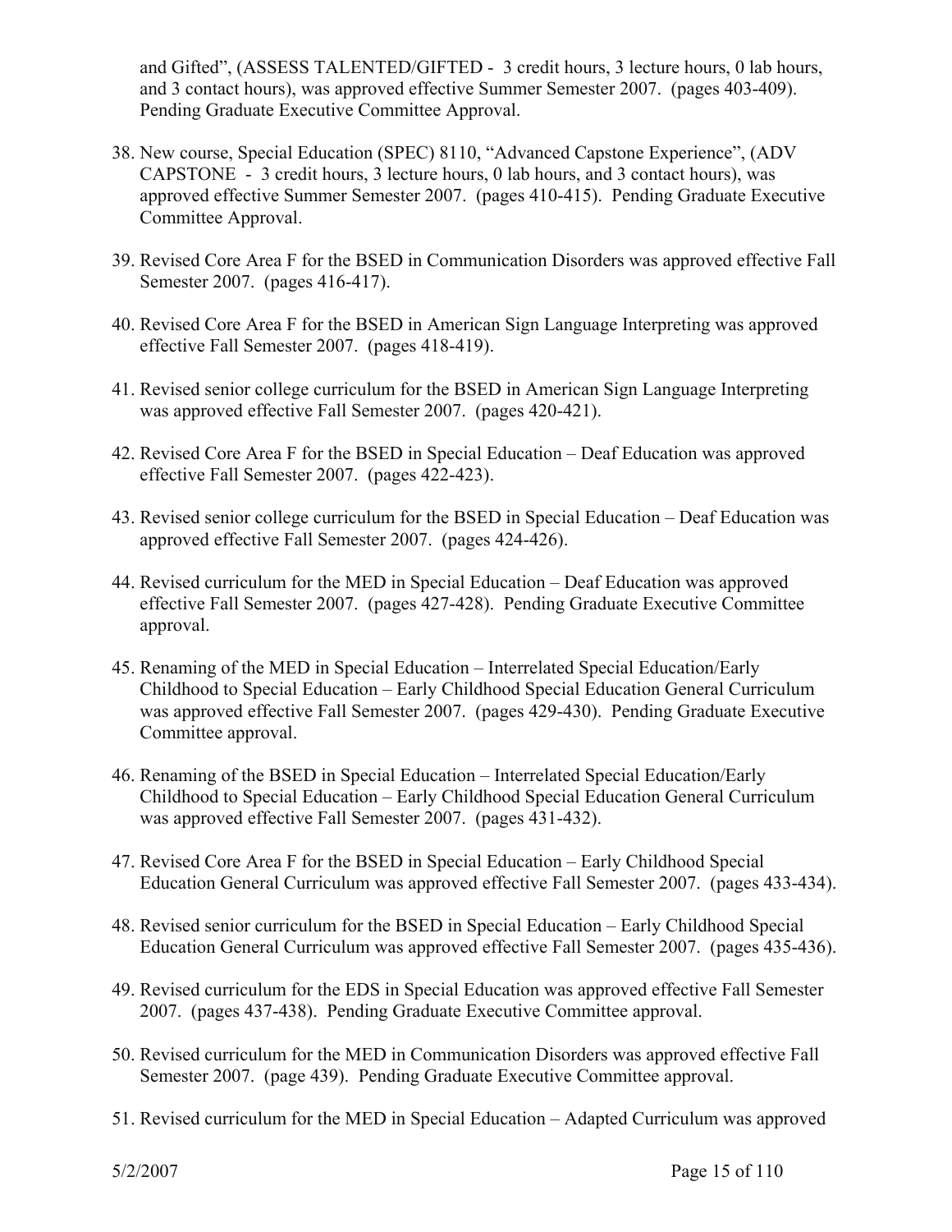and Gifted", (ASSESS TALENTED/GIFTED - 3 credit hours, 3 lecture hours, 0 lab hours, and 3 contact hours), was approved effective Summer Semester 2007. (pages 403-409). Pending Graduate Executive Committee Approval.

38. New course, Special Education (SPEC) 8110, "Advanced Capstone Experience", (ADV CAPSTONE - 3 credit hours, 3 lecture hours, 0 lab hours, and 3 contact hours), was approved effective Summer Semester 2007. (pages 410-415). Pending Graduate Executive Committee Approval.

39. Revised Core Area F for the BSED in Communication Disorders was approved effective Fall Semester 2007. (pages 416-417).

40. Revised Core Area F for the BSED in American Sign Language Interpreting was approved effective Fall Semester 2007. (pages 418-419).

41. Revised senior college curriculum for the BSED in American Sign Language Interpreting was approved effective Fall Semester 2007. (pages 420-421).

42. Revised Core Area F for the BSED in Special Education – Deaf Education was approved effective Fall Semester 2007. (pages 422-423).

43. Revised senior college curriculum for the BSED in Special Education – Deaf Education was approved effective Fall Semester 2007. (pages 424-426).

44. Revised curriculum for the MED in Special Education – Deaf Education was approved effective Fall Semester 2007. (pages 427-428). Pending Graduate Executive Committee approval.

45. Renaming of the MED in Special Education – Interrelated Special Education/Early Childhood to Special Education – Early Childhood Special Education General Curriculum was approved effective Fall Semester 2007. (pages 429-430). Pending Graduate Executive Committee approval.

46. Renaming of the BSED in Special Education – Interrelated Special Education/Early Childhood to Special Education – Early Childhood Special Education General Curriculum was approved effective Fall Semester 2007. (pages 431-432).

47. Revised Core Area F for the BSED in Special Education – Early Childhood Special Education General Curriculum was approved effective Fall Semester 2007. (pages 433-434).

48. Revised senior curriculum for the BSED in Special Education – Early Childhood Special Education General Curriculum was approved effective Fall Semester 2007. (pages 435-436).

49. Revised curriculum for the EDS in Special Education was approved effective Fall Semester 2007. (pages 437-438). Pending Graduate Executive Committee approval.

50. Revised curriculum for the MED in Communication Disorders was approved effective Fall Semester 2007. (page 439). Pending Graduate Executive Committee approval.

51. Revised curriculum for the MED in Special Education – Adapted Curriculum was approved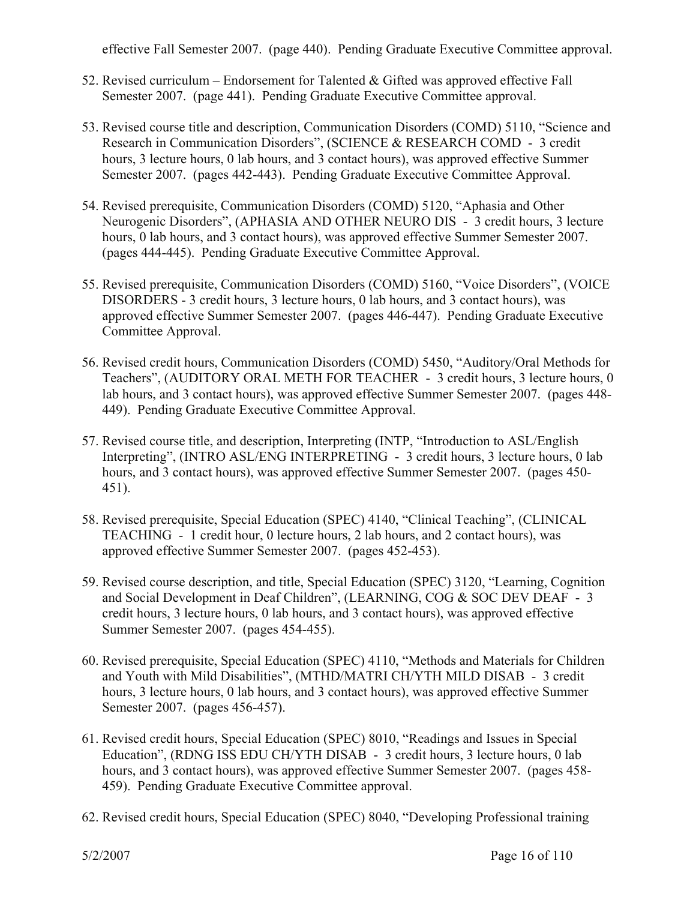effective Fall Semester 2007. (page 440). Pending Graduate Executive Committee approval.

52. Revised curriculum – Endorsement for Talented & Gifted was approved effective Fall Semester 2007. (page 441). Pending Graduate Executive Committee approval.

53. Revised course title and description, Communication Disorders (COMD) 5110, "Science and Research in Communication Disorders", (SCIENCE & RESEARCH COMD - 3 credit hours, 3 lecture hours, 0 lab hours, and 3 contact hours), was approved effective Summer Semester 2007. (pages 442-443). Pending Graduate Executive Committee Approval.

54. Revised prerequisite, Communication Disorders (COMD) 5120, "Aphasia and Other Neurogenic Disorders", (APHASIA AND OTHER NEURO DIS - 3 credit hours, 3 lecture hours, 0 lab hours, and 3 contact hours), was approved effective Summer Semester 2007. (pages 444-445). Pending Graduate Executive Committee Approval.

55. Revised prerequisite, Communication Disorders (COMD) 5160, "Voice Disorders", (VOICE DISORDERS - 3 credit hours, 3 lecture hours, 0 lab hours, and 3 contact hours), was approved effective Summer Semester 2007. (pages 446-447). Pending Graduate Executive Committee Approval.

56. Revised credit hours, Communication Disorders (COMD) 5450, "Auditory/Oral Methods for Teachers", (AUDITORY ORAL METH FOR TEACHER - 3 credit hours, 3 lecture hours, 0 lab hours, and 3 contact hours), was approved effective Summer Semester 2007. (pages 448-449). Pending Graduate Executive Committee Approval.

57. Revised course title, and description, Interpreting (INTP, "Introduction to ASL/English Interpreting", (INTRO ASL/ENG INTERPRETING - 3 credit hours, 3 lecture hours, 0 lab hours, and 3 contact hours), was approved effective Summer Semester 2007. (pages 450-451).

58. Revised prerequisite, Special Education (SPEC) 4140, "Clinical Teaching", (CLINICAL TEACHING - 1 credit hour, 0 lecture hours, 2 lab hours, and 2 contact hours), was approved effective Summer Semester 2007. (pages 452-453).

59. Revised course description, and title, Special Education (SPEC) 3120, "Learning, Cognition and Social Development in Deaf Children", (LEARNING, COG & SOC DEV DEAF - 3 credit hours, 3 lecture hours, 0 lab hours, and 3 contact hours), was approved effective Summer Semester 2007. (pages 454-455).

60. Revised prerequisite, Special Education (SPEC) 4110, "Methods and Materials for Children and Youth with Mild Disabilities", (MTHD/MATRI CH/YTH MILD DISAB - 3 credit hours, 3 lecture hours, 0 lab hours, and 3 contact hours), was approved effective Summer Semester 2007. (pages 456-457).

61. Revised credit hours, Special Education (SPEC) 8010, "Readings and Issues in Special Education", (RDNG ISS EDU CH/YTH DISAB - 3 credit hours, 3 lecture hours, 0 lab hours, and 3 contact hours), was approved effective Summer Semester 2007. (pages 458-459). Pending Graduate Executive Committee approval.

62. Revised credit hours, Special Education (SPEC) 8040, "Developing Professional training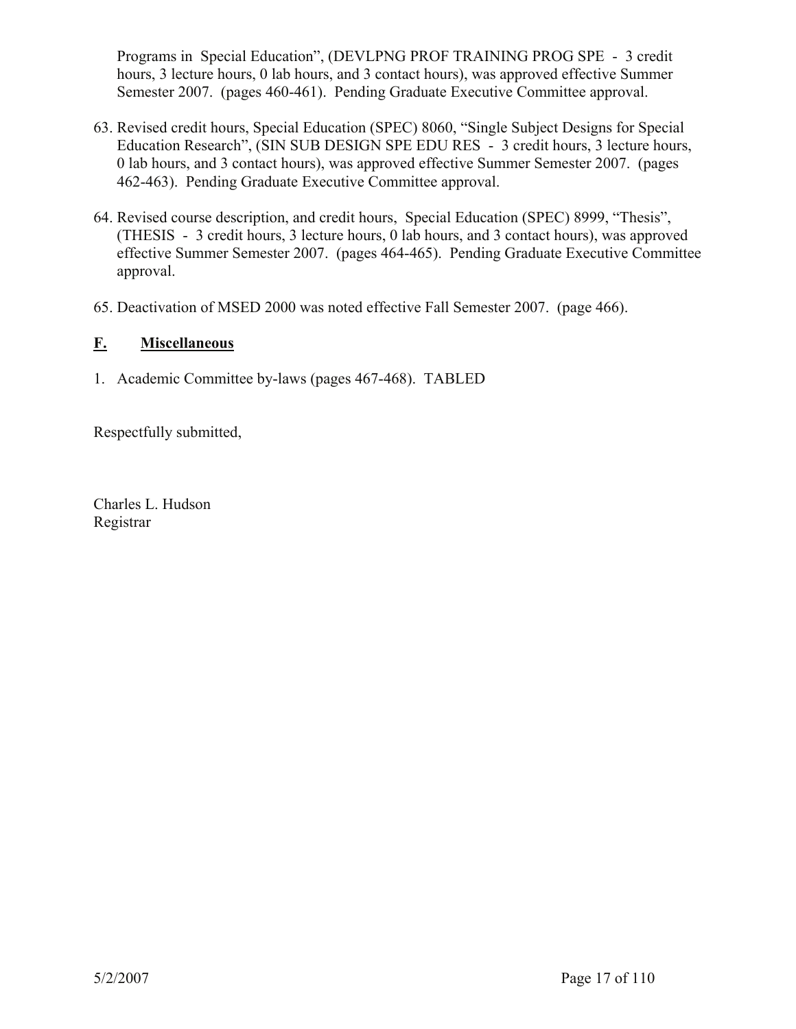Programs in Special Education", (DEVLPNG PROF TRAINING PROG SPE - 3 credit hours, 3 lecture hours, 0 lab hours, and 3 contact hours), was approved effective Summer Semester 2007. (pages 460-461). Pending Graduate Executive Committee approval.

63. Revised credit hours, Special Education (SPEC) 8060, "Single Subject Designs for Special Education Research", (SIN SUB DESIGN SPE EDU RES - 3 credit hours, 3 lecture hours, 0 lab hours, and 3 contact hours), was approved effective Summer Semester 2007. (pages 462-463). Pending Graduate Executive Committee approval.

64. Revised course description, and credit hours, Special Education (SPEC) 8999, "Thesis", (THESIS - 3 credit hours, 3 lecture hours, 0 lab hours, and 3 contact hours), was approved effective Summer Semester 2007. (pages 464-465). Pending Graduate Executive Committee approval.

65. Deactivation of MSED 2000 was noted effective Fall Semester 2007. (page 466).

## F. Miscellaneous

1. Academic Committee by-laws (pages 467-468). TABLED

Respectfully submitted,

Charles L. Hudson
Registrar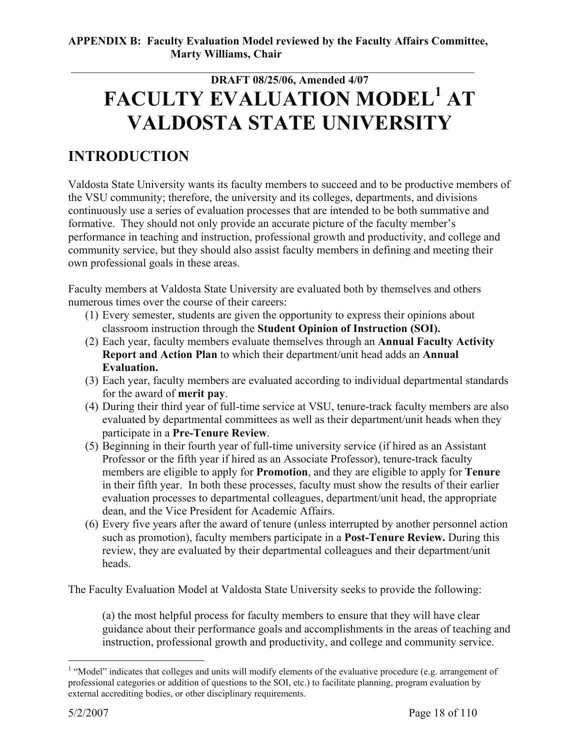**APPENDIX B: Faculty Evaluation Model reviewed by the Faculty Affairs Committee, Marty Williams, Chair**

---

**DRAFT 08/25/06, Amended 4/07**

# FACULTY EVALUATION MODEL[1] AT VALDOSTA STATE UNIVERSITY

## INTRODUCTION

Valdosta State University wants its faculty members to succeed and to be productive members of the VSU community; therefore, the university and its colleges, departments, and divisions continuously use a series of evaluation processes that are intended to be both summative and formative. They should not only provide an accurate picture of the faculty member's performance in teaching and instruction, professional growth and productivity, and college and community service, but they should also assist faculty members in defining and meeting their own professional goals in these areas.

Faculty members at Valdosta State University are evaluated both by themselves and others numerous times over the course of their careers:

(1) Every semester, students are given the opportunity to express their opinions about classroom instruction through the **Student Opinion of Instruction (SOI).**
(2) Each year, faculty members evaluate themselves through an **Annual Faculty Activity Report and Action Plan** to which their department/unit head adds an **Annual Evaluation.**
(3) Each year, faculty members are evaluated according to individual departmental standards for the award of **merit pay**.
(4) During their third year of full-time service at VSU, tenure-track faculty members are also evaluated by departmental committees as well as their department/unit heads when they participate in a **Pre-Tenure Review**.
(5) Beginning in their fourth year of full-time university service (if hired as an Assistant Professor or the fifth year if hired as an Associate Professor), tenure-track faculty members are eligible to apply for **Promotion**, and they are eligible to apply for **Tenure** in their fifth year. In both these processes, faculty must show the results of their earlier evaluation processes to departmental colleagues, department/unit head, the appropriate dean, and the Vice President for Academic Affairs.
(6) Every five years after the award of tenure (unless interrupted by another personnel action such as promotion), faculty members participate in a **Post-Tenure Review.** During this review, they are evaluated by their departmental colleagues and their department/unit heads.

The Faculty Evaluation Model at Valdosta State University seeks to provide the following:

(a) the most helpful process for faculty members to ensure that they will have clear guidance about their performance goals and accomplishments in the areas of teaching and instruction, professional growth and productivity, and college and community service.

---

[1] "Model" indicates that colleges and units will modify elements of the evaluative procedure (e.g. arrangement of professional categories or addition of questions to the SOI, etc.) to facilitate planning, program evaluation by external accrediting bodies, or other disciplinary requirements.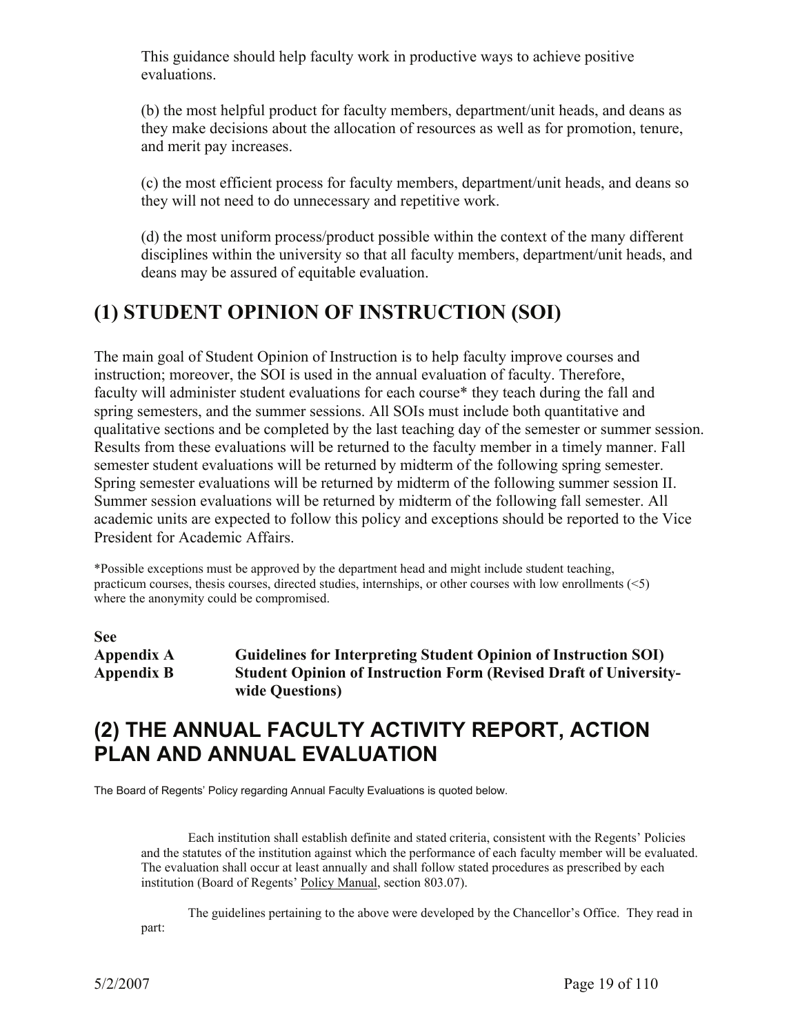This guidance should help faculty work in productive ways to achieve positive evaluations.

(b) the most helpful product for faculty members, department/unit heads, and deans as they make decisions about the allocation of resources as well as for promotion, tenure, and merit pay increases.

(c) the most efficient process for faculty members, department/unit heads, and deans so they will not need to do unnecessary and repetitive work.

(d) the most uniform process/product possible within the context of the many different disciplines within the university so that all faculty members, department/unit heads, and deans may be assured of equitable evaluation.

# (1) STUDENT OPINION OF INSTRUCTION (SOI)

The main goal of Student Opinion of Instruction is to help faculty improve courses and instruction; moreover, the SOI is used in the annual evaluation of faculty. Therefore, faculty will administer student evaluations for each course* they teach during the fall and spring semesters, and the summer sessions. All SOIs must include both quantitative and qualitative sections and be completed by the last teaching day of the semester or summer session. Results from these evaluations will be returned to the faculty member in a timely manner. Fall semester student evaluations will be returned by midterm of the following spring semester. Spring semester evaluations will be returned by midterm of the following summer session II. Summer session evaluations will be returned by midterm of the following fall semester. All academic units are expected to follow this policy and exceptions should be reported to the Vice President for Academic Affairs.

*Possible exceptions must be approved by the department head and might include student teaching, practicum courses, thesis courses, directed studies, internships, or other courses with low enrollments (<5) where the anonymity could be compromised.

**See**
**Appendix A** **Guidelines for Interpreting Student Opinion of Instruction SOI)**
**Appendix B** **Student Opinion of Instruction Form (Revised Draft of University-wide Questions)**

# (2) THE ANNUAL FACULTY ACTIVITY REPORT, ACTION PLAN AND ANNUAL EVALUATION

The Board of Regents' Policy regarding Annual Faculty Evaluations is quoted below.

> Each institution shall establish definite and stated criteria, consistent with the Regents' Policies and the statutes of the institution against which the performance of each faculty member will be evaluated. The evaluation shall occur at least annually and shall follow stated procedures as prescribed by each institution (Board of Regents' Policy Manual, section 803.07).
>
> The guidelines pertaining to the above were developed by the Chancellor's Office. They read in part: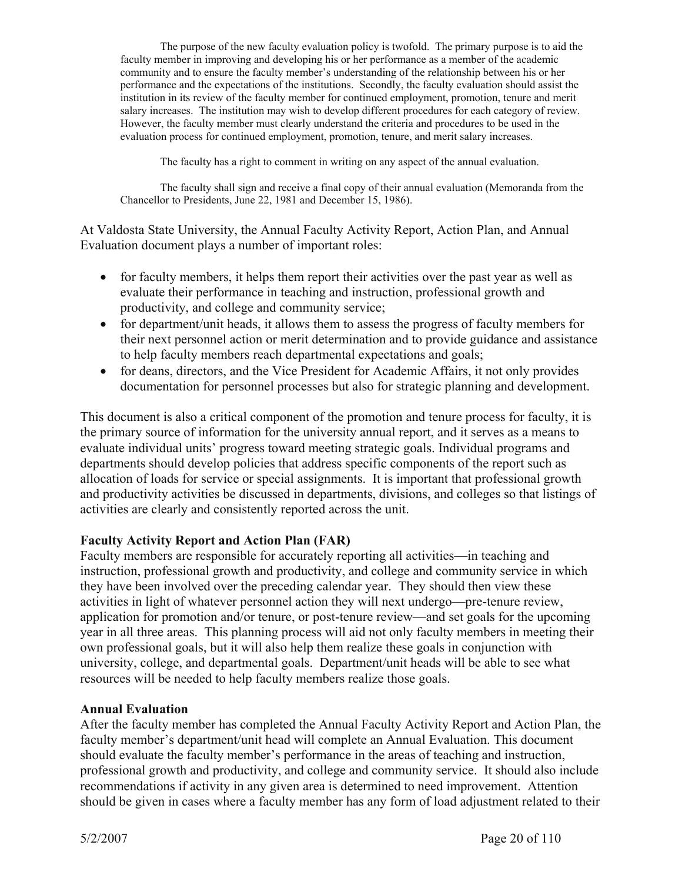> The purpose of the new faculty evaluation policy is twofold. The primary purpose is to aid the faculty member in improving and developing his or her performance as a member of the academic community and to ensure the faculty member's understanding of the relationship between his or her performance and the expectations of the institutions. Secondly, the faculty evaluation should assist the institution in its review of the faculty member for continued employment, promotion, tenure and merit salary increases. The institution may wish to develop different procedures for each category of review. However, the faculty member must clearly understand the criteria and procedures to be used in the evaluation process for continued employment, promotion, tenure, and merit salary increases.
>
> The faculty has a right to comment in writing on any aspect of the annual evaluation.
>
> The faculty shall sign and receive a final copy of their annual evaluation (Memoranda from the Chancellor to Presidents, June 22, 1981 and December 15, 1986).

At Valdosta State University, the Annual Faculty Activity Report, Action Plan, and Annual Evaluation document plays a number of important roles:

- for faculty members, it helps them report their activities over the past year as well as evaluate their performance in teaching and instruction, professional growth and productivity, and college and community service;
- for department/unit heads, it allows them to assess the progress of faculty members for their next personnel action or merit determination and to provide guidance and assistance to help faculty members reach departmental expectations and goals;
- for deans, directors, and the Vice President for Academic Affairs, it not only provides documentation for personnel processes but also for strategic planning and development.

This document is also a critical component of the promotion and tenure process for faculty, it is the primary source of information for the university annual report, and it serves as a means to evaluate individual units' progress toward meeting strategic goals. Individual programs and departments should develop policies that address specific components of the report such as allocation of loads for service or special assignments. It is important that professional growth and productivity activities be discussed in departments, divisions, and colleges so that listings of activities are clearly and consistently reported across the unit.

**Faculty Activity Report and Action Plan (FAR)**

Faculty members are responsible for accurately reporting all activities—in teaching and instruction, professional growth and productivity, and college and community service in which they have been involved over the preceding calendar year. They should then view these activities in light of whatever personnel action they will next undergo—pre-tenure review, application for promotion and/or tenure, or post-tenure review—and set goals for the upcoming year in all three areas. This planning process will aid not only faculty members in meeting their own professional goals, but it will also help them realize these goals in conjunction with university, college, and departmental goals. Department/unit heads will be able to see what resources will be needed to help faculty members realize those goals.

**Annual Evaluation**

After the faculty member has completed the Annual Faculty Activity Report and Action Plan, the faculty member's department/unit head will complete an Annual Evaluation. This document should evaluate the faculty member's performance in the areas of teaching and instruction, professional growth and productivity, and college and community service. It should also include recommendations if activity in any given area is determined to need improvement. Attention should be given in cases where a faculty member has any form of load adjustment related to their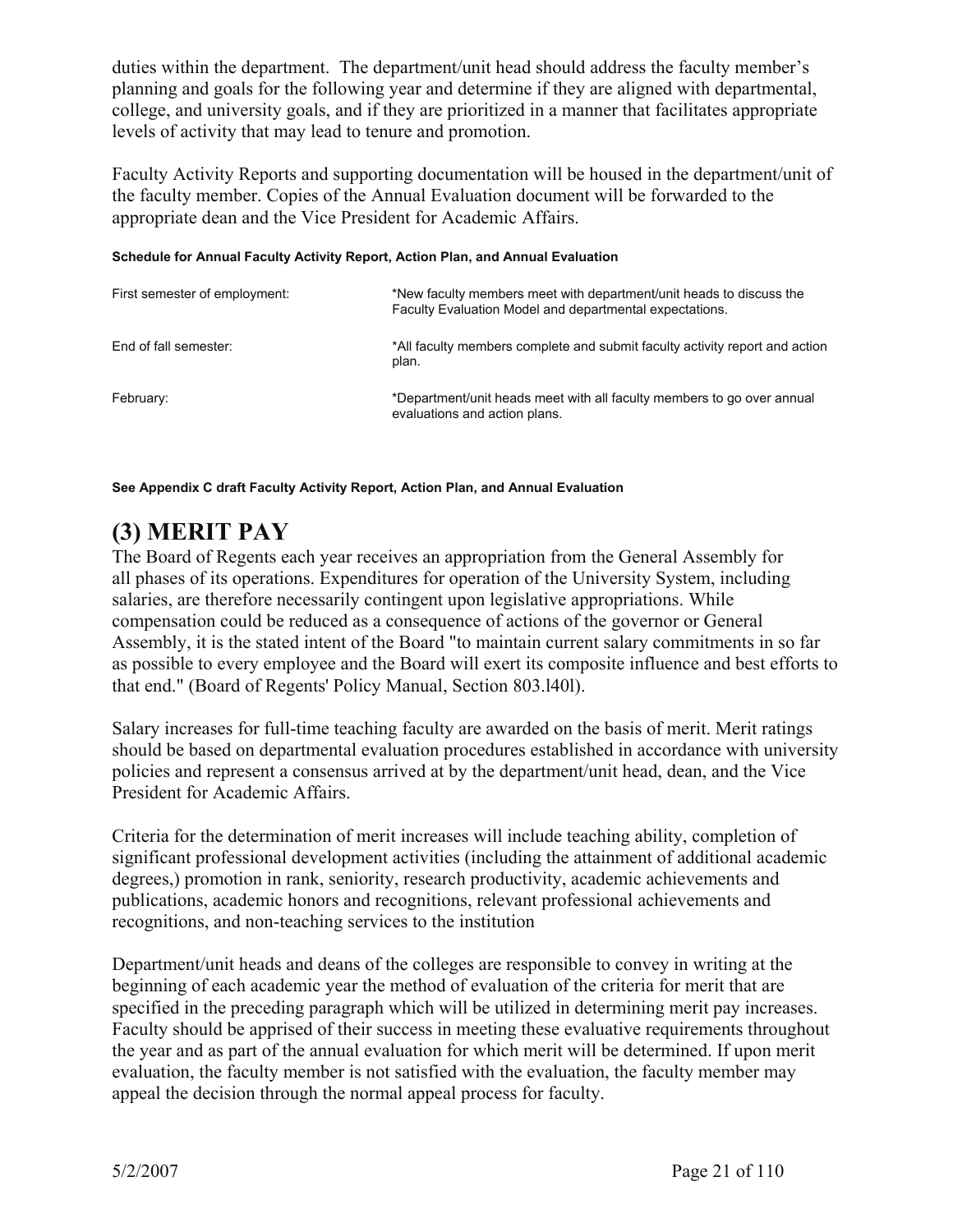duties within the department. The department/unit head should address the faculty member's planning and goals for the following year and determine if they are aligned with departmental, college, and university goals, and if they are prioritized in a manner that facilitates appropriate levels of activity that may lead to tenure and promotion.

Faculty Activity Reports and supporting documentation will be housed in the department/unit of the faculty member. Copies of the Annual Evaluation document will be forwarded to the appropriate dean and the Vice President for Academic Affairs.

**Schedule for Annual Faculty Activity Report, Action Plan, and Annual Evaluation**

| | |
|---|---|
| First semester of employment: | *New faculty members meet with department/unit heads to discuss the Faculty Evaluation Model and departmental expectations. |
| End of fall semester: | *All faculty members complete and submit faculty activity report and action plan. |
| February: | *Department/unit heads meet with all faculty members to go over annual evaluations and action plans. |

**See Appendix C draft Faculty Activity Report, Action Plan, and Annual Evaluation**

# (3) MERIT PAY

The Board of Regents each year receives an appropriation from the General Assembly for all phases of its operations. Expenditures for operation of the University System, including salaries, are therefore necessarily contingent upon legislative appropriations. While compensation could be reduced as a consequence of actions of the governor or General Assembly, it is the stated intent of the Board "to maintain current salary commitments in so far as possible to every employee and the Board will exert its composite influence and best efforts to that end." (Board of Regents' Policy Manual, Section 803.l40l).

Salary increases for full-time teaching faculty are awarded on the basis of merit. Merit ratings should be based on departmental evaluation procedures established in accordance with university policies and represent a consensus arrived at by the department/unit head, dean, and the Vice President for Academic Affairs.

Criteria for the determination of merit increases will include teaching ability, completion of significant professional development activities (including the attainment of additional academic degrees,) promotion in rank, seniority, research productivity, academic achievements and publications, academic honors and recognitions, relevant professional achievements and recognitions, and non-teaching services to the institution

Department/unit heads and deans of the colleges are responsible to convey in writing at the beginning of each academic year the method of evaluation of the criteria for merit that are specified in the preceding paragraph which will be utilized in determining merit pay increases. Faculty should be apprised of their success in meeting these evaluative requirements throughout the year and as part of the annual evaluation for which merit will be determined. If upon merit evaluation, the faculty member is not satisfied with the evaluation, the faculty member may appeal the decision through the normal appeal process for faculty.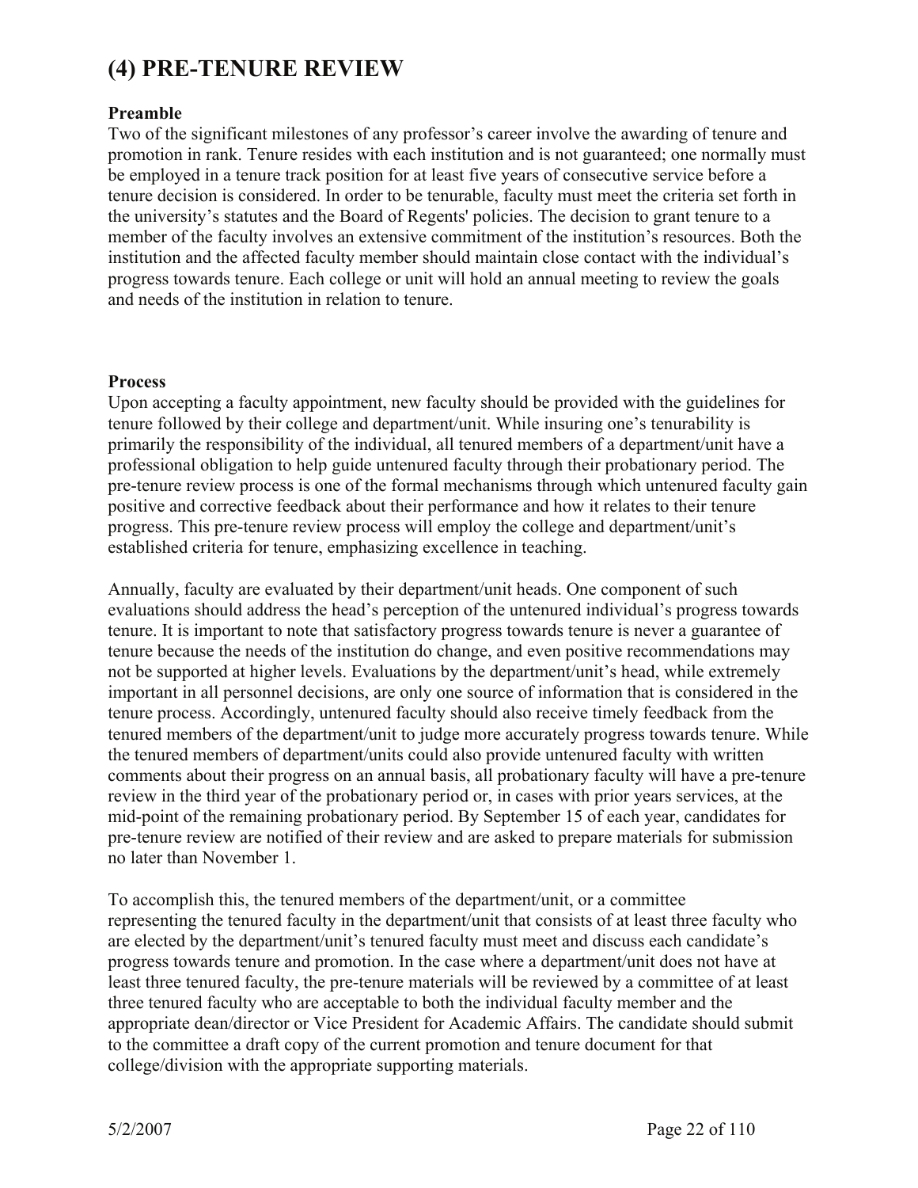# (4) PRE-TENURE REVIEW

**Preamble**

Two of the significant milestones of any professor's career involve the awarding of tenure and promotion in rank. Tenure resides with each institution and is not guaranteed; one normally must be employed in a tenure track position for at least five years of consecutive service before a tenure decision is considered. In order to be tenurable, faculty must meet the criteria set forth in the university's statutes and the Board of Regents' policies. The decision to grant tenure to a member of the faculty involves an extensive commitment of the institution's resources. Both the institution and the affected faculty member should maintain close contact with the individual's progress towards tenure. Each college or unit will hold an annual meeting to review the goals and needs of the institution in relation to tenure.

**Process**

Upon accepting a faculty appointment, new faculty should be provided with the guidelines for tenure followed by their college and department/unit. While insuring one's tenurability is primarily the responsibility of the individual, all tenured members of a department/unit have a professional obligation to help guide untenured faculty through their probationary period. The pre-tenure review process is one of the formal mechanisms through which untenured faculty gain positive and corrective feedback about their performance and how it relates to their tenure progress. This pre-tenure review process will employ the college and department/unit's established criteria for tenure, emphasizing excellence in teaching.

Annually, faculty are evaluated by their department/unit heads. One component of such evaluations should address the head's perception of the untenured individual's progress towards tenure. It is important to note that satisfactory progress towards tenure is never a guarantee of tenure because the needs of the institution do change, and even positive recommendations may not be supported at higher levels. Evaluations by the department/unit's head, while extremely important in all personnel decisions, are only one source of information that is considered in the tenure process. Accordingly, untenured faculty should also receive timely feedback from the tenured members of the department/unit to judge more accurately progress towards tenure. While the tenured members of department/units could also provide untenured faculty with written comments about their progress on an annual basis, all probationary faculty will have a pre-tenure review in the third year of the probationary period or, in cases with prior years services, at the mid-point of the remaining probationary period. By September 15 of each year, candidates for pre-tenure review are notified of their review and are asked to prepare materials for submission no later than November 1.

To accomplish this, the tenured members of the department/unit, or a committee representing the tenured faculty in the department/unit that consists of at least three faculty who are elected by the department/unit's tenured faculty must meet and discuss each candidate's progress towards tenure and promotion. In the case where a department/unit does not have at least three tenured faculty, the pre-tenure materials will be reviewed by a committee of at least three tenured faculty who are acceptable to both the individual faculty member and the appropriate dean/director or Vice President for Academic Affairs. The candidate should submit to the committee a draft copy of the current promotion and tenure document for that college/division with the appropriate supporting materials.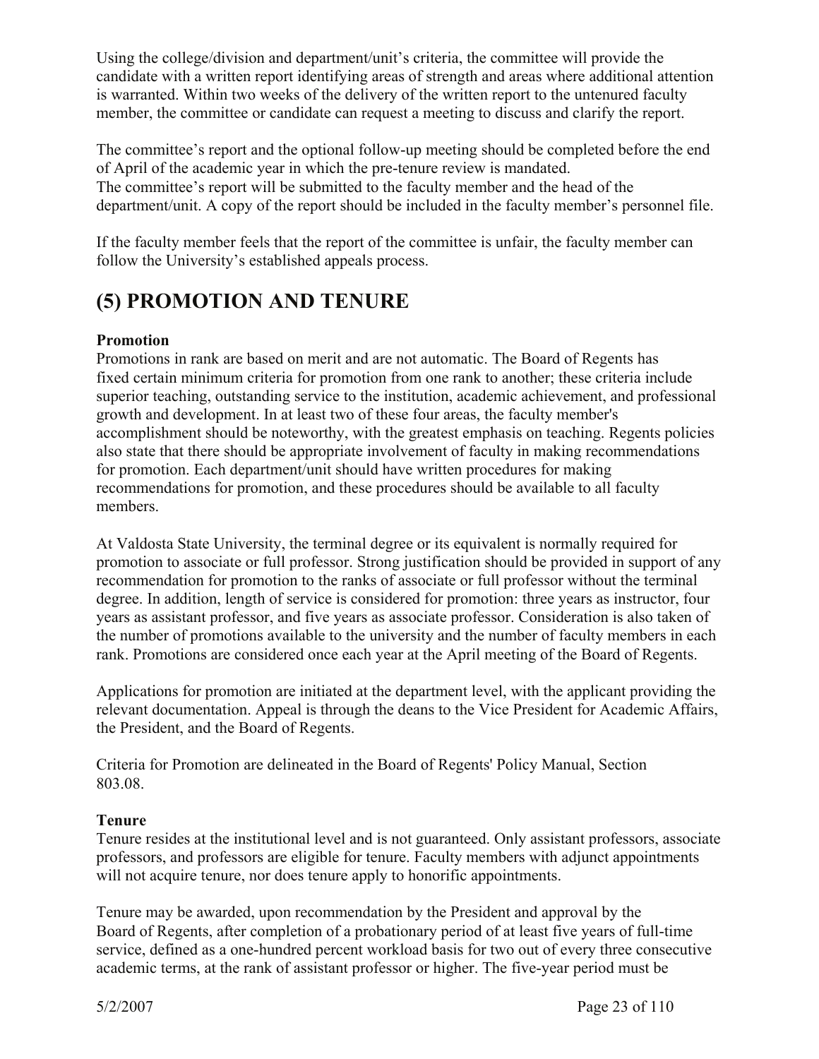Using the college/division and department/unit's criteria, the committee will provide the candidate with a written report identifying areas of strength and areas where additional attention is warranted. Within two weeks of the delivery of the written report to the untenured faculty member, the committee or candidate can request a meeting to discuss and clarify the report.

The committee's report and the optional follow-up meeting should be completed before the end of April of the academic year in which the pre-tenure review is mandated.
The committee's report will be submitted to the faculty member and the head of the department/unit. A copy of the report should be included in the faculty member's personnel file.

If the faculty member feels that the report of the committee is unfair, the faculty member can follow the University's established appeals process.

# (5) PROMOTION AND TENURE

**Promotion**
Promotions in rank are based on merit and are not automatic. The Board of Regents has fixed certain minimum criteria for promotion from one rank to another; these criteria include superior teaching, outstanding service to the institution, academic achievement, and professional growth and development. In at least two of these four areas, the faculty member's accomplishment should be noteworthy, with the greatest emphasis on teaching. Regents policies also state that there should be appropriate involvement of faculty in making recommendations for promotion. Each department/unit should have written procedures for making recommendations for promotion, and these procedures should be available to all faculty members.

At Valdosta State University, the terminal degree or its equivalent is normally required for promotion to associate or full professor. Strong justification should be provided in support of any recommendation for promotion to the ranks of associate or full professor without the terminal degree. In addition, length of service is considered for promotion: three years as instructor, four years as assistant professor, and five years as associate professor. Consideration is also taken of the number of promotions available to the university and the number of faculty members in each rank. Promotions are considered once each year at the April meeting of the Board of Regents.

Applications for promotion are initiated at the department level, with the applicant providing the relevant documentation. Appeal is through the deans to the Vice President for Academic Affairs, the President, and the Board of Regents.

Criteria for Promotion are delineated in the Board of Regents' Policy Manual, Section 803.08.

**Tenure**
Tenure resides at the institutional level and is not guaranteed. Only assistant professors, associate professors, and professors are eligible for tenure. Faculty members with adjunct appointments will not acquire tenure, nor does tenure apply to honorific appointments.

Tenure may be awarded, upon recommendation by the President and approval by the Board of Regents, after completion of a probationary period of at least five years of full-time service, defined as a one-hundred percent workload basis for two out of every three consecutive academic terms, at the rank of assistant professor or higher. The five-year period must be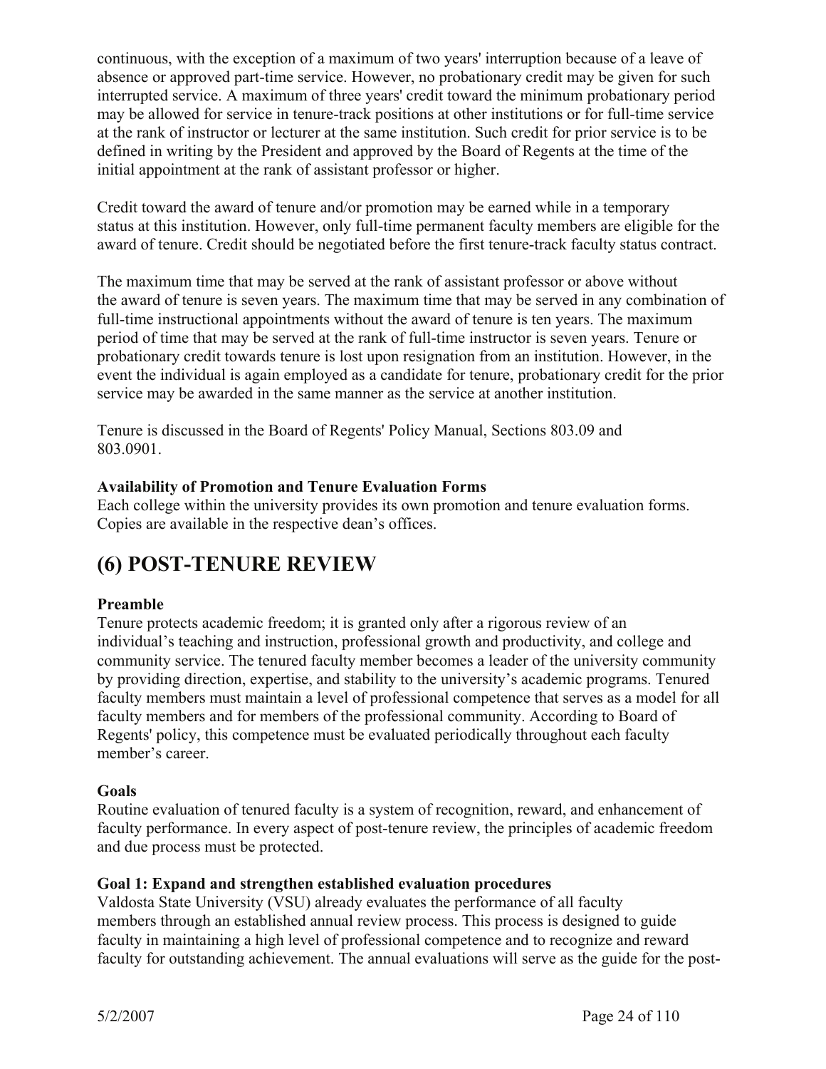continuous, with the exception of a maximum of two years' interruption because of a leave of absence or approved part-time service. However, no probationary credit may be given for such interrupted service. A maximum of three years' credit toward the minimum probationary period may be allowed for service in tenure-track positions at other institutions or for full-time service at the rank of instructor or lecturer at the same institution. Such credit for prior service is to be defined in writing by the President and approved by the Board of Regents at the time of the initial appointment at the rank of assistant professor or higher.

Credit toward the award of tenure and/or promotion may be earned while in a temporary status at this institution. However, only full-time permanent faculty members are eligible for the award of tenure. Credit should be negotiated before the first tenure-track faculty status contract.

The maximum time that may be served at the rank of assistant professor or above without the award of tenure is seven years. The maximum time that may be served in any combination of full-time instructional appointments without the award of tenure is ten years. The maximum period of time that may be served at the rank of full-time instructor is seven years. Tenure or probationary credit towards tenure is lost upon resignation from an institution. However, in the event the individual is again employed as a candidate for tenure, probationary credit for the prior service may be awarded in the same manner as the service at another institution.

Tenure is discussed in the Board of Regents' Policy Manual, Sections 803.09 and 803.0901.

**Availability of Promotion and Tenure Evaluation Forms**
Each college within the university provides its own promotion and tenure evaluation forms. Copies are available in the respective dean's offices.

# (6) POST-TENURE REVIEW

**Preamble**
Tenure protects academic freedom; it is granted only after a rigorous review of an individual's teaching and instruction, professional growth and productivity, and college and community service. The tenured faculty member becomes a leader of the university community by providing direction, expertise, and stability to the university's academic programs. Tenured faculty members must maintain a level of professional competence that serves as a model for all faculty members and for members of the professional community. According to Board of Regents' policy, this competence must be evaluated periodically throughout each faculty member's career.

**Goals**
Routine evaluation of tenured faculty is a system of recognition, reward, and enhancement of faculty performance. In every aspect of post-tenure review, the principles of academic freedom and due process must be protected.

**Goal 1: Expand and strengthen established evaluation procedures**
Valdosta State University (VSU) already evaluates the performance of all faculty members through an established annual review process. This process is designed to guide faculty in maintaining a high level of professional competence and to recognize and reward faculty for outstanding achievement. The annual evaluations will serve as the guide for the post-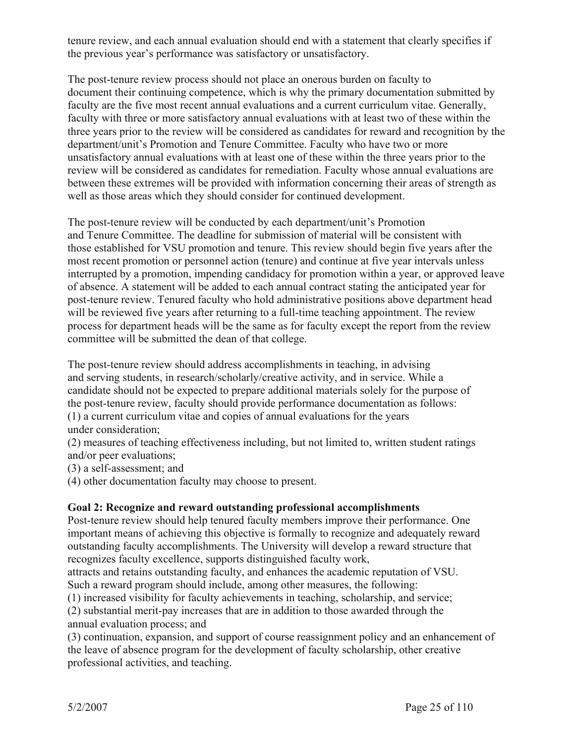tenure review, and each annual evaluation should end with a statement that clearly specifies if the previous year's performance was satisfactory or unsatisfactory.

The post-tenure review process should not place an onerous burden on faculty to document their continuing competence, which is why the primary documentation submitted by faculty are the five most recent annual evaluations and a current curriculum vitae. Generally, faculty with three or more satisfactory annual evaluations with at least two of these within the three years prior to the review will be considered as candidates for reward and recognition by the department/unit's Promotion and Tenure Committee. Faculty who have two or more unsatisfactory annual evaluations with at least one of these within the three years prior to the review will be considered as candidates for remediation. Faculty whose annual evaluations are between these extremes will be provided with information concerning their areas of strength as well as those areas which they should consider for continued development.

The post-tenure review will be conducted by each department/unit's Promotion and Tenure Committee. The deadline for submission of material will be consistent with those established for VSU promotion and tenure. This review should begin five years after the most recent promotion or personnel action (tenure) and continue at five year intervals unless interrupted by a promotion, impending candidacy for promotion within a year, or approved leave of absence. A statement will be added to each annual contract stating the anticipated year for post-tenure review. Tenured faculty who hold administrative positions above department head will be reviewed five years after returning to a full-time teaching appointment. The review process for department heads will be the same as for faculty except the report from the review committee will be submitted the dean of that college.

The post-tenure review should address accomplishments in teaching, in advising and serving students, in research/scholarly/creative activity, and in service. While a candidate should not be expected to prepare additional materials solely for the purpose of the post-tenure review, faculty should provide performance documentation as follows:
(1) a current curriculum vitae and copies of annual evaluations for the years under consideration;
(2) measures of teaching effectiveness including, but not limited to, written student ratings and/or peer evaluations;
(3) a self-assessment; and
(4) other documentation faculty may choose to present.

**Goal 2: Recognize and reward outstanding professional accomplishments**

Post-tenure review should help tenured faculty members improve their performance. One important means of achieving this objective is formally to recognize and adequately reward outstanding faculty accomplishments. The University will develop a reward structure that recognizes faculty excellence, supports distinguished faculty work, attracts and retains outstanding faculty, and enhances the academic reputation of VSU. Such a reward program should include, among other measures, the following:
(1) increased visibility for faculty achievements in teaching, scholarship, and service;
(2) substantial merit-pay increases that are in addition to those awarded through the annual evaluation process; and
(3) continuation, expansion, and support of course reassignment policy and an enhancement of the leave of absence program for the development of faculty scholarship, other creative professional activities, and teaching.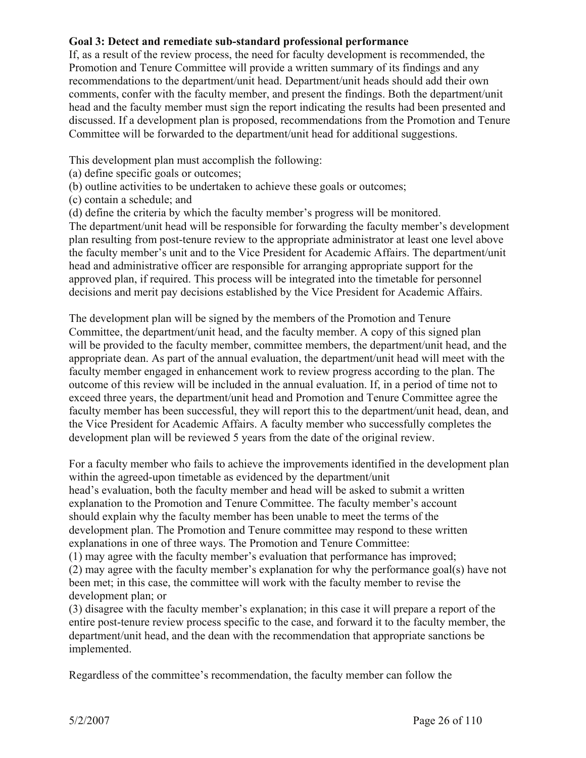**Goal 3: Detect and remediate sub-standard professional performance**

If, as a result of the review process, the need for faculty development is recommended, the Promotion and Tenure Committee will provide a written summary of its findings and any recommendations to the department/unit head. Department/unit heads should add their own comments, confer with the faculty member, and present the findings. Both the department/unit head and the faculty member must sign the report indicating the results had been presented and discussed. If a development plan is proposed, recommendations from the Promotion and Tenure Committee will be forwarded to the department/unit head for additional suggestions.

This development plan must accomplish the following:

(a) define specific goals or outcomes;
(b) outline activities to be undertaken to achieve these goals or outcomes;
(c) contain a schedule; and
(d) define the criteria by which the faculty member's progress will be monitored.

The department/unit head will be responsible for forwarding the faculty member's development plan resulting from post-tenure review to the appropriate administrator at least one level above the faculty member's unit and to the Vice President for Academic Affairs. The department/unit head and administrative officer are responsible for arranging appropriate support for the approved plan, if required. This process will be integrated into the timetable for personnel decisions and merit pay decisions established by the Vice President for Academic Affairs.

The development plan will be signed by the members of the Promotion and Tenure Committee, the department/unit head, and the faculty member. A copy of this signed plan will be provided to the faculty member, committee members, the department/unit head, and the appropriate dean. As part of the annual evaluation, the department/unit head will meet with the faculty member engaged in enhancement work to review progress according to the plan. The outcome of this review will be included in the annual evaluation. If, in a period of time not to exceed three years, the department/unit head and Promotion and Tenure Committee agree the faculty member has been successful, they will report this to the department/unit head, dean, and the Vice President for Academic Affairs. A faculty member who successfully completes the development plan will be reviewed 5 years from the date of the original review.

For a faculty member who fails to achieve the improvements identified in the development plan within the agreed-upon timetable as evidenced by the department/unit head's evaluation, both the faculty member and head will be asked to submit a written explanation to the Promotion and Tenure Committee. The faculty member's account should explain why the faculty member has been unable to meet the terms of the development plan. The Promotion and Tenure committee may respond to these written explanations in one of three ways. The Promotion and Tenure Committee:

(1) may agree with the faculty member's evaluation that performance has improved;
(2) may agree with the faculty member's explanation for why the performance goal(s) have not been met; in this case, the committee will work with the faculty member to revise the development plan; or
(3) disagree with the faculty member's explanation; in this case it will prepare a report of the entire post-tenure review process specific to the case, and forward it to the faculty member, the department/unit head, and the dean with the recommendation that appropriate sanctions be implemented.

Regardless of the committee's recommendation, the faculty member can follow the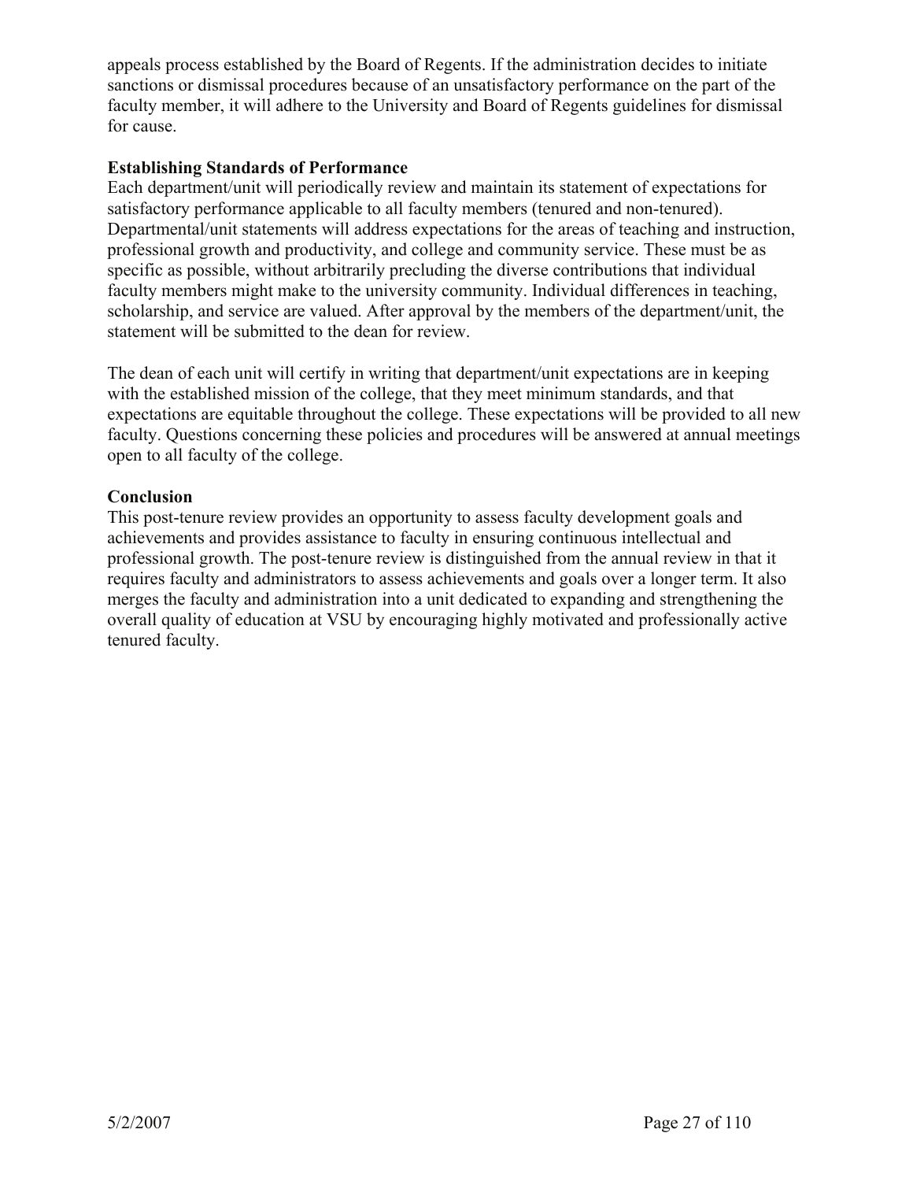appeals process established by the Board of Regents. If the administration decides to initiate sanctions or dismissal procedures because of an unsatisfactory performance on the part of the faculty member, it will adhere to the University and Board of Regents guidelines for dismissal for cause.

**Establishing Standards of Performance**

Each department/unit will periodically review and maintain its statement of expectations for satisfactory performance applicable to all faculty members (tenured and non-tenured). Departmental/unit statements will address expectations for the areas of teaching and instruction, professional growth and productivity, and college and community service. These must be as specific as possible, without arbitrarily precluding the diverse contributions that individual faculty members might make to the university community. Individual differences in teaching, scholarship, and service are valued. After approval by the members of the department/unit, the statement will be submitted to the dean for review.

The dean of each unit will certify in writing that department/unit expectations are in keeping with the established mission of the college, that they meet minimum standards, and that expectations are equitable throughout the college. These expectations will be provided to all new faculty. Questions concerning these policies and procedures will be answered at annual meetings open to all faculty of the college.

**Conclusion**

This post-tenure review provides an opportunity to assess faculty development goals and achievements and provides assistance to faculty in ensuring continuous intellectual and professional growth. The post-tenure review is distinguished from the annual review in that it requires faculty and administrators to assess achievements and goals over a longer term. It also merges the faculty and administration into a unit dedicated to expanding and strengthening the overall quality of education at VSU by encouraging highly motivated and professionally active tenured faculty.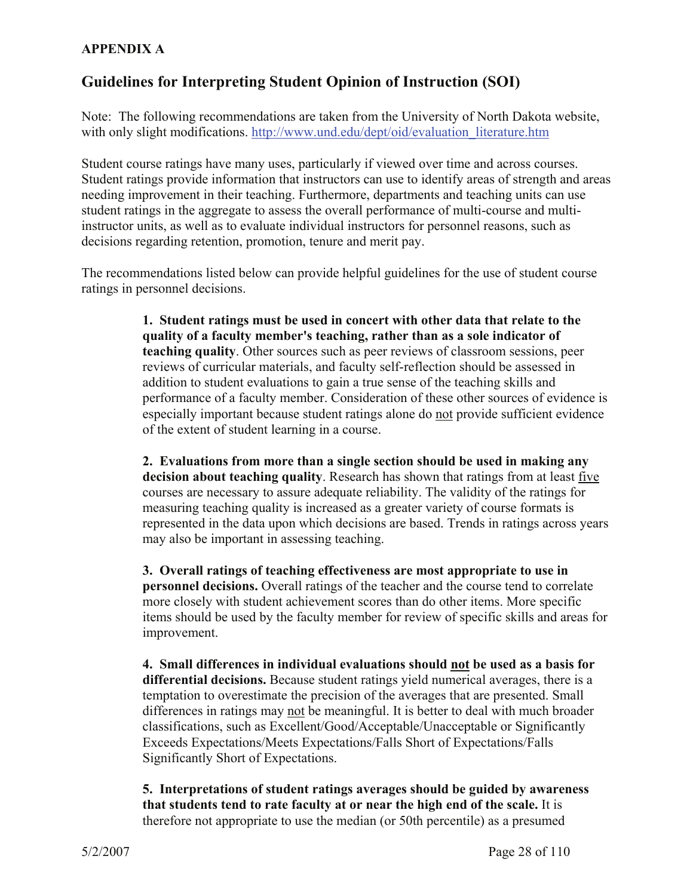**APPENDIX A**

## Guidelines for Interpreting Student Opinion of Instruction (SOI)

Note: The following recommendations are taken from the University of North Dakota website, with only slight modifications. http://www.und.edu/dept/oid/evaluation_literature.htm

Student course ratings have many uses, particularly if viewed over time and across courses. Student ratings provide information that instructors can use to identify areas of strength and areas needing improvement in their teaching. Furthermore, departments and teaching units can use student ratings in the aggregate to assess the overall performance of multi-course and multi-instructor units, as well as to evaluate individual instructors for personnel reasons, such as decisions regarding retention, promotion, tenure and merit pay.

The recommendations listed below can provide helpful guidelines for the use of student course ratings in personnel decisions.

**1. Student ratings must be used in concert with other data that relate to the quality of a faculty member's teaching, rather than as a sole indicator of teaching quality**. Other sources such as peer reviews of classroom sessions, peer reviews of curricular materials, and faculty self-reflection should be assessed in addition to student evaluations to gain a true sense of the teaching skills and performance of a faculty member. Consideration of these other sources of evidence is especially important because student ratings alone do not provide sufficient evidence of the extent of student learning in a course.

**2. Evaluations from more than a single section should be used in making any decision about teaching quality**. Research has shown that ratings from at least five courses are necessary to assure adequate reliability. The validity of the ratings for measuring teaching quality is increased as a greater variety of course formats is represented in the data upon which decisions are based. Trends in ratings across years may also be important in assessing teaching.

**3. Overall ratings of teaching effectiveness are most appropriate to use in personnel decisions.** Overall ratings of the teacher and the course tend to correlate more closely with student achievement scores than do other items. More specific items should be used by the faculty member for review of specific skills and areas for improvement.

**4. Small differences in individual evaluations should not be used as a basis for differential decisions.** Because student ratings yield numerical averages, there is a temptation to overestimate the precision of the averages that are presented. Small differences in ratings may not be meaningful. It is better to deal with much broader classifications, such as Excellent/Good/Acceptable/Unacceptable or Significantly Exceeds Expectations/Meets Expectations/Falls Short of Expectations/Falls Significantly Short of Expectations.

**5. Interpretations of student ratings averages should be guided by awareness that students tend to rate faculty at or near the high end of the scale.** It is therefore not appropriate to use the median (or 50th percentile) as a presumed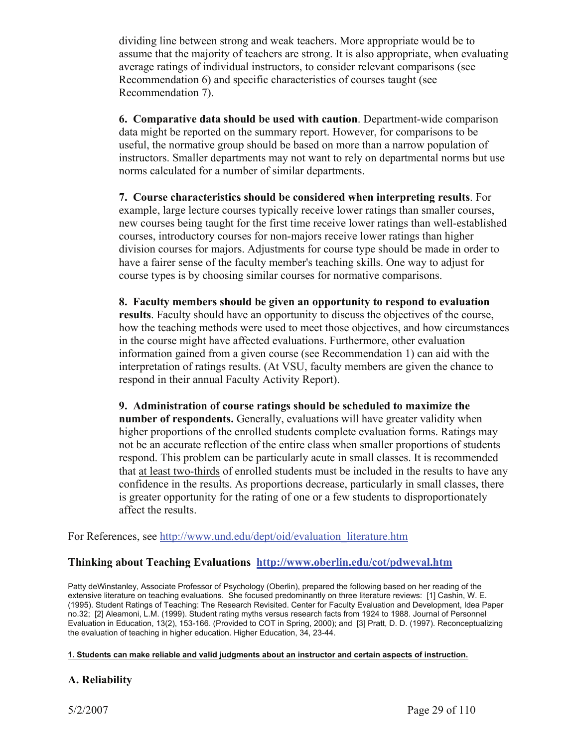dividing line between strong and weak teachers. More appropriate would be to assume that the majority of teachers are strong. It is also appropriate, when evaluating average ratings of individual instructors, to consider relevant comparisons (see Recommendation 6) and specific characteristics of courses taught (see Recommendation 7).

**6. Comparative data should be used with caution**. Department-wide comparison data might be reported on the summary report. However, for comparisons to be useful, the normative group should be based on more than a narrow population of instructors. Smaller departments may not want to rely on departmental norms but use norms calculated for a number of similar departments.

**7. Course characteristics should be considered when interpreting results**. For example, large lecture courses typically receive lower ratings than smaller courses, new courses being taught for the first time receive lower ratings than well-established courses, introductory courses for non-majors receive lower ratings than higher division courses for majors. Adjustments for course type should be made in order to have a fairer sense of the faculty member's teaching skills. One way to adjust for course types is by choosing similar courses for normative comparisons.

**8. Faculty members should be given an opportunity to respond to evaluation results**. Faculty should have an opportunity to discuss the objectives of the course, how the teaching methods were used to meet those objectives, and how circumstances in the course might have affected evaluations. Furthermore, other evaluation information gained from a given course (see Recommendation 1) can aid with the interpretation of ratings results. (At VSU, faculty members are given the chance to respond in their annual Faculty Activity Report).

**9. Administration of course ratings should be scheduled to maximize the number of respondents.** Generally, evaluations will have greater validity when higher proportions of the enrolled students complete evaluation forms. Ratings may not be an accurate reflection of the entire class when smaller proportions of students respond. This problem can be particularly acute in small classes. It is recommended that at least two-thirds of enrolled students must be included in the results to have any confidence in the results. As proportions decrease, particularly in small classes, there is greater opportunity for the rating of one or a few students to disproportionately affect the results.

For References, see http://www.und.edu/dept/oid/evaluation_literature.htm

### Thinking about Teaching Evaluations http://www.oberlin.edu/cot/pdweval.htm

Patty deWinstanley, Associate Professor of Psychology (Oberlin), prepared the following based on her reading of the extensive literature on teaching evaluations. She focused predominantly on three literature reviews: [1] Cashin, W. E. (1995). Student Ratings of Teaching: The Research Revisited. Center for Faculty Evaluation and Development, Idea Paper no.32; [2] Aleamoni, L.M. (1999). Student rating myths versus research facts from 1924 to 1988. Journal of Personnel Evaluation in Education, 13(2), 153-166. (Provided to COT in Spring, 2000); and [3] Pratt, D. D. (1997). Reconceptualizing the evaluation of teaching in higher education. Higher Education, 34, 23-44.

**1. Students can make reliable and valid judgments about an instructor and certain aspects of instruction.**

### A. Reliability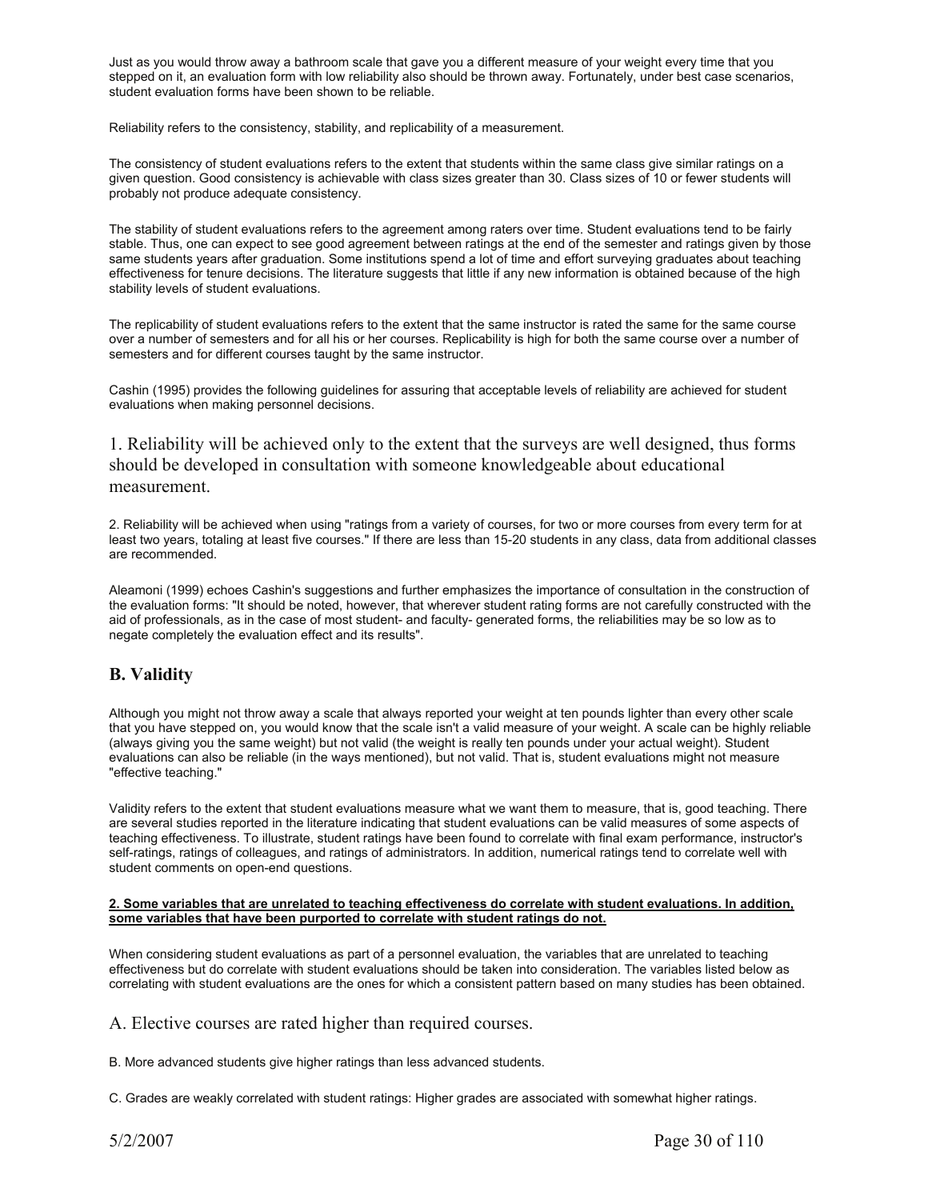Just as you would throw away a bathroom scale that gave you a different measure of your weight every time that you stepped on it, an evaluation form with low reliability also should be thrown away. Fortunately, under best case scenarios, student evaluation forms have been shown to be reliable.

Reliability refers to the consistency, stability, and replicability of a measurement.

The consistency of student evaluations refers to the extent that students within the same class give similar ratings on a given question. Good consistency is achievable with class sizes greater than 30. Class sizes of 10 or fewer students will probably not produce adequate consistency.

The stability of student evaluations refers to the agreement among raters over time. Student evaluations tend to be fairly stable. Thus, one can expect to see good agreement between ratings at the end of the semester and ratings given by those same students years after graduation. Some institutions spend a lot of time and effort surveying graduates about teaching effectiveness for tenure decisions. The literature suggests that little if any new information is obtained because of the high stability levels of student evaluations.

The replicability of student evaluations refers to the extent that the same instructor is rated the same for the same course over a number of semesters and for all his or her courses. Replicability is high for both the same course over a number of semesters and for different courses taught by the same instructor.

Cashin (1995) provides the following guidelines for assuring that acceptable levels of reliability are achieved for student evaluations when making personnel decisions.

1. Reliability will be achieved only to the extent that the surveys are well designed, thus forms should be developed in consultation with someone knowledgeable about educational measurement.

2. Reliability will be achieved when using "ratings from a variety of courses, for two or more courses from every term for at least two years, totaling at least five courses." If there are less than 15-20 students in any class, data from additional classes are recommended.

Aleamoni (1999) echoes Cashin's suggestions and further emphasizes the importance of consultation in the construction of the evaluation forms: "It should be noted, however, that wherever student rating forms are not carefully constructed with the aid of professionals, as in the case of most student- and faculty- generated forms, the reliabilities may be so low as to negate completely the evaluation effect and its results".

## B. Validity

Although you might not throw away a scale that always reported your weight at ten pounds lighter than every other scale that you have stepped on, you would know that the scale isn't a valid measure of your weight. A scale can be highly reliable (always giving you the same weight) but not valid (the weight is really ten pounds under your actual weight). Student evaluations can also be reliable (in the ways mentioned), but not valid. That is, student evaluations might not measure "effective teaching."

Validity refers to the extent that student evaluations measure what we want them to measure, that is, good teaching. There are several studies reported in the literature indicating that student evaluations can be valid measures of some aspects of teaching effectiveness. To illustrate, student ratings have been found to correlate with final exam performance, instructor's self-ratings, ratings of colleagues, and ratings of administrators. In addition, numerical ratings tend to correlate well with student comments on open-end questions.

**2. Some variables that are unrelated to teaching effectiveness do correlate with student evaluations. In addition, some variables that have been purported to correlate with student ratings do not.**

When considering student evaluations as part of a personnel evaluation, the variables that are unrelated to teaching effectiveness but do correlate with student evaluations should be taken into consideration. The variables listed below as correlating with student evaluations are the ones for which a consistent pattern based on many studies has been obtained.

A. Elective courses are rated higher than required courses.

B. More advanced students give higher ratings than less advanced students.

C. Grades are weakly correlated with student ratings: Higher grades are associated with somewhat higher ratings.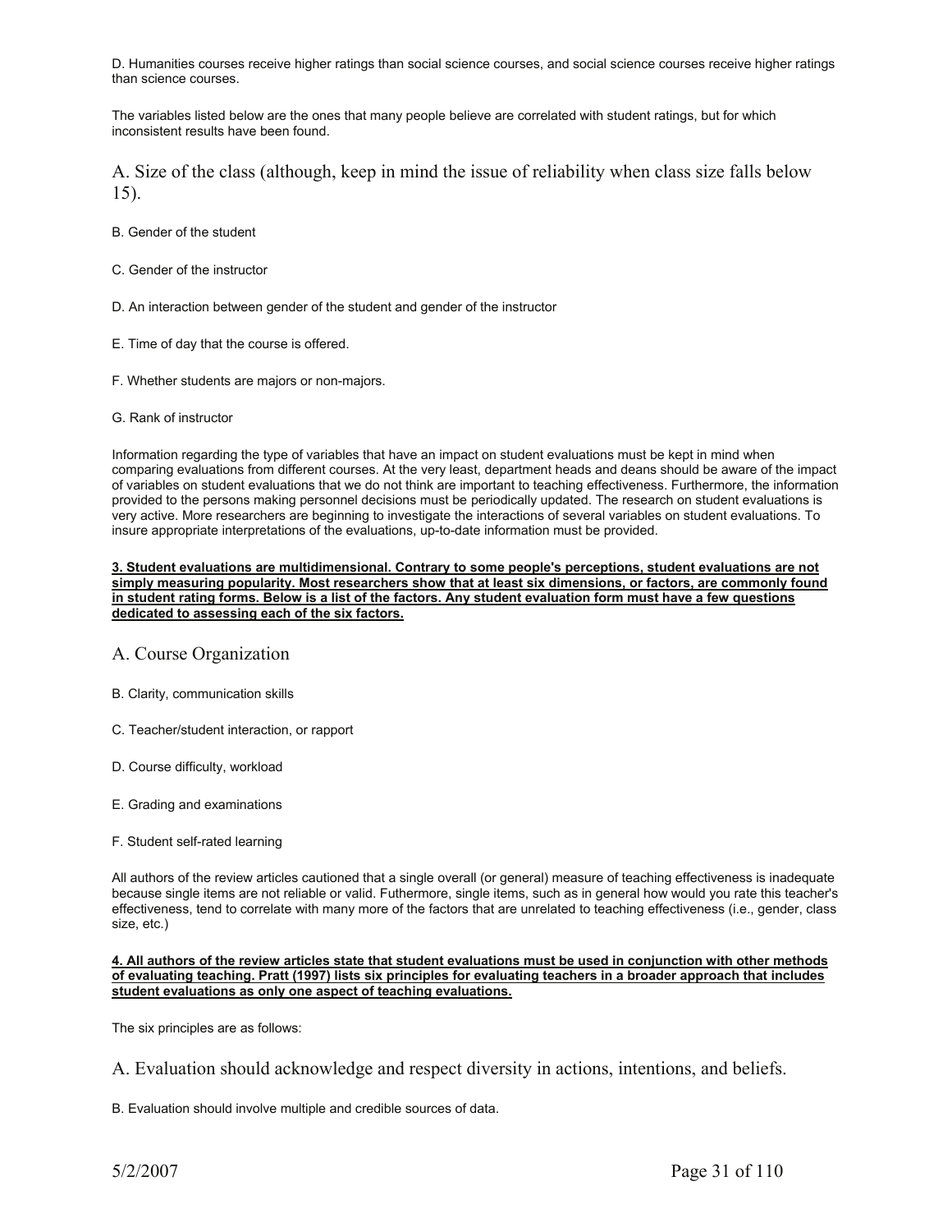D. Humanities courses receive higher ratings than social science courses, and social science courses receive higher ratings than science courses.

The variables listed below are the ones that many people believe are correlated with student ratings, but for which inconsistent results have been found.

A. Size of the class (although, keep in mind the issue of reliability when class size falls below 15).

B. Gender of the student

C. Gender of the instructor

D. An interaction between gender of the student and gender of the instructor

E. Time of day that the course is offered.

F. Whether students are majors or non-majors.

G. Rank of instructor

Information regarding the type of variables that have an impact on student evaluations must be kept in mind when comparing evaluations from different courses. At the very least, department heads and deans should be aware of the impact of variables on student evaluations that we do not think are important to teaching effectiveness. Furthermore, the information provided to the persons making personnel decisions must be periodically updated. The research on student evaluations is very active. More researchers are beginning to investigate the interactions of several variables on student evaluations. To insure appropriate interpretations of the evaluations, up-to-date information must be provided.

**3. Student evaluations are multidimensional. Contrary to some people's perceptions, student evaluations are not simply measuring popularity. Most researchers show that at least six dimensions, or factors, are commonly found in student rating forms. Below is a list of the factors. Any student evaluation form must have a few questions dedicated to assessing each of the six factors.**

A. Course Organization

B. Clarity, communication skills

C. Teacher/student interaction, or rapport

D. Course difficulty, workload

E. Grading and examinations

F. Student self-rated learning

All authors of the review articles cautioned that a single overall (or general) measure of teaching effectiveness is inadequate because single items are not reliable or valid. Futhermore, single items, such as in general how would you rate this teacher's effectiveness, tend to correlate with many more of the factors that are unrelated to teaching effectiveness (i.e., gender, class size, etc.)

**4. All authors of the review articles state that student evaluations must be used in conjunction with other methods of evaluating teaching. Pratt (1997) lists six principles for evaluating teachers in a broader approach that includes student evaluations as only one aspect of teaching evaluations.**

The six principles are as follows:

A. Evaluation should acknowledge and respect diversity in actions, intentions, and beliefs.

B. Evaluation should involve multiple and credible sources of data.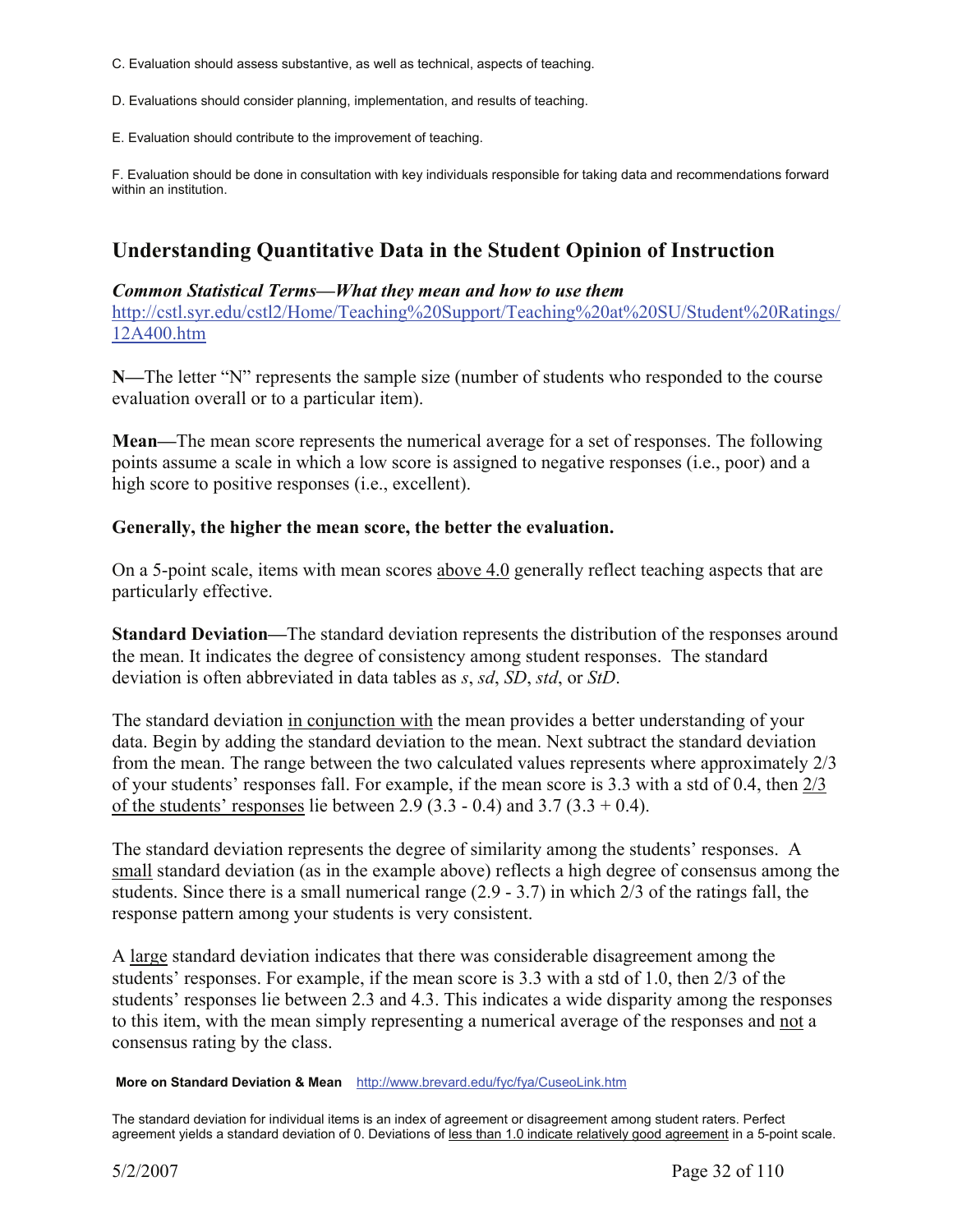C. Evaluation should assess substantive, as well as technical, aspects of teaching.

D. Evaluations should consider planning, implementation, and results of teaching.

E. Evaluation should contribute to the improvement of teaching.

F. Evaluation should be done in consultation with key individuals responsible for taking data and recommendations forward within an institution.

## Understanding Quantitative Data in the Student Opinion of Instruction

***Common Statistical Terms—What they mean and how to use them***
http://cstl.syr.edu/cstl2/Home/Teaching%20Support/Teaching%20at%20SU/Student%20Ratings/12A400.htm

**N—**The letter "N" represents the sample size (number of students who responded to the course evaluation overall or to a particular item).

**Mean—**The mean score represents the numerical average for a set of responses. The following points assume a scale in which a low score is assigned to negative responses (i.e., poor) and a high score to positive responses (i.e., excellent).

**Generally, the higher the mean score, the better the evaluation.**

On a 5-point scale, items with mean scores above 4.0 generally reflect teaching aspects that are particularly effective.

**Standard Deviation—**The standard deviation represents the distribution of the responses around the mean. It indicates the degree of consistency among student responses. The standard deviation is often abbreviated in data tables as *s*, *sd*, *SD*, *std*, or *StD*.

The standard deviation in conjunction with the mean provides a better understanding of your data. Begin by adding the standard deviation to the mean. Next subtract the standard deviation from the mean. The range between the two calculated values represents where approximately 2/3 of your students' responses fall. For example, if the mean score is 3.3 with a std of 0.4, then 2/3 of the students' responses lie between 2.9 (3.3 - 0.4) and 3.7 (3.3 + 0.4).

The standard deviation represents the degree of similarity among the students' responses. A small standard deviation (as in the example above) reflects a high degree of consensus among the students. Since there is a small numerical range (2.9 - 3.7) in which 2/3 of the ratings fall, the response pattern among your students is very consistent.

A large standard deviation indicates that there was considerable disagreement among the students' responses. For example, if the mean score is 3.3 with a std of 1.0, then 2/3 of the students' responses lie between 2.3 and 4.3. This indicates a wide disparity among the responses to this item, with the mean simply representing a numerical average of the responses and not a consensus rating by the class.

**More on Standard Deviation & Mean** http://www.brevard.edu/fyc/fya/CuseoLink.htm

The standard deviation for individual items is an index of agreement or disagreement among student raters. Perfect agreement yields a standard deviation of 0. Deviations of less than 1.0 indicate relatively good agreement in a 5-point scale.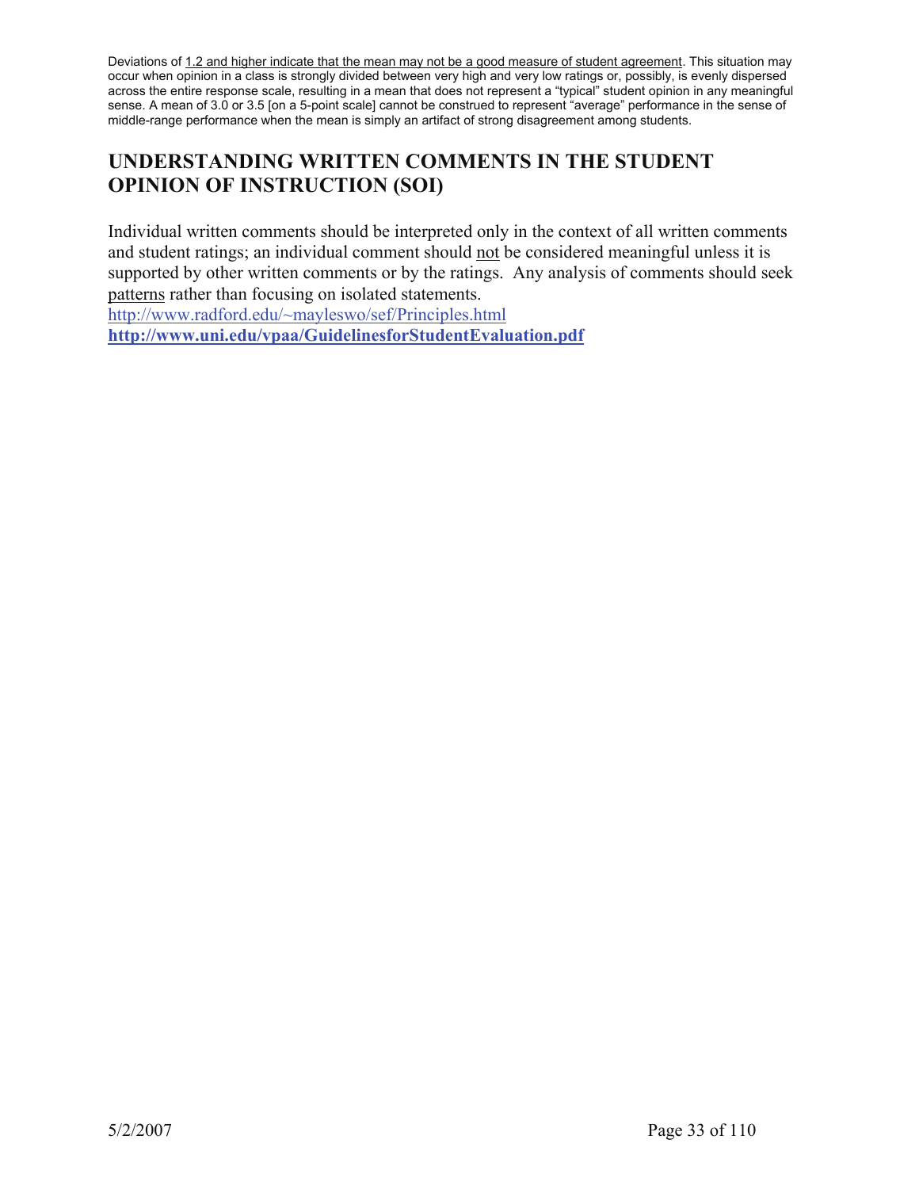Deviations of <u>1.2 and higher indicate that the mean may not be a good measure of student agreement</u>. This situation may occur when opinion in a class is strongly divided between very high and very low ratings or, possibly, is evenly dispersed across the entire response scale, resulting in a mean that does not represent a "typical" student opinion in any meaningful sense. A mean of 3.0 or 3.5 [on a 5-point scale] cannot be construed to represent "average" performance in the sense of middle-range performance when the mean is simply an artifact of strong disagreement among students.

## UNDERSTANDING WRITTEN COMMENTS IN THE STUDENT OPINION OF INSTRUCTION (SOI)

Individual written comments should be interpreted only in the context of all written comments and student ratings; an individual comment should <u>not</u> be considered meaningful unless it is supported by other written comments or by the ratings. Any analysis of comments should seek <u>patterns</u> rather than focusing on isolated statements.
http://www.radford.edu/~mayleswo/sef/Principles.html
**http://www.uni.edu/vpaa/GuidelinesforStudentEvaluation.pdf**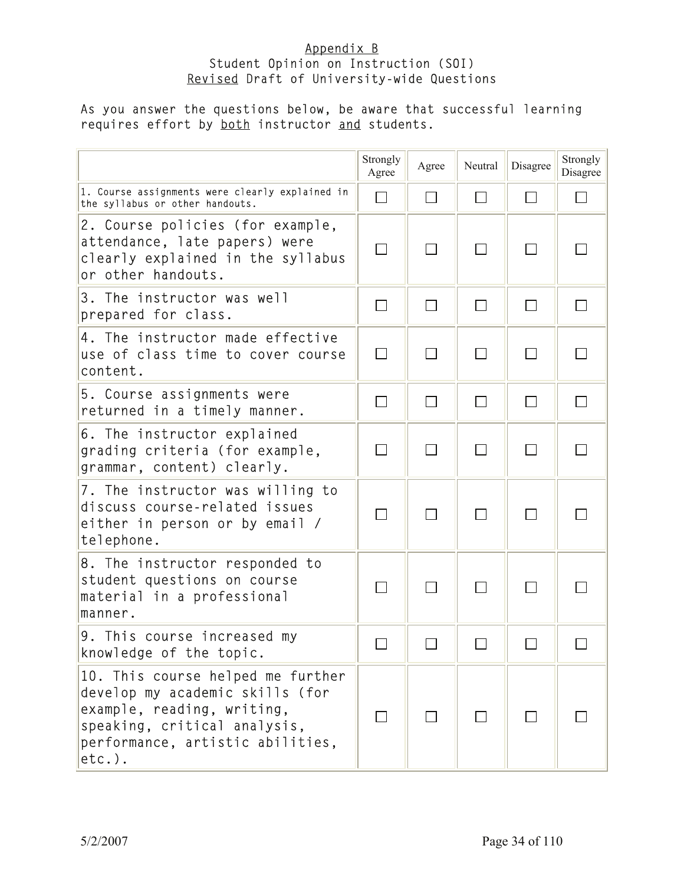<u>Appendix B</u>
Student Opinion on Instruction (SOI)
<u>Revised</u> Draft of University-wide Questions

As you answer the questions below, be aware that successful learning requires effort by <u>both</u> instructor <u>and</u> students.

| | Strongly Agree | Agree | Neutral | Disagree | Strongly Disagree |
|---|---|---|---|---|---|
| 1. Course assignments were clearly explained in the syllabus or other handouts. | ☐ | ☐ | ☐ | ☐ | ☐ |
| 2. Course policies (for example, attendance, late papers) were clearly explained in the syllabus or other handouts. | ☐ | ☐ | ☐ | ☐ | ☐ |
| 3. The instructor was well prepared for class. | ☐ | ☐ | ☐ | ☐ | ☐ |
| 4. The instructor made effective use of class time to cover course content. | ☐ | ☐ | ☐ | ☐ | ☐ |
| 5. Course assignments were returned in a timely manner. | ☐ | ☐ | ☐ | ☐ | ☐ |
| 6. The instructor explained grading criteria (for example, grammar, content) clearly. | ☐ | ☐ | ☐ | ☐ | ☐ |
| 7. The instructor was willing to discuss course-related issues either in person or by email / telephone. | ☐ | ☐ | ☐ | ☐ | ☐ |
| 8. The instructor responded to student questions on course material in a professional manner. | ☐ | ☐ | ☐ | ☐ | ☐ |
| 9. This course increased my knowledge of the topic. | ☐ | ☐ | ☐ | ☐ | ☐ |
| 10. This course helped me further develop my academic skills (for example, reading, writing, speaking, critical analysis, performance, artistic abilities, etc.). | ☐ | ☐ | ☐ | ☐ | ☐ |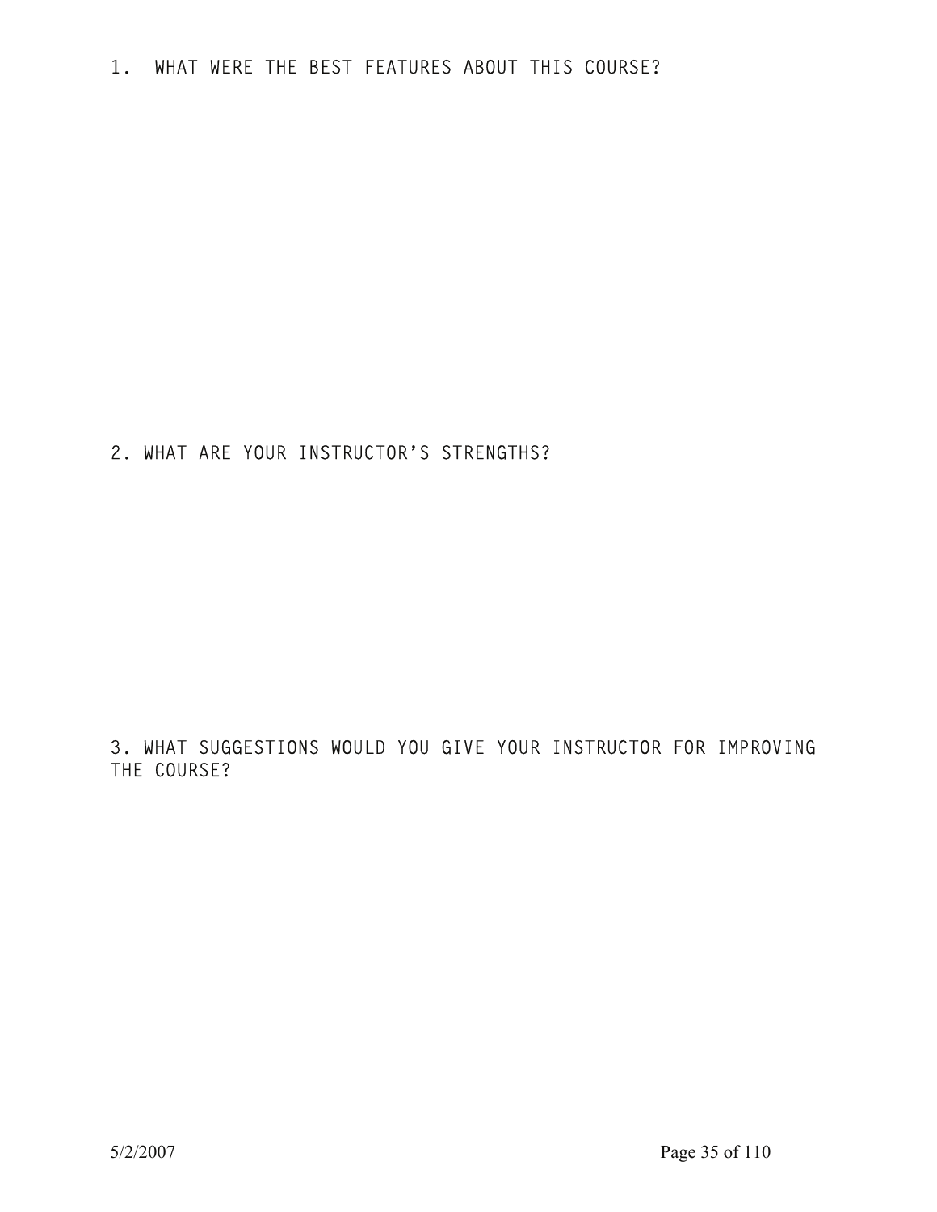1. WHAT WERE THE BEST FEATURES ABOUT THIS COURSE?

2. WHAT ARE YOUR INSTRUCTOR'S STRENGTHS?

3. WHAT SUGGESTIONS WOULD YOU GIVE YOUR INSTRUCTOR FOR IMPROVING THE COURSE?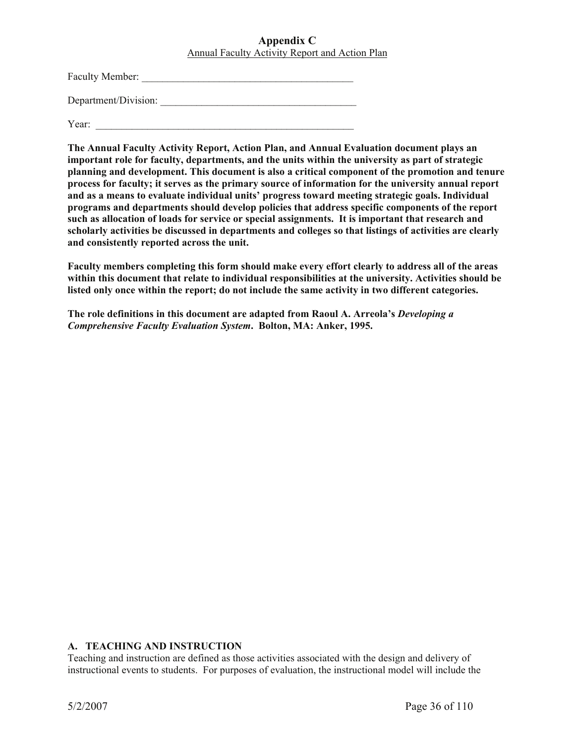## Appendix C

Annual Faculty Activity Report and Action Plan

Faculty Member: ___________________________________________

Department/Division: ______________________________________

Year: ____________________________________________________

**The Annual Faculty Activity Report, Action Plan, and Annual Evaluation document plays an important role for faculty, departments, and the units within the university as part of strategic planning and development. This document is also a critical component of the promotion and tenure process for faculty; it serves as the primary source of information for the university annual report and as a means to evaluate individual units' progress toward meeting strategic goals. Individual programs and departments should develop policies that address specific components of the report such as allocation of loads for service or special assignments. It is important that research and scholarly activities be discussed in departments and colleges so that listings of activities are clearly and consistently reported across the unit.**

**Faculty members completing this form should make every effort clearly to address all of the areas within this document that relate to individual responsibilities at the university. Activities should be listed only once within the report; do not include the same activity in two different categories.**

**The role definitions in this document are adapted from Raoul A. Arreola's *Developing a Comprehensive Faculty Evaluation System*. Bolton, MA: Anker, 1995.**

### A. TEACHING AND INSTRUCTION

Teaching and instruction are defined as those activities associated with the design and delivery of instructional events to students. For purposes of evaluation, the instructional model will include the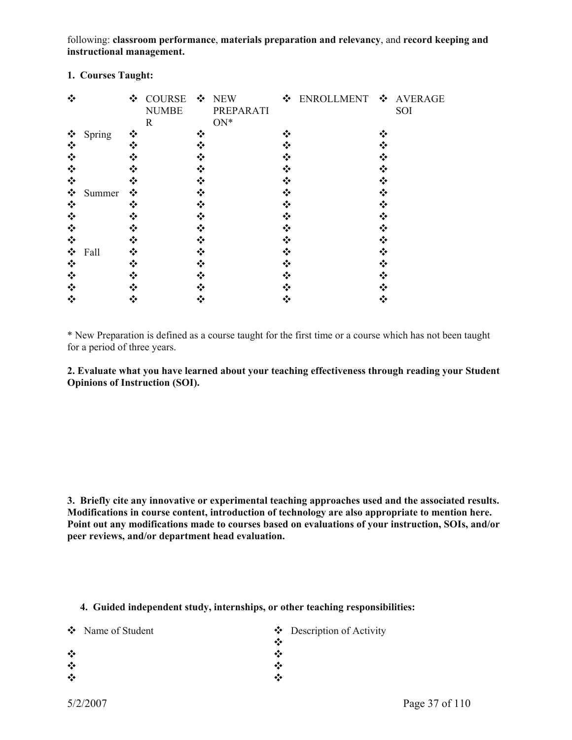following: **classroom performance**, **materials preparation and relevancy**, and **record keeping and instructional management.**

**1. Courses Taught:**

| | COURSE NUMBER | NEW PREPARATION* | ENROLLMENT | AVERAGE SOI |
|---|---|---|---|---|
| Spring | | | | |
| | | | | |
| | | | | |
| | | | | |
| | | | | |
| Summer | | | | |
| | | | | |
| | | | | |
| | | | | |
| | | | | |
| Fall | | | | |
| | | | | |
| | | | | |
| | | | | |
| | | | | |

\* New Preparation is defined as a course taught for the first time or a course which has not been taught for a period of three years.

**2. Evaluate what you have learned about your teaching effectiveness through reading your Student Opinions of Instruction (SOI).**

**3. Briefly cite any innovative or experimental teaching approaches used and the associated results. Modifications in course content, introduction of technology are also appropriate to mention here. Point out any modifications made to courses based on evaluations of your instruction, SOIs, and/or peer reviews, and/or department head evaluation.**

**4. Guided independent study, internships, or other teaching responsibilities:**

| Name of Student | Description of Activity |
|---|---|
| | |
| | |
| | |
| | |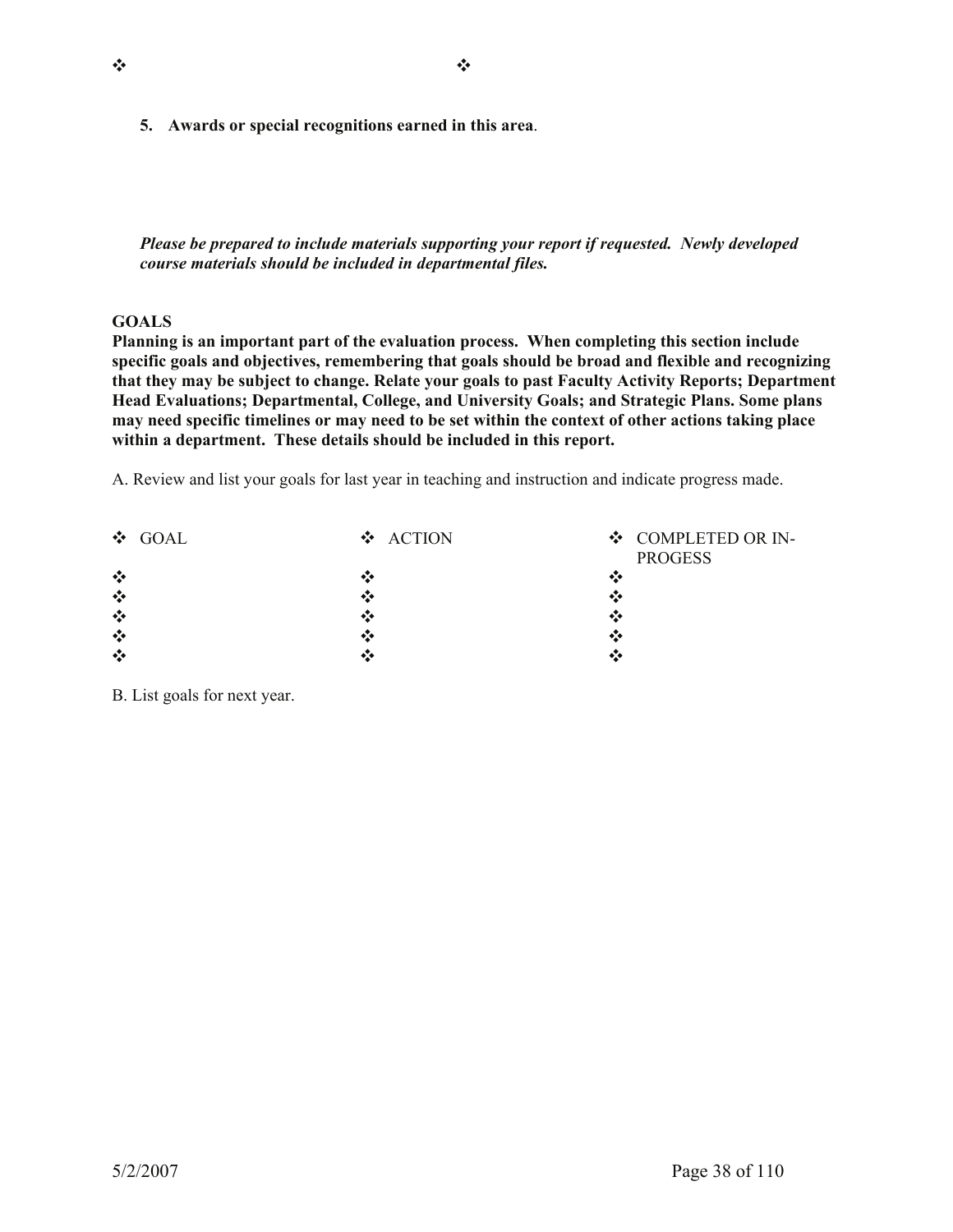❖ ❖

5. **Awards or special recognitions earned in this area**.

***Please be prepared to include materials supporting your report if requested. Newly developed course materials should be included in departmental files.***

**GOALS**

**Planning is an important part of the evaluation process. When completing this section include specific goals and objectives, remembering that goals should be broad and flexible and recognizing that they may be subject to change. Relate your goals to past Faculty Activity Reports; Department Head Evaluations; Departmental, College, and University Goals; and Strategic Plans. Some plans may need specific timelines or may need to be set within the context of other actions taking place within a department. These details should be included in this report.**

A. Review and list your goals for last year in teaching and instruction and indicate progress made.

| ❖ GOAL | ❖ ACTION | ❖ COMPLETED OR IN-PROGESS |
|---|---|---|
| ❖ | ❖ | ❖ |
| ❖ | ❖ | ❖ |
| ❖ | ❖ | ❖ |
| ❖ | ❖ | ❖ |
| ❖ | ❖ | ❖ |

B. List goals for next year.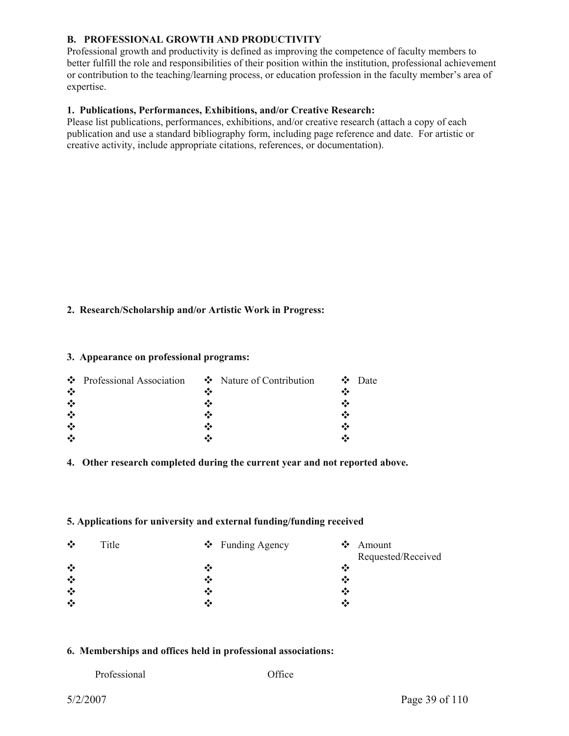**B. PROFESSIONAL GROWTH AND PRODUCTIVITY**

Professional growth and productivity is defined as improving the competence of faculty members to better fulfill the role and responsibilities of their position within the institution, professional achievement or contribution to the teaching/learning process, or education profession in the faculty member's area of expertise.

**1. Publications, Performances, Exhibitions, and/or Creative Research:**

Please list publications, performances, exhibitions, and/or creative research (attach a copy of each publication and use a standard bibliography form, including page reference and date. For artistic or creative activity, include appropriate citations, references, or documentation).

**2. Research/Scholarship and/or Artistic Work in Progress:**

**3. Appearance on professional programs:**

| ❖ Professional Association | ❖ Nature of Contribution | ❖ Date |
|---|---|---|
| ❖ | ❖ | ❖ |
| ❖ | ❖ | ❖ |
| ❖ | ❖ | ❖ |
| ❖ | ❖ | ❖ |
| ❖ | ❖ | ❖ |

**4. Other research completed during the current year and not reported above.**

**5. Applications for university and external funding/funding received**

| ❖ Title | ❖ Funding Agency | ❖ Amount Requested/Received |
|---|---|---|
| ❖ | ❖ | ❖ |
| ❖ | ❖ | ❖ |
| ❖ | ❖ | ❖ |
| ❖ | ❖ | ❖ |

**6. Memberships and offices held in professional associations:**

| Professional | Office |
|---|---|

5/2/2007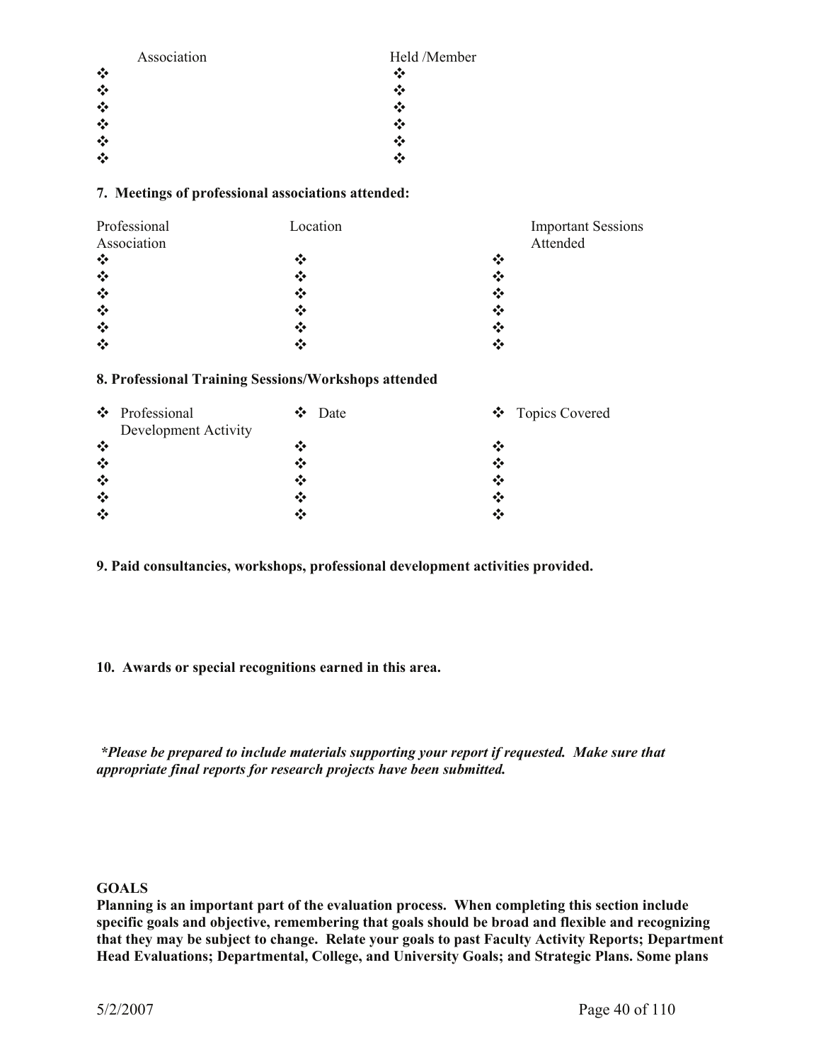| Association | Held /Member |
|---|---|
| ❖ | ❖ |
| ❖ | ❖ |
| ❖ | ❖ |
| ❖ | ❖ |
| ❖ | ❖ |
| ❖ | ❖ |

**7. Meetings of professional associations attended:**

| Professional Association | Location | Important Sessions Attended |
|---|---|---|
| ❖ | ❖ | ❖ |
| ❖ | ❖ | ❖ |
| ❖ | ❖ | ❖ |
| ❖ | ❖ | ❖ |
| ❖ | ❖ | ❖ |
| ❖ | ❖ | ❖ |

**8. Professional Training Sessions/Workshops attended**

| ❖ Professional Development Activity | ❖ Date | ❖ Topics Covered |
|---|---|---|
| ❖ | ❖ | ❖ |
| ❖ | ❖ | ❖ |
| ❖ | ❖ | ❖ |
| ❖ | ❖ | ❖ |
| ❖ | ❖ | ❖ |

**9. Paid consultancies, workshops, professional development activities provided.**

**10. Awards or special recognitions earned in this area.**

***Please be prepared to include materials supporting your report if requested. Make sure that appropriate final reports for research projects have been submitted.***

**GOALS**

**Planning is an important part of the evaluation process. When completing this section include specific goals and objective, remembering that goals should be broad and flexible and recognizing that they may be subject to change. Relate your goals to past Faculty Activity Reports; Department Head Evaluations; Departmental, College, and University Goals; and Strategic Plans. Some plans**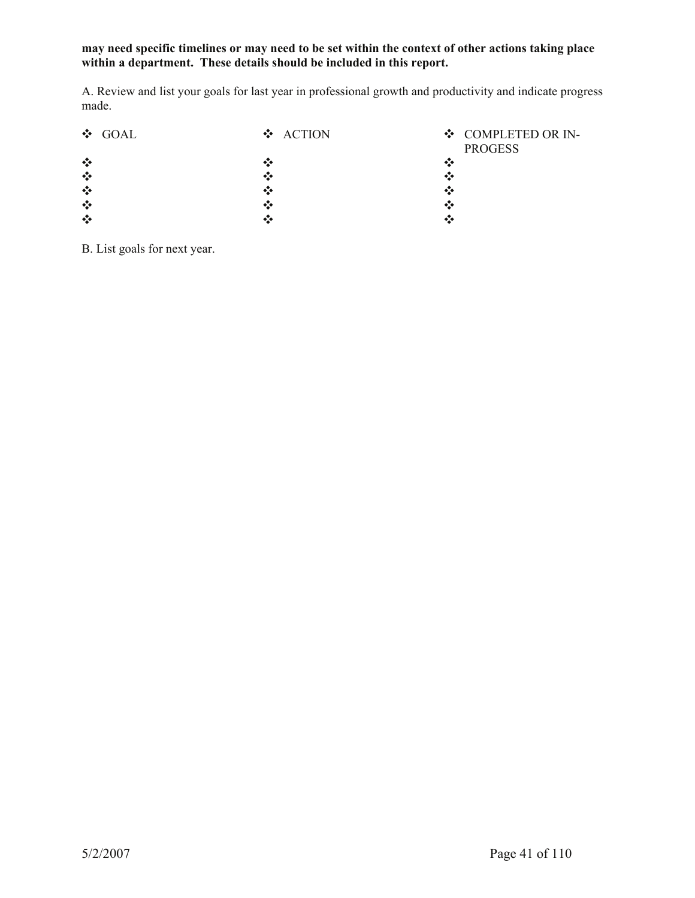**may need specific timelines or may need to be set within the context of other actions taking place within a department. These details should be included in this report.**

A. Review and list your goals for last year in professional growth and productivity and indicate progress made.

| ❖ GOAL | ❖ ACTION | ❖ COMPLETED OR IN-PROGESS |
|---|---|---|
| ❖ | ❖ | ❖ |
| ❖ | ❖ | ❖ |
| ❖ | ❖ | ❖ |
| ❖ | ❖ | ❖ |
| ❖ | ❖ | ❖ |

B. List goals for next year.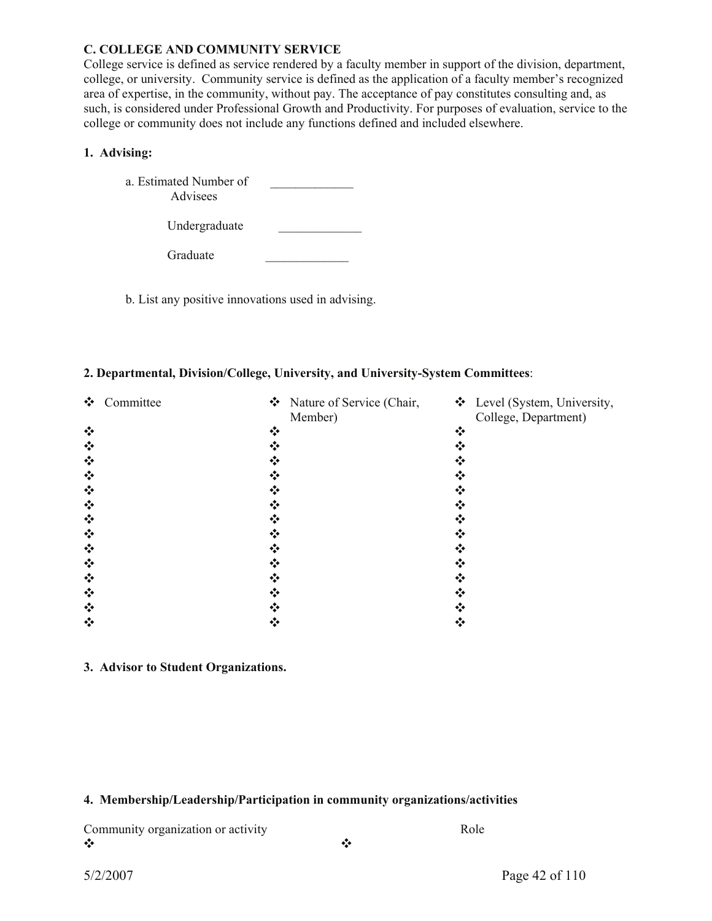### C. COLLEGE AND COMMUNITY SERVICE

College service is defined as service rendered by a faculty member in support of the division, department, college, or university. Community service is defined as the application of a faculty member's recognized area of expertise, in the community, without pay. The acceptance of pay constitutes consulting and, as such, is considered under Professional Growth and Productivity. For purposes of evaluation, service to the college or community does not include any functions defined and included elsewhere.

**1. Advising:**

a. Estimated Number of Advisees _____________

Undergraduate _____________

Graduate _____________

b. List any positive innovations used in advising.

**2. Departmental, Division/College, University, and University-System Committees**:

| ❖ Committee | ❖ Nature of Service (Chair, Member) | ❖ Level (System, University, College, Department) |
|---|---|---|
| ❖ | ❖ | ❖ |
| ❖ | ❖ | ❖ |
| ❖ | ❖ | ❖ |
| ❖ | ❖ | ❖ |
| ❖ | ❖ | ❖ |
| ❖ | ❖ | ❖ |
| ❖ | ❖ | ❖ |
| ❖ | ❖ | ❖ |
| ❖ | ❖ | ❖ |
| ❖ | ❖ | ❖ |
| ❖ | ❖ | ❖ |
| ❖ | ❖ | ❖ |
| ❖ | ❖ | ❖ |
| ❖ | ❖ | ❖ |

**3. Advisor to Student Organizations.**

**4. Membership/Leadership/Participation in community organizations/activities**

| Community organization or activity | Role |
|---|---|
| ❖ | ❖ |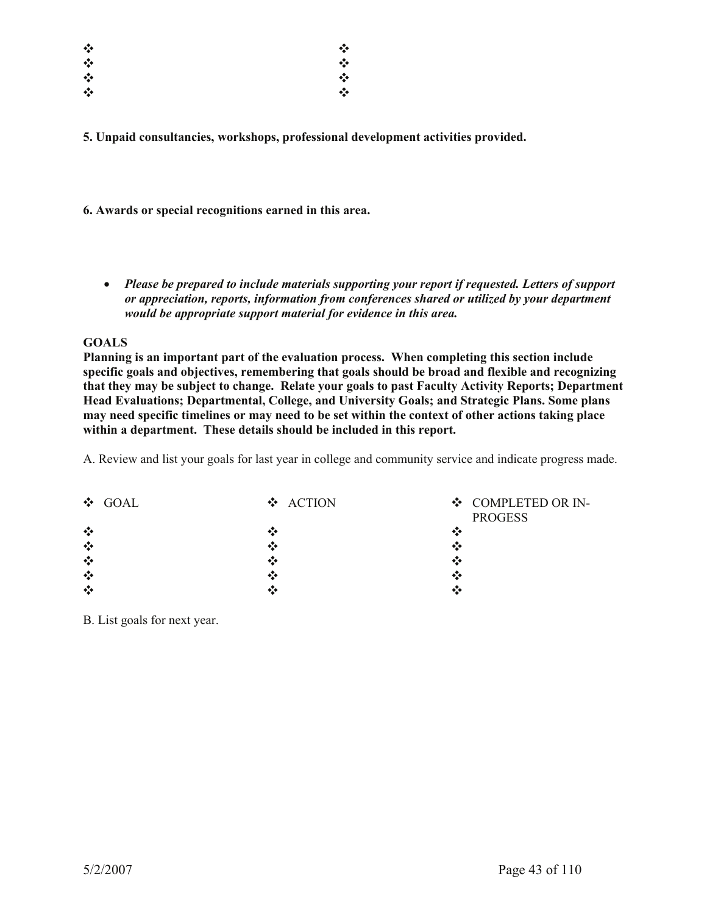| ❖ | ❖ |
|---|---|
| ❖ | ❖ |
| ❖ | ❖ |
| ❖ | ❖ |

**5. Unpaid consultancies, workshops, professional development activities provided.**

**6. Awards or special recognitions earned in this area.**

- ***Please be prepared to include materials supporting your report if requested. Letters of support or appreciation, reports, information from conferences shared or utilized by your department would be appropriate support material for evidence in this area.***

**GOALS**

**Planning is an important part of the evaluation process. When completing this section include specific goals and objectives, remembering that goals should be broad and flexible and recognizing that they may be subject to change. Relate your goals to past Faculty Activity Reports; Department Head Evaluations; Departmental, College, and University Goals; and Strategic Plans. Some plans may need specific timelines or may need to be set within the context of other actions taking place within a department. These details should be included in this report.**

A. Review and list your goals for last year in college and community service and indicate progress made.

| ❖ GOAL | ❖ ACTION | ❖ COMPLETED OR IN-PROGESS |
|---|---|---|
| ❖ | ❖ | ❖ |
| ❖ | ❖ | ❖ |
| ❖ | ❖ | ❖ |
| ❖ | ❖ | ❖ |
| ❖ | ❖ | ❖ |

B. List goals for next year.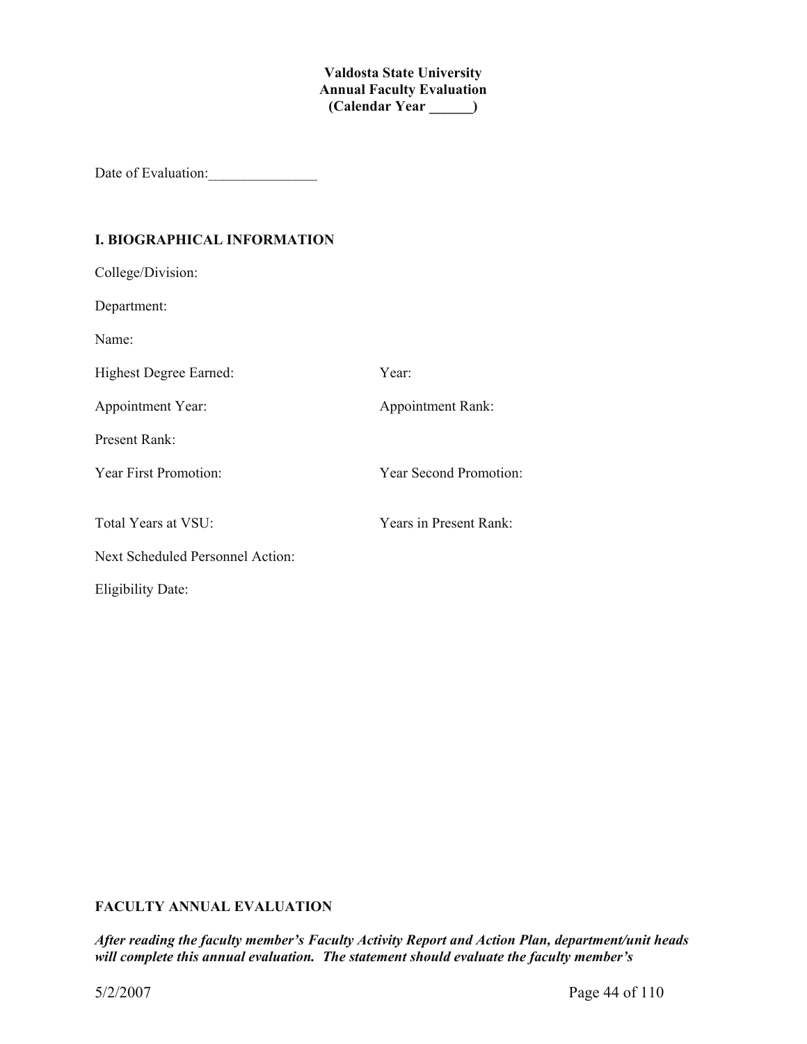**Valdosta State University**
**Annual Faculty Evaluation**
**(Calendar Year ______)**

Date of Evaluation:_______________

## I. BIOGRAPHICAL INFORMATION

College/Division:

Department:

Name:

Highest Degree Earned: Year:

Appointment Year: Appointment Rank:

Present Rank:

Year First Promotion: Year Second Promotion:

Total Years at VSU: Years in Present Rank:

Next Scheduled Personnel Action:

Eligibility Date:

## FACULTY ANNUAL EVALUATION

***After reading the faculty member's Faculty Activity Report and Action Plan, department/unit heads will complete this annual evaluation. The statement should evaluate the faculty member's***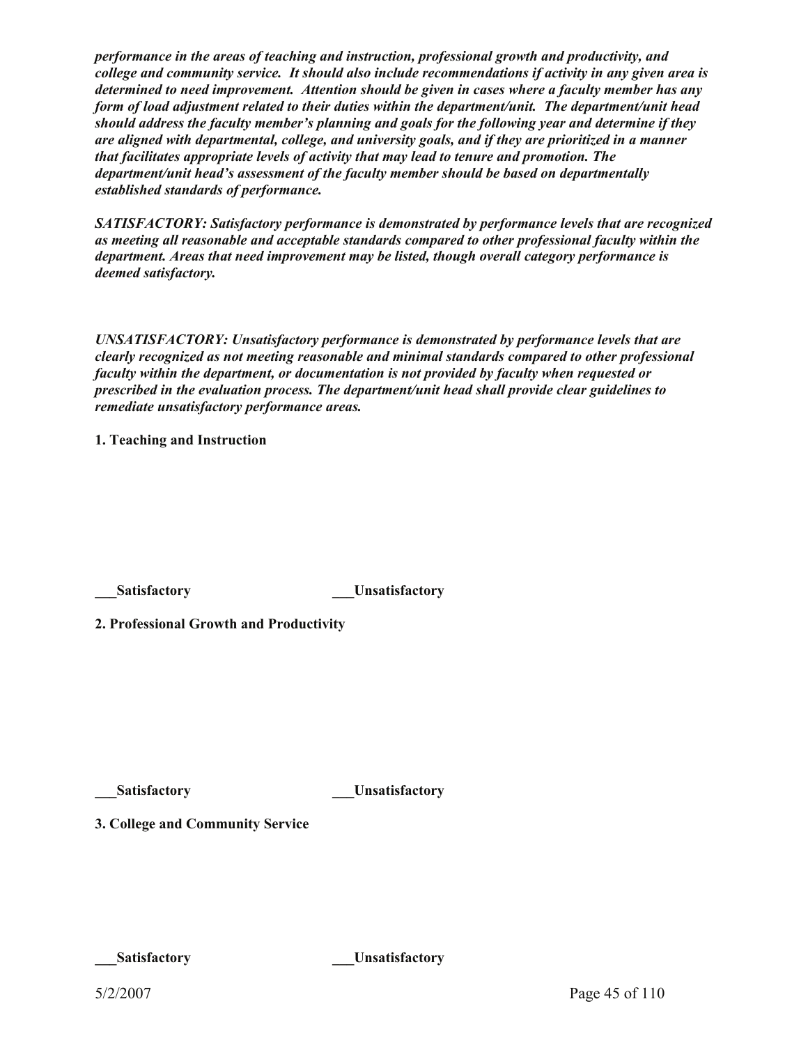***performance in the areas of teaching and instruction, professional growth and productivity, and college and community service. It should also include recommendations if activity in any given area is determined to need improvement. Attention should be given in cases where a faculty member has any form of load adjustment related to their duties within the department/unit. The department/unit head should address the faculty member's planning and goals for the following year and determine if they are aligned with departmental, college, and university goals, and if they are prioritized in a manner that facilitates appropriate levels of activity that may lead to tenure and promotion. The department/unit head's assessment of the faculty member should be based on departmentally established standards of performance.***

***SATISFACTORY: Satisfactory performance is demonstrated by performance levels that are recognized as meeting all reasonable and acceptable standards compared to other professional faculty within the department. Areas that need improvement may be listed, though overall category performance is deemed satisfactory.***

***UNSATISFACTORY: Unsatisfactory performance is demonstrated by performance levels that are clearly recognized as not meeting reasonable and minimal standards compared to other professional faculty within the department, or documentation is not provided by faculty when requested or prescribed in the evaluation process. The department/unit head shall provide clear guidelines to remediate unsatisfactory performance areas.***

**1. Teaching and Instruction**

**\_\_\_Satisfactory** **\_\_\_Unsatisfactory**

**2. Professional Growth and Productivity**

**\_\_\_Satisfactory** **\_\_\_Unsatisfactory**

**3. College and Community Service**

**\_\_\_Satisfactory** **\_\_\_Unsatisfactory**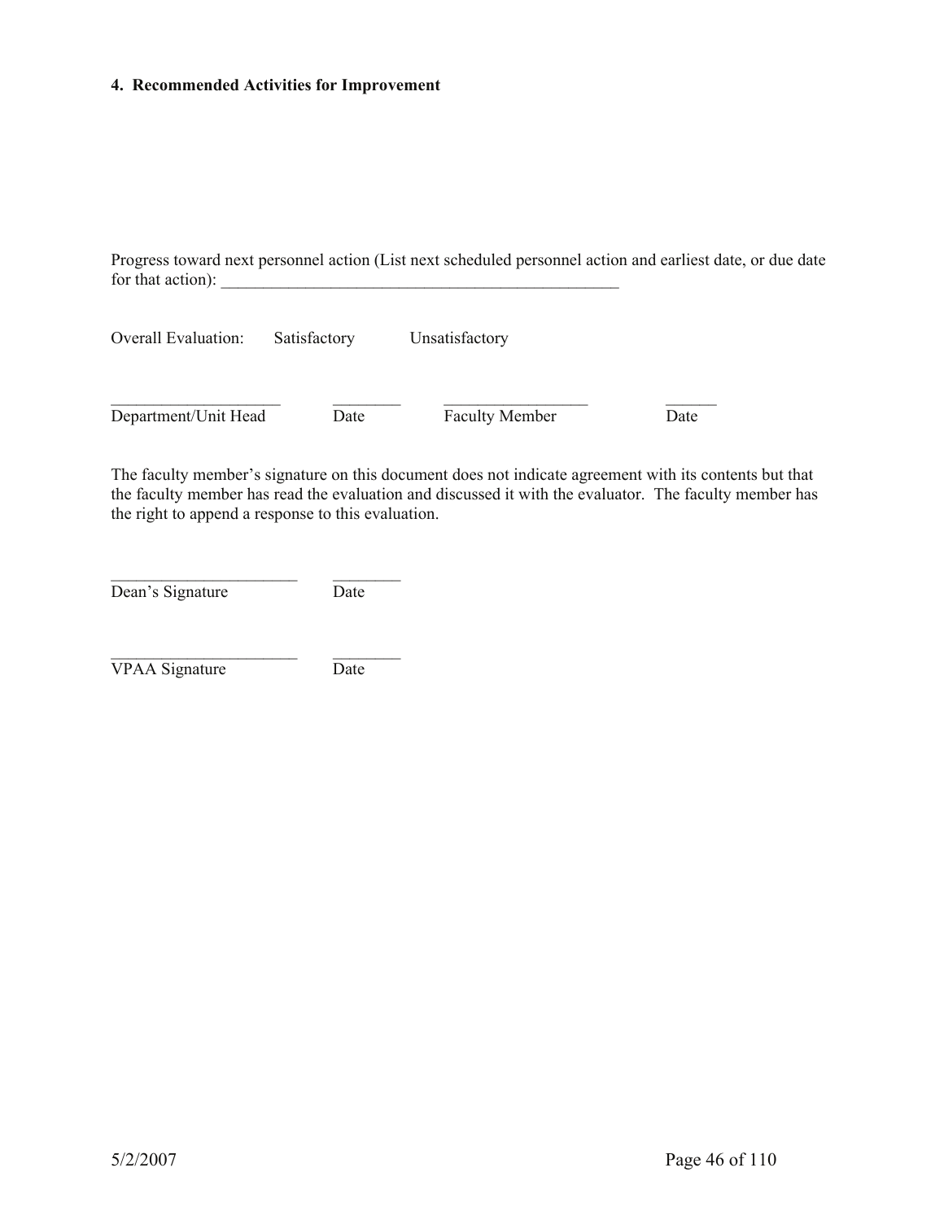**4. Recommended Activities for Improvement**

Progress toward next personnel action (List next scheduled personnel action and earliest date, or due date for that action): ________________________________________________

Overall Evaluation: Satisfactory Unsatisfactory

| ____________________ | ________ | _________________ | ______ |
|---|---|---|---|
| Department/Unit Head | Date | Faculty Member | Date |

The faculty member's signature on this document does not indicate agreement with its contents but that the faculty member has read the evaluation and discussed it with the evaluator. The faculty member has the right to append a response to this evaluation.

| ______________________ | ________ |
|---|---|
| Dean's Signature | Date |

| ______________________ | ________ |
|---|---|
| VPAA Signature | Date |

5/2/2007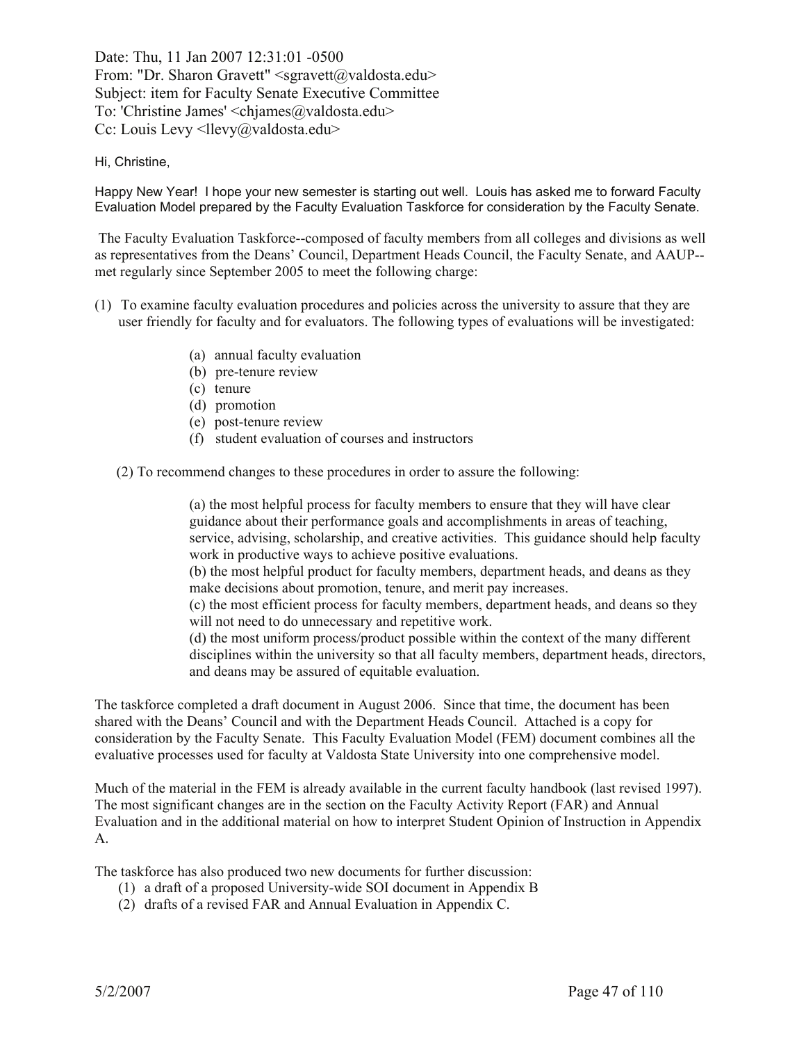Date: Thu, 11 Jan 2007 12:31:01 -0500
From: "Dr. Sharon Gravett" <sgravett@valdosta.edu>
Subject: item for Faculty Senate Executive Committee
To: 'Christine James' <chjames@valdosta.edu>
Cc: Louis Levy <llevy@valdosta.edu>

Hi, Christine,

Happy New Year! I hope your new semester is starting out well. Louis has asked me to forward Faculty Evaluation Model prepared by the Faculty Evaluation Taskforce for consideration by the Faculty Senate.

The Faculty Evaluation Taskforce--composed of faculty members from all colleges and divisions as well as representatives from the Deans' Council, Department Heads Council, the Faculty Senate, and AAUP--met regularly since September 2005 to meet the following charge:

(1) To examine faculty evaluation procedures and policies across the university to assure that they are user friendly for faculty and for evaluators. The following types of evaluations will be investigated:

   (a) annual faculty evaluation
   (b) pre-tenure review
   (c) tenure
   (d) promotion
   (e) post-tenure review
   (f) student evaluation of courses and instructors

(2) To recommend changes to these procedures in order to assure the following:

   (a) the most helpful process for faculty members to ensure that they will have clear guidance about their performance goals and accomplishments in areas of teaching, service, advising, scholarship, and creative activities. This guidance should help faculty work in productive ways to achieve positive evaluations.
   (b) the most helpful product for faculty members, department heads, and deans as they make decisions about promotion, tenure, and merit pay increases.
   (c) the most efficient process for faculty members, department heads, and deans so they will not need to do unnecessary and repetitive work.
   (d) the most uniform process/product possible within the context of the many different disciplines within the university so that all faculty members, department heads, directors, and deans may be assured of equitable evaluation.

The taskforce completed a draft document in August 2006. Since that time, the document has been shared with the Deans' Council and with the Department Heads Council. Attached is a copy for consideration by the Faculty Senate. This Faculty Evaluation Model (FEM) document combines all the evaluative processes used for faculty at Valdosta State University into one comprehensive model.

Much of the material in the FEM is already available in the current faculty handbook (last revised 1997). The most significant changes are in the section on the Faculty Activity Report (FAR) and Annual Evaluation and in the additional material on how to interpret Student Opinion of Instruction in Appendix A.

The taskforce has also produced two new documents for further discussion:

(1) a draft of a proposed University-wide SOI document in Appendix B
(2) drafts of a revised FAR and Annual Evaluation in Appendix C.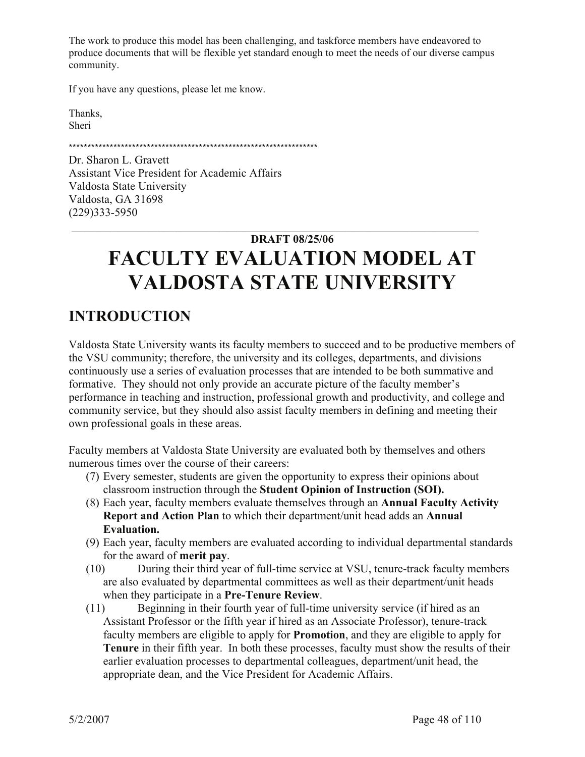The work to produce this model has been challenging, and taskforce members have endeavored to produce documents that will be flexible yet standard enough to meet the needs of our diverse campus community.

If you have any questions, please let me know.

Thanks,
Sheri

*******************************************************************

Dr. Sharon L. Gravett
Assistant Vice President for Academic Affairs
Valdosta State University
Valdosta, GA 31698
(229)333-5950

---

**DRAFT 08/25/06**

# FACULTY EVALUATION MODEL AT VALDOSTA STATE UNIVERSITY

## INTRODUCTION

Valdosta State University wants its faculty members to succeed and to be productive members of the VSU community; therefore, the university and its colleges, departments, and divisions continuously use a series of evaluation processes that are intended to be both summative and formative. They should not only provide an accurate picture of the faculty member's performance in teaching and instruction, professional growth and productivity, and college and community service, but they should also assist faculty members in defining and meeting their own professional goals in these areas.

Faculty members at Valdosta State University are evaluated both by themselves and others numerous times over the course of their careers:

(7) Every semester, students are given the opportunity to express their opinions about classroom instruction through the **Student Opinion of Instruction (SOI).**

(8) Each year, faculty members evaluate themselves through an **Annual Faculty Activity Report and Action Plan** to which their department/unit head adds an **Annual Evaluation.**

(9) Each year, faculty members are evaluated according to individual departmental standards for the award of **merit pay**.

(10) During their third year of full-time service at VSU, tenure-track faculty members are also evaluated by departmental committees as well as their department/unit heads when they participate in a **Pre-Tenure Review**.

(11) Beginning in their fourth year of full-time university service (if hired as an Assistant Professor or the fifth year if hired as an Associate Professor), tenure-track faculty members are eligible to apply for **Promotion**, and they are eligible to apply for **Tenure** in their fifth year. In both these processes, faculty must show the results of their earlier evaluation processes to departmental colleagues, department/unit head, the appropriate dean, and the Vice President for Academic Affairs.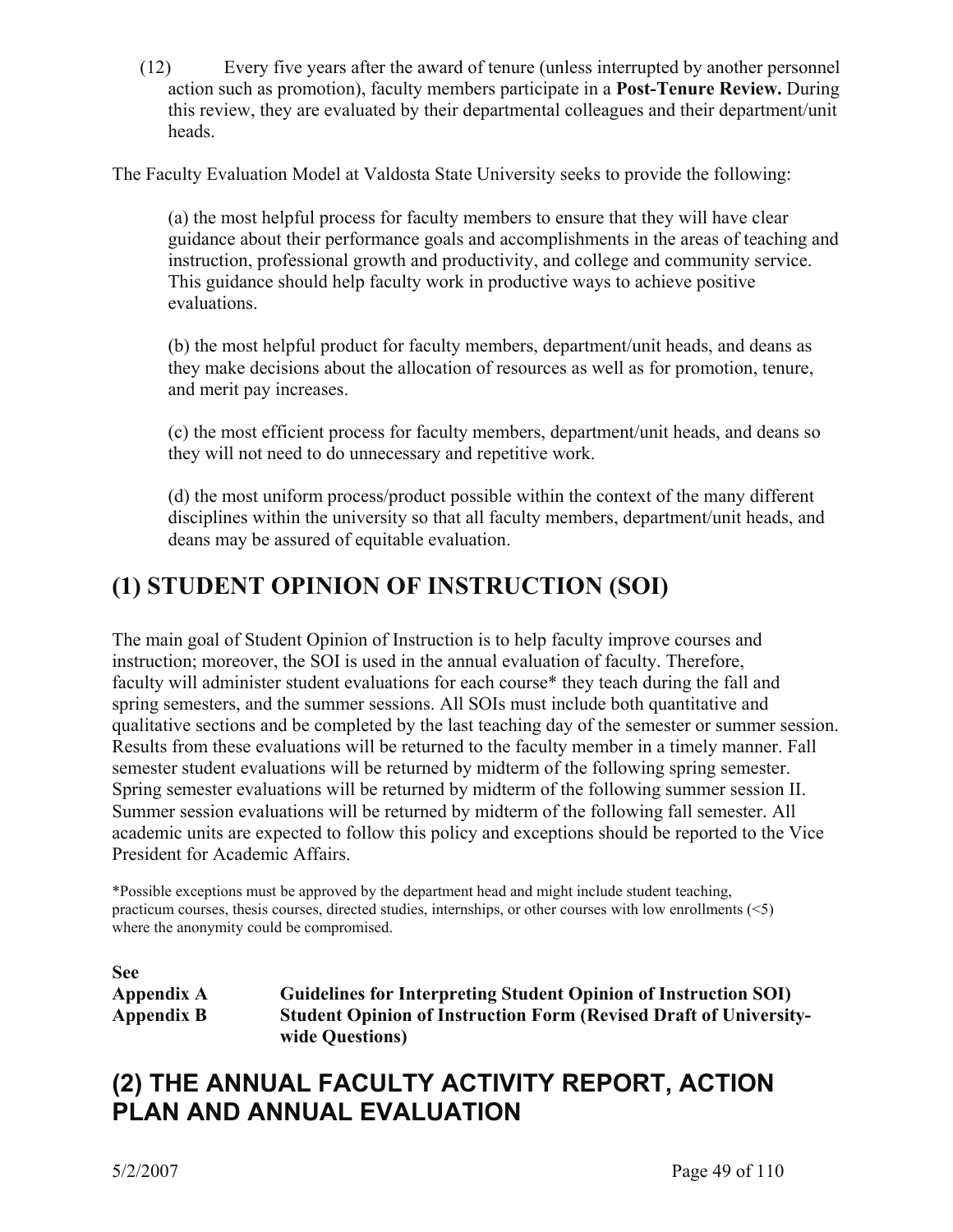(12) Every five years after the award of tenure (unless interrupted by another personnel action such as promotion), faculty members participate in a **Post-Tenure Review.** During this review, they are evaluated by their departmental colleagues and their department/unit heads.

The Faculty Evaluation Model at Valdosta State University seeks to provide the following:

(a) the most helpful process for faculty members to ensure that they will have clear guidance about their performance goals and accomplishments in the areas of teaching and instruction, professional growth and productivity, and college and community service. This guidance should help faculty work in productive ways to achieve positive evaluations.

(b) the most helpful product for faculty members, department/unit heads, and deans as they make decisions about the allocation of resources as well as for promotion, tenure, and merit pay increases.

(c) the most efficient process for faculty members, department/unit heads, and deans so they will not need to do unnecessary and repetitive work.

(d) the most uniform process/product possible within the context of the many different disciplines within the university so that all faculty members, department/unit heads, and deans may be assured of equitable evaluation.

## (1) STUDENT OPINION OF INSTRUCTION (SOI)

The main goal of Student Opinion of Instruction is to help faculty improve courses and instruction; moreover, the SOI is used in the annual evaluation of faculty. Therefore, faculty will administer student evaluations for each course* they teach during the fall and spring semesters, and the summer sessions. All SOIs must include both quantitative and qualitative sections and be completed by the last teaching day of the semester or summer session. Results from these evaluations will be returned to the faculty member in a timely manner. Fall semester student evaluations will be returned by midterm of the following spring semester. Spring semester evaluations will be returned by midterm of the following summer session II. Summer session evaluations will be returned by midterm of the following fall semester. All academic units are expected to follow this policy and exceptions should be reported to the Vice President for Academic Affairs.

*Possible exceptions must be approved by the department head and might include student teaching, practicum courses, thesis courses, directed studies, internships, or other courses with low enrollments (<5) where the anonymity could be compromised.

**See**

| | |
|---|---|
| **Appendix A** | **Guidelines for Interpreting Student Opinion of Instruction SOI)** |
| **Appendix B** | **Student Opinion of Instruction Form (Revised Draft of University-wide Questions)** |

## (2) THE ANNUAL FACULTY ACTIVITY REPORT, ACTION PLAN AND ANNUAL EVALUATION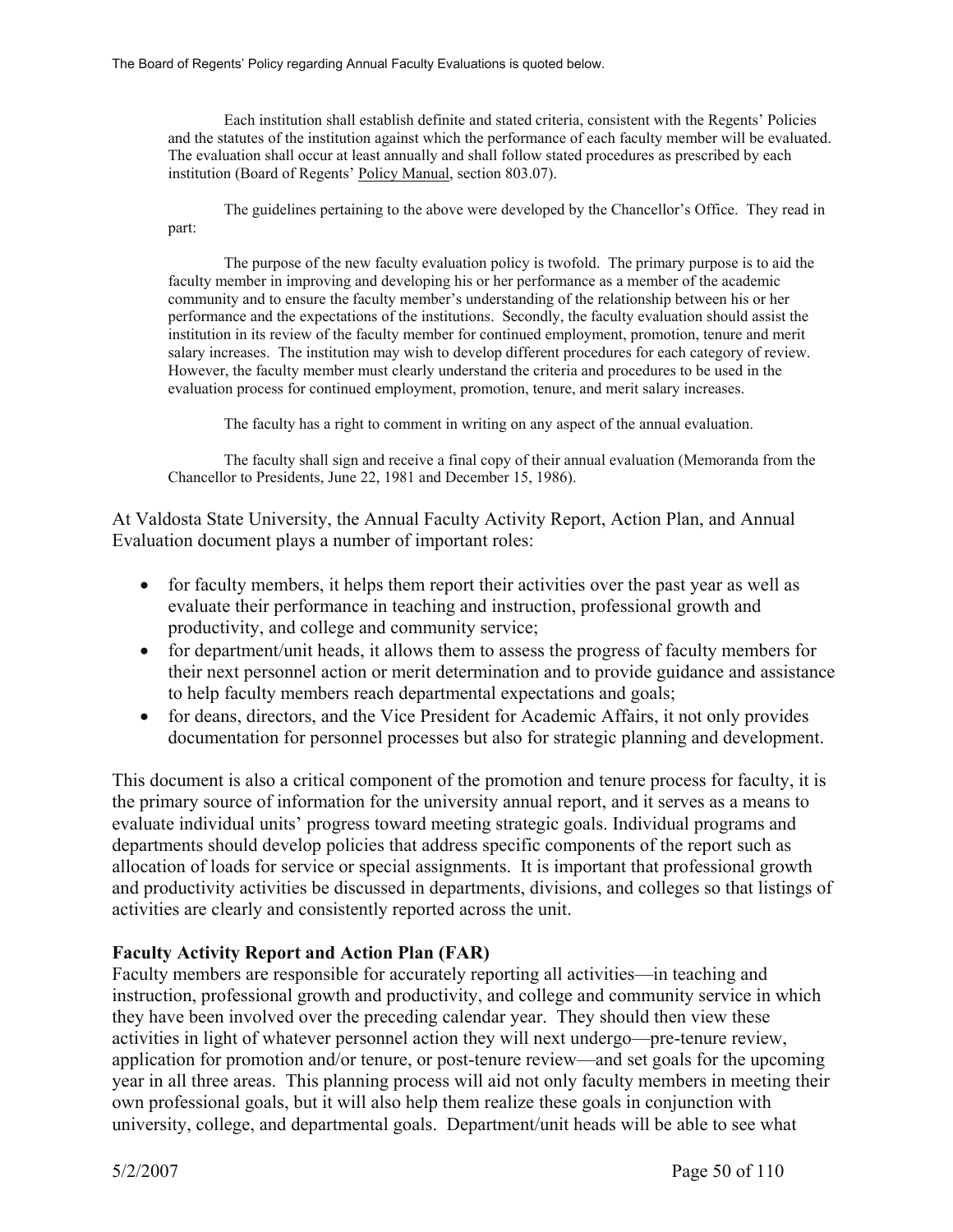The Board of Regents' Policy regarding Annual Faculty Evaluations is quoted below.

> Each institution shall establish definite and stated criteria, consistent with the Regents' Policies and the statutes of the institution against which the performance of each faculty member will be evaluated. The evaluation shall occur at least annually and shall follow stated procedures as prescribed by each institution (Board of Regents' Policy Manual, section 803.07).
>
> The guidelines pertaining to the above were developed by the Chancellor's Office. They read in part:
>
> The purpose of the new faculty evaluation policy is twofold. The primary purpose is to aid the faculty member in improving and developing his or her performance as a member of the academic community and to ensure the faculty member's understanding of the relationship between his or her performance and the expectations of the institutions. Secondly, the faculty evaluation should assist the institution in its review of the faculty member for continued employment, promotion, tenure and merit salary increases. The institution may wish to develop different procedures for each category of review. However, the faculty member must clearly understand the criteria and procedures to be used in the evaluation process for continued employment, promotion, tenure, and merit salary increases.
>
> The faculty has a right to comment in writing on any aspect of the annual evaluation.
>
> The faculty shall sign and receive a final copy of their annual evaluation (Memoranda from the Chancellor to Presidents, June 22, 1981 and December 15, 1986).

At Valdosta State University, the Annual Faculty Activity Report, Action Plan, and Annual Evaluation document plays a number of important roles:

- for faculty members, it helps them report their activities over the past year as well as evaluate their performance in teaching and instruction, professional growth and productivity, and college and community service;
- for department/unit heads, it allows them to assess the progress of faculty members for their next personnel action or merit determination and to provide guidance and assistance to help faculty members reach departmental expectations and goals;
- for deans, directors, and the Vice President for Academic Affairs, it not only provides documentation for personnel processes but also for strategic planning and development.

This document is also a critical component of the promotion and tenure process for faculty, it is the primary source of information for the university annual report, and it serves as a means to evaluate individual units' progress toward meeting strategic goals. Individual programs and departments should develop policies that address specific components of the report such as allocation of loads for service or special assignments. It is important that professional growth and productivity activities be discussed in departments, divisions, and colleges so that listings of activities are clearly and consistently reported across the unit.

**Faculty Activity Report and Action Plan (FAR)**

Faculty members are responsible for accurately reporting all activities—in teaching and instruction, professional growth and productivity, and college and community service in which they have been involved over the preceding calendar year. They should then view these activities in light of whatever personnel action they will next undergo—pre-tenure review, application for promotion and/or tenure, or post-tenure review—and set goals for the upcoming year in all three areas. This planning process will aid not only faculty members in meeting their own professional goals, but it will also help them realize these goals in conjunction with university, college, and departmental goals. Department/unit heads will be able to see what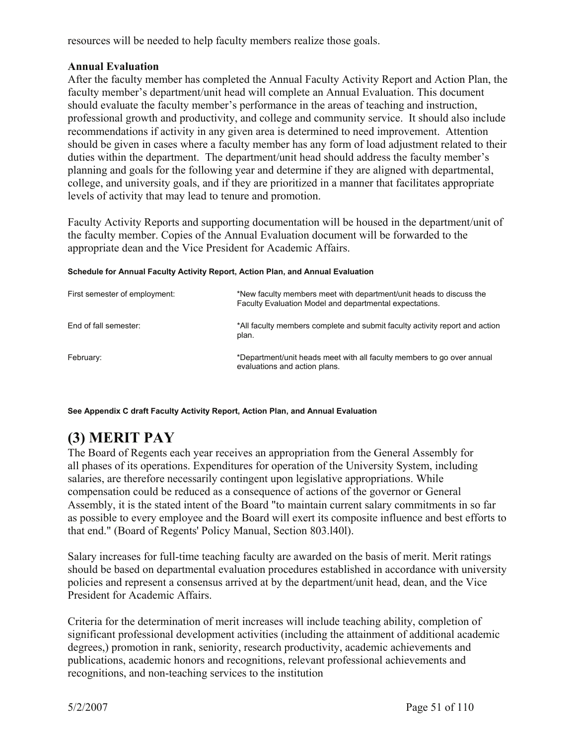resources will be needed to help faculty members realize those goals.

**Annual Evaluation**

After the faculty member has completed the Annual Faculty Activity Report and Action Plan, the faculty member's department/unit head will complete an Annual Evaluation. This document should evaluate the faculty member's performance in the areas of teaching and instruction, professional growth and productivity, and college and community service. It should also include recommendations if activity in any given area is determined to need improvement. Attention should be given in cases where a faculty member has any form of load adjustment related to their duties within the department. The department/unit head should address the faculty member's planning and goals for the following year and determine if they are aligned with departmental, college, and university goals, and if they are prioritized in a manner that facilitates appropriate levels of activity that may lead to tenure and promotion.

Faculty Activity Reports and supporting documentation will be housed in the department/unit of the faculty member. Copies of the Annual Evaluation document will be forwarded to the appropriate dean and the Vice President for Academic Affairs.

**Schedule for Annual Faculty Activity Report, Action Plan, and Annual Evaluation**

| | |
|---|---|
| First semester of employment: | *New faculty members meet with department/unit heads to discuss the Faculty Evaluation Model and departmental expectations. |
| End of fall semester: | *All faculty members complete and submit faculty activity report and action plan. |
| February: | *Department/unit heads meet with all faculty members to go over annual evaluations and action plans. |

**See Appendix C draft Faculty Activity Report, Action Plan, and Annual Evaluation**

# (3) MERIT PAY

The Board of Regents each year receives an appropriation from the General Assembly for all phases of its operations. Expenditures for operation of the University System, including salaries, are therefore necessarily contingent upon legislative appropriations. While compensation could be reduced as a consequence of actions of the governor or General Assembly, it is the stated intent of the Board "to maintain current salary commitments in so far as possible to every employee and the Board will exert its composite influence and best efforts to that end." (Board of Regents' Policy Manual, Section 803.l40l).

Salary increases for full-time teaching faculty are awarded on the basis of merit. Merit ratings should be based on departmental evaluation procedures established in accordance with university policies and represent a consensus arrived at by the department/unit head, dean, and the Vice President for Academic Affairs.

Criteria for the determination of merit increases will include teaching ability, completion of significant professional development activities (including the attainment of additional academic degrees,) promotion in rank, seniority, research productivity, academic achievements and publications, academic honors and recognitions, relevant professional achievements and recognitions, and non-teaching services to the institution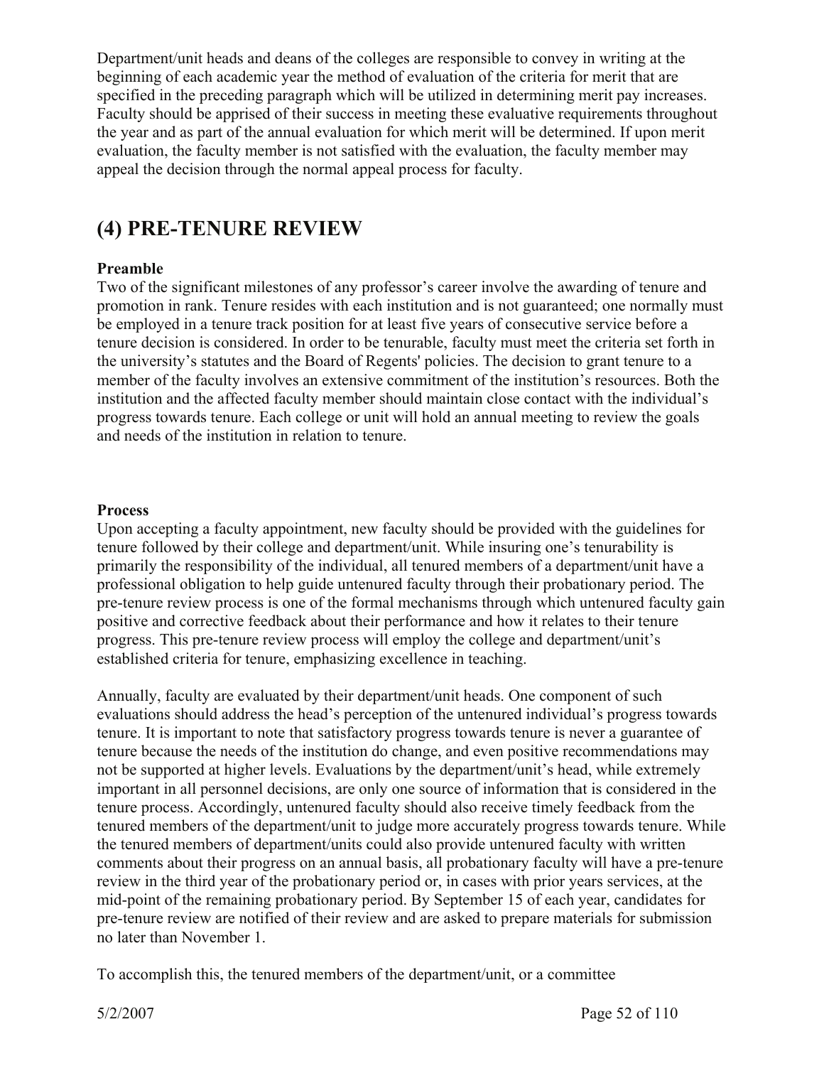Department/unit heads and deans of the colleges are responsible to convey in writing at the beginning of each academic year the method of evaluation of the criteria for merit that are specified in the preceding paragraph which will be utilized in determining merit pay increases. Faculty should be apprised of their success in meeting these evaluative requirements throughout the year and as part of the annual evaluation for which merit will be determined. If upon merit evaluation, the faculty member is not satisfied with the evaluation, the faculty member may appeal the decision through the normal appeal process for faculty.

## (4) PRE-TENURE REVIEW

**Preamble**

Two of the significant milestones of any professor's career involve the awarding of tenure and promotion in rank. Tenure resides with each institution and is not guaranteed; one normally must be employed in a tenure track position for at least five years of consecutive service before a tenure decision is considered. In order to be tenurable, faculty must meet the criteria set forth in the university's statutes and the Board of Regents' policies. The decision to grant tenure to a member of the faculty involves an extensive commitment of the institution's resources. Both the institution and the affected faculty member should maintain close contact with the individual's progress towards tenure. Each college or unit will hold an annual meeting to review the goals and needs of the institution in relation to tenure.

**Process**

Upon accepting a faculty appointment, new faculty should be provided with the guidelines for tenure followed by their college and department/unit. While insuring one's tenurability is primarily the responsibility of the individual, all tenured members of a department/unit have a professional obligation to help guide untenured faculty through their probationary period. The pre-tenure review process is one of the formal mechanisms through which untenured faculty gain positive and corrective feedback about their performance and how it relates to their tenure progress. This pre-tenure review process will employ the college and department/unit's established criteria for tenure, emphasizing excellence in teaching.

Annually, faculty are evaluated by their department/unit heads. One component of such evaluations should address the head's perception of the untenured individual's progress towards tenure. It is important to note that satisfactory progress towards tenure is never a guarantee of tenure because the needs of the institution do change, and even positive recommendations may not be supported at higher levels. Evaluations by the department/unit's head, while extremely important in all personnel decisions, are only one source of information that is considered in the tenure process. Accordingly, untenured faculty should also receive timely feedback from the tenured members of the department/unit to judge more accurately progress towards tenure. While the tenured members of department/units could also provide untenured faculty with written comments about their progress on an annual basis, all probationary faculty will have a pre-tenure review in the third year of the probationary period or, in cases with prior years services, at the mid-point of the remaining probationary period. By September 15 of each year, candidates for pre-tenure review are notified of their review and are asked to prepare materials for submission no later than November 1.

To accomplish this, the tenured members of the department/unit, or a committee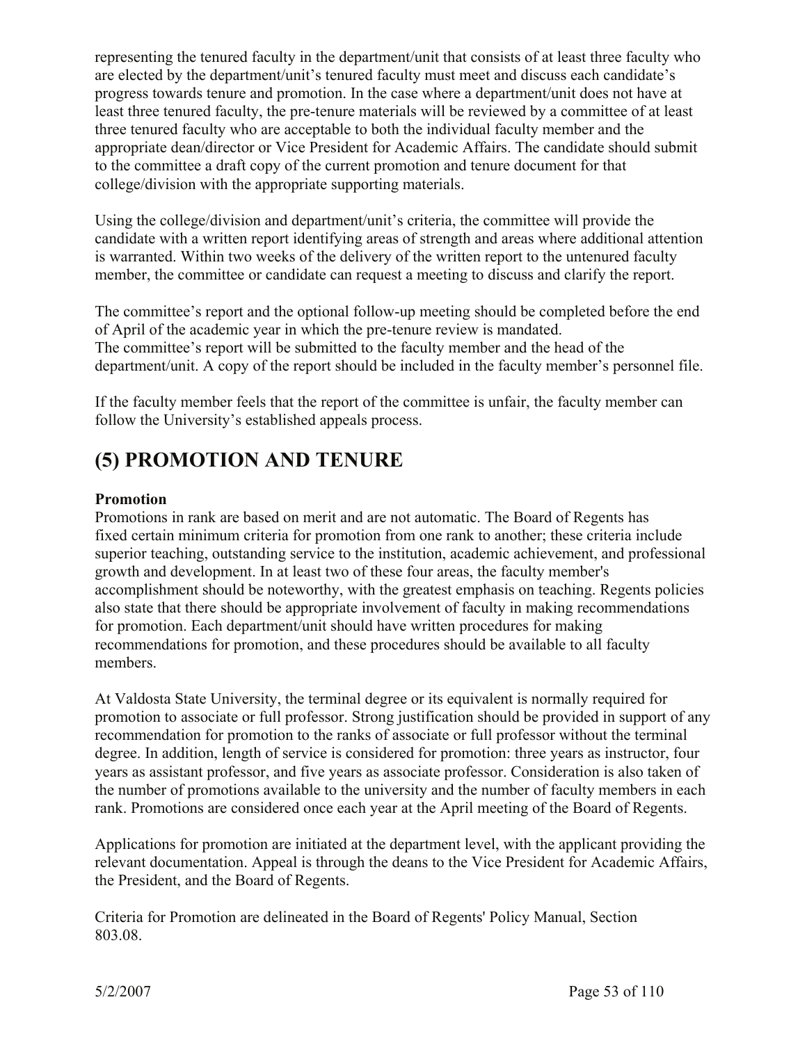representing the tenured faculty in the department/unit that consists of at least three faculty who are elected by the department/unit's tenured faculty must meet and discuss each candidate's progress towards tenure and promotion. In the case where a department/unit does not have at least three tenured faculty, the pre-tenure materials will be reviewed by a committee of at least three tenured faculty who are acceptable to both the individual faculty member and the appropriate dean/director or Vice President for Academic Affairs. The candidate should submit to the committee a draft copy of the current promotion and tenure document for that college/division with the appropriate supporting materials.

Using the college/division and department/unit's criteria, the committee will provide the candidate with a written report identifying areas of strength and areas where additional attention is warranted. Within two weeks of the delivery of the written report to the untenured faculty member, the committee or candidate can request a meeting to discuss and clarify the report.

The committee's report and the optional follow-up meeting should be completed before the end of April of the academic year in which the pre-tenure review is mandated.
The committee's report will be submitted to the faculty member and the head of the department/unit. A copy of the report should be included in the faculty member's personnel file.

If the faculty member feels that the report of the committee is unfair, the faculty member can follow the University's established appeals process.

# (5) PROMOTION AND TENURE

**Promotion**
Promotions in rank are based on merit and are not automatic. The Board of Regents has fixed certain minimum criteria for promotion from one rank to another; these criteria include superior teaching, outstanding service to the institution, academic achievement, and professional growth and development. In at least two of these four areas, the faculty member's accomplishment should be noteworthy, with the greatest emphasis on teaching. Regents policies also state that there should be appropriate involvement of faculty in making recommendations for promotion. Each department/unit should have written procedures for making recommendations for promotion, and these procedures should be available to all faculty members.

At Valdosta State University, the terminal degree or its equivalent is normally required for promotion to associate or full professor. Strong justification should be provided in support of any recommendation for promotion to the ranks of associate or full professor without the terminal degree. In addition, length of service is considered for promotion: three years as instructor, four years as assistant professor, and five years as associate professor. Consideration is also taken of the number of promotions available to the university and the number of faculty members in each rank. Promotions are considered once each year at the April meeting of the Board of Regents.

Applications for promotion are initiated at the department level, with the applicant providing the relevant documentation. Appeal is through the deans to the Vice President for Academic Affairs, the President, and the Board of Regents.

Criteria for Promotion are delineated in the Board of Regents' Policy Manual, Section 803.08.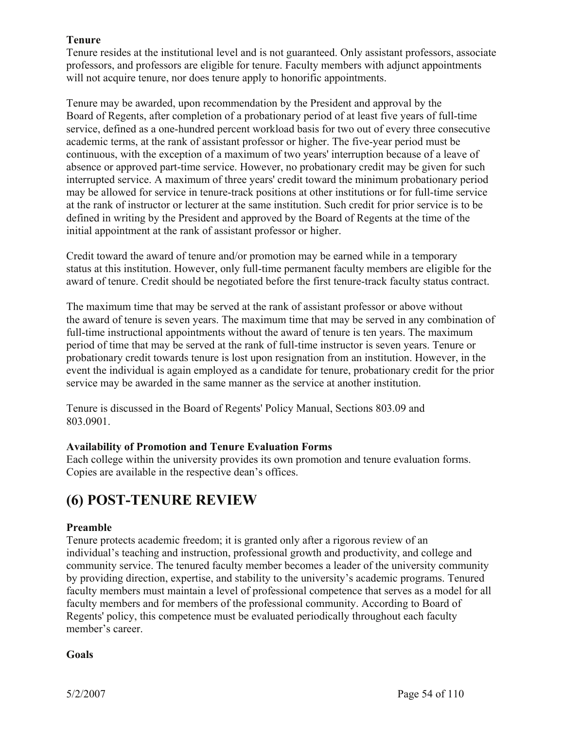### Tenure

Tenure resides at the institutional level and is not guaranteed. Only assistant professors, associate professors, and professors are eligible for tenure. Faculty members with adjunct appointments will not acquire tenure, nor does tenure apply to honorific appointments.

Tenure may be awarded, upon recommendation by the President and approval by the Board of Regents, after completion of a probationary period of at least five years of full-time service, defined as a one-hundred percent workload basis for two out of every three consecutive academic terms, at the rank of assistant professor or higher. The five-year period must be continuous, with the exception of a maximum of two years' interruption because of a leave of absence or approved part-time service. However, no probationary credit may be given for such interrupted service. A maximum of three years' credit toward the minimum probationary period may be allowed for service in tenure-track positions at other institutions or for full-time service at the rank of instructor or lecturer at the same institution. Such credit for prior service is to be defined in writing by the President and approved by the Board of Regents at the time of the initial appointment at the rank of assistant professor or higher.

Credit toward the award of tenure and/or promotion may be earned while in a temporary status at this institution. However, only full-time permanent faculty members are eligible for the award of tenure. Credit should be negotiated before the first tenure-track faculty status contract.

The maximum time that may be served at the rank of assistant professor or above without the award of tenure is seven years. The maximum time that may be served in any combination of full-time instructional appointments without the award of tenure is ten years. The maximum period of time that may be served at the rank of full-time instructor is seven years. Tenure or probationary credit towards tenure is lost upon resignation from an institution. However, in the event the individual is again employed as a candidate for tenure, probationary credit for the prior service may be awarded in the same manner as the service at another institution.

Tenure is discussed in the Board of Regents' Policy Manual, Sections 803.09 and 803.0901.

### Availability of Promotion and Tenure Evaluation Forms

Each college within the university provides its own promotion and tenure evaluation forms. Copies are available in the respective dean’s offices.

## (6) POST-TENURE REVIEW

### Preamble

Tenure protects academic freedom; it is granted only after a rigorous review of an individual’s teaching and instruction, professional growth and productivity, and college and community service. The tenured faculty member becomes a leader of the university community by providing direction, expertise, and stability to the university’s academic programs. Tenured faculty members must maintain a level of professional competence that serves as a model for all faculty members and for members of the professional community. According to Board of Regents' policy, this competence must be evaluated periodically throughout each faculty member’s career.

### Goals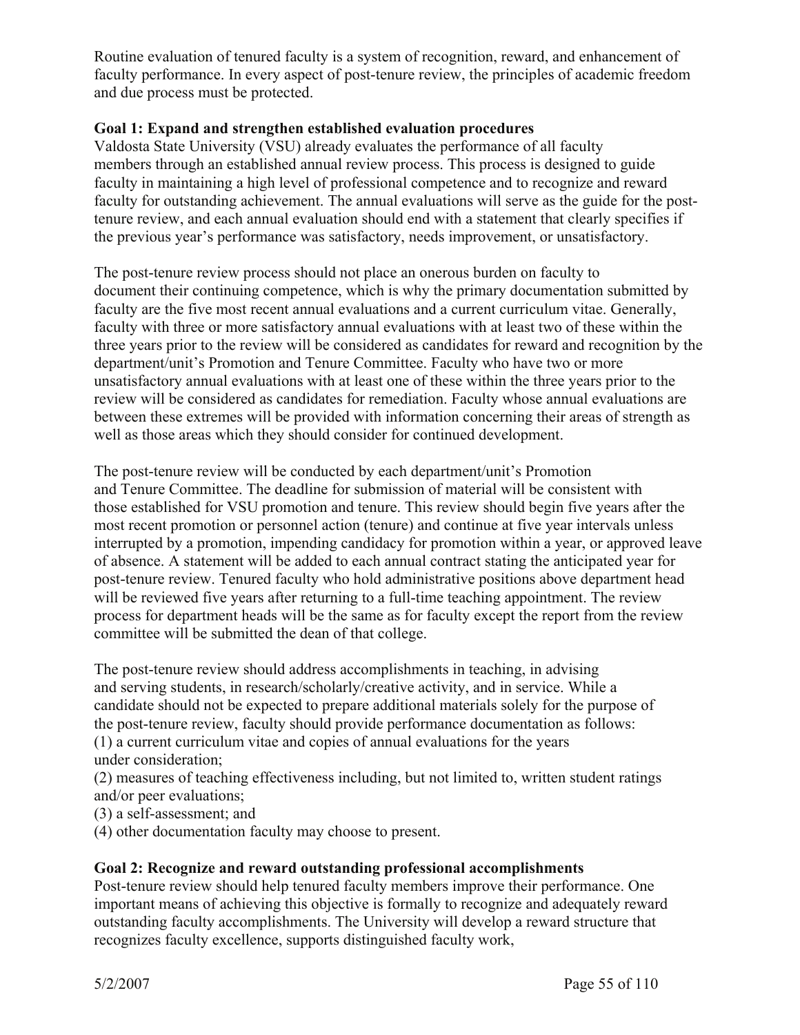Routine evaluation of tenured faculty is a system of recognition, reward, and enhancement of faculty performance. In every aspect of post-tenure review, the principles of academic freedom and due process must be protected.

**Goal 1: Expand and strengthen established evaluation procedures**
Valdosta State University (VSU) already evaluates the performance of all faculty members through an established annual review process. This process is designed to guide faculty in maintaining a high level of professional competence and to recognize and reward faculty for outstanding achievement. The annual evaluations will serve as the guide for the post-tenure review, and each annual evaluation should end with a statement that clearly specifies if the previous year's performance was satisfactory, needs improvement, or unsatisfactory.

The post-tenure review process should not place an onerous burden on faculty to document their continuing competence, which is why the primary documentation submitted by faculty are the five most recent annual evaluations and a current curriculum vitae. Generally, faculty with three or more satisfactory annual evaluations with at least two of these within the three years prior to the review will be considered as candidates for reward and recognition by the department/unit's Promotion and Tenure Committee. Faculty who have two or more unsatisfactory annual evaluations with at least one of these within the three years prior to the review will be considered as candidates for remediation. Faculty whose annual evaluations are between these extremes will be provided with information concerning their areas of strength as well as those areas which they should consider for continued development.

The post-tenure review will be conducted by each department/unit's Promotion and Tenure Committee. The deadline for submission of material will be consistent with those established for VSU promotion and tenure. This review should begin five years after the most recent promotion or personnel action (tenure) and continue at five year intervals unless interrupted by a promotion, impending candidacy for promotion within a year, or approved leave of absence. A statement will be added to each annual contract stating the anticipated year for post-tenure review. Tenured faculty who hold administrative positions above department head will be reviewed five years after returning to a full-time teaching appointment. The review process for department heads will be the same as for faculty except the report from the review committee will be submitted the dean of that college.

The post-tenure review should address accomplishments in teaching, in advising and serving students, in research/scholarly/creative activity, and in service. While a candidate should not be expected to prepare additional materials solely for the purpose of the post-tenure review, faculty should provide performance documentation as follows:
(1) a current curriculum vitae and copies of annual evaluations for the years under consideration;
(2) measures of teaching effectiveness including, but not limited to, written student ratings and/or peer evaluations;
(3) a self-assessment; and
(4) other documentation faculty may choose to present.

**Goal 2: Recognize and reward outstanding professional accomplishments**
Post-tenure review should help tenured faculty members improve their performance. One important means of achieving this objective is formally to recognize and adequately reward outstanding faculty accomplishments. The University will develop a reward structure that recognizes faculty excellence, supports distinguished faculty work,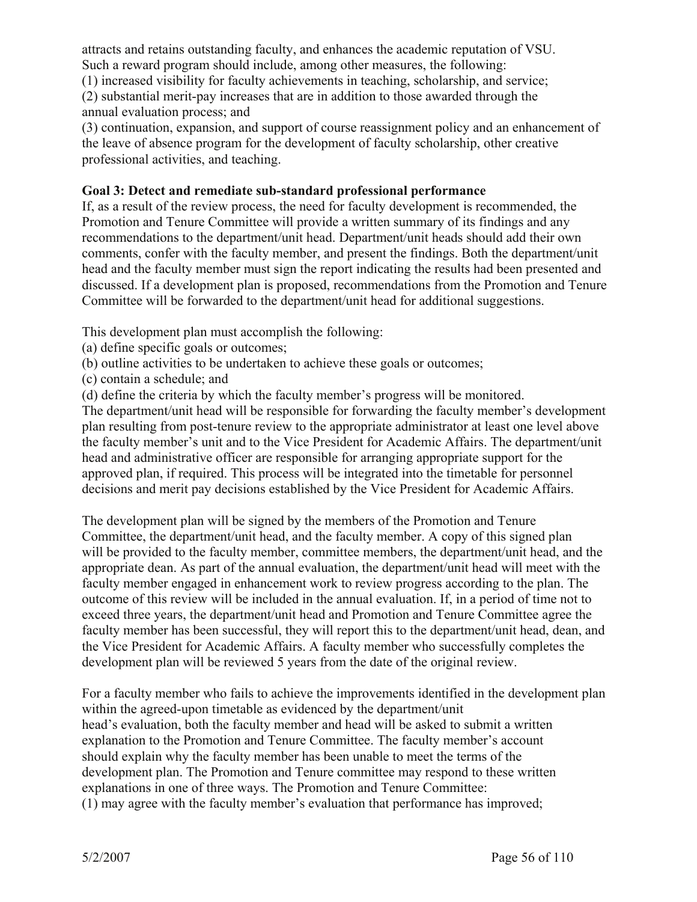attracts and retains outstanding faculty, and enhances the academic reputation of VSU. Such a reward program should include, among other measures, the following:

(1) increased visibility for faculty achievements in teaching, scholarship, and service;

(2) substantial merit-pay increases that are in addition to those awarded through the annual evaluation process; and

(3) continuation, expansion, and support of course reassignment policy and an enhancement of the leave of absence program for the development of faculty scholarship, other creative professional activities, and teaching.

**Goal 3: Detect and remediate sub-standard professional performance**

If, as a result of the review process, the need for faculty development is recommended, the Promotion and Tenure Committee will provide a written summary of its findings and any recommendations to the department/unit head. Department/unit heads should add their own comments, confer with the faculty member, and present the findings. Both the department/unit head and the faculty member must sign the report indicating the results had been presented and discussed. If a development plan is proposed, recommendations from the Promotion and Tenure Committee will be forwarded to the department/unit head for additional suggestions.

This development plan must accomplish the following:

(a) define specific goals or outcomes;

(b) outline activities to be undertaken to achieve these goals or outcomes;

(c) contain a schedule; and

(d) define the criteria by which the faculty member's progress will be monitored.

The department/unit head will be responsible for forwarding the faculty member's development plan resulting from post-tenure review to the appropriate administrator at least one level above the faculty member's unit and to the Vice President for Academic Affairs. The department/unit head and administrative officer are responsible for arranging appropriate support for the approved plan, if required. This process will be integrated into the timetable for personnel decisions and merit pay decisions established by the Vice President for Academic Affairs.

The development plan will be signed by the members of the Promotion and Tenure Committee, the department/unit head, and the faculty member. A copy of this signed plan will be provided to the faculty member, committee members, the department/unit head, and the appropriate dean. As part of the annual evaluation, the department/unit head will meet with the faculty member engaged in enhancement work to review progress according to the plan. The outcome of this review will be included in the annual evaluation. If, in a period of time not to exceed three years, the department/unit head and Promotion and Tenure Committee agree the faculty member has been successful, they will report this to the department/unit head, dean, and the Vice President for Academic Affairs. A faculty member who successfully completes the development plan will be reviewed 5 years from the date of the original review.

For a faculty member who fails to achieve the improvements identified in the development plan within the agreed-upon timetable as evidenced by the department/unit head's evaluation, both the faculty member and head will be asked to submit a written explanation to the Promotion and Tenure Committee. The faculty member's account should explain why the faculty member has been unable to meet the terms of the development plan. The Promotion and Tenure committee may respond to these written explanations in one of three ways. The Promotion and Tenure Committee:

(1) may agree with the faculty member's evaluation that performance has improved;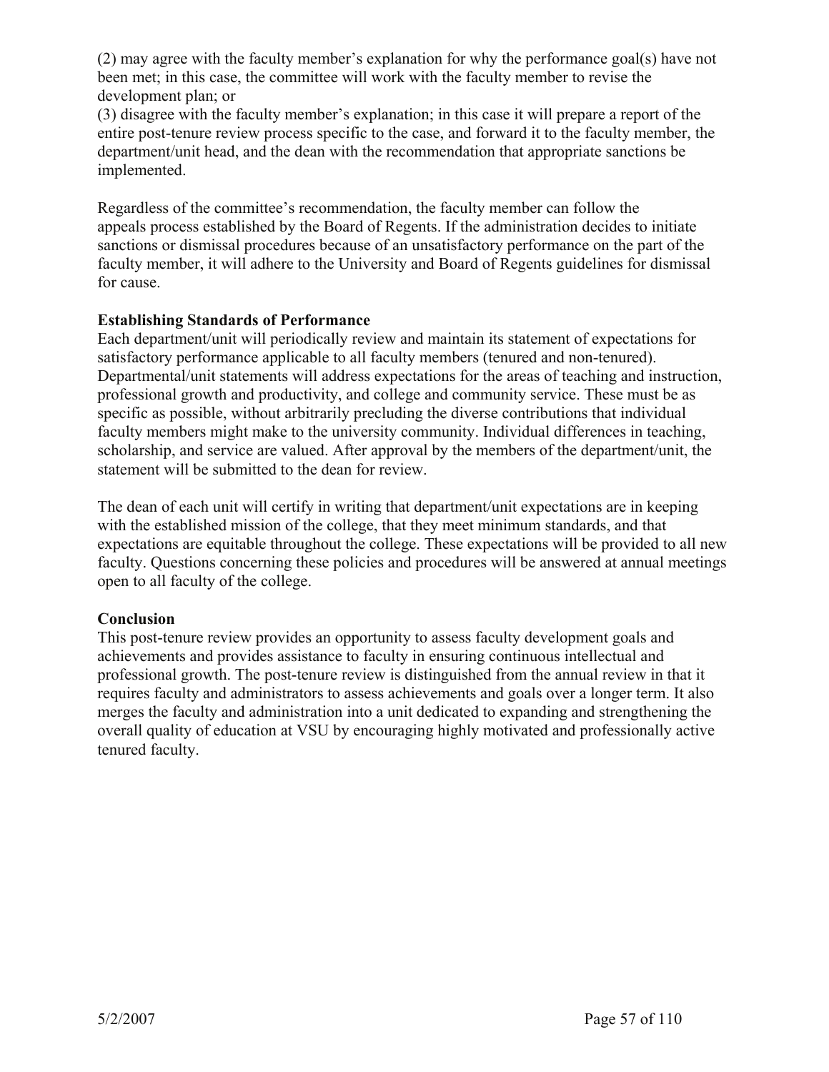(2) may agree with the faculty member's explanation for why the performance goal(s) have not been met; in this case, the committee will work with the faculty member to revise the development plan; or

(3) disagree with the faculty member's explanation; in this case it will prepare a report of the entire post-tenure review process specific to the case, and forward it to the faculty member, the department/unit head, and the dean with the recommendation that appropriate sanctions be implemented.

Regardless of the committee's recommendation, the faculty member can follow the appeals process established by the Board of Regents. If the administration decides to initiate sanctions or dismissal procedures because of an unsatisfactory performance on the part of the faculty member, it will adhere to the University and Board of Regents guidelines for dismissal for cause.

**Establishing Standards of Performance**

Each department/unit will periodically review and maintain its statement of expectations for satisfactory performance applicable to all faculty members (tenured and non-tenured). Departmental/unit statements will address expectations for the areas of teaching and instruction, professional growth and productivity, and college and community service. These must be as specific as possible, without arbitrarily precluding the diverse contributions that individual faculty members might make to the university community. Individual differences in teaching, scholarship, and service are valued. After approval by the members of the department/unit, the statement will be submitted to the dean for review.

The dean of each unit will certify in writing that department/unit expectations are in keeping with the established mission of the college, that they meet minimum standards, and that expectations are equitable throughout the college. These expectations will be provided to all new faculty. Questions concerning these policies and procedures will be answered at annual meetings open to all faculty of the college.

**Conclusion**

This post-tenure review provides an opportunity to assess faculty development goals and achievements and provides assistance to faculty in ensuring continuous intellectual and professional growth. The post-tenure review is distinguished from the annual review in that it requires faculty and administrators to assess achievements and goals over a longer term. It also merges the faculty and administration into a unit dedicated to expanding and strengthening the overall quality of education at VSU by encouraging highly motivated and professionally active tenured faculty.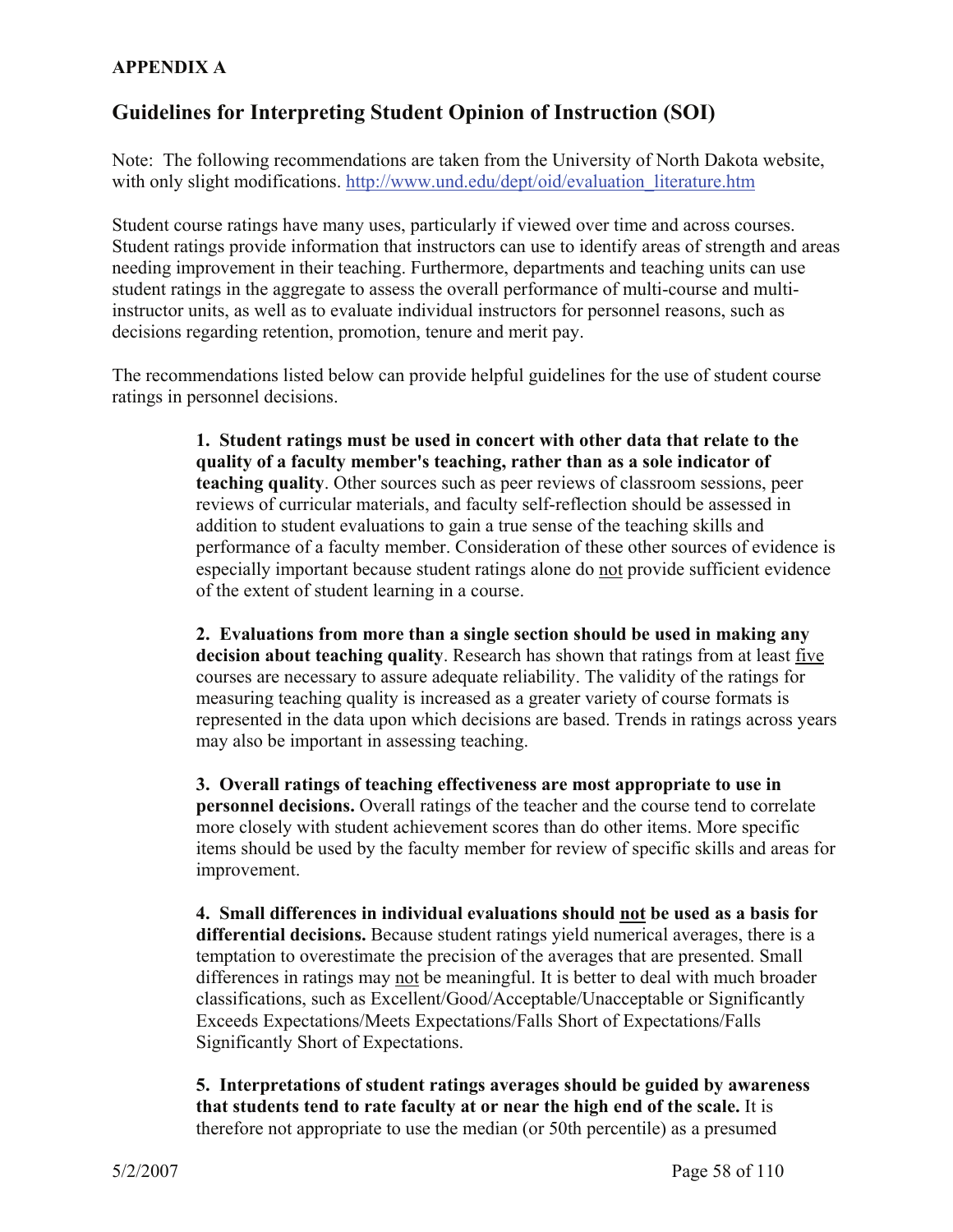**APPENDIX A**

## Guidelines for Interpreting Student Opinion of Instruction (SOI)

Note: The following recommendations are taken from the University of North Dakota website, with only slight modifications. http://www.und.edu/dept/oid/evaluation_literature.htm

Student course ratings have many uses, particularly if viewed over time and across courses. Student ratings provide information that instructors can use to identify areas of strength and areas needing improvement in their teaching. Furthermore, departments and teaching units can use student ratings in the aggregate to assess the overall performance of multi-course and multi-instructor units, as well as to evaluate individual instructors for personnel reasons, such as decisions regarding retention, promotion, tenure and merit pay.

The recommendations listed below can provide helpful guidelines for the use of student course ratings in personnel decisions.

**1. Student ratings must be used in concert with other data that relate to the quality of a faculty member's teaching, rather than as a sole indicator of teaching quality**. Other sources such as peer reviews of classroom sessions, peer reviews of curricular materials, and faculty self-reflection should be assessed in addition to student evaluations to gain a true sense of the teaching skills and performance of a faculty member. Consideration of these other sources of evidence is especially important because student ratings alone do <u>not</u> provide sufficient evidence of the extent of student learning in a course.

**2. Evaluations from more than a single section should be used in making any decision about teaching quality**. Research has shown that ratings from at least <u>five</u> courses are necessary to assure adequate reliability. The validity of the ratings for measuring teaching quality is increased as a greater variety of course formats is represented in the data upon which decisions are based. Trends in ratings across years may also be important in assessing teaching.

**3. Overall ratings of teaching effectiveness are most appropriate to use in personnel decisions.** Overall ratings of the teacher and the course tend to correlate more closely with student achievement scores than do other items. More specific items should be used by the faculty member for review of specific skills and areas for improvement.

**4. Small differences in individual evaluations should <u>not</u> be used as a basis for differential decisions.** Because student ratings yield numerical averages, there is a temptation to overestimate the precision of the averages that are presented. Small differences in ratings may <u>not</u> be meaningful. It is better to deal with much broader classifications, such as Excellent/Good/Acceptable/Unacceptable or Significantly Exceeds Expectations/Meets Expectations/Falls Short of Expectations/Falls Significantly Short of Expectations.

**5. Interpretations of student ratings averages should be guided by awareness that students tend to rate faculty at or near the high end of the scale.** It is therefore not appropriate to use the median (or 50th percentile) as a presumed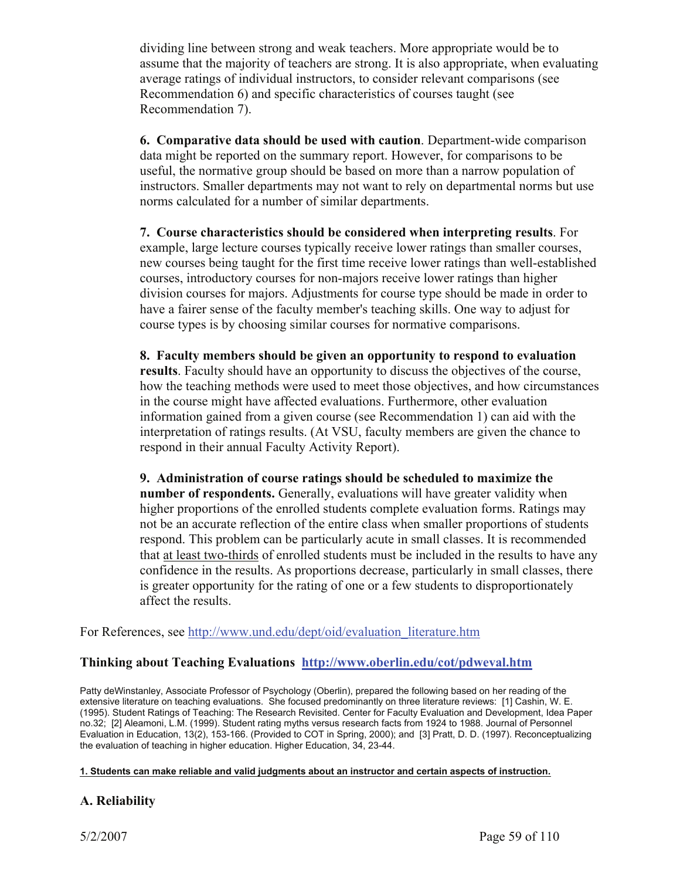dividing line between strong and weak teachers. More appropriate would be to assume that the majority of teachers are strong. It is also appropriate, when evaluating average ratings of individual instructors, to consider relevant comparisons (see Recommendation 6) and specific characteristics of courses taught (see Recommendation 7).

**6. Comparative data should be used with caution**. Department-wide comparison data might be reported on the summary report. However, for comparisons to be useful, the normative group should be based on more than a narrow population of instructors. Smaller departments may not want to rely on departmental norms but use norms calculated for a number of similar departments.

**7. Course characteristics should be considered when interpreting results**. For example, large lecture courses typically receive lower ratings than smaller courses, new courses being taught for the first time receive lower ratings than well-established courses, introductory courses for non-majors receive lower ratings than higher division courses for majors. Adjustments for course type should be made in order to have a fairer sense of the faculty member's teaching skills. One way to adjust for course types is by choosing similar courses for normative comparisons.

**8. Faculty members should be given an opportunity to respond to evaluation results**. Faculty should have an opportunity to discuss the objectives of the course, how the teaching methods were used to meet those objectives, and how circumstances in the course might have affected evaluations. Furthermore, other evaluation information gained from a given course (see Recommendation 1) can aid with the interpretation of ratings results. (At VSU, faculty members are given the chance to respond in their annual Faculty Activity Report).

**9. Administration of course ratings should be scheduled to maximize the number of respondents.** Generally, evaluations will have greater validity when higher proportions of the enrolled students complete evaluation forms. Ratings may not be an accurate reflection of the entire class when smaller proportions of students respond. This problem can be particularly acute in small classes. It is recommended that <u>at least two-thirds</u> of enrolled students must be included in the results to have any confidence in the results. As proportions decrease, particularly in small classes, there is greater opportunity for the rating of one or a few students to disproportionately affect the results.

For References, see http://www.und.edu/dept/oid/evaluation_literature.htm

### Thinking about Teaching Evaluations http://www.oberlin.edu/cot/pdweval.htm

Patty deWinstanley, Associate Professor of Psychology (Oberlin), prepared the following based on her reading of the extensive literature on teaching evaluations. She focused predominantly on three literature reviews: [1] Cashin, W. E. (1995). Student Ratings of Teaching: The Research Revisited. Center for Faculty Evaluation and Development, Idea Paper no.32; [2] Aleamoni, L.M. (1999). Student rating myths versus research facts from 1924 to 1988. Journal of Personnel Evaluation in Education, 13(2), 153-166. (Provided to COT in Spring, 2000); and [3] Pratt, D. D. (1997). Reconceptualizing the evaluation of teaching in higher education. Higher Education, 34, 23-44.

**<u>1. Students can make reliable and valid judgments about an instructor and certain aspects of instruction.</u>**

### A. Reliability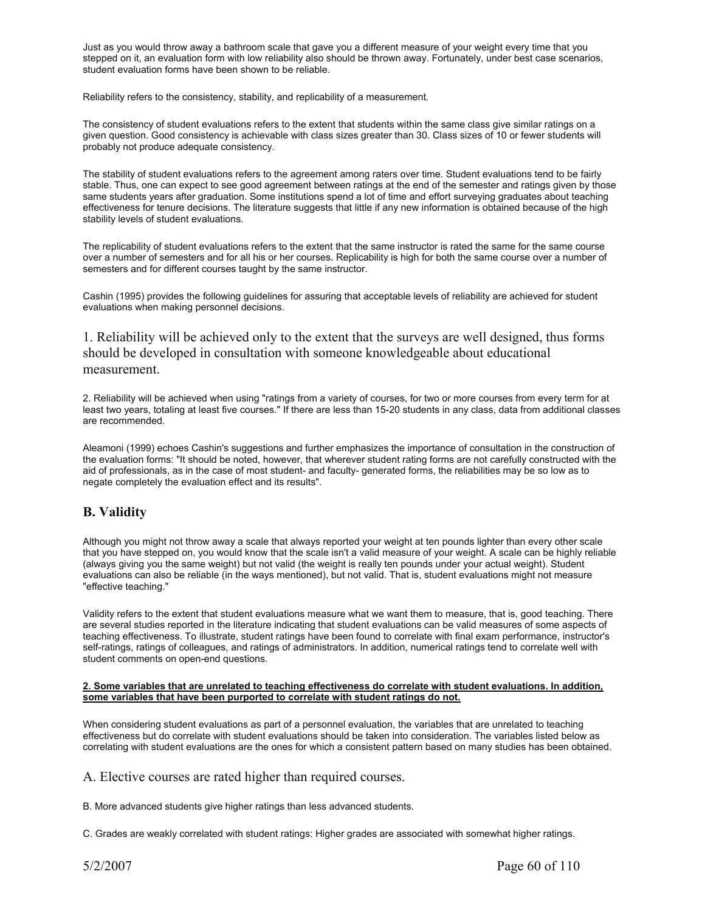Just as you would throw away a bathroom scale that gave you a different measure of your weight every time that you stepped on it, an evaluation form with low reliability also should be thrown away. Fortunately, under best case scenarios, student evaluation forms have been shown to be reliable.

Reliability refers to the consistency, stability, and replicability of a measurement.

The consistency of student evaluations refers to the extent that students within the same class give similar ratings on a given question. Good consistency is achievable with class sizes greater than 30. Class sizes of 10 or fewer students will probably not produce adequate consistency.

The stability of student evaluations refers to the agreement among raters over time. Student evaluations tend to be fairly stable. Thus, one can expect to see good agreement between ratings at the end of the semester and ratings given by those same students years after graduation. Some institutions spend a lot of time and effort surveying graduates about teaching effectiveness for tenure decisions. The literature suggests that little if any new information is obtained because of the high stability levels of student evaluations.

The replicability of student evaluations refers to the extent that the same instructor is rated the same for the same course over a number of semesters and for all his or her courses. Replicability is high for both the same course over a number of semesters and for different courses taught by the same instructor.

Cashin (1995) provides the following guidelines for assuring that acceptable levels of reliability are achieved for student evaluations when making personnel decisions.

1. Reliability will be achieved only to the extent that the surveys are well designed, thus forms should be developed in consultation with someone knowledgeable about educational measurement.

2. Reliability will be achieved when using "ratings from a variety of courses, for two or more courses from every term for at least two years, totaling at least five courses." If there are less than 15-20 students in any class, data from additional classes are recommended.

Aleamoni (1999) echoes Cashin's suggestions and further emphasizes the importance of consultation in the construction of the evaluation forms: "It should be noted, however, that wherever student rating forms are not carefully constructed with the aid of professionals, as in the case of most student- and faculty- generated forms, the reliabilities may be so low as to negate completely the evaluation effect and its results".

## B. Validity

Although you might not throw away a scale that always reported your weight at ten pounds lighter than every other scale that you have stepped on, you would know that the scale isn't a valid measure of your weight. A scale can be highly reliable (always giving you the same weight) but not valid (the weight is really ten pounds under your actual weight). Student evaluations can also be reliable (in the ways mentioned), but not valid. That is, student evaluations might not measure "effective teaching."

Validity refers to the extent that student evaluations measure what we want them to measure, that is, good teaching. There are several studies reported in the literature indicating that student evaluations can be valid measures of some aspects of teaching effectiveness. To illustrate, student ratings have been found to correlate with final exam performance, instructor's self-ratings, ratings of colleagues, and ratings of administrators. In addition, numerical ratings tend to correlate well with student comments on open-end questions.

**2. Some variables that are unrelated to teaching effectiveness do correlate with student evaluations. In addition, some variables that have been purported to correlate with student ratings do not.**

When considering student evaluations as part of a personnel evaluation, the variables that are unrelated to teaching effectiveness but do correlate with student evaluations should be taken into consideration. The variables listed below as correlating with student evaluations are the ones for which a consistent pattern based on many studies has been obtained.

A. Elective courses are rated higher than required courses.

B. More advanced students give higher ratings than less advanced students.

C. Grades are weakly correlated with student ratings: Higher grades are associated with somewhat higher ratings.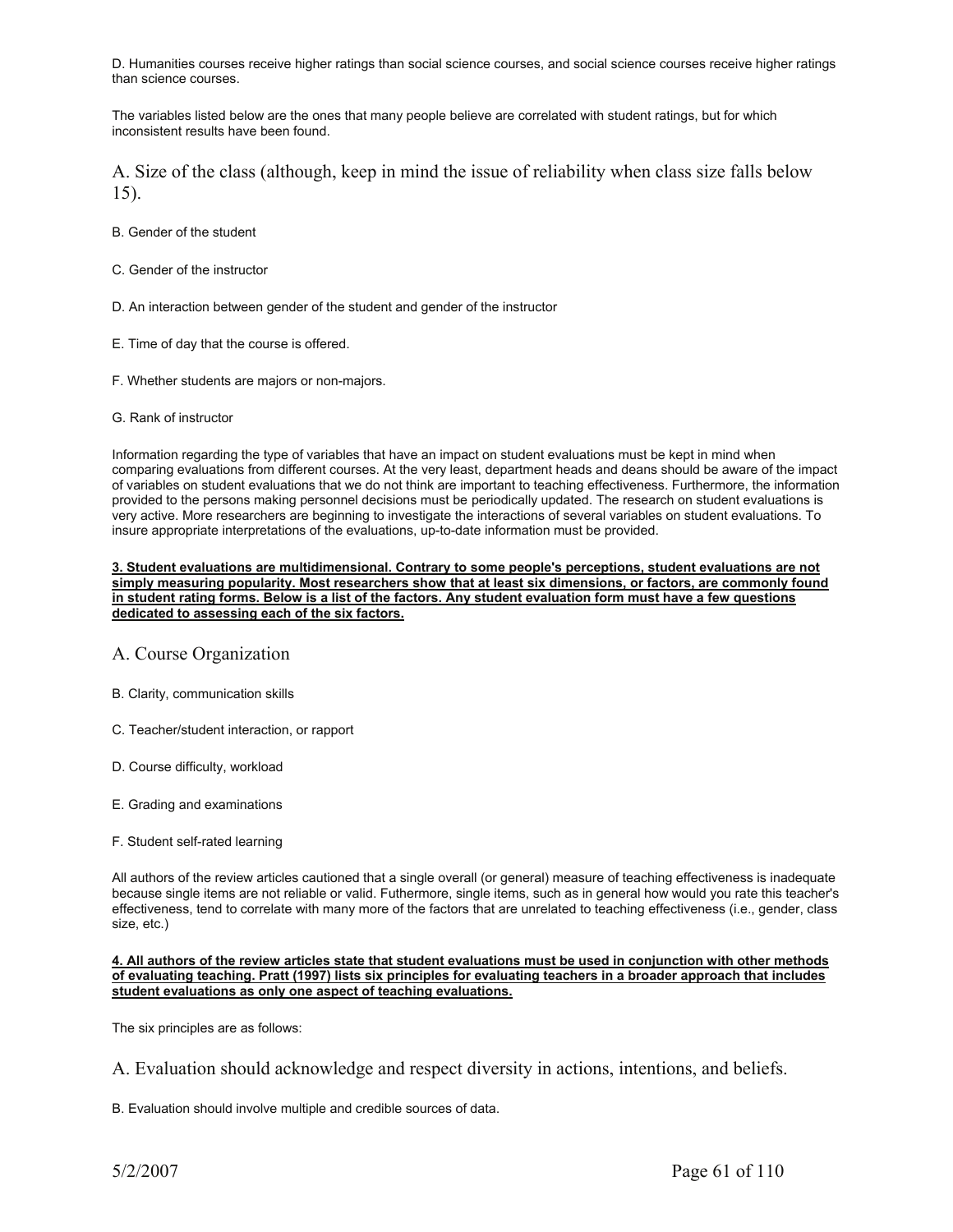D. Humanities courses receive higher ratings than social science courses, and social science courses receive higher ratings than science courses.

The variables listed below are the ones that many people believe are correlated with student ratings, but for which inconsistent results have been found.

A. Size of the class (although, keep in mind the issue of reliability when class size falls below 15).

B. Gender of the student

C. Gender of the instructor

D. An interaction between gender of the student and gender of the instructor

E. Time of day that the course is offered.

F. Whether students are majors or non-majors.

G. Rank of instructor

Information regarding the type of variables that have an impact on student evaluations must be kept in mind when comparing evaluations from different courses. At the very least, department heads and deans should be aware of the impact of variables on student evaluations that we do not think are important to teaching effectiveness. Furthermore, the information provided to the persons making personnel decisions must be periodically updated. The research on student evaluations is very active. More researchers are beginning to investigate the interactions of several variables on student evaluations. To insure appropriate interpretations of the evaluations, up-to-date information must be provided.

**3. Student evaluations are multidimensional. Contrary to some people's perceptions, student evaluations are not simply measuring popularity. Most researchers show that at least six dimensions, or factors, are commonly found in student rating forms. Below is a list of the factors. Any student evaluation form must have a few questions dedicated to assessing each of the six factors.**

A. Course Organization

B. Clarity, communication skills

C. Teacher/student interaction, or rapport

D. Course difficulty, workload

E. Grading and examinations

F. Student self-rated learning

All authors of the review articles cautioned that a single overall (or general) measure of teaching effectiveness is inadequate because single items are not reliable or valid. Futhermore, single items, such as in general how would you rate this teacher's effectiveness, tend to correlate with many more of the factors that are unrelated to teaching effectiveness (i.e., gender, class size, etc.)

**4. All authors of the review articles state that student evaluations must be used in conjunction with other methods of evaluating teaching. Pratt (1997) lists six principles for evaluating teachers in a broader approach that includes student evaluations as only one aspect of teaching evaluations.**

The six principles are as follows:

A. Evaluation should acknowledge and respect diversity in actions, intentions, and beliefs.

B. Evaluation should involve multiple and credible sources of data.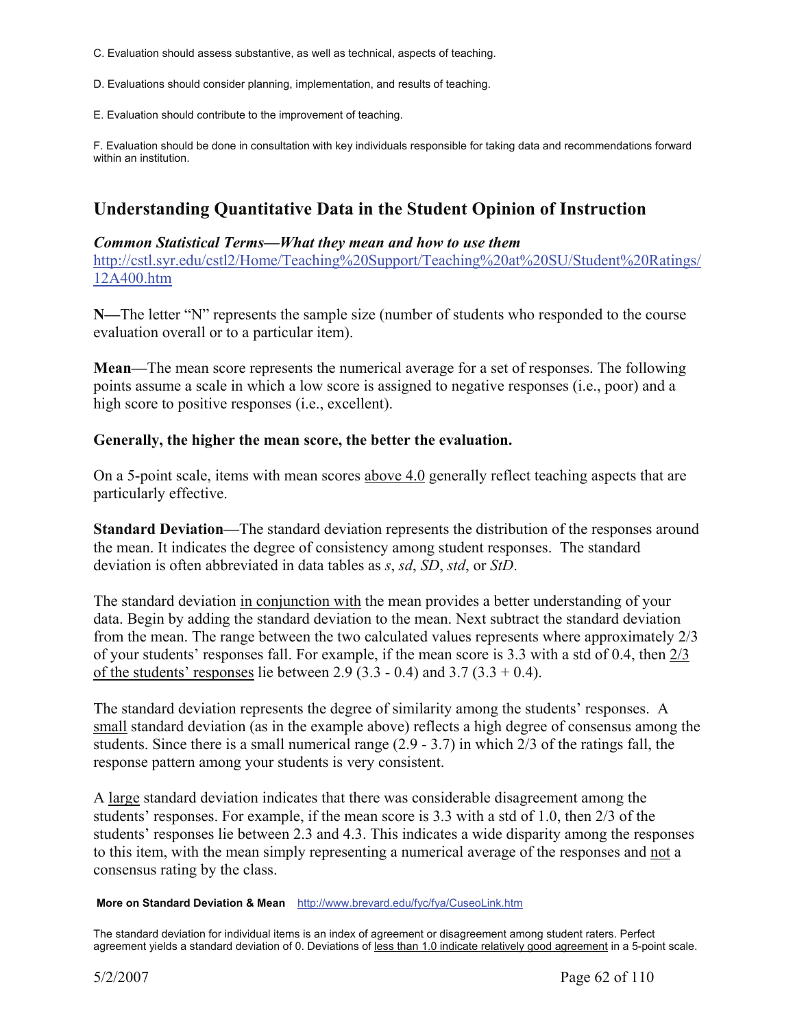C. Evaluation should assess substantive, as well as technical, aspects of teaching.

D. Evaluations should consider planning, implementation, and results of teaching.

E. Evaluation should contribute to the improvement of teaching.

F. Evaluation should be done in consultation with key individuals responsible for taking data and recommendations forward within an institution.

## Understanding Quantitative Data in the Student Opinion of Instruction

***Common Statistical Terms—What they mean and how to use them***
http://cstl.syr.edu/cstl2/Home/Teaching%20Support/Teaching%20at%20SU/Student%20Ratings/12A400.htm

**N—**The letter "N" represents the sample size (number of students who responded to the course evaluation overall or to a particular item).

**Mean—**The mean score represents the numerical average for a set of responses. The following points assume a scale in which a low score is assigned to negative responses (i.e., poor) and a high score to positive responses (i.e., excellent).

**Generally, the higher the mean score, the better the evaluation.**

On a 5-point scale, items with mean scores above 4.0 generally reflect teaching aspects that are particularly effective.

**Standard Deviation—**The standard deviation represents the distribution of the responses around the mean. It indicates the degree of consistency among student responses. The standard deviation is often abbreviated in data tables as *s*, *sd*, *SD*, *std*, or *StD*.

The standard deviation in conjunction with the mean provides a better understanding of your data. Begin by adding the standard deviation to the mean. Next subtract the standard deviation from the mean. The range between the two calculated values represents where approximately 2/3 of your students' responses fall. For example, if the mean score is 3.3 with a std of 0.4, then 2/3 of the students' responses lie between 2.9 (3.3 - 0.4) and 3.7 (3.3 + 0.4).

The standard deviation represents the degree of similarity among the students' responses. A small standard deviation (as in the example above) reflects a high degree of consensus among the students. Since there is a small numerical range (2.9 - 3.7) in which 2/3 of the ratings fall, the response pattern among your students is very consistent.

A large standard deviation indicates that there was considerable disagreement among the students' responses. For example, if the mean score is 3.3 with a std of 1.0, then 2/3 of the students' responses lie between 2.3 and 4.3. This indicates a wide disparity among the responses to this item, with the mean simply representing a numerical average of the responses and not a consensus rating by the class.

**More on Standard Deviation & Mean** http://www.brevard.edu/fyc/fya/CuseoLink.htm

The standard deviation for individual items is an index of agreement or disagreement among student raters. Perfect agreement yields a standard deviation of 0. Deviations of less than 1.0 indicate relatively good agreement in a 5-point scale.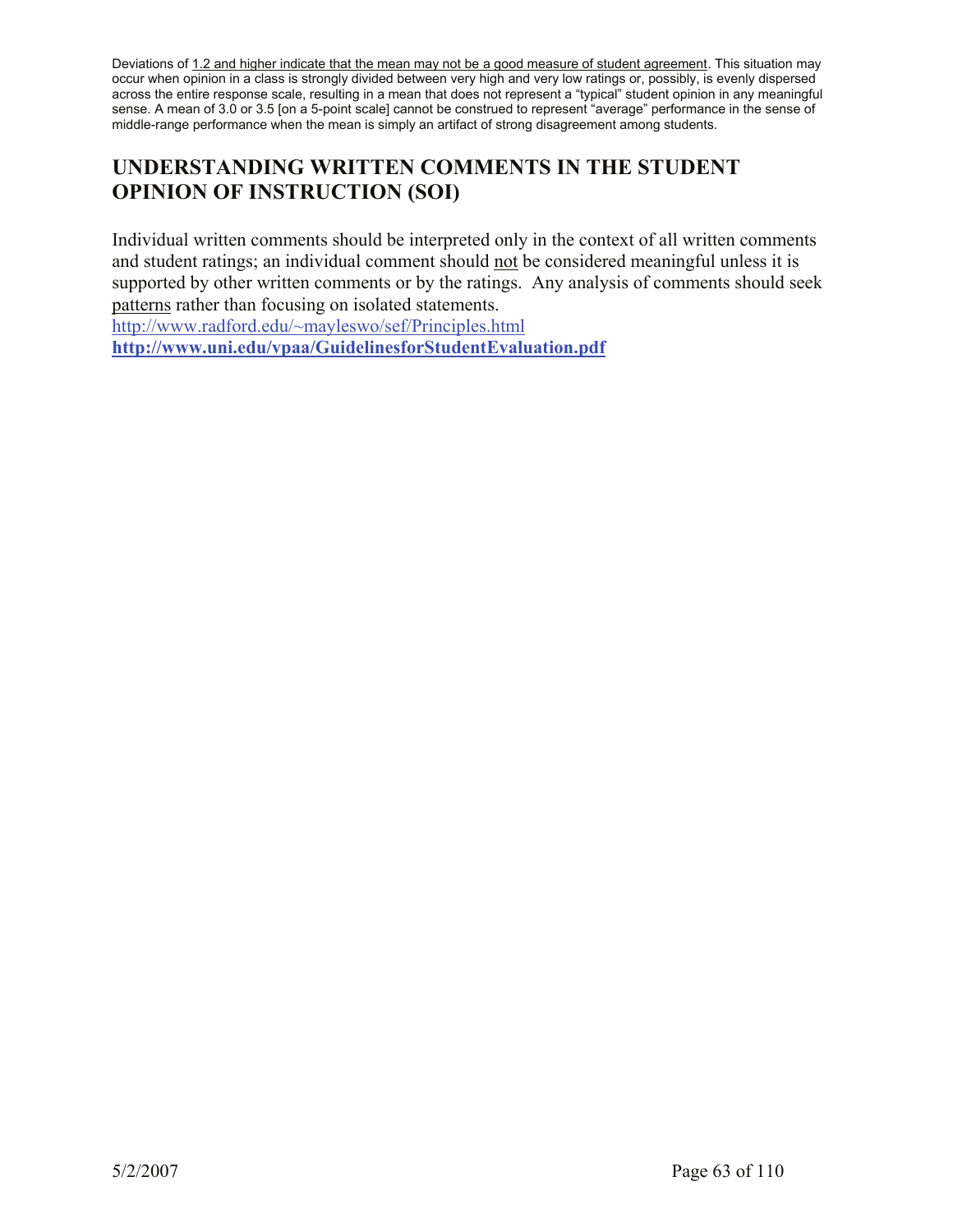Deviations of <u>1.2 and higher indicate that the mean may not be a good measure of student agreement</u>. This situation may occur when opinion in a class is strongly divided between very high and very low ratings or, possibly, is evenly dispersed across the entire response scale, resulting in a mean that does not represent a "typical" student opinion in any meaningful sense. A mean of 3.0 or 3.5 [on a 5-point scale] cannot be construed to represent "average" performance in the sense of middle-range performance when the mean is simply an artifact of strong disagreement among students.

## UNDERSTANDING WRITTEN COMMENTS IN THE STUDENT OPINION OF INSTRUCTION (SOI)

Individual written comments should be interpreted only in the context of all written comments and student ratings; an individual comment should <u>not</u> be considered meaningful unless it is supported by other written comments or by the ratings. Any analysis of comments should seek <u>patterns</u> rather than focusing on isolated statements.
http://www.radford.edu/~mayleswo/sef/Principles.html
**http://www.uni.edu/vpaa/GuidelinesforStudentEvaluation.pdf**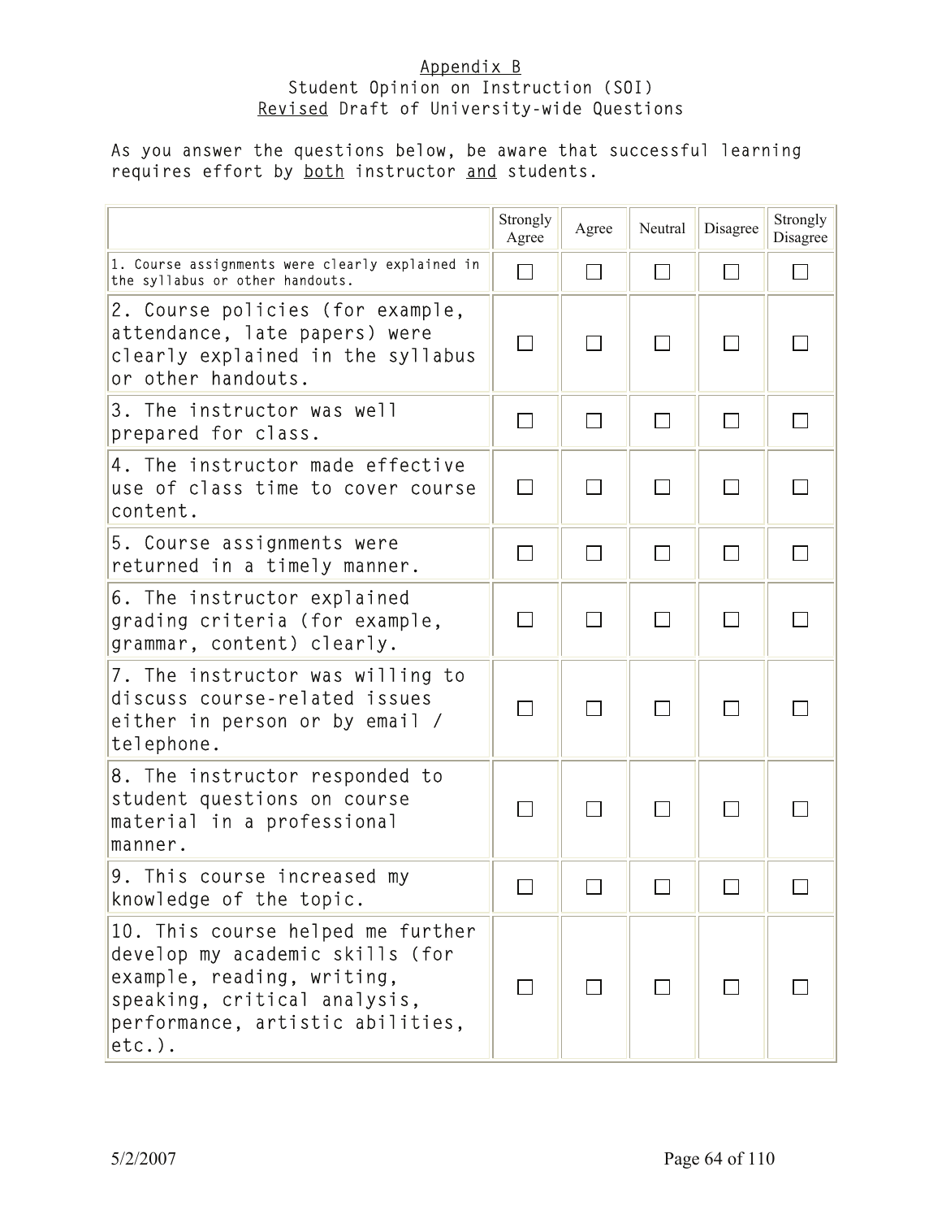Appendix B

Student Opinion on Instruction (SOI)

Revised Draft of University-wide Questions

As you answer the questions below, be aware that successful learning requires effort by both instructor and students.

| | Strongly Agree | Agree | Neutral | Disagree | Strongly Disagree |
|---|---|---|---|---|---|
| 1. Course assignments were clearly explained in the syllabus or other handouts. | ☐ | ☐ | ☐ | ☐ | ☐ |
| 2. Course policies (for example, attendance, late papers) were clearly explained in the syllabus or other handouts. | ☐ | ☐ | ☐ | ☐ | ☐ |
| 3. The instructor was well prepared for class. | ☐ | ☐ | ☐ | ☐ | ☐ |
| 4. The instructor made effective use of class time to cover course content. | ☐ | ☐ | ☐ | ☐ | ☐ |
| 5. Course assignments were returned in a timely manner. | ☐ | ☐ | ☐ | ☐ | ☐ |
| 6. The instructor explained grading criteria (for example, grammar, content) clearly. | ☐ | ☐ | ☐ | ☐ | ☐ |
| 7. The instructor was willing to discuss course-related issues either in person or by email / telephone. | ☐ | ☐ | ☐ | ☐ | ☐ |
| 8. The instructor responded to student questions on course material in a professional manner. | ☐ | ☐ | ☐ | ☐ | ☐ |
| 9. This course increased my knowledge of the topic. | ☐ | ☐ | ☐ | ☐ | ☐ |
| 10. This course helped me further develop my academic skills (for example, reading, writing, speaking, critical analysis, performance, artistic abilities, etc.). | ☐ | ☐ | ☐ | ☐ | ☐ |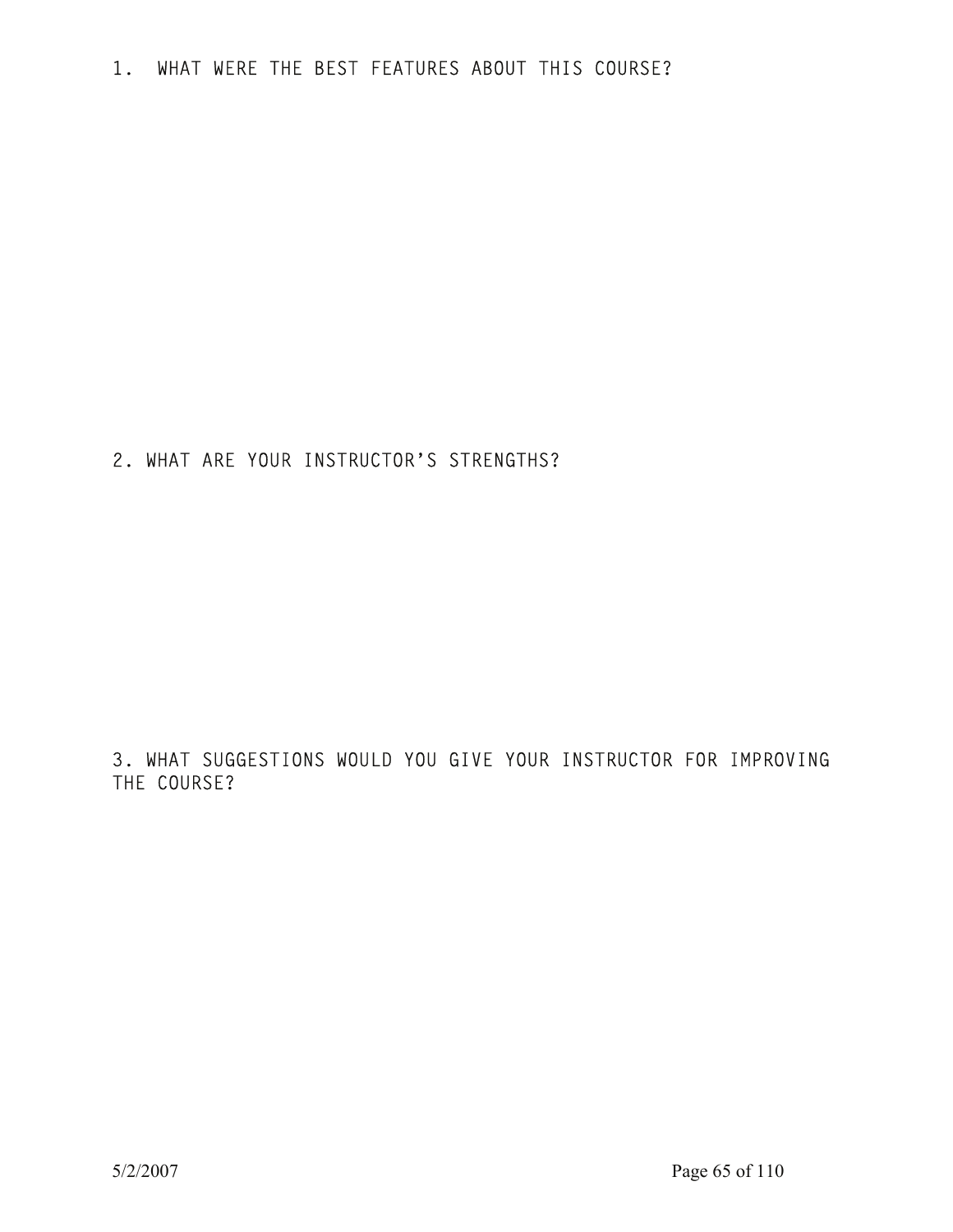1. WHAT WERE THE BEST FEATURES ABOUT THIS COURSE?

2. WHAT ARE YOUR INSTRUCTOR’S STRENGTHS?

3. WHAT SUGGESTIONS WOULD YOU GIVE YOUR INSTRUCTOR FOR IMPROVING THE COURSE?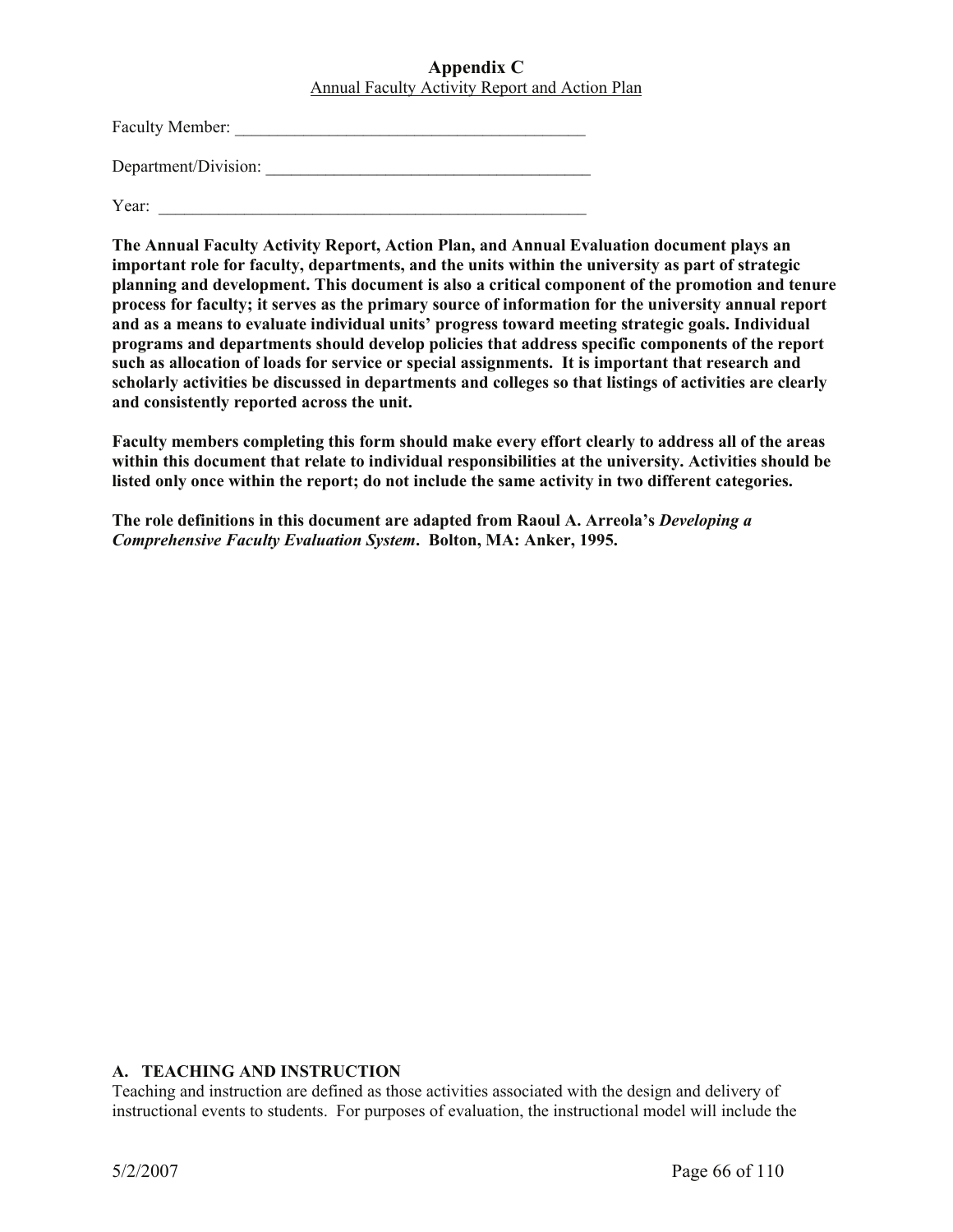## Appendix C

Annual Faculty Activity Report and Action Plan

Faculty Member: ___________________________________________

Department/Division: _______________________________________

Year: _____________________________________________________

**The Annual Faculty Activity Report, Action Plan, and Annual Evaluation document plays an important role for faculty, departments, and the units within the university as part of strategic planning and development. This document is also a critical component of the promotion and tenure process for faculty; it serves as the primary source of information for the university annual report and as a means to evaluate individual units' progress toward meeting strategic goals. Individual programs and departments should develop policies that address specific components of the report such as allocation of loads for service or special assignments. It is important that research and scholarly activities be discussed in departments and colleges so that listings of activities are clearly and consistently reported across the unit.**

**Faculty members completing this form should make every effort clearly to address all of the areas within this document that relate to individual responsibilities at the university. Activities should be listed only once within the report; do not include the same activity in two different categories.**

**The role definitions in this document are adapted from Raoul A. Arreola's *Developing a Comprehensive Faculty Evaluation System*. Bolton, MA: Anker, 1995.**

### A. TEACHING AND INSTRUCTION

Teaching and instruction are defined as those activities associated with the design and delivery of instructional events to students. For purposes of evaluation, the instructional model will include the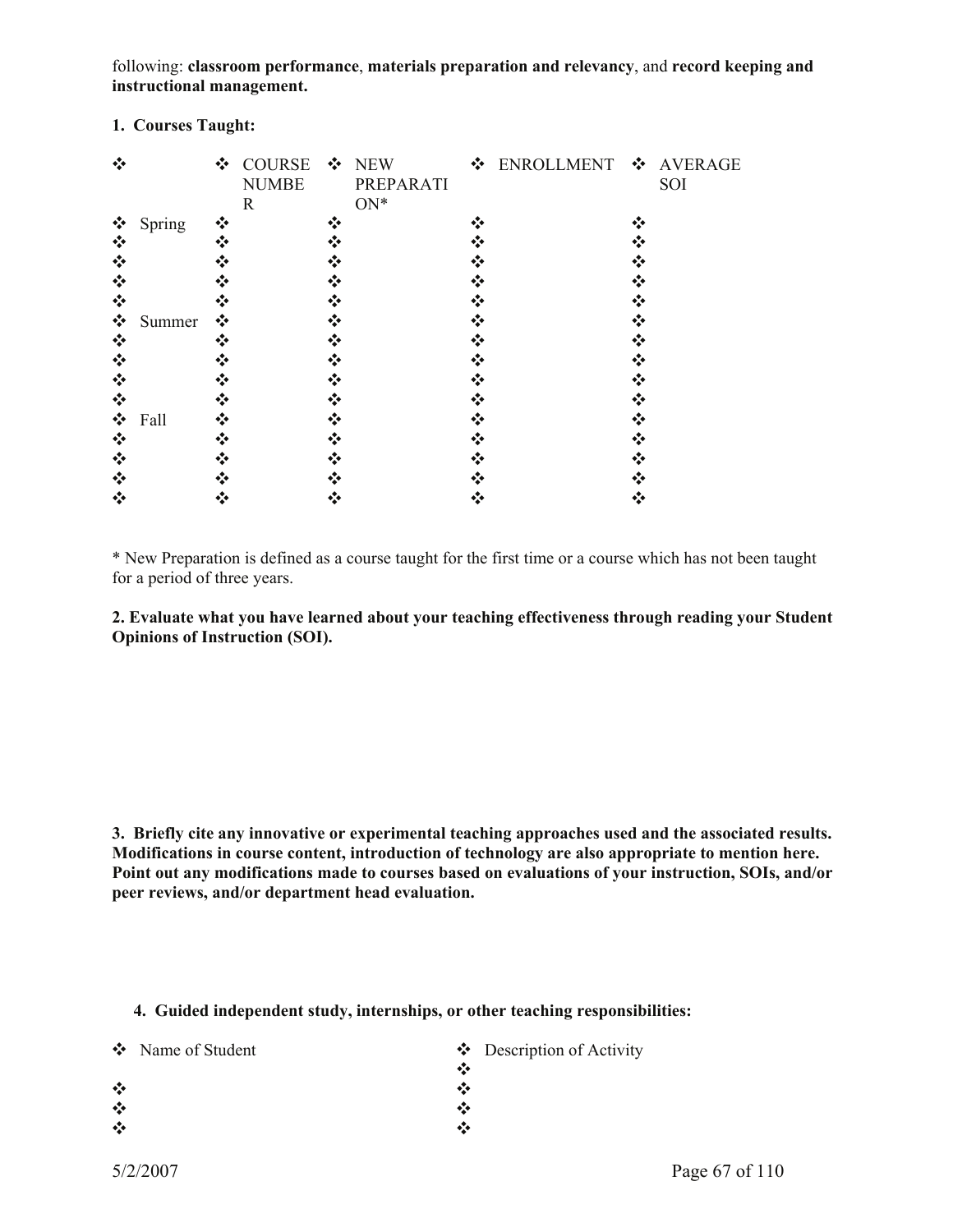following: **classroom performance**, **materials preparation and relevancy**, and **record keeping and instructional management.**

**1. Courses Taught:**

| | COURSE NUMBER | NEW PREPARATION* | ENROLLMENT | AVERAGE SOI |
|---|---|---|---|---|
| Spring | | | | |
| | | | | |
| | | | | |
| | | | | |
| | | | | |
| Summer | | | | |
| | | | | |
| | | | | |
| | | | | |
| | | | | |
| Fall | | | | |
| | | | | |
| | | | | |
| | | | | |
| | | | | |

\* New Preparation is defined as a course taught for the first time or a course which has not been taught for a period of three years.

**2. Evaluate what you have learned about your teaching effectiveness through reading your Student Opinions of Instruction (SOI).**

**3. Briefly cite any innovative or experimental teaching approaches used and the associated results. Modifications in course content, introduction of technology are also appropriate to mention here. Point out any modifications made to courses based on evaluations of your instruction, SOIs, and/or peer reviews, and/or department head evaluation.**

**4. Guided independent study, internships, or other teaching responsibilities:**

| Name of Student | Description of Activity |
|---|---|
| | |
| | |
| | |
| | |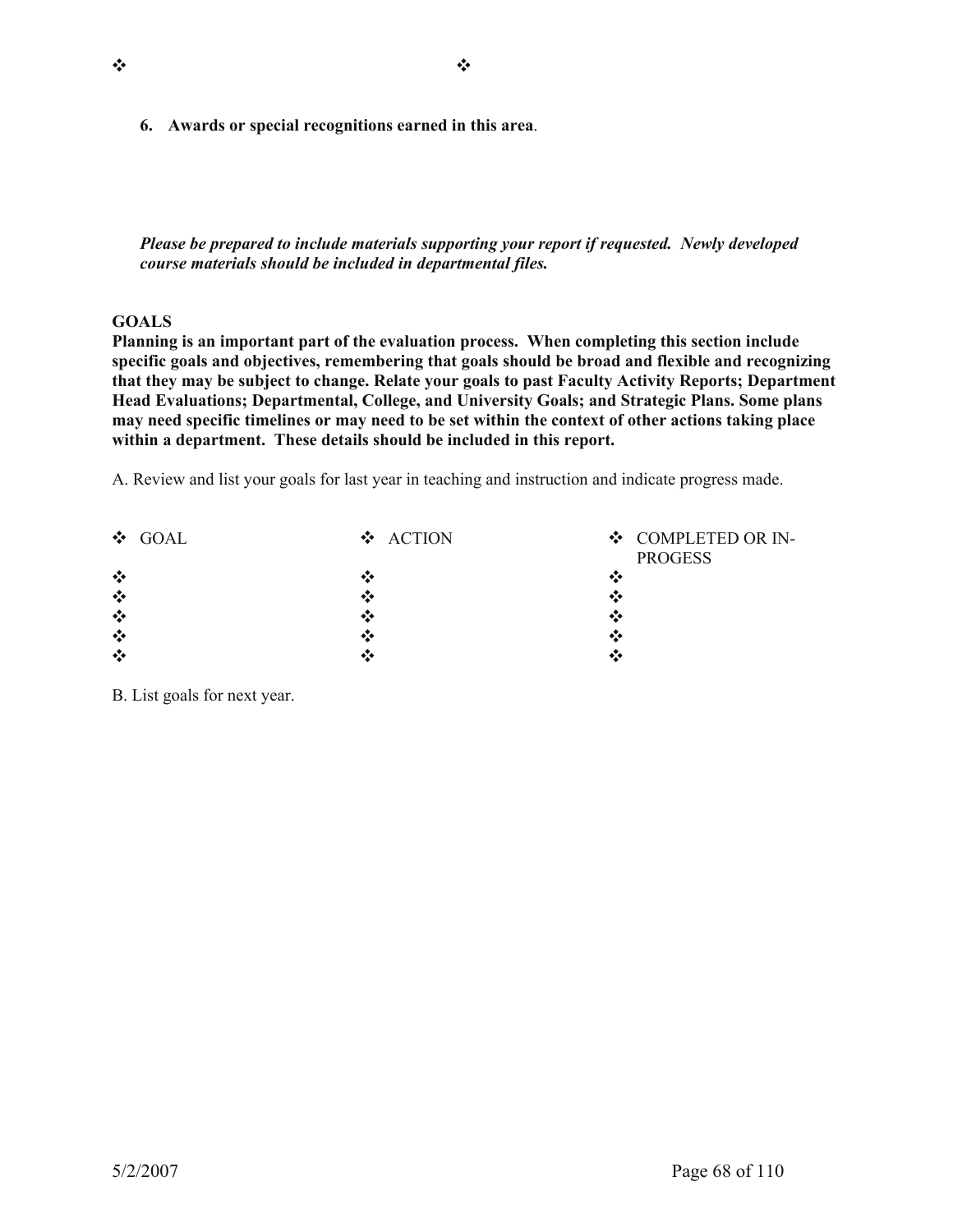- 
- 

6. **Awards or special recognitions earned in this area**.

***Please be prepared to include materials supporting your report if requested. Newly developed course materials should be included in departmental files.***

**GOALS**

**Planning is an important part of the evaluation process. When completing this section include specific goals and objectives, remembering that goals should be broad and flexible and recognizing that they may be subject to change. Relate your goals to past Faculty Activity Reports; Department Head Evaluations; Departmental, College, and University Goals; and Strategic Plans. Some plans may need specific timelines or may need to be set within the context of other actions taking place within a department. These details should be included in this report.**

A. Review and list your goals for last year in teaching and instruction and indicate progress made.

| GOAL | ACTION | COMPLETED OR IN-PROGESS |
|---|---|---|
| | | |
| | | |
| | | |
| | | |
| | | |

B. List goals for next year.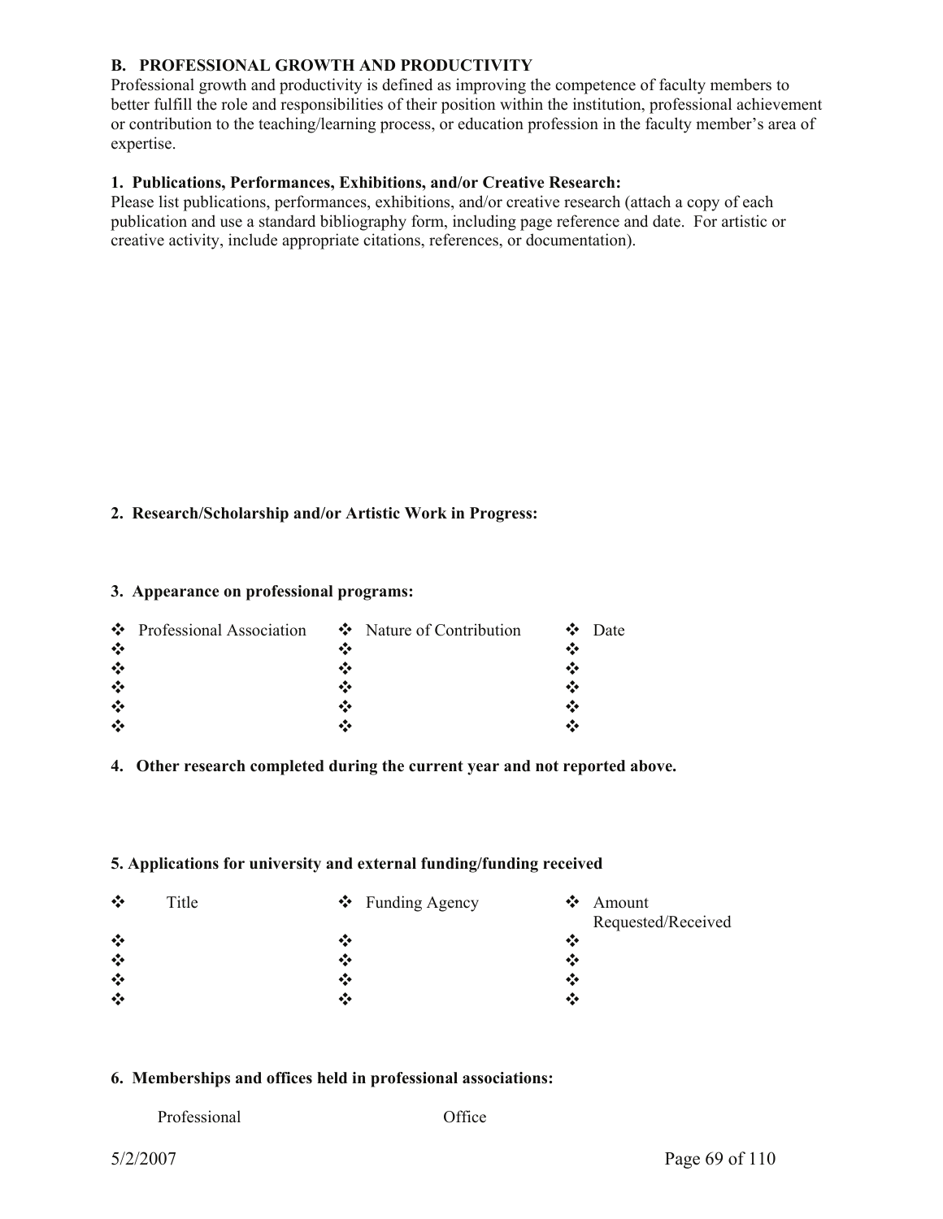**B. PROFESSIONAL GROWTH AND PRODUCTIVITY**

Professional growth and productivity is defined as improving the competence of faculty members to better fulfill the role and responsibilities of their position within the institution, professional achievement or contribution to the teaching/learning process, or education profession in the faculty member's area of expertise.

**1. Publications, Performances, Exhibitions, and/or Creative Research:**

Please list publications, performances, exhibitions, and/or creative research (attach a copy of each publication and use a standard bibliography form, including page reference and date. For artistic or creative activity, include appropriate citations, references, or documentation).

**2. Research/Scholarship and/or Artistic Work in Progress:**

**3. Appearance on professional programs:**

| ❖ Professional Association | ❖ Nature of Contribution | ❖ Date |
|---|---|---|
| ❖ | ❖ | ❖ |
| ❖ | ❖ | ❖ |
| ❖ | ❖ | ❖ |
| ❖ | ❖ | ❖ |
| ❖ | ❖ | ❖ |

**4. Other research completed during the current year and not reported above.**

**5. Applications for university and external funding/funding received**

| ❖ Title | ❖ Funding Agency | ❖ Amount Requested/Received |
|---|---|---|
| ❖ | ❖ | ❖ |
| ❖ | ❖ | ❖ |
| ❖ | ❖ | ❖ |
| ❖ | ❖ | ❖ |

**6. Memberships and offices held in professional associations:**

| Professional | Office |
|---|---|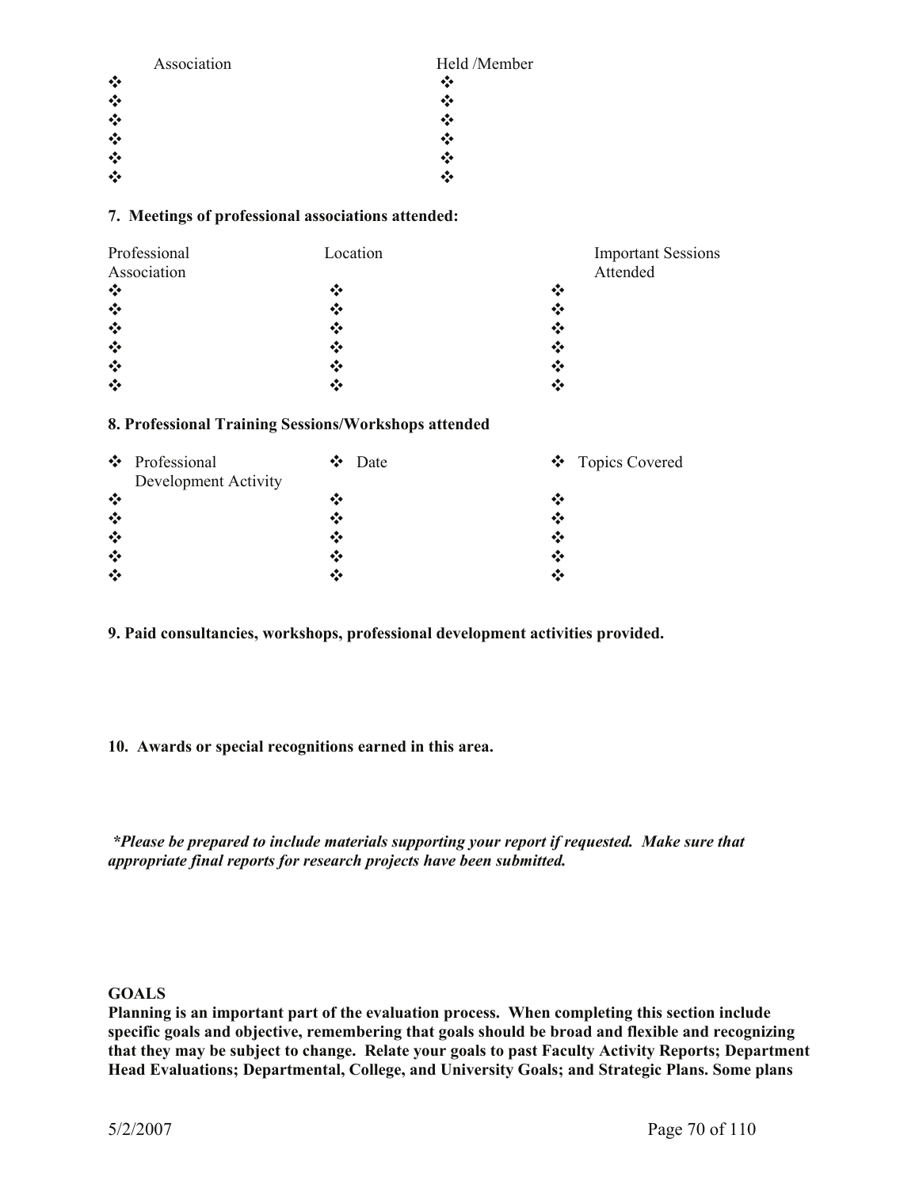| Association | Held /Member |
|---|---|
| ❖ | ❖ |
| ❖ | ❖ |
| ❖ | ❖ |
| ❖ | ❖ |
| ❖ | ❖ |
| ❖ | ❖ |

**7. Meetings of professional associations attended:**

| Professional Association | Location | Important Sessions Attended |
|---|---|---|
| ❖ | ❖ | ❖ |
| ❖ | ❖ | ❖ |
| ❖ | ❖ | ❖ |
| ❖ | ❖ | ❖ |
| ❖ | ❖ | ❖ |
| ❖ | ❖ | ❖ |

**8. Professional Training Sessions/Workshops attended**

| ❖ Professional Development Activity | ❖ Date | ❖ Topics Covered |
|---|---|---|
| ❖ | ❖ | ❖ |
| ❖ | ❖ | ❖ |
| ❖ | ❖ | ❖ |
| ❖ | ❖ | ❖ |
| ❖ | ❖ | ❖ |

**9. Paid consultancies, workshops, professional development activities provided.**

**10. Awards or special recognitions earned in this area.**

***Please be prepared to include materials supporting your report if requested. Make sure that appropriate final reports for research projects have been submitted.***

**GOALS**

**Planning is an important part of the evaluation process. When completing this section include specific goals and objective, remembering that goals should be broad and flexible and recognizing that they may be subject to change. Relate your goals to past Faculty Activity Reports; Department Head Evaluations; Departmental, College, and University Goals; and Strategic Plans. Some plans**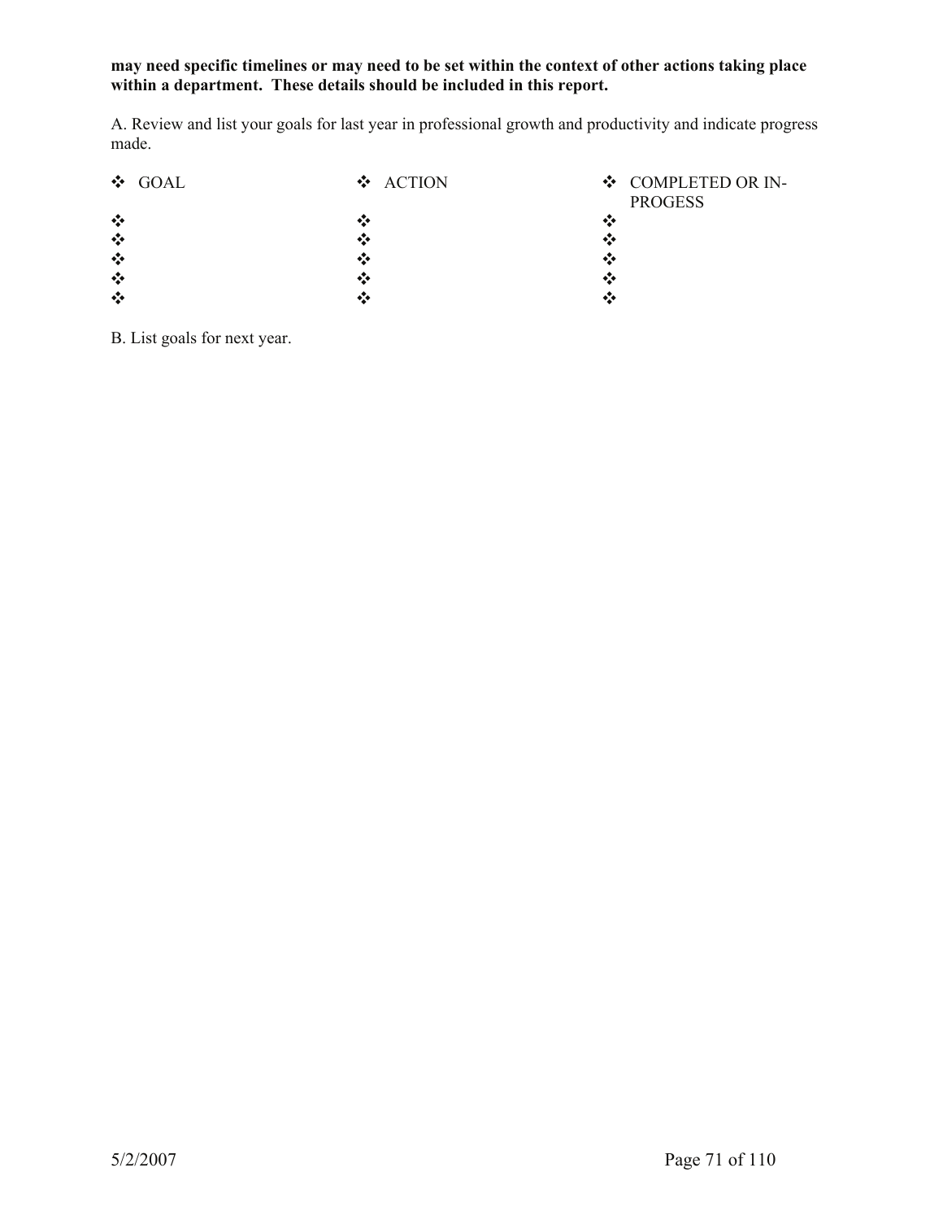**may need specific timelines or may need to be set within the context of other actions taking place within a department. These details should be included in this report.**

A. Review and list your goals for last year in professional growth and productivity and indicate progress made.

| ❖ GOAL | ❖ ACTION | ❖ COMPLETED OR IN-PROGESS |
| --- | --- | --- |
| ❖ | ❖ | ❖ |
| ❖ | ❖ | ❖ |
| ❖ | ❖ | ❖ |
| ❖ | ❖ | ❖ |
| ❖ | ❖ | ❖ |

B. List goals for next year.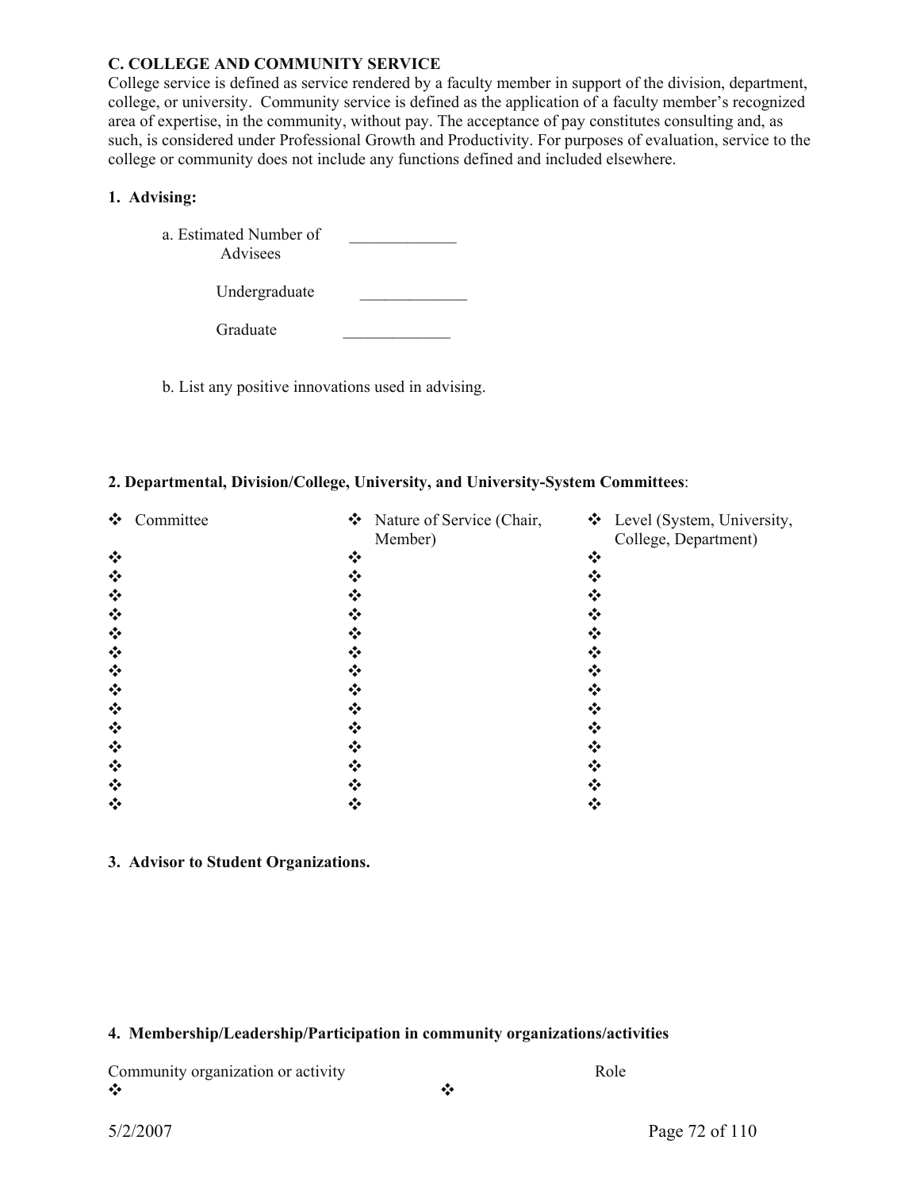**C. COLLEGE AND COMMUNITY SERVICE**

College service is defined as service rendered by a faculty member in support of the division, department, college, or university. Community service is defined as the application of a faculty member's recognized area of expertise, in the community, without pay. The acceptance of pay constitutes consulting and, as such, is considered under Professional Growth and Productivity. For purposes of evaluation, service to the college or community does not include any functions defined and included elsewhere.

**1. Advising:**

a. Estimated Number of Advisees _____________

Undergraduate _____________

Graduate _____________

b. List any positive innovations used in advising.

**2. Departmental, Division/College, University, and University-System Committees**:

| Committee | Nature of Service (Chair, Member) | Level (System, University, College, Department) |
|---|---|---|
| | | |
| | | |
| | | |
| | | |
| | | |
| | | |
| | | |
| | | |
| | | |
| | | |
| | | |
| | | |
| | | |
| | | |

**3. Advisor to Student Organizations.**

**4. Membership/Leadership/Participation in community organizations/activities**

| Community organization or activity | Role |
|---|---|
| | |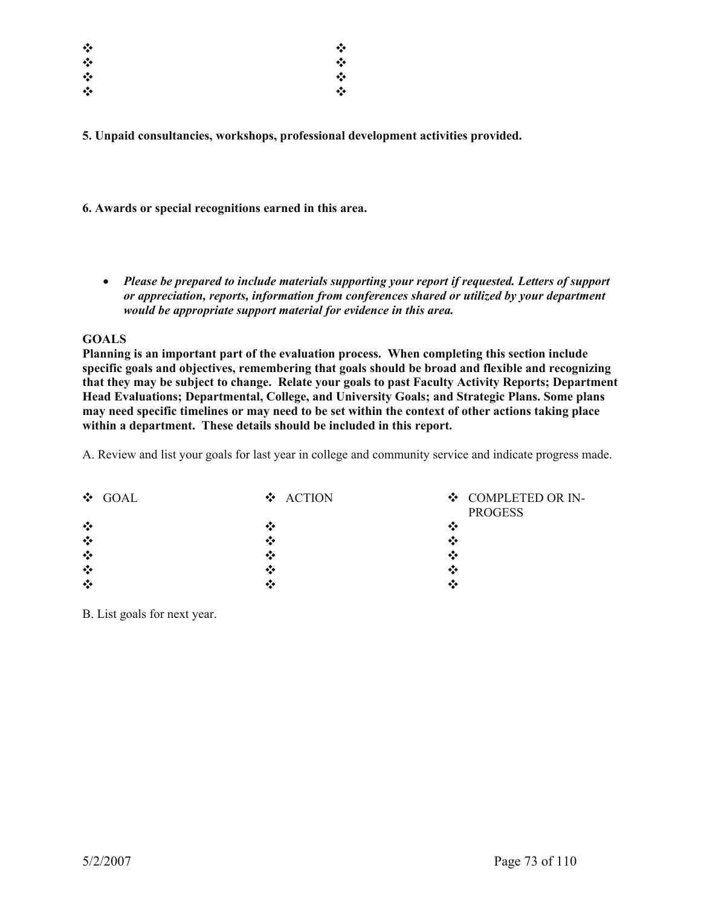| ❖ | ❖ |
|---|---|
| ❖ | ❖ |
| ❖ | ❖ |
| ❖ | ❖ |

**5. Unpaid consultancies, workshops, professional development activities provided.**

**6. Awards or special recognitions earned in this area.**

- ***Please be prepared to include materials supporting your report if requested. Letters of support or appreciation, reports, information from conferences shared or utilized by your department would be appropriate support material for evidence in this area.***

**GOALS**
**Planning is an important part of the evaluation process. When completing this section include specific goals and objectives, remembering that goals should be broad and flexible and recognizing that they may be subject to change. Relate your goals to past Faculty Activity Reports; Department Head Evaluations; Departmental, College, and University Goals; and Strategic Plans. Some plans may need specific timelines or may need to be set within the context of other actions taking place within a department. These details should be included in this report.**

A. Review and list your goals for last year in college and community service and indicate progress made.

| ❖ GOAL | ❖ ACTION | ❖ COMPLETED OR IN-PROGESS |
|---|---|---|
| ❖ | ❖ | ❖ |
| ❖ | ❖ | ❖ |
| ❖ | ❖ | ❖ |
| ❖ | ❖ | ❖ |
| ❖ | ❖ | ❖ |

B. List goals for next year.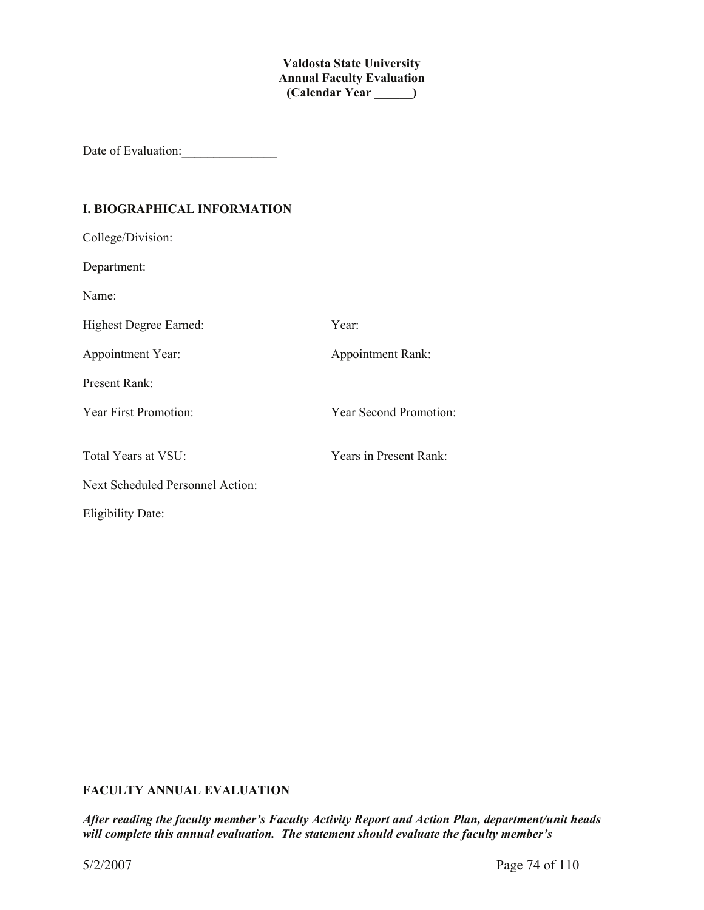**Valdosta State University**
**Annual Faculty Evaluation**
**(Calendar Year ______)**

Date of Evaluation:_______________

## I. BIOGRAPHICAL INFORMATION

College/Division:

Department:

Name:

Highest Degree Earned: Year:

Appointment Year: Appointment Rank:

Present Rank:

Year First Promotion: Year Second Promotion:

Total Years at VSU: Years in Present Rank:

Next Scheduled Personnel Action:

Eligibility Date:

## FACULTY ANNUAL EVALUATION

***After reading the faculty member's Faculty Activity Report and Action Plan, department/unit heads will complete this annual evaluation. The statement should evaluate the faculty member's***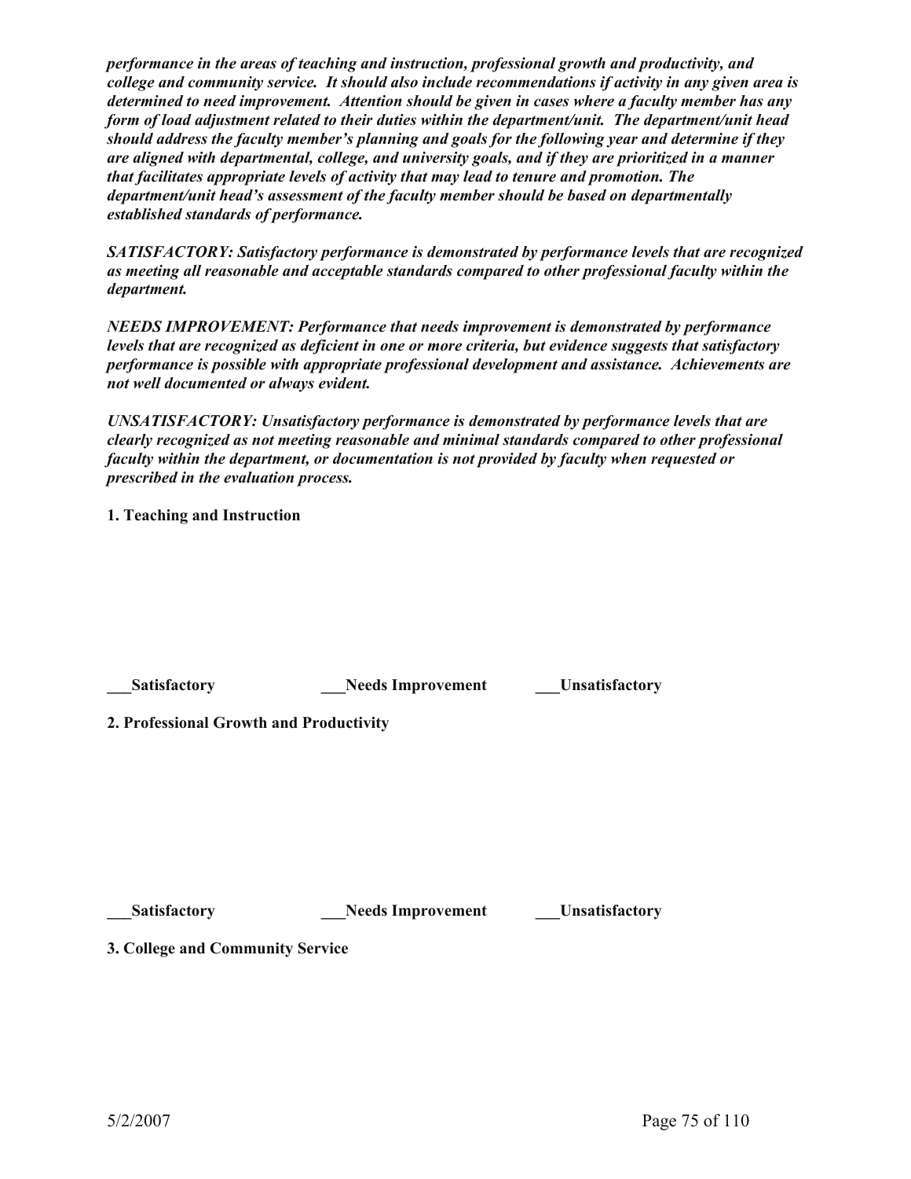***performance in the areas of teaching and instruction, professional growth and productivity, and college and community service. It should also include recommendations if activity in any given area is determined to need improvement. Attention should be given in cases where a faculty member has any form of load adjustment related to their duties within the department/unit. The department/unit head should address the faculty member's planning and goals for the following year and determine if they are aligned with departmental, college, and university goals, and if they are prioritized in a manner that facilitates appropriate levels of activity that may lead to tenure and promotion. The department/unit head's assessment of the faculty member should be based on departmentally established standards of performance.***

***SATISFACTORY: Satisfactory performance is demonstrated by performance levels that are recognized as meeting all reasonable and acceptable standards compared to other professional faculty within the department.***

***NEEDS IMPROVEMENT: Performance that needs improvement is demonstrated by performance levels that are recognized as deficient in one or more criteria, but evidence suggests that satisfactory performance is possible with appropriate professional development and assistance. Achievements are not well documented or always evident.***

***UNSATISFACTORY: Unsatisfactory performance is demonstrated by performance levels that are clearly recognized as not meeting reasonable and minimal standards compared to other professional faculty within the department, or documentation is not provided by faculty when requested or prescribed in the evaluation process.***

**1. Teaching and Instruction**

**___Satisfactory** **___Needs Improvement** **___Unsatisfactory**

**2. Professional Growth and Productivity**

**___Satisfactory** **___Needs Improvement** **___Unsatisfactory**

**3. College and Community Service**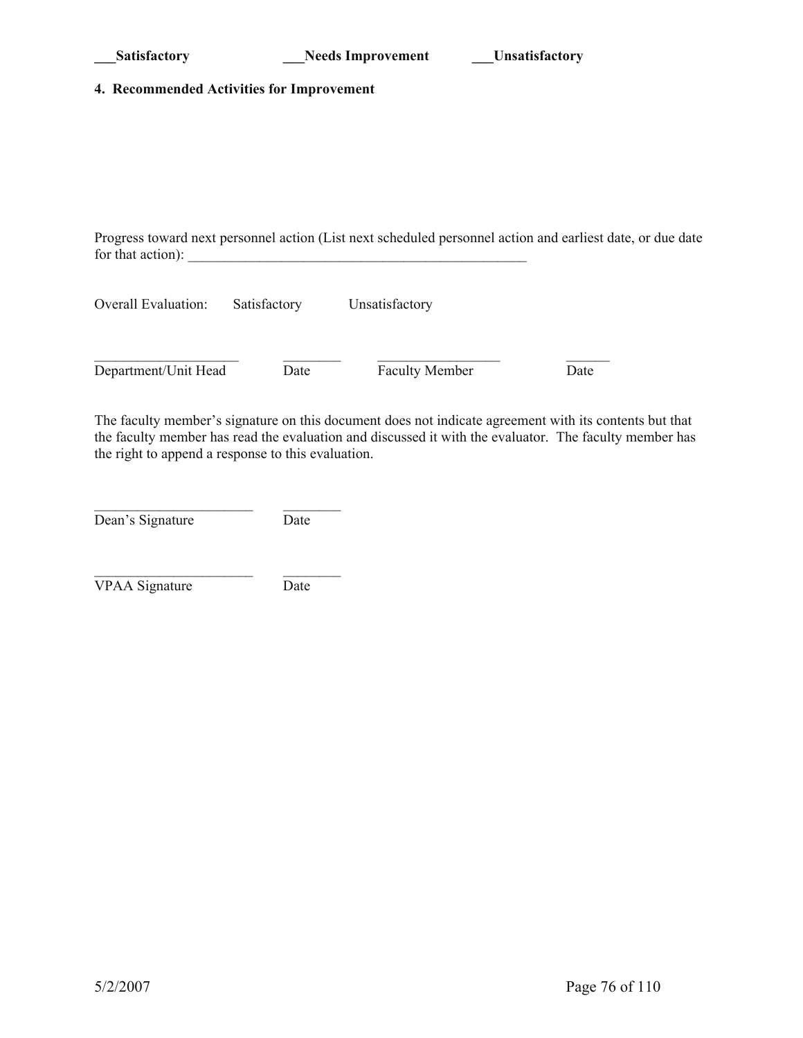**___Satisfactory** **___Needs Improvement** **___Unsatisfactory**

**4. Recommended Activities for Improvement**

Progress toward next personnel action (List next scheduled personnel action and earliest date, or due date for that action): _________________________________________________

Overall Evaluation: Satisfactory Unsatisfactory

____________________ ________ _________________ ______
Department/Unit Head Date Faculty Member Date

The faculty member's signature on this document does not indicate agreement with its contents but that the faculty member has read the evaluation and discussed it with the evaluator. The faculty member has the right to append a response to this evaluation.

______________________ ________
Dean's Signature Date

______________________ ________
VPAA Signature Date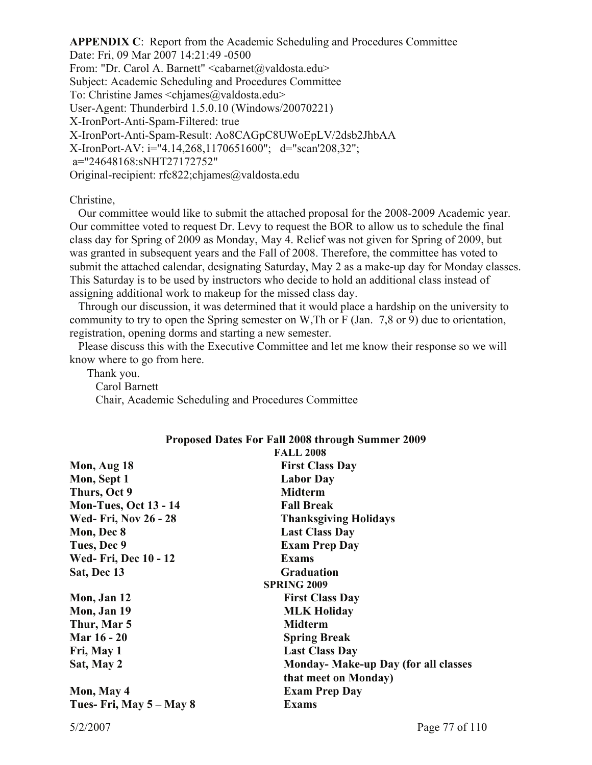**APPENDIX C**: Report from the Academic Scheduling and Procedures Committee
Date: Fri, 09 Mar 2007 14:21:49 -0500
From: "Dr. Carol A. Barnett" <cabarnet@valdosta.edu>
Subject: Academic Scheduling and Procedures Committee
To: Christine James <chjames@valdosta.edu>
User-Agent: Thunderbird 1.5.0.10 (Windows/20070221)
X-IronPort-Anti-Spam-Filtered: true
X-IronPort-Anti-Spam-Result: Ao8CAGpC8UWoEpLV/2dsb2JhbAA
X-IronPort-AV: i="4.14,268,1170651600"; d="scan'208,32";
a="24648168:sNHT27172752"
Original-recipient: rfc822;chjames@valdosta.edu

Christine,

Our committee would like to submit the attached proposal for the 2008-2009 Academic year. Our committee voted to request Dr. Levy to request the BOR to allow us to schedule the final class day for Spring of 2009 as Monday, May 4. Relief was not given for Spring of 2009, but was granted in subsequent years and the Fall of 2008. Therefore, the committee has voted to submit the attached calendar, designating Saturday, May 2 as a make-up day for Monday classes. This Saturday is to be used by instructors who decide to hold an additional class instead of assigning additional work to makeup for the missed class day.

Through our discussion, it was determined that it would place a hardship on the university to community to try to open the Spring semester on W,Th or F (Jan. 7,8 or 9) due to orientation, registration, opening dorms and starting a new semester.

Please discuss this with the Executive Committee and let me know their response so we will know where to go from here.

Thank you.
Carol Barnett
Chair, Academic Scheduling and Procedures Committee

**Proposed Dates For Fall 2008 through Summer 2009**

| | |
|---|---|
| | **FALL 2008** |
| **Mon, Aug 18** | **First Class Day** |
| **Mon, Sept 1** | **Labor Day** |
| **Thurs, Oct 9** | **Midterm** |
| **Mon-Tues, Oct 13 - 14** | **Fall Break** |
| **Wed- Fri, Nov 26 - 28** | **Thanksgiving Holidays** |
| **Mon, Dec 8** | **Last Class Day** |
| **Tues, Dec 9** | **Exam Prep Day** |
| **Wed- Fri, Dec 10 - 12** | **Exams** |
| **Sat, Dec 13** | **Graduation** |
| | **SPRING 2009** |
| **Mon, Jan 12** | **First Class Day** |
| **Mon, Jan 19** | **MLK Holiday** |
| **Thur, Mar 5** | **Midterm** |
| **Mar 16 - 20** | **Spring Break** |
| **Fri, May 1** | **Last Class Day** |
| **Sat, May 2** | **Monday- Make-up Day (for all classes that meet on Monday)** |
| **Mon, May 4** | **Exam Prep Day** |
| **Tues- Fri, May 5 – May 8** | **Exams** |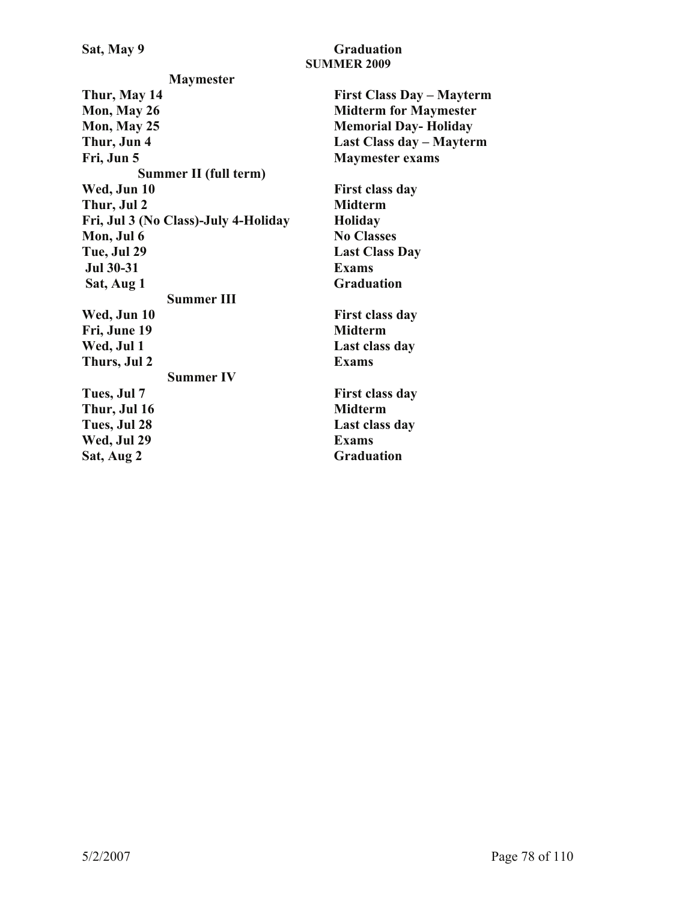| | |
|---|---|
| **Sat, May 9** | **Graduation** |

## SUMMER 2009

| | |
|---|---|
| **Maymester** | |
| **Thur, May 14** | **First Class Day – Mayterm** |
| **Mon, May 26** | **Midterm for Maymester** |
| **Mon, May 25** | **Memorial Day- Holiday** |
| **Thur, Jun 4** | **Last Class day – Mayterm** |
| **Fri, Jun 5** | **Maymester exams** |
| **Summer II (full term)** | |
| **Wed, Jun 10** | **First class day** |
| **Thur, Jul 2** | **Midterm** |
| **Fri, Jul 3 (No Class)-July 4-Holiday** | **Holiday** |
| **Mon, Jul 6** | **No Classes** |
| **Tue, Jul 29** | **Last Class Day** |
| **Jul 30-31** | **Exams** |
| **Sat, Aug 1** | **Graduation** |
| **Summer III** | |
| **Wed, Jun 10** | **First class day** |
| **Fri, June 19** | **Midterm** |
| **Wed, Jul 1** | **Last class day** |
| **Thurs, Jul 2** | **Exams** |
| **Summer IV** | |
| **Tues, Jul 7** | **First class day** |
| **Thur, Jul 16** | **Midterm** |
| **Tues, Jul 28** | **Last class day** |
| **Wed, Jul 29** | **Exams** |
| **Sat, Aug 2** | **Graduation** |

5/2/2007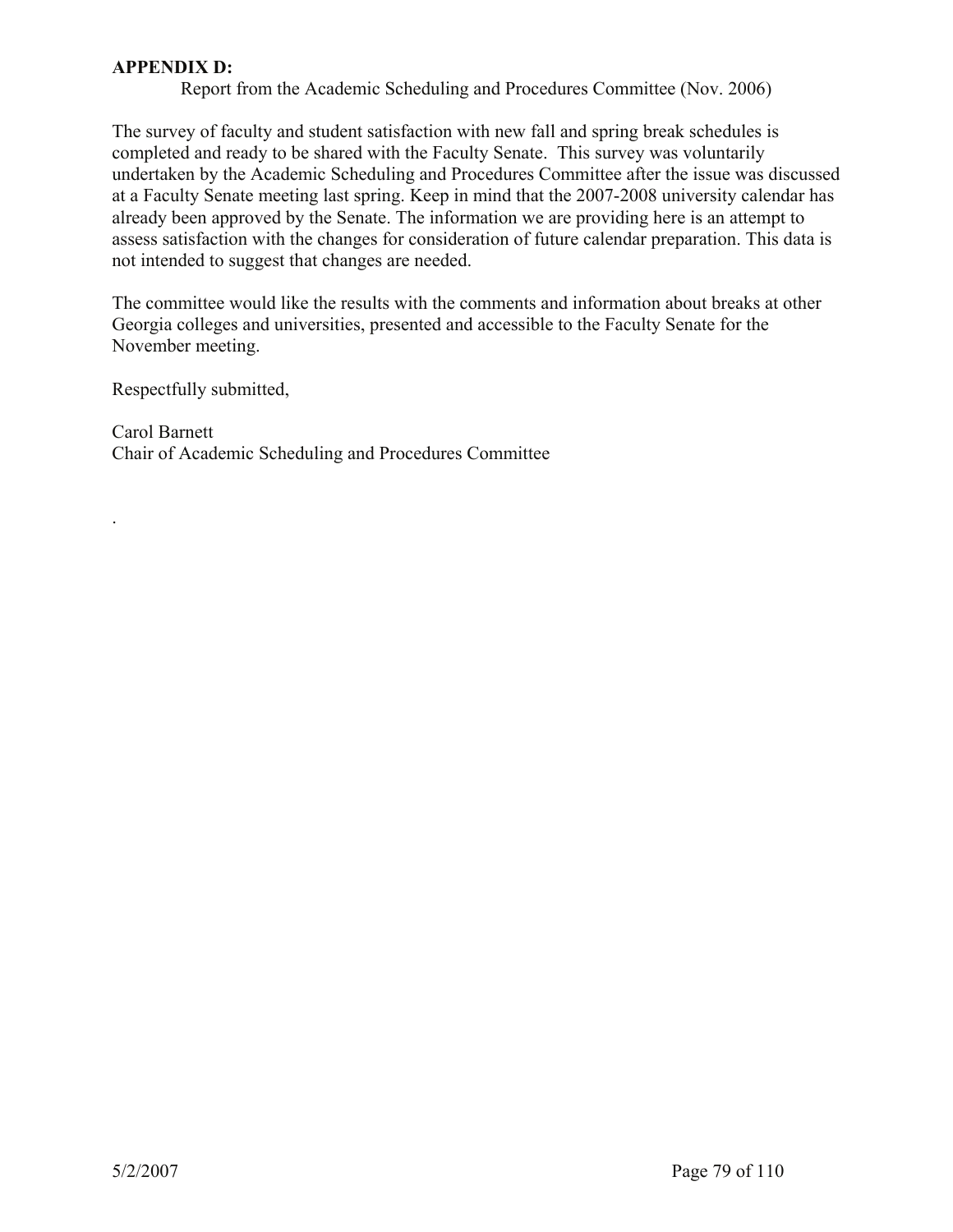**APPENDIX D:**

Report from the Academic Scheduling and Procedures Committee (Nov. 2006)

The survey of faculty and student satisfaction with new fall and spring break schedules is completed and ready to be shared with the Faculty Senate. This survey was voluntarily undertaken by the Academic Scheduling and Procedures Committee after the issue was discussed at a Faculty Senate meeting last spring. Keep in mind that the 2007-2008 university calendar has already been approved by the Senate. The information we are providing here is an attempt to assess satisfaction with the changes for consideration of future calendar preparation. This data is not intended to suggest that changes are needed.

The committee would like the results with the comments and information about breaks at other Georgia colleges and universities, presented and accessible to the Faculty Senate for the November meeting.

Respectfully submitted,

Carol Barnett
Chair of Academic Scheduling and Procedures Committee

.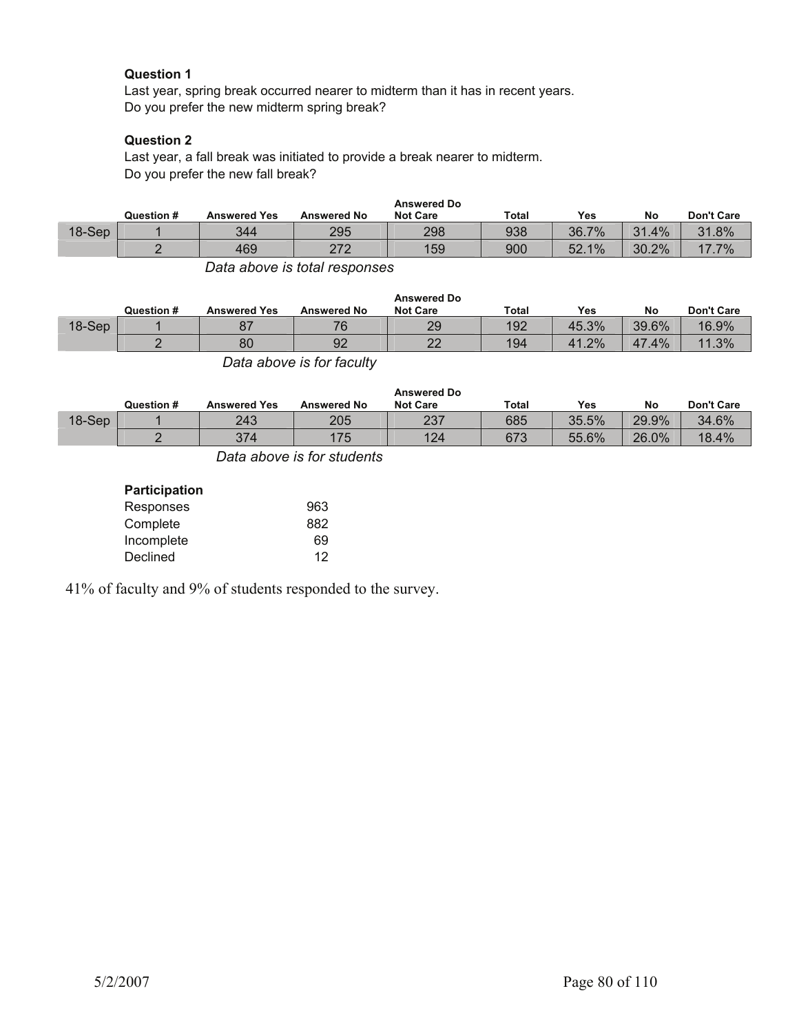**Question 1**

Last year, spring break occurred nearer to midterm than it has in recent years.
Do you prefer the new midterm spring break?

**Question 2**

Last year, a fall break was initiated to provide a break nearer to midterm.
Do you prefer the new fall break?

| | Question # | Answered Yes | Answered No | Answered Do Not Care | Total | Yes | No | Don't Care |
|---|---|---|---|---|---|---|---|---|
| 18-Sep | 1 | 344 | 295 | 298 | 938 | 36.7% | 31.4% | 31.8% |
| | 2 | 469 | 272 | 159 | 900 | 52.1% | 30.2% | 17.7% |

*Data above is total responses*

| | Question # | Answered Yes | Answered No | Answered Do Not Care | Total | Yes | No | Don't Care |
|---|---|---|---|---|---|---|---|---|
| 18-Sep | 1 | 87 | 76 | 29 | 192 | 45.3% | 39.6% | 16.9% |
| | 2 | 80 | 92 | 22 | 194 | 41.2% | 47.4% | 11.3% |

*Data above is for faculty*

| | Question # | Answered Yes | Answered No | Answered Do Not Care | Total | Yes | No | Don't Care |
|---|---|---|---|---|---|---|---|---|
| 18-Sep | 1 | 243 | 205 | 237 | 685 | 35.5% | 29.9% | 34.6% |
| | 2 | 374 | 175 | 124 | 673 | 55.6% | 26.0% | 18.4% |

*Data above is for students*

**Participation**

| | |
|---|---|
| Responses | 963 |
| Complete | 882 |
| Incomplete | 69 |
| Declined | 12 |

41% of faculty and 9% of students responded to the survey.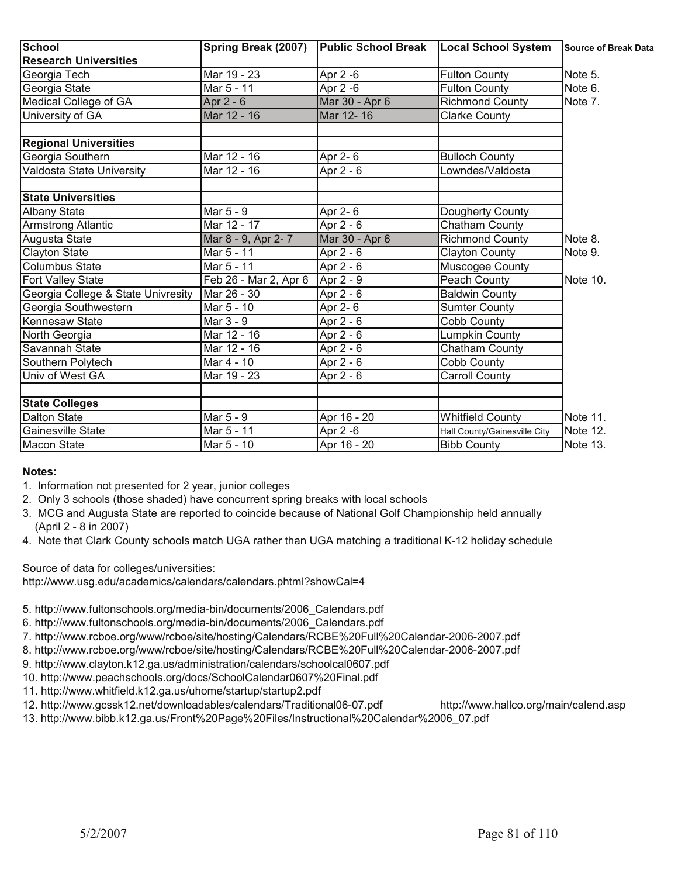| School | Spring Break (2007) | Public School Break | Local School System | Source of Break Data |
|---|---|---|---|---|
| **Research Universities** | | | | |
| Georgia Tech | Mar 19 - 23 | Apr 2 -6 | Fulton County | Note 5. |
| Georgia State | Mar 5 - 11 | Apr 2 -6 | Fulton County | Note 6. |
| Medical College of GA | Apr 2 - 6 | Mar 30 - Apr 6 | Richmond County | Note 7. |
| University of GA | Mar 12 - 16 | Mar 12- 16 | Clarke County | |
| | | | | |
| **Regional Universities** | | | | |
| Georgia Southern | Mar 12 - 16 | Apr 2- 6 | Bulloch County | |
| Valdosta State University | Mar 12 - 16 | Apr 2 - 6 | Lowndes/Valdosta | |
| | | | | |
| **State Universities** | | | | |
| Albany State | Mar 5 - 9 | Apr 2- 6 | Dougherty County | |
| Armstrong Atlantic | Mar 12 - 17 | Apr 2 - 6 | Chatham County | |
| Augusta State | Mar 8 - 9, Apr 2- 7 | Mar 30 - Apr 6 | Richmond County | Note 8. |
| Clayton State | Mar 5 - 11 | Apr 2 - 6 | Clayton County | Note 9. |
| Columbus State | Mar 5 - 11 | Apr 2 - 6 | Muscogee County | |
| Fort Valley State | Feb 26 - Mar 2, Apr 6 | Apr 2 - 9 | Peach County | Note 10. |
| Georgia College & State Univresity | Mar 26 - 30 | Apr 2 - 6 | Baldwin County | |
| Georgia Southwestern | Mar 5 - 10 | Apr 2- 6 | Sumter County | |
| Kennesaw State | Mar 3 - 9 | Apr 2 - 6 | Cobb County | |
| North Georgia | Mar 12 - 16 | Apr 2 - 6 | Lumpkin County | |
| Savannah State | Mar 12 - 16 | Apr 2 - 6 | Chatham County | |
| Southern Polytech | Mar 4 - 10 | Apr 2 - 6 | Cobb County | |
| Univ of West GA | Mar 19 - 23 | Apr 2 - 6 | Carroll County | |
| | | | | |
| **State Colleges** | | | | |
| Dalton State | Mar 5 - 9 | Apr 16 - 20 | Whitfield County | Note 11. |
| Gainesville State | Mar 5 - 11 | Apr 2 -6 | Hall County/Gainesville City | Note 12. |
| Macon State | Mar 5 - 10 | Apr 16 - 20 | Bibb County | Note 13. |

**Notes:**

1. Information not presented for 2 year, junior colleges
2. Only 3 schools (those shaded) have concurrent spring breaks with local schools
3. MCG and Augusta State are reported to coincide because of National Golf Championship held annually (April 2 - 8 in 2007)
4. Note that Clark County schools match UGA rather than UGA matching a traditional K-12 holiday schedule

Source of data for colleges/universities:
http://www.usg.edu/academics/calendars/calendars.phtml?showCal=4

5. http://www.fultonschools.org/media-bin/documents/2006_Calendars.pdf
6. http://www.fultonschools.org/media-bin/documents/2006_Calendars.pdf
7. http://www.rcboe.org/www/rcboe/site/hosting/Calendars/RCBE%20Full%20Calendar-2006-2007.pdf
8. http://www.rcboe.org/www/rcboe/site/hosting/Calendars/RCBE%20Full%20Calendar-2006-2007.pdf
9. http://www.clayton.k12.ga.us/administration/calendars/schoolcal0607.pdf
10. http://www.peachschools.org/docs/SchoolCalendar0607%20Final.pdf
11. http://www.whitfield.k12.ga.us/uhome/startup/startup2.pdf
12. http://www.gcssk12.net/downloadables/calendars/Traditional06-07.pdf http://www.hallco.org/main/calend.asp
13. http://www.bibb.k12.ga.us/Front%20Page%20Files/Instructional%20Calendar%2006_07.pdf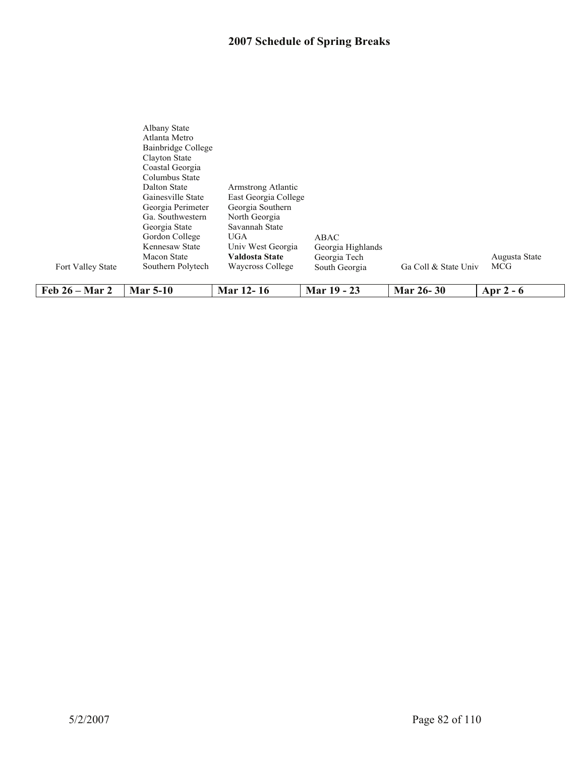## 2007 Schedule of Spring Breaks

| Feb 26 – Mar 2 | Mar 5-10 | Mar 12- 16 | Mar 19 - 23 | Mar 26- 30 | Apr 2 - 6 |
|---|---|---|---|---|---|
| Fort Valley State | Albany State | Armstrong Atlantic | ABAC | Ga Coll & State Univ | Augusta State |
| | Atlanta Metro | East Georgia College | Georgia Highlands | | MCG |
| | Bainbridge College | Georgia Southern | Georgia Tech | | |
| | Clayton State | North Georgia | South Georgia | | |
| | Coastal Georgia | Savannah State | | | |
| | Columbus State | UGA | | | |
| | Dalton State | Univ West Georgia | | | |
| | Gainesville State | **Valdosta State** | | | |
| | Georgia Perimeter | Waycross College | | | |
| | Ga. Southwestern | | | | |
| | Georgia State | | | | |
| | Gordon College | | | | |
| | Kennesaw State | | | | |
| | Macon State | | | | |
| | Southern Polytech | | | | |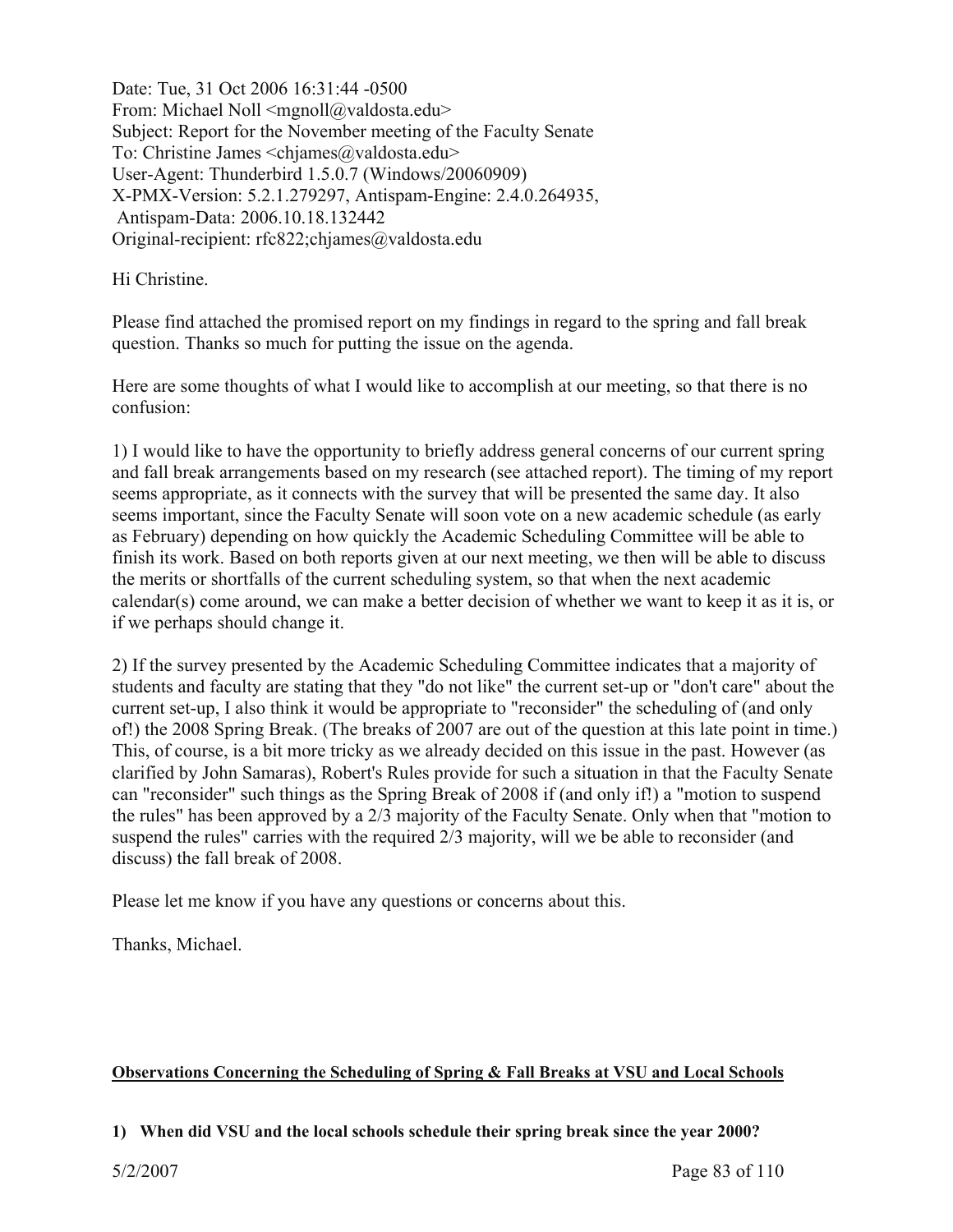Date: Tue, 31 Oct 2006 16:31:44 -0500
From: Michael Noll <mgnoll@valdosta.edu>
Subject: Report for the November meeting of the Faculty Senate
To: Christine James <chjames@valdosta.edu>
User-Agent: Thunderbird 1.5.0.7 (Windows/20060909)
X-PMX-Version: 5.2.1.279297, Antispam-Engine: 2.4.0.264935,
 Antispam-Data: 2006.10.18.132442
Original-recipient: rfc822;chjames@valdosta.edu

Hi Christine.

Please find attached the promised report on my findings in regard to the spring and fall break question. Thanks so much for putting the issue on the agenda.

Here are some thoughts of what I would like to accomplish at our meeting, so that there is no confusion:

1) I would like to have the opportunity to briefly address general concerns of our current spring and fall break arrangements based on my research (see attached report). The timing of my report seems appropriate, as it connects with the survey that will be presented the same day. It also seems important, since the Faculty Senate will soon vote on a new academic schedule (as early as February) depending on how quickly the Academic Scheduling Committee will be able to finish its work. Based on both reports given at our next meeting, we then will be able to discuss the merits or shortfalls of the current scheduling system, so that when the next academic calendar(s) come around, we can make a better decision of whether we want to keep it as it is, or if we perhaps should change it.

2) If the survey presented by the Academic Scheduling Committee indicates that a majority of students and faculty are stating that they "do not like" the current set-up or "don't care" about the current set-up, I also think it would be appropriate to "reconsider" the scheduling of (and only of!) the 2008 Spring Break. (The breaks of 2007 are out of the question at this late point in time.) This, of course, is a bit more tricky as we already decided on this issue in the past. However (as clarified by John Samaras), Robert's Rules provide for such a situation in that the Faculty Senate can "reconsider" such things as the Spring Break of 2008 if (and only if!) a "motion to suspend the rules" has been approved by a 2/3 majority of the Faculty Senate. Only when that "motion to suspend the rules" carries with the required 2/3 majority, will we be able to reconsider (and discuss) the fall break of 2008.

Please let me know if you have any questions or concerns about this.

Thanks, Michael.

**Observations Concerning the Scheduling of Spring & Fall Breaks at VSU and Local Schools**

**1) When did VSU and the local schools schedule their spring break since the year 2000?**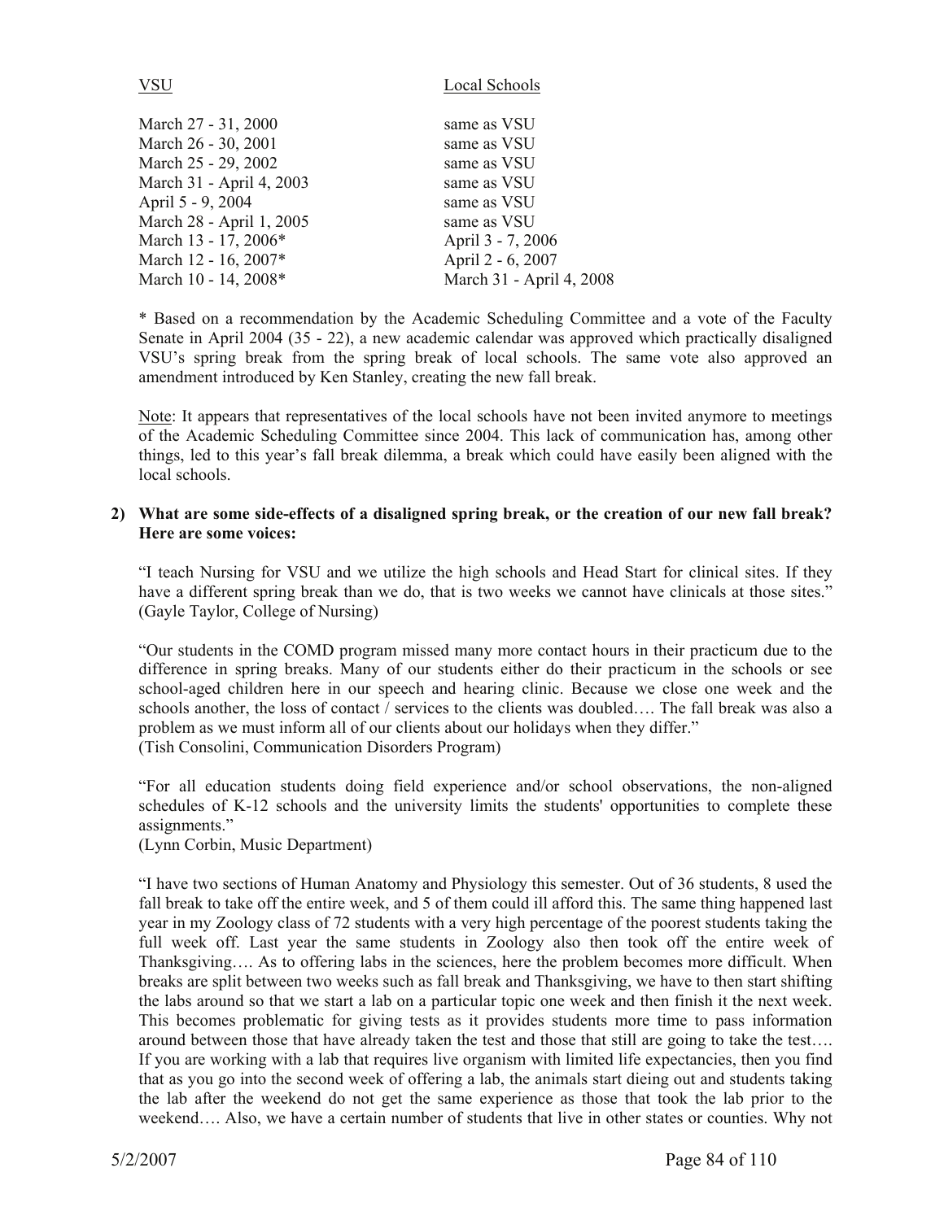| VSU | Local Schools |
|---|---|
| March 27 - 31, 2000 | same as VSU |
| March 26 - 30, 2001 | same as VSU |
| March 25 - 29, 2002 | same as VSU |
| March 31 - April 4, 2003 | same as VSU |
| April 5 - 9, 2004 | same as VSU |
| March 28 - April 1, 2005 | same as VSU |
| March 13 - 17, 2006* | April 3 - 7, 2006 |
| March 12 - 16, 2007* | April 2 - 6, 2007 |
| March 10 - 14, 2008* | March 31 - April 4, 2008 |

* Based on a recommendation by the Academic Scheduling Committee and a vote of the Faculty Senate in April 2004 (35 - 22), a new academic calendar was approved which practically disaligned VSU's spring break from the spring break of local schools. The same vote also approved an amendment introduced by Ken Stanley, creating the new fall break.

Note: It appears that representatives of the local schools have not been invited anymore to meetings of the Academic Scheduling Committee since 2004. This lack of communication has, among other things, led to this year's fall break dilemma, a break which could have easily been aligned with the local schools.

**2) What are some side-effects of a disaligned spring break, or the creation of our new fall break? Here are some voices:**

"I teach Nursing for VSU and we utilize the high schools and Head Start for clinical sites. If they have a different spring break than we do, that is two weeks we cannot have clinicals at those sites." (Gayle Taylor, College of Nursing)

"Our students in the COMD program missed many more contact hours in their practicum due to the difference in spring breaks. Many of our students either do their practicum in the schools or see school-aged children here in our speech and hearing clinic. Because we close one week and the schools another, the loss of contact / services to the clients was doubled…. The fall break was also a problem as we must inform all of our clients about our holidays when they differ."
(Tish Consolini, Communication Disorders Program)

"For all education students doing field experience and/or school observations, the non-aligned schedules of K-12 schools and the university limits the students' opportunities to complete these assignments."
(Lynn Corbin, Music Department)

"I have two sections of Human Anatomy and Physiology this semester. Out of 36 students, 8 used the fall break to take off the entire week, and 5 of them could ill afford this. The same thing happened last year in my Zoology class of 72 students with a very high percentage of the poorest students taking the full week off. Last year the same students in Zoology also then took off the entire week of Thanksgiving…. As to offering labs in the sciences, here the problem becomes more difficult. When breaks are split between two weeks such as fall break and Thanksgiving, we have to then start shifting the labs around so that we start a lab on a particular topic one week and then finish it the next week. This becomes problematic for giving tests as it provides students more time to pass information around between those that have already taken the test and those that still are going to take the test…. If you are working with a lab that requires live organism with limited life expectancies, then you find that as you go into the second week of offering a lab, the animals start dieing out and students taking the lab after the weekend do not get the same experience as those that took the lab prior to the weekend…. Also, we have a certain number of students that live in other states or counties. Why not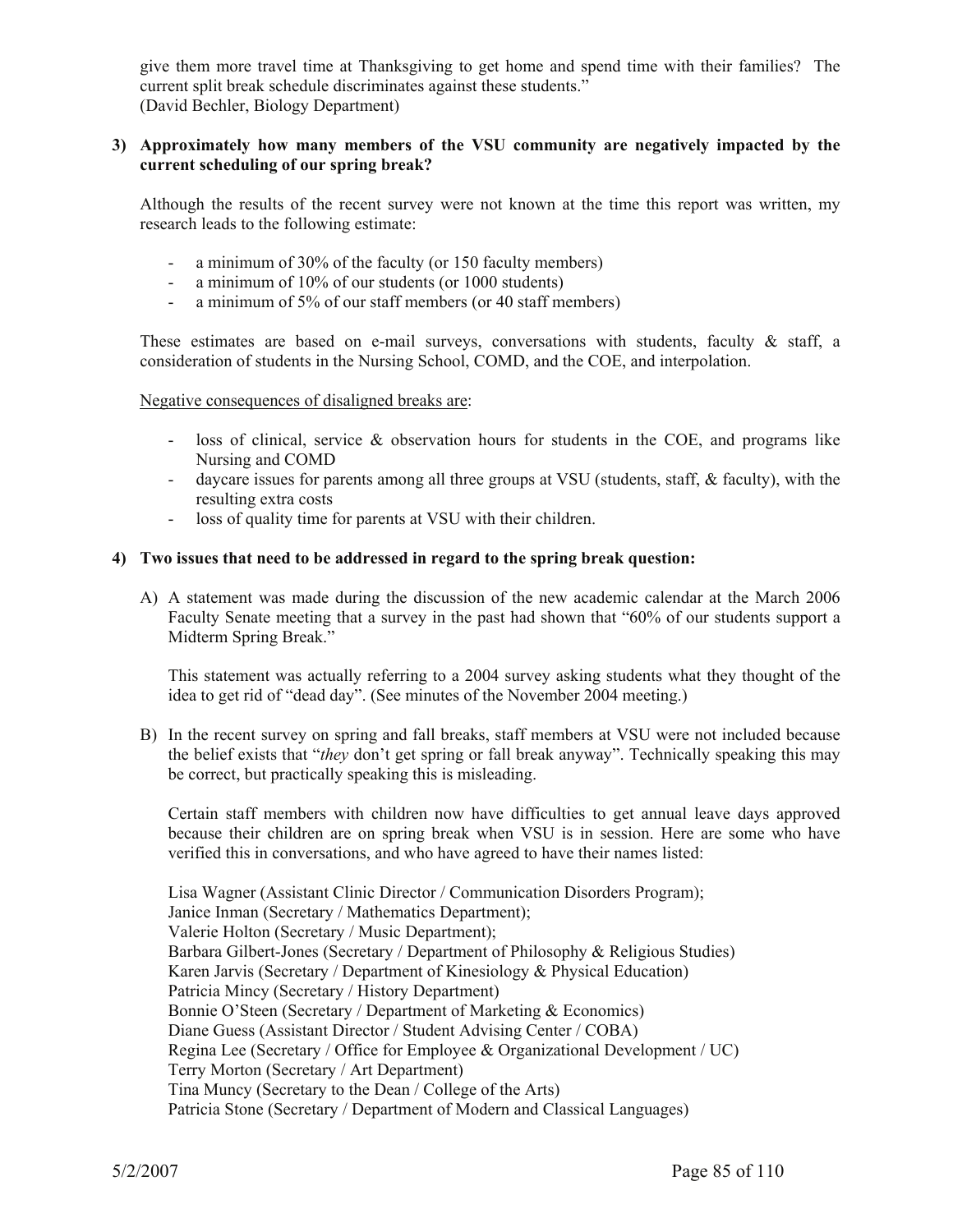give them more travel time at Thanksgiving to get home and spend time with their families? The current split break schedule discriminates against these students."
(David Bechler, Biology Department)

**3) Approximately how many members of the VSU community are negatively impacted by the current scheduling of our spring break?**

Although the results of the recent survey were not known at the time this report was written, my research leads to the following estimate:

- a minimum of 30% of the faculty (or 150 faculty members)
- a minimum of 10% of our students (or 1000 students)
- a minimum of 5% of our staff members (or 40 staff members)

These estimates are based on e-mail surveys, conversations with students, faculty & staff, a consideration of students in the Nursing School, COMD, and the COE, and interpolation.

<u>Negative consequences of disaligned breaks are</u>:

- loss of clinical, service & observation hours for students in the COE, and programs like Nursing and COMD
- daycare issues for parents among all three groups at VSU (students, staff, & faculty), with the resulting extra costs
- loss of quality time for parents at VSU with their children.

**4) Two issues that need to be addressed in regard to the spring break question:**

A) A statement was made during the discussion of the new academic calendar at the March 2006 Faculty Senate meeting that a survey in the past had shown that "60% of our students support a Midterm Spring Break."

This statement was actually referring to a 2004 survey asking students what they thought of the idea to get rid of "dead day". (See minutes of the November 2004 meeting.)

B) In the recent survey on spring and fall breaks, staff members at VSU were not included because the belief exists that "*they* don't get spring or fall break anyway". Technically speaking this may be correct, but practically speaking this is misleading.

Certain staff members with children now have difficulties to get annual leave days approved because their children are on spring break when VSU is in session. Here are some who have verified this in conversations, and who have agreed to have their names listed:

Lisa Wagner (Assistant Clinic Director / Communication Disorders Program);
Janice Inman (Secretary / Mathematics Department);
Valerie Holton (Secretary / Music Department);
Barbara Gilbert-Jones (Secretary / Department of Philosophy & Religious Studies)
Karen Jarvis (Secretary / Department of Kinesiology & Physical Education)
Patricia Mincy (Secretary / History Department)
Bonnie O'Steen (Secretary / Department of Marketing & Economics)
Diane Guess (Assistant Director / Student Advising Center / COBA)
Regina Lee (Secretary / Office for Employee & Organizational Development / UC)
Terry Morton (Secretary / Art Department)
Tina Muncy (Secretary to the Dean / College of the Arts)
Patricia Stone (Secretary / Department of Modern and Classical Languages)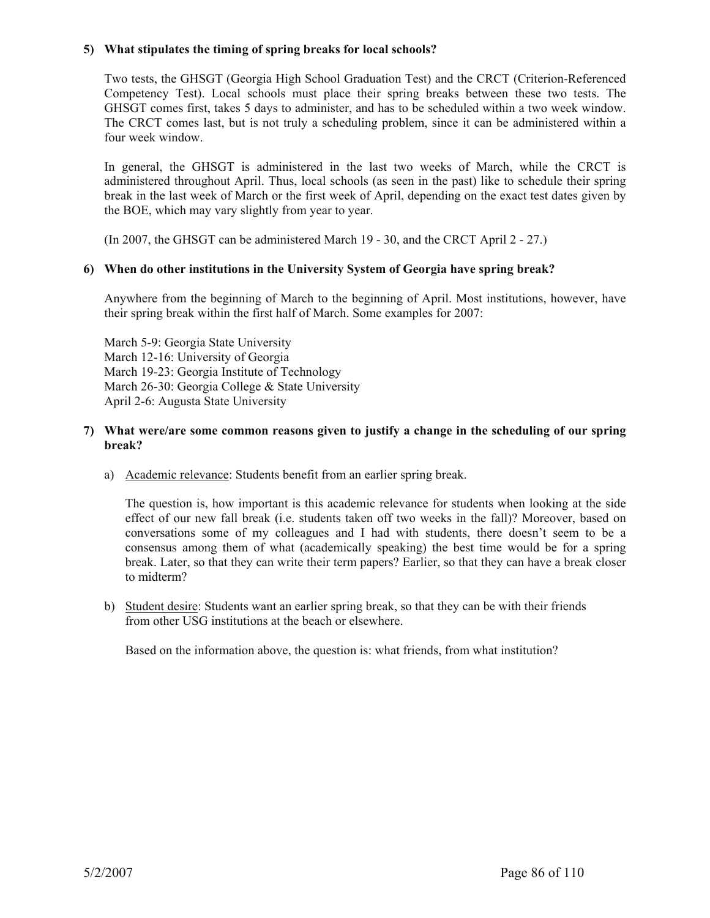**5) What stipulates the timing of spring breaks for local schools?**

Two tests, the GHSGT (Georgia High School Graduation Test) and the CRCT (Criterion-Referenced Competency Test). Local schools must place their spring breaks between these two tests. The GHSGT comes first, takes 5 days to administer, and has to be scheduled within a two week window. The CRCT comes last, but is not truly a scheduling problem, since it can be administered within a four week window.

In general, the GHSGT is administered in the last two weeks of March, while the CRCT is administered throughout April. Thus, local schools (as seen in the past) like to schedule their spring break in the last week of March or the first week of April, depending on the exact test dates given by the BOE, which may vary slightly from year to year.

(In 2007, the GHSGT can be administered March 19 - 30, and the CRCT April 2 - 27.)

**6) When do other institutions in the University System of Georgia have spring break?**

Anywhere from the beginning of March to the beginning of April. Most institutions, however, have their spring break within the first half of March. Some examples for 2007:

March 5-9: Georgia State University
March 12-16: University of Georgia
March 19-23: Georgia Institute of Technology
March 26-30: Georgia College & State University
April 2-6: Augusta State University

**7) What were/are some common reasons given to justify a change in the scheduling of our spring break?**

a) Academic relevance: Students benefit from an earlier spring break.

   The question is, how important is this academic relevance for students when looking at the side effect of our new fall break (i.e. students taken off two weeks in the fall)? Moreover, based on conversations some of my colleagues and I had with students, there doesn't seem to be a consensus among them of what (academically speaking) the best time would be for a spring break. Later, so that they can write their term papers? Earlier, so that they can have a break closer to midterm?

b) Student desire: Students want an earlier spring break, so that they can be with their friends from other USG institutions at the beach or elsewhere.

   Based on the information above, the question is: what friends, from what institution?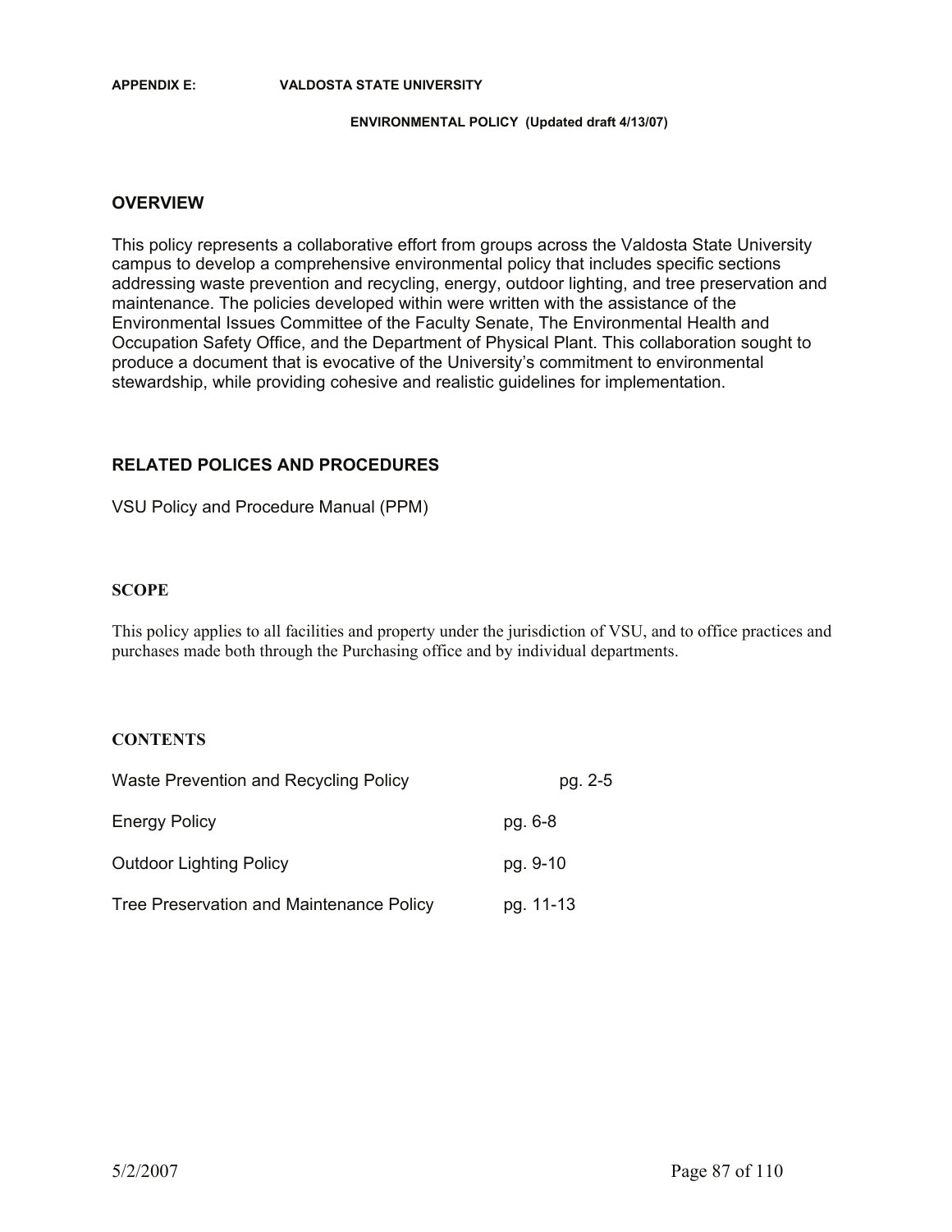**APPENDIX E: VALDOSTA STATE UNIVERSITY**

**ENVIRONMENTAL POLICY (Updated draft 4/13/07)**

## OVERVIEW

This policy represents a collaborative effort from groups across the Valdosta State University campus to develop a comprehensive environmental policy that includes specific sections addressing waste prevention and recycling, energy, outdoor lighting, and tree preservation and maintenance. The policies developed within were written with the assistance of the Environmental Issues Committee of the Faculty Senate, The Environmental Health and Occupation Safety Office, and the Department of Physical Plant. This collaboration sought to produce a document that is evocative of the University's commitment to environmental stewardship, while providing cohesive and realistic guidelines for implementation.

## RELATED POLICES AND PROCEDURES

VSU Policy and Procedure Manual (PPM)

## SCOPE

This policy applies to all facilities and property under the jurisdiction of VSU, and to office practices and purchases made both through the Purchasing office and by individual departments.

## CONTENTS

| | |
|---|---|
| Waste Prevention and Recycling Policy | pg. 2-5 |
| Energy Policy | pg. 6-8 |
| Outdoor Lighting Policy | pg. 9-10 |
| Tree Preservation and Maintenance Policy | pg. 11-13 |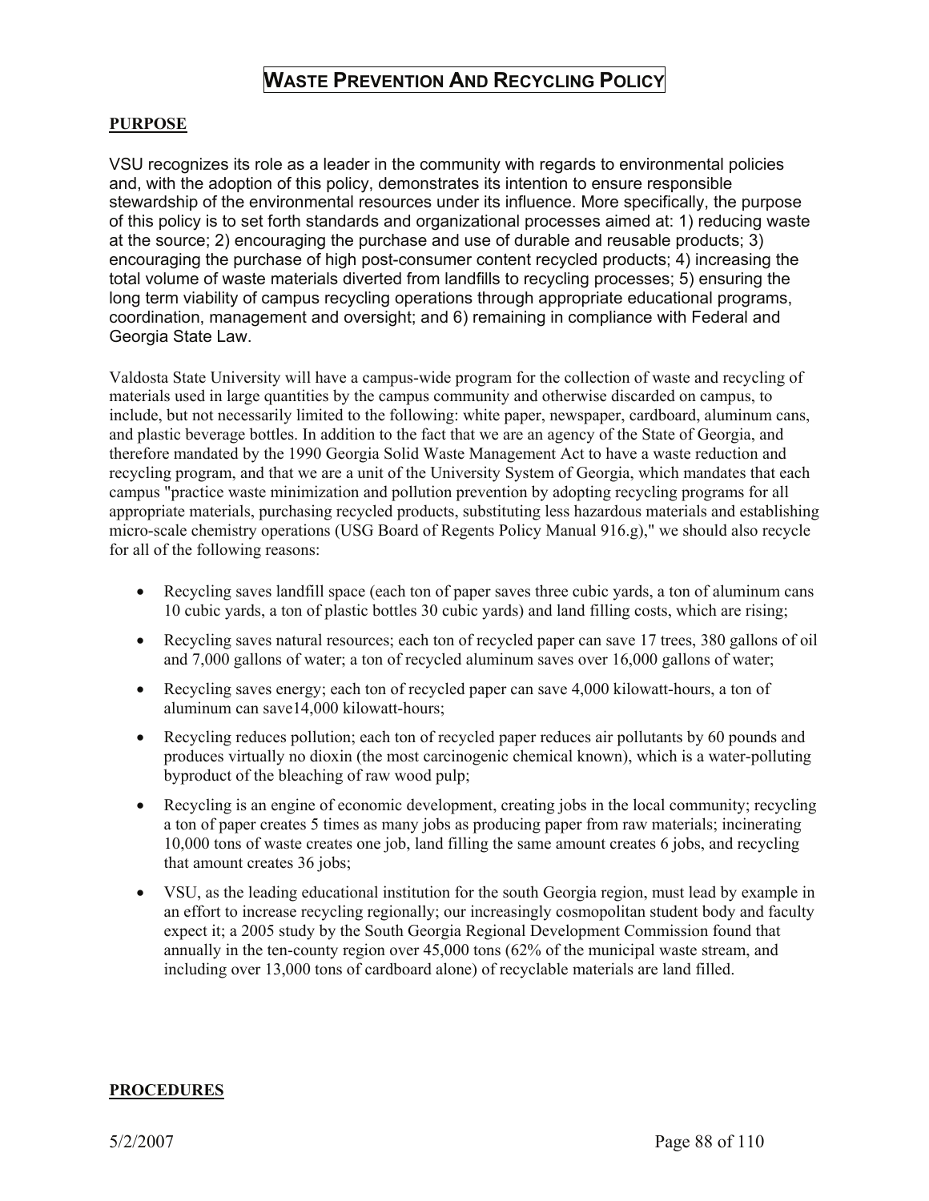# WASTE PREVENTION AND RECYCLING POLICY

**PURPOSE**

VSU recognizes its role as a leader in the community with regards to environmental policies and, with the adoption of this policy, demonstrates its intention to ensure responsible stewardship of the environmental resources under its influence. More specifically, the purpose of this policy is to set forth standards and organizational processes aimed at: 1) reducing waste at the source; 2) encouraging the purchase and use of durable and reusable products; 3) encouraging the purchase of high post-consumer content recycled products; 4) increasing the total volume of waste materials diverted from landfills to recycling processes; 5) ensuring the long term viability of campus recycling operations through appropriate educational programs, coordination, management and oversight; and 6) remaining in compliance with Federal and Georgia State Law.

Valdosta State University will have a campus-wide program for the collection of waste and recycling of materials used in large quantities by the campus community and otherwise discarded on campus, to include, but not necessarily limited to the following: white paper, newspaper, cardboard, aluminum cans, and plastic beverage bottles. In addition to the fact that we are an agency of the State of Georgia, and therefore mandated by the 1990 Georgia Solid Waste Management Act to have a waste reduction and recycling program, and that we are a unit of the University System of Georgia, which mandates that each campus "practice waste minimization and pollution prevention by adopting recycling programs for all appropriate materials, purchasing recycled products, substituting less hazardous materials and establishing micro-scale chemistry operations (USG Board of Regents Policy Manual 916.g)," we should also recycle for all of the following reasons:

- Recycling saves landfill space (each ton of paper saves three cubic yards, a ton of aluminum cans 10 cubic yards, a ton of plastic bottles 30 cubic yards) and land filling costs, which are rising;
- Recycling saves natural resources; each ton of recycled paper can save 17 trees, 380 gallons of oil and 7,000 gallons of water; a ton of recycled aluminum saves over 16,000 gallons of water;
- Recycling saves energy; each ton of recycled paper can save 4,000 kilowatt-hours, a ton of aluminum can save14,000 kilowatt-hours;
- Recycling reduces pollution; each ton of recycled paper reduces air pollutants by 60 pounds and produces virtually no dioxin (the most carcinogenic chemical known), which is a water-polluting byproduct of the bleaching of raw wood pulp;
- Recycling is an engine of economic development, creating jobs in the local community; recycling a ton of paper creates 5 times as many jobs as producing paper from raw materials; incinerating 10,000 tons of waste creates one job, land filling the same amount creates 6 jobs, and recycling that amount creates 36 jobs;
- VSU, as the leading educational institution for the south Georgia region, must lead by example in an effort to increase recycling regionally; our increasingly cosmopolitan student body and faculty expect it; a 2005 study by the South Georgia Regional Development Commission found that annually in the ten-county region over 45,000 tons (62% of the municipal waste stream, and including over 13,000 tons of cardboard alone) of recyclable materials are land filled.

**PROCEDURES**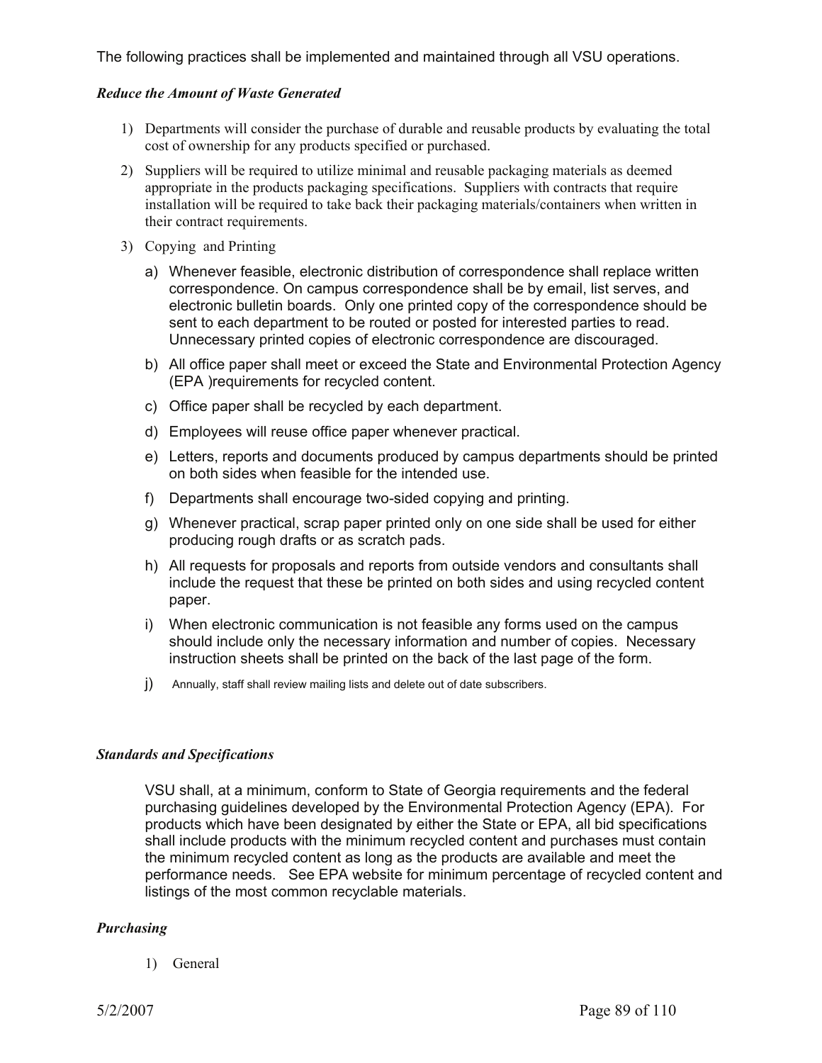The following practices shall be implemented and maintained through all VSU operations.

***Reduce the Amount of Waste Generated***

1) Departments will consider the purchase of durable and reusable products by evaluating the total cost of ownership for any products specified or purchased.

2) Suppliers will be required to utilize minimal and reusable packaging materials as deemed appropriate in the products packaging specifications. Suppliers with contracts that require installation will be required to take back their packaging materials/containers when written in their contract requirements.

3) Copying and Printing

   a) Whenever feasible, electronic distribution of correspondence shall replace written correspondence. On campus correspondence shall be by email, list serves, and electronic bulletin boards. Only one printed copy of the correspondence should be sent to each department to be routed or posted for interested parties to read. Unnecessary printed copies of electronic correspondence are discouraged.

   b) All office paper shall meet or exceed the State and Environmental Protection Agency (EPA )requirements for recycled content.

   c) Office paper shall be recycled by each department.

   d) Employees will reuse office paper whenever practical.

   e) Letters, reports and documents produced by campus departments should be printed on both sides when feasible for the intended use.

   f) Departments shall encourage two-sided copying and printing.

   g) Whenever practical, scrap paper printed only on one side shall be used for either producing rough drafts or as scratch pads.

   h) All requests for proposals and reports from outside vendors and consultants shall include the request that these be printed on both sides and using recycled content paper.

   i) When electronic communication is not feasible any forms used on the campus should include only the necessary information and number of copies. Necessary instruction sheets shall be printed on the back of the last page of the form.

   j) Annually, staff shall review mailing lists and delete out of date subscribers.

***Standards and Specifications***

VSU shall, at a minimum, conform to State of Georgia requirements and the federal purchasing guidelines developed by the Environmental Protection Agency (EPA). For products which have been designated by either the State or EPA, all bid specifications shall include products with the minimum recycled content and purchases must contain the minimum recycled content as long as the products are available and meet the performance needs. See EPA website for minimum percentage of recycled content and listings of the most common recyclable materials.

***Purchasing***

1) General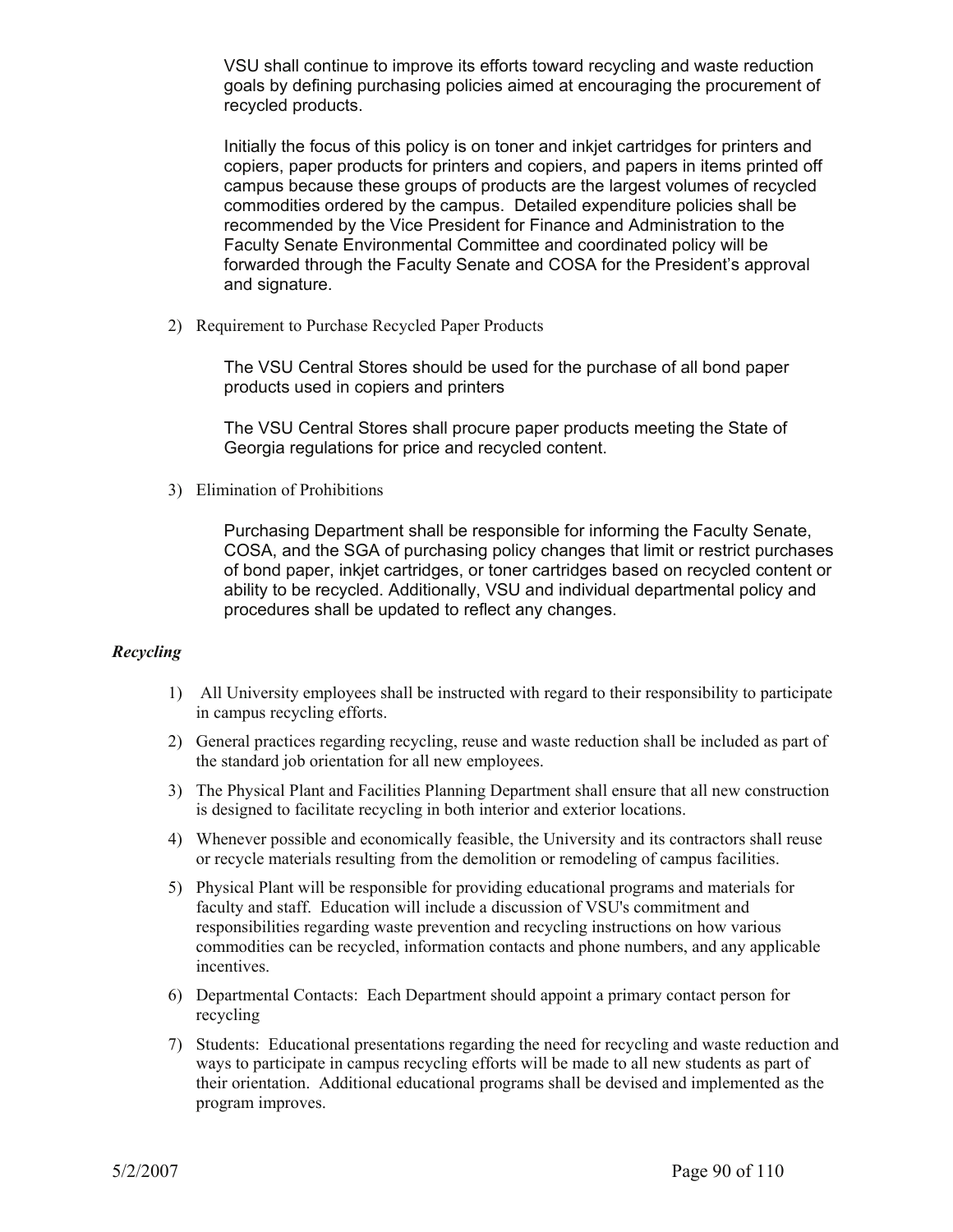VSU shall continue to improve its efforts toward recycling and waste reduction goals by defining purchasing policies aimed at encouraging the procurement of recycled products.

Initially the focus of this policy is on toner and inkjet cartridges for printers and copiers, paper products for printers and copiers, and papers in items printed off campus because these groups of products are the largest volumes of recycled commodities ordered by the campus. Detailed expenditure policies shall be recommended by the Vice President for Finance and Administration to the Faculty Senate Environmental Committee and coordinated policy will be forwarded through the Faculty Senate and COSA for the President's approval and signature.

2) Requirement to Purchase Recycled Paper Products

The VSU Central Stores should be used for the purchase of all bond paper products used in copiers and printers

The VSU Central Stores shall procure paper products meeting the State of Georgia regulations for price and recycled content.

3) Elimination of Prohibitions

Purchasing Department shall be responsible for informing the Faculty Senate, COSA, and the SGA of purchasing policy changes that limit or restrict purchases of bond paper, inkjet cartridges, or toner cartridges based on recycled content or ability to be recycled. Additionally, VSU and individual departmental policy and procedures shall be updated to reflect any changes.

***Recycling***

1) All University employees shall be instructed with regard to their responsibility to participate in campus recycling efforts.
2) General practices regarding recycling, reuse and waste reduction shall be included as part of the standard job orientation for all new employees.
3) The Physical Plant and Facilities Planning Department shall ensure that all new construction is designed to facilitate recycling in both interior and exterior locations.
4) Whenever possible and economically feasible, the University and its contractors shall reuse or recycle materials resulting from the demolition or remodeling of campus facilities.
5) Physical Plant will be responsible for providing educational programs and materials for faculty and staff. Education will include a discussion of VSU's commitment and responsibilities regarding waste prevention and recycling instructions on how various commodities can be recycled, information contacts and phone numbers, and any applicable incentives.
6) Departmental Contacts: Each Department should appoint a primary contact person for recycling
7) Students: Educational presentations regarding the need for recycling and waste reduction and ways to participate in campus recycling efforts will be made to all new students as part of their orientation. Additional educational programs shall be devised and implemented as the program improves.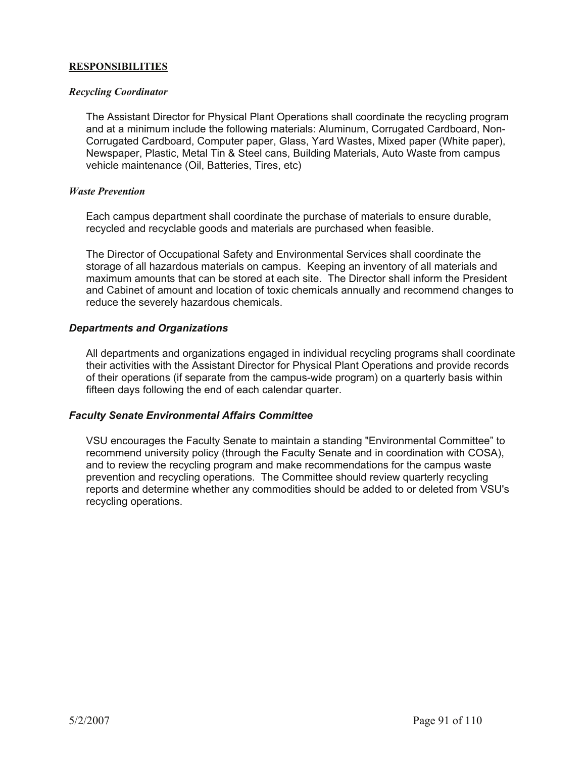**RESPONSIBILITIES**

***Recycling Coordinator***

The Assistant Director for Physical Plant Operations shall coordinate the recycling program and at a minimum include the following materials: Aluminum, Corrugated Cardboard, Non-Corrugated Cardboard, Computer paper, Glass, Yard Wastes, Mixed paper (White paper), Newspaper, Plastic, Metal Tin & Steel cans, Building Materials, Auto Waste from campus vehicle maintenance (Oil, Batteries, Tires, etc)

***Waste Prevention***

Each campus department shall coordinate the purchase of materials to ensure durable, recycled and recyclable goods and materials are purchased when feasible.

The Director of Occupational Safety and Environmental Services shall coordinate the storage of all hazardous materials on campus. Keeping an inventory of all materials and maximum amounts that can be stored at each site. The Director shall inform the President and Cabinet of amount and location of toxic chemicals annually and recommend changes to reduce the severely hazardous chemicals.

***Departments and Organizations***

All departments and organizations engaged in individual recycling programs shall coordinate their activities with the Assistant Director for Physical Plant Operations and provide records of their operations (if separate from the campus-wide program) on a quarterly basis within fifteen days following the end of each calendar quarter.

***Faculty Senate Environmental Affairs Committee***

VSU encourages the Faculty Senate to maintain a standing "Environmental Committee" to recommend university policy (through the Faculty Senate and in coordination with COSA), and to review the recycling program and make recommendations for the campus waste prevention and recycling operations. The Committee should review quarterly recycling reports and determine whether any commodities should be added to or deleted from VSU's recycling operations.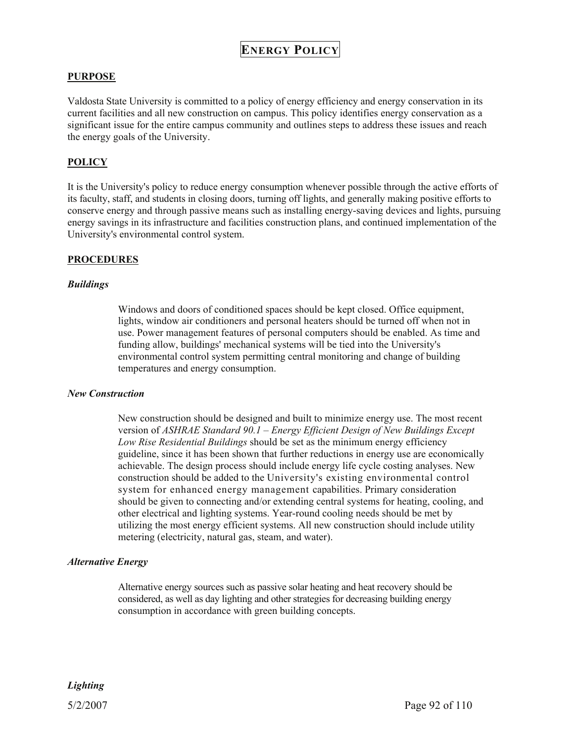# Energy Policy

## PURPOSE

Valdosta State University is committed to a policy of energy efficiency and energy conservation in its current facilities and all new construction on campus. This policy identifies energy conservation as a significant issue for the entire campus community and outlines steps to address these issues and reach the energy goals of the University.

## POLICY

It is the University's policy to reduce energy consumption whenever possible through the active efforts of its faculty, staff, and students in closing doors, turning off lights, and generally making positive efforts to conserve energy and through passive means such as installing energy-saving devices and lights, pursuing energy savings in its infrastructure and facilities construction plans, and continued implementation of the University's environmental control system.

## PROCEDURES

### *Buildings*

Windows and doors of conditioned spaces should be kept closed. Office equipment, lights, window air conditioners and personal heaters should be turned off when not in use. Power management features of personal computers should be enabled. As time and funding allow, buildings' mechanical systems will be tied into the University's environmental control system permitting central monitoring and change of building temperatures and energy consumption.

### *New Construction*

New construction should be designed and built to minimize energy use. The most recent version of *ASHRAE Standard 90.1 – Energy Efficient Design of New Buildings Except Low Rise Residential Buildings* should be set as the minimum energy efficiency guideline, since it has been shown that further reductions in energy use are economically achievable. The design process should include energy life cycle costing analyses. New construction should be added to the University's existing environmental control system for enhanced energy management capabilities. Primary consideration should be given to connecting and/or extending central systems for heating, cooling, and other electrical and lighting systems. Year-round cooling needs should be met by utilizing the most energy efficient systems. All new construction should include utility metering (electricity, natural gas, steam, and water).

### *Alternative Energy*

Alternative energy sources such as passive solar heating and heat recovery should be considered, as well as day lighting and other strategies for decreasing building energy consumption in accordance with green building concepts.

### *Lighting*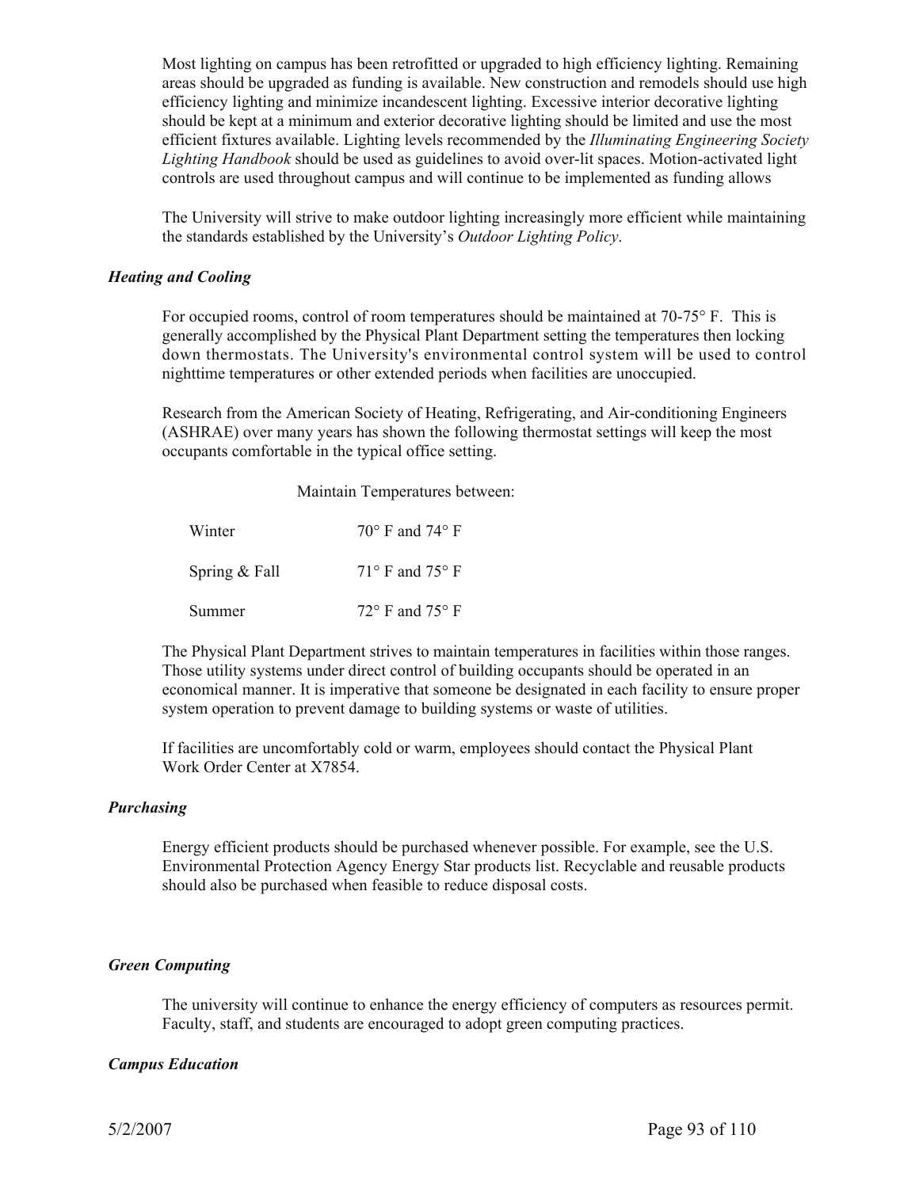Most lighting on campus has been retrofitted or upgraded to high efficiency lighting. Remaining areas should be upgraded as funding is available. New construction and remodels should use high efficiency lighting and minimize incandescent lighting. Excessive interior decorative lighting should be kept at a minimum and exterior decorative lighting should be limited and use the most efficient fixtures available. Lighting levels recommended by the *Illuminating Engineering Society Lighting Handbook* should be used as guidelines to avoid over-lit spaces. Motion-activated light controls are used throughout campus and will continue to be implemented as funding allows

The University will strive to make outdoor lighting increasingly more efficient while maintaining the standards established by the University's *Outdoor Lighting Policy*.

### *Heating and Cooling*

For occupied rooms, control of room temperatures should be maintained at 70-75° F. This is generally accomplished by the Physical Plant Department setting the temperatures then locking down thermostats. The University's environmental control system will be used to control nighttime temperatures or other extended periods when facilities are unoccupied.

Research from the American Society of Heating, Refrigerating, and Air-conditioning Engineers (ASHRAE) over many years has shown the following thermostat settings will keep the most occupants comfortable in the typical office setting.

| | Maintain Temperatures between: |
|---|---|
| Winter | 70° F and 74° F |
| Spring & Fall | 71° F and 75° F |
| Summer | 72° F and 75° F |

The Physical Plant Department strives to maintain temperatures in facilities within those ranges. Those utility systems under direct control of building occupants should be operated in an economical manner. It is imperative that someone be designated in each facility to ensure proper system operation to prevent damage to building systems or waste of utilities.

If facilities are uncomfortably cold or warm, employees should contact the Physical Plant Work Order Center at X7854.

### *Purchasing*

Energy efficient products should be purchased whenever possible. For example, see the U.S. Environmental Protection Agency Energy Star products list. Recyclable and reusable products should also be purchased when feasible to reduce disposal costs.

### *Green Computing*

The university will continue to enhance the energy efficiency of computers as resources permit. Faculty, staff, and students are encouraged to adopt green computing practices.

### *Campus Education*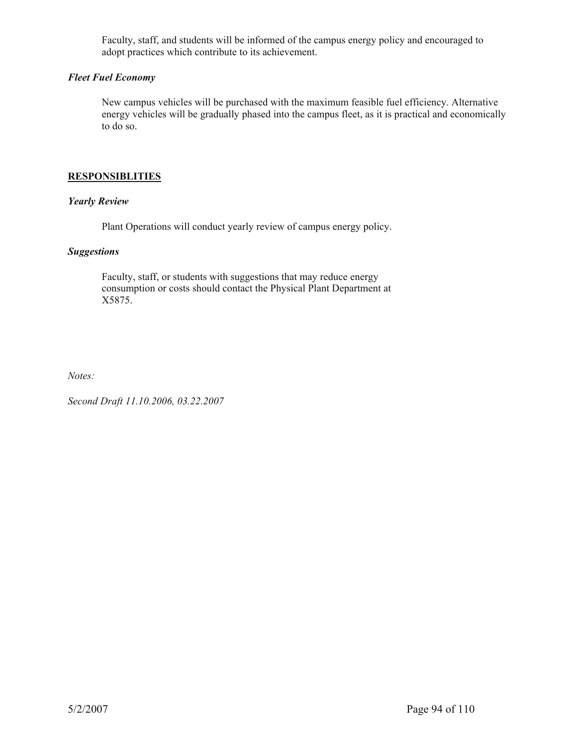Faculty, staff, and students will be informed of the campus energy policy and encouraged to adopt practices which contribute to its achievement.

***Fleet Fuel Economy***

New campus vehicles will be purchased with the maximum feasible fuel efficiency. Alternative energy vehicles will be gradually phased into the campus fleet, as it is practical and economically to do so.

## RESPONSIBLITIES

***Yearly Review***

Plant Operations will conduct yearly review of campus energy policy.

***Suggestions***

Faculty, staff, or students with suggestions that may reduce energy consumption or costs should contact the Physical Plant Department at X5875.

*Notes:*

*Second Draft 11.10.2006, 03.22.2007*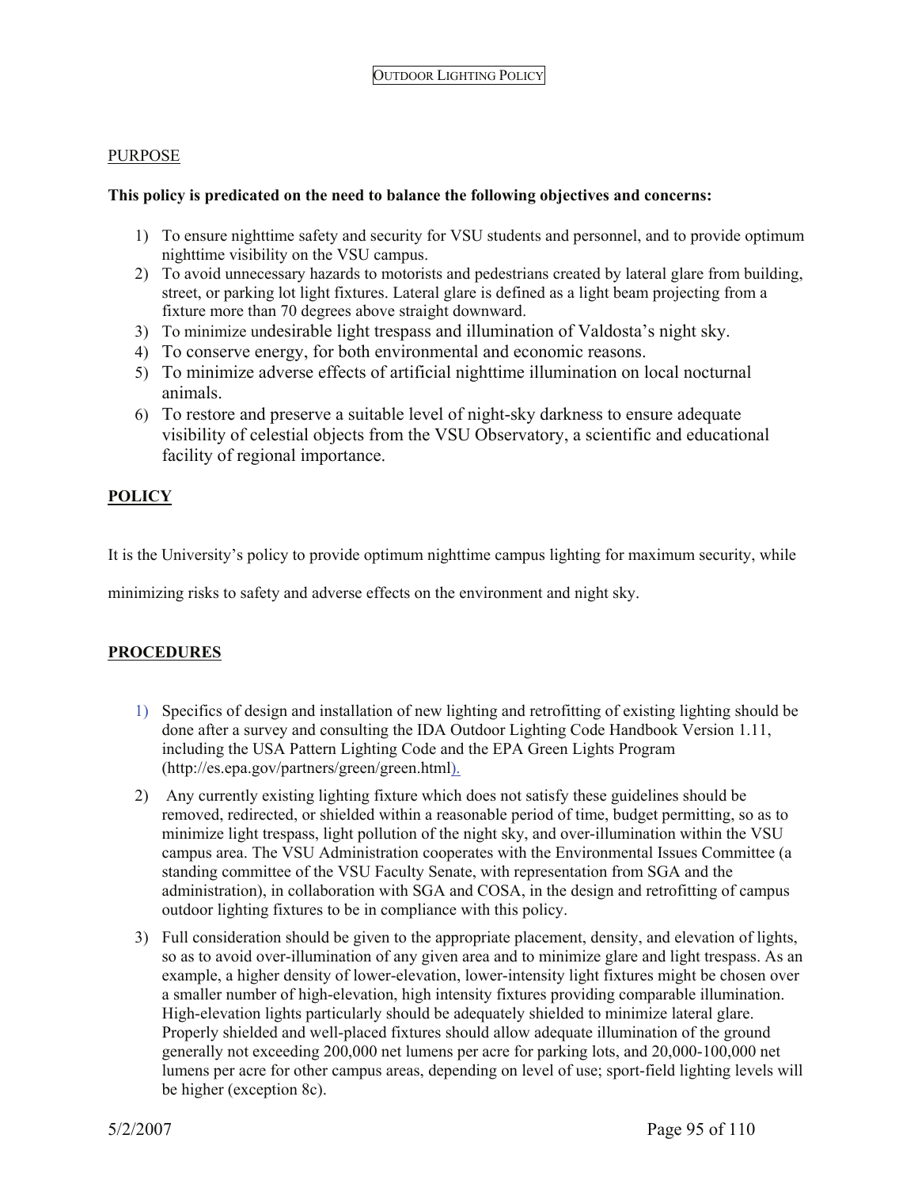# OUTDOOR LIGHTING POLICY

## PURPOSE

**This policy is predicated on the need to balance the following objectives and concerns:**

1) To ensure nighttime safety and security for VSU students and personnel, and to provide optimum nighttime visibility on the VSU campus.
2) To avoid unnecessary hazards to motorists and pedestrians created by lateral glare from building, street, or parking lot light fixtures. Lateral glare is defined as a light beam projecting from a fixture more than 70 degrees above straight downward.
3) To minimize undesirable light trespass and illumination of Valdosta's night sky.
4) To conserve energy, for both environmental and economic reasons.
5) To minimize adverse effects of artificial nighttime illumination on local nocturnal animals.
6) To restore and preserve a suitable level of night-sky darkness to ensure adequate visibility of celestial objects from the VSU Observatory, a scientific and educational facility of regional importance.

## POLICY

It is the University's policy to provide optimum nighttime campus lighting for maximum security, while minimizing risks to safety and adverse effects on the environment and night sky.

## PROCEDURES

1) Specifics of design and installation of new lighting and retrofitting of existing lighting should be done after a survey and consulting the IDA Outdoor Lighting Code Handbook Version 1.11, including the USA Pattern Lighting Code and the EPA Green Lights Program (http://es.epa.gov/partners/green/green.html).
2) Any currently existing lighting fixture which does not satisfy these guidelines should be removed, redirected, or shielded within a reasonable period of time, budget permitting, so as to minimize light trespass, light pollution of the night sky, and over-illumination within the VSU campus area. The VSU Administration cooperates with the Environmental Issues Committee (a standing committee of the VSU Faculty Senate, with representation from SGA and the administration), in collaboration with SGA and COSA, in the design and retrofitting of campus outdoor lighting fixtures to be in compliance with this policy.
3) Full consideration should be given to the appropriate placement, density, and elevation of lights, so as to avoid over-illumination of any given area and to minimize glare and light trespass. As an example, a higher density of lower-elevation, lower-intensity light fixtures might be chosen over a smaller number of high-elevation, high intensity fixtures providing comparable illumination. High-elevation lights particularly should be adequately shielded to minimize lateral glare. Properly shielded and well-placed fixtures should allow adequate illumination of the ground generally not exceeding 200,000 net lumens per acre for parking lots, and 20,000-100,000 net lumens per acre for other campus areas, depending on level of use; sport-field lighting levels will be higher (exception 8c).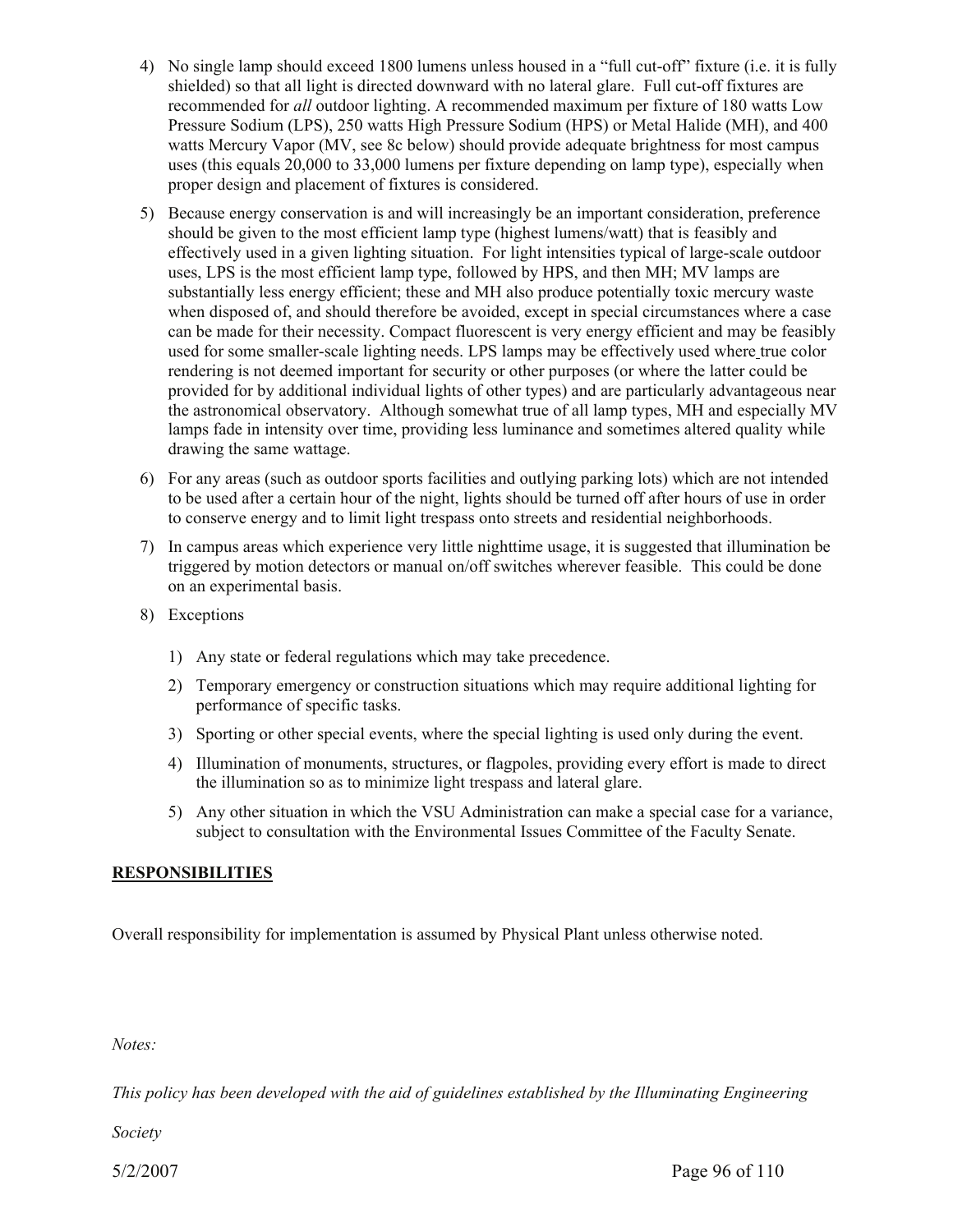4) No single lamp should exceed 1800 lumens unless housed in a "full cut-off" fixture (i.e. it is fully shielded) so that all light is directed downward with no lateral glare. Full cut-off fixtures are recommended for *all* outdoor lighting. A recommended maximum per fixture of 180 watts Low Pressure Sodium (LPS), 250 watts High Pressure Sodium (HPS) or Metal Halide (MH), and 400 watts Mercury Vapor (MV, see 8c below) should provide adequate brightness for most campus uses (this equals 20,000 to 33,000 lumens per fixture depending on lamp type), especially when proper design and placement of fixtures is considered.

5) Because energy conservation is and will increasingly be an important consideration, preference should be given to the most efficient lamp type (highest lumens/watt) that is feasibly and effectively used in a given lighting situation. For light intensities typical of large-scale outdoor uses, LPS is the most efficient lamp type, followed by HPS, and then MH; MV lamps are substantially less energy efficient; these and MH also produce potentially toxic mercury waste when disposed of, and should therefore be avoided, except in special circumstances where a case can be made for their necessity. Compact fluorescent is very energy efficient and may be feasibly used for some smaller-scale lighting needs. LPS lamps may be effectively used where true color rendering is not deemed important for security or other purposes (or where the latter could be provided for by additional individual lights of other types) and are particularly advantageous near the astronomical observatory. Although somewhat true of all lamp types, MH and especially MV lamps fade in intensity over time, providing less luminance and sometimes altered quality while drawing the same wattage.

6) For any areas (such as outdoor sports facilities and outlying parking lots) which are not intended to be used after a certain hour of the night, lights should be turned off after hours of use in order to conserve energy and to limit light trespass onto streets and residential neighborhoods.

7) In campus areas which experience very little nighttime usage, it is suggested that illumination be triggered by motion detectors or manual on/off switches wherever feasible. This could be done on an experimental basis.

8) Exceptions

   1) Any state or federal regulations which may take precedence.

   2) Temporary emergency or construction situations which may require additional lighting for performance of specific tasks.

   3) Sporting or other special events, where the special lighting is used only during the event.

   4) Illumination of monuments, structures, or flagpoles, providing every effort is made to direct the illumination so as to minimize light trespass and lateral glare.

   5) Any other situation in which the VSU Administration can make a special case for a variance, subject to consultation with the Environmental Issues Committee of the Faculty Senate.

## RESPONSIBILITIES

Overall responsibility for implementation is assumed by Physical Plant unless otherwise noted.

*Notes:*

*This policy has been developed with the aid of guidelines established by the Illuminating Engineering Society*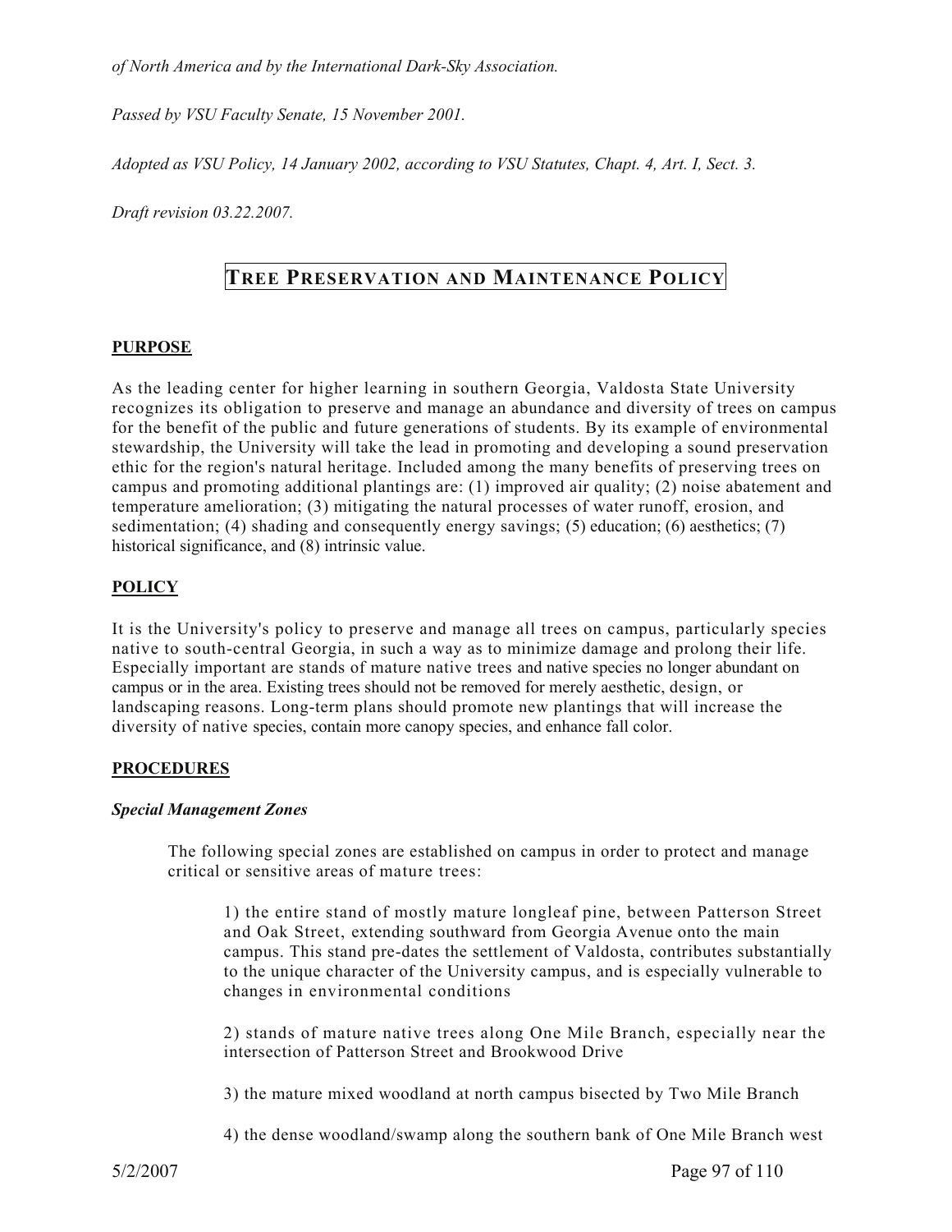*of North America and by the International Dark-Sky Association.*

*Passed by VSU Faculty Senate, 15 November 2001.*

*Adopted as VSU Policy, 14 January 2002, according to VSU Statutes, Chapt. 4, Art. I, Sect. 3.*

*Draft revision 03.22.2007.*

# TREE PRESERVATION AND MAINTENANCE POLICY

## PURPOSE

As the leading center for higher learning in southern Georgia, Valdosta State University recognizes its obligation to preserve and manage an abundance and diversity of trees on campus for the benefit of the public and future generations of students. By its example of environmental stewardship, the University will take the lead in promoting and developing a sound preservation ethic for the region's natural heritage. Included among the many benefits of preserving trees on campus and promoting additional plantings are: (1) improved air quality; (2) noise abatement and temperature amelioration; (3) mitigating the natural processes of water runoff, erosion, and sedimentation; (4) shading and consequently energy savings; (5) education; (6) aesthetics; (7) historical significance, and (8) intrinsic value.

## POLICY

It is the University's policy to preserve and manage all trees on campus, particularly species native to south-central Georgia, in such a way as to minimize damage and prolong their life. Especially important are stands of mature native trees and native species no longer abundant on campus or in the area. Existing trees should not be removed for merely aesthetic, design, or landscaping reasons. Long-term plans should promote new plantings that will increase the diversity of native species, contain more canopy species, and enhance fall color.

## PROCEDURES

### *Special Management Zones*

The following special zones are established on campus in order to protect and manage critical or sensitive areas of mature trees:

1) the entire stand of mostly mature longleaf pine, between Patterson Street and Oak Street, extending southward from Georgia Avenue onto the main campus. This stand pre-dates the settlement of Valdosta, contributes substantially to the unique character of the University campus, and is especially vulnerable to changes in environmental conditions

2) stands of mature native trees along One Mile Branch, especially near the intersection of Patterson Street and Brookwood Drive

3) the mature mixed woodland at north campus bisected by Two Mile Branch

4) the dense woodland/swamp along the southern bank of One Mile Branch west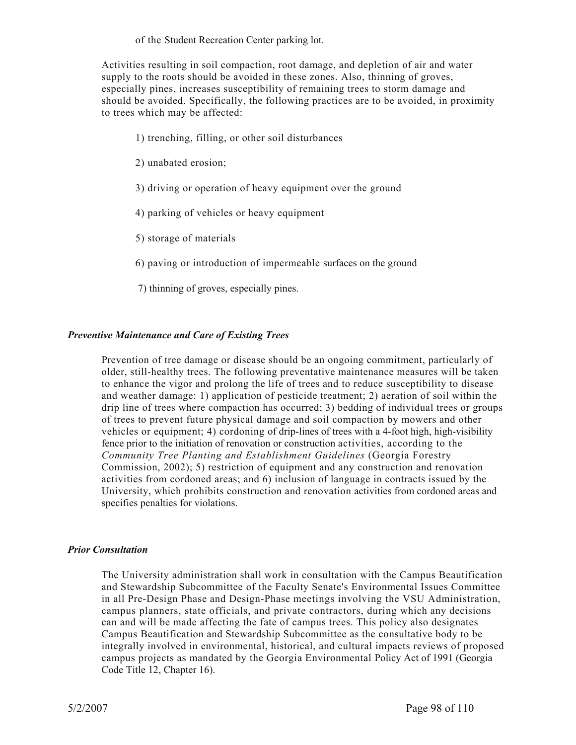of the Student Recreation Center parking lot.

Activities resulting in soil compaction, root damage, and depletion of air and water supply to the roots should be avoided in these zones. Also, thinning of groves, especially pines, increases susceptibility of remaining trees to storm damage and should be avoided. Specifically, the following practices are to be avoided, in proximity to trees which may be affected:

1) trenching, filling, or other soil disturbances

2) unabated erosion;

3) driving or operation of heavy equipment over the ground

4) parking of vehicles or heavy equipment

5) storage of materials

6) paving or introduction of impermeable surfaces on the ground

7) thinning of groves, especially pines.

***Preventive Maintenance and Care of Existing Trees***

Prevention of tree damage or disease should be an ongoing commitment, particularly of older, still-healthy trees. The following preventative maintenance measures will be taken to enhance the vigor and prolong the life of trees and to reduce susceptibility to disease and weather damage: 1) application of pesticide treatment; 2) aeration of soil within the drip line of trees where compaction has occurred; 3) bedding of individual trees or groups of trees to prevent future physical damage and soil compaction by mowers and other vehicles or equipment; 4) cordoning of drip-lines of trees with a 4-foot high, high-visibility fence prior to the initiation of renovation or construction activities, according to the *Community Tree Planting and Establishment Guidelines* (Georgia Forestry Commission, 2002); 5) restriction of equipment and any construction and renovation activities from cordoned areas; and 6) inclusion of language in contracts issued by the University, which prohibits construction and renovation activities from cordoned areas and specifies penalties for violations.

***Prior Consultation***

The University administration shall work in consultation with the Campus Beautification and Stewardship Subcommittee of the Faculty Senate's Environmental Issues Committee in all Pre-Design Phase and Design-Phase meetings involving the VSU Administration, campus planners, state officials, and private contractors, during which any decisions can and will be made affecting the fate of campus trees. This policy also designates Campus Beautification and Stewardship Subcommittee as the consultative body to be integrally involved in environmental, historical, and cultural impacts reviews of proposed campus projects as mandated by the Georgia Environmental Policy Act of 1991 (Georgia Code Title 12, Chapter 16).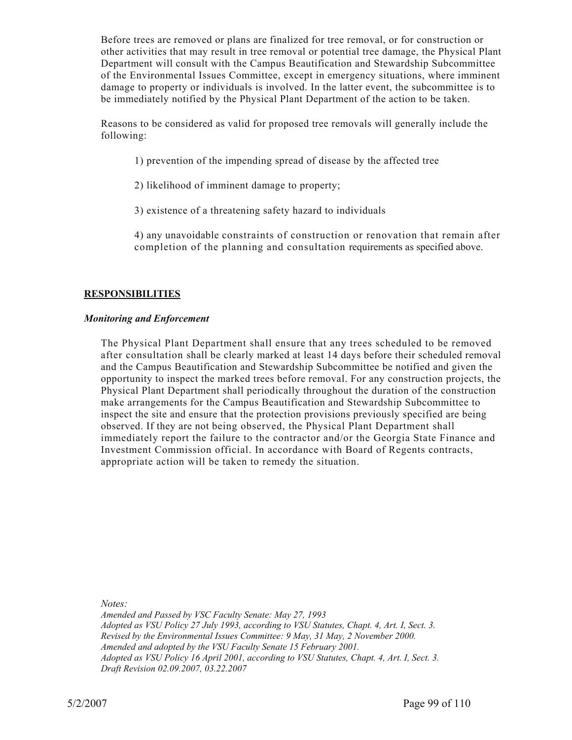Before trees are removed or plans are finalized for tree removal, or for construction or other activities that may result in tree removal or potential tree damage, the Physical Plant Department will consult with the Campus Beautification and Stewardship Subcommittee of the Environmental Issues Committee, except in emergency situations, where imminent damage to property or individuals is involved. In the latter event, the subcommittee is to be immediately notified by the Physical Plant Department of the action to be taken.

Reasons to be considered as valid for proposed tree removals will generally include the following:

1) prevention of the impending spread of disease by the affected tree

2) likelihood of imminent damage to property;

3) existence of a threatening safety hazard to individuals

4) any unavoidable constraints of construction or renovation that remain after completion of the planning and consultation requirements as specified above.

## **RESPONSIBILITIES**

### ***Monitoring and Enforcement***

The Physical Plant Department shall ensure that any trees scheduled to be removed after consultation shall be clearly marked at least 14 days before their scheduled removal and the Campus Beautification and Stewardship Subcommittee be notified and given the opportunity to inspect the marked trees before removal. For any construction projects, the Physical Plant Department shall periodically throughout the duration of the construction make arrangements for the Campus Beautification and Stewardship Subcommittee to inspect the site and ensure that the protection provisions previously specified are being observed. If they are not being observed, the Physical Plant Department shall immediately report the failure to the contractor and/or the Georgia State Finance and Investment Commission official. In accordance with Board of Regents contracts, appropriate action will be taken to remedy the situation.

*Notes:*
*Amended and Passed by VSC Faculty Senate: May 27, 1993*
*Adopted as VSU Policy 27 July 1993, according to VSU Statutes, Chapt. 4, Art. I, Sect. 3.*
*Revised by the Environmental Issues Committee: 9 May, 31 May, 2 November 2000.*
*Amended and adopted by the VSU Faculty Senate 15 February 2001.*
*Adopted as VSU Policy 16 April 2001, according to VSU Statutes, Chapt. 4, Art. I, Sect. 3.*
*Draft Revision 02.09.2007, 03.22.2007*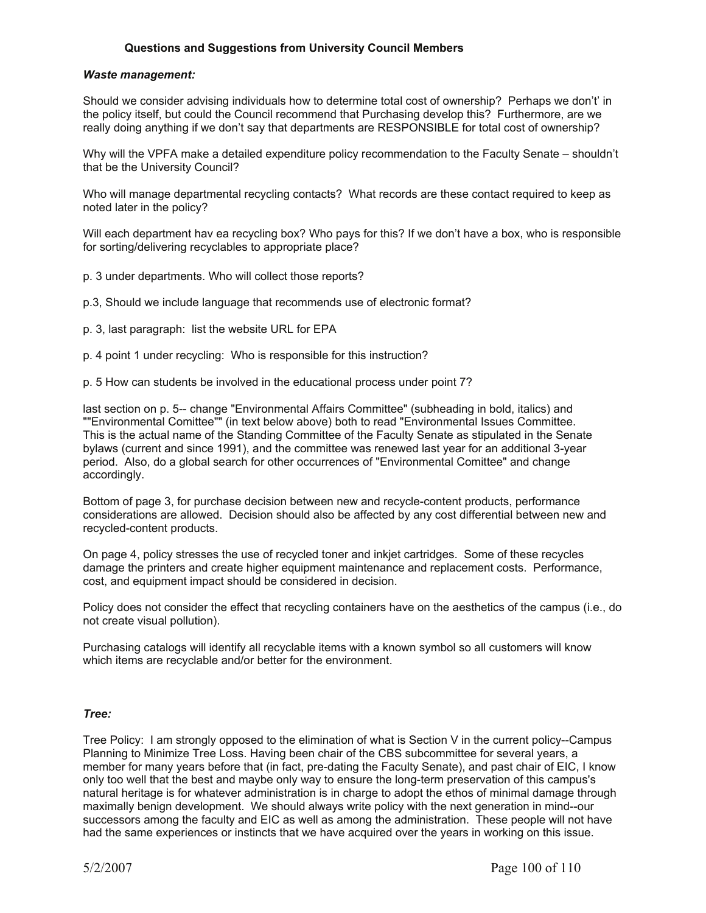**Questions and Suggestions from University Council Members**

***Waste management:***

Should we consider advising individuals how to determine total cost of ownership? Perhaps we don't' in the policy itself, but could the Council recommend that Purchasing develop this? Furthermore, are we really doing anything if we don't say that departments are RESPONSIBLE for total cost of ownership?

Why will the VPFA make a detailed expenditure policy recommendation to the Faculty Senate – shouldn't that be the University Council?

Who will manage departmental recycling contacts? What records are these contact required to keep as noted later in the policy?

Will each department hav ea recycling box? Who pays for this? If we don't have a box, who is responsible for sorting/delivering recyclables to appropriate place?

p. 3 under departments. Who will collect those reports?

p.3, Should we include language that recommends use of electronic format?

p. 3, last paragraph: list the website URL for EPA

p. 4 point 1 under recycling: Who is responsible for this instruction?

p. 5 How can students be involved in the educational process under point 7?

last section on p. 5-- change "Environmental Affairs Committee" (subheading in bold, italics) and ""Environmental Comittee"" (in text below above) both to read "Environmental Issues Committee. This is the actual name of the Standing Committee of the Faculty Senate as stipulated in the Senate bylaws (current and since 1991), and the committee was renewed last year for an additional 3-year period. Also, do a global search for other occurrences of "Environmental Comittee" and change accordingly.

Bottom of page 3, for purchase decision between new and recycle-content products, performance considerations are allowed. Decision should also be affected by any cost differential between new and recycled-content products.

On page 4, policy stresses the use of recycled toner and inkjet cartridges. Some of these recycles damage the printers and create higher equipment maintenance and replacement costs. Performance, cost, and equipment impact should be considered in decision.

Policy does not consider the effect that recycling containers have on the aesthetics of the campus (i.e., do not create visual pollution).

Purchasing catalogs will identify all recyclable items with a known symbol so all customers will know which items are recyclable and/or better for the environment.

***Tree:***

Tree Policy: I am strongly opposed to the elimination of what is Section V in the current policy--Campus Planning to Minimize Tree Loss. Having been chair of the CBS subcommittee for several years, a member for many years before that (in fact, pre-dating the Faculty Senate), and past chair of EIC, I know only too well that the best and maybe only way to ensure the long-term preservation of this campus's natural heritage is for whatever administration is in charge to adopt the ethos of minimal damage through maximally benign development. We should always write policy with the next generation in mind--our successors among the faculty and EIC as well as among the administration. These people will not have had the same experiences or instincts that we have acquired over the years in working on this issue.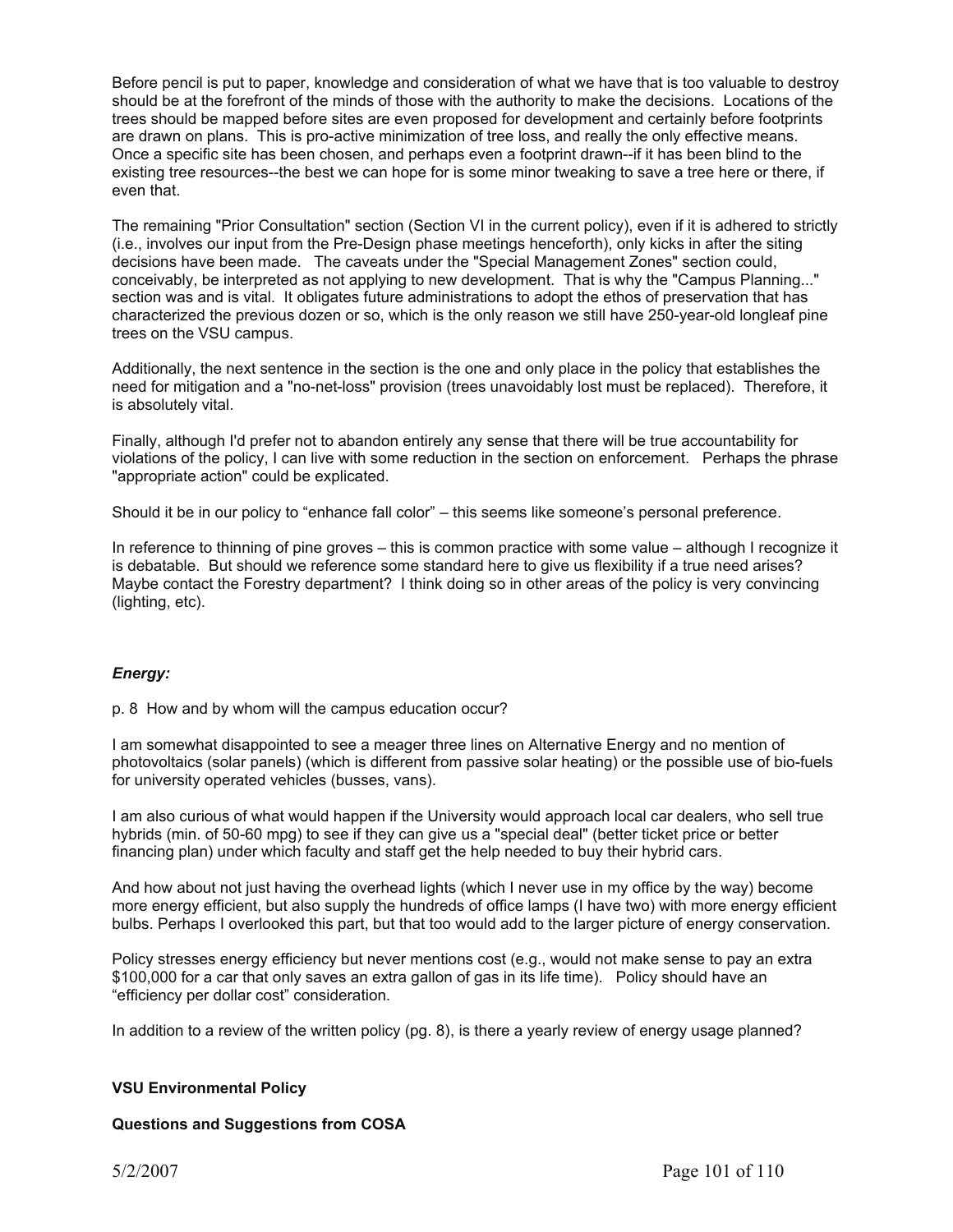Before pencil is put to paper, knowledge and consideration of what we have that is too valuable to destroy should be at the forefront of the minds of those with the authority to make the decisions. Locations of the trees should be mapped before sites are even proposed for development and certainly before footprints are drawn on plans. This is pro-active minimization of tree loss, and really the only effective means. Once a specific site has been chosen, and perhaps even a footprint drawn--if it has been blind to the existing tree resources--the best we can hope for is some minor tweaking to save a tree here or there, if even that.

The remaining "Prior Consultation" section (Section VI in the current policy), even if it is adhered to strictly (i.e., involves our input from the Pre-Design phase meetings henceforth), only kicks in after the siting decisions have been made. The caveats under the "Special Management Zones" section could, conceivably, be interpreted as not applying to new development. That is why the "Campus Planning..." section was and is vital. It obligates future administrations to adopt the ethos of preservation that has characterized the previous dozen or so, which is the only reason we still have 250-year-old longleaf pine trees on the VSU campus.

Additionally, the next sentence in the section is the one and only place in the policy that establishes the need for mitigation and a "no-net-loss" provision (trees unavoidably lost must be replaced). Therefore, it is absolutely vital.

Finally, although I'd prefer not to abandon entirely any sense that there will be true accountability for violations of the policy, I can live with some reduction in the section on enforcement. Perhaps the phrase "appropriate action" could be explicated.

Should it be in our policy to "enhance fall color" – this seems like someone's personal preference.

In reference to thinning of pine groves – this is common practice with some value – although I recognize it is debatable. But should we reference some standard here to give us flexibility if a true need arises? Maybe contact the Forestry department? I think doing so in other areas of the policy is very convincing (lighting, etc).

### *Energy:*

p. 8 How and by whom will the campus education occur?

I am somewhat disappointed to see a meager three lines on Alternative Energy and no mention of photovoltaics (solar panels) (which is different from passive solar heating) or the possible use of bio-fuels for university operated vehicles (busses, vans).

I am also curious of what would happen if the University would approach local car dealers, who sell true hybrids (min. of 50-60 mpg) to see if they can give us a "special deal" (better ticket price or better financing plan) under which faculty and staff get the help needed to buy their hybrid cars.

And how about not just having the overhead lights (which I never use in my office by the way) become more energy efficient, but also supply the hundreds of office lamps (I have two) with more energy efficient bulbs. Perhaps I overlooked this part, but that too would add to the larger picture of energy conservation.

Policy stresses energy efficiency but never mentions cost (e.g., would not make sense to pay an extra $100,000 for a car that only saves an extra gallon of gas in its life time). Policy should have an "efficiency per dollar cost" consideration.

In addition to a review of the written policy (pg. 8), is there a yearly review of energy usage planned?

**VSU Environmental Policy**

**Questions and Suggestions from COSA**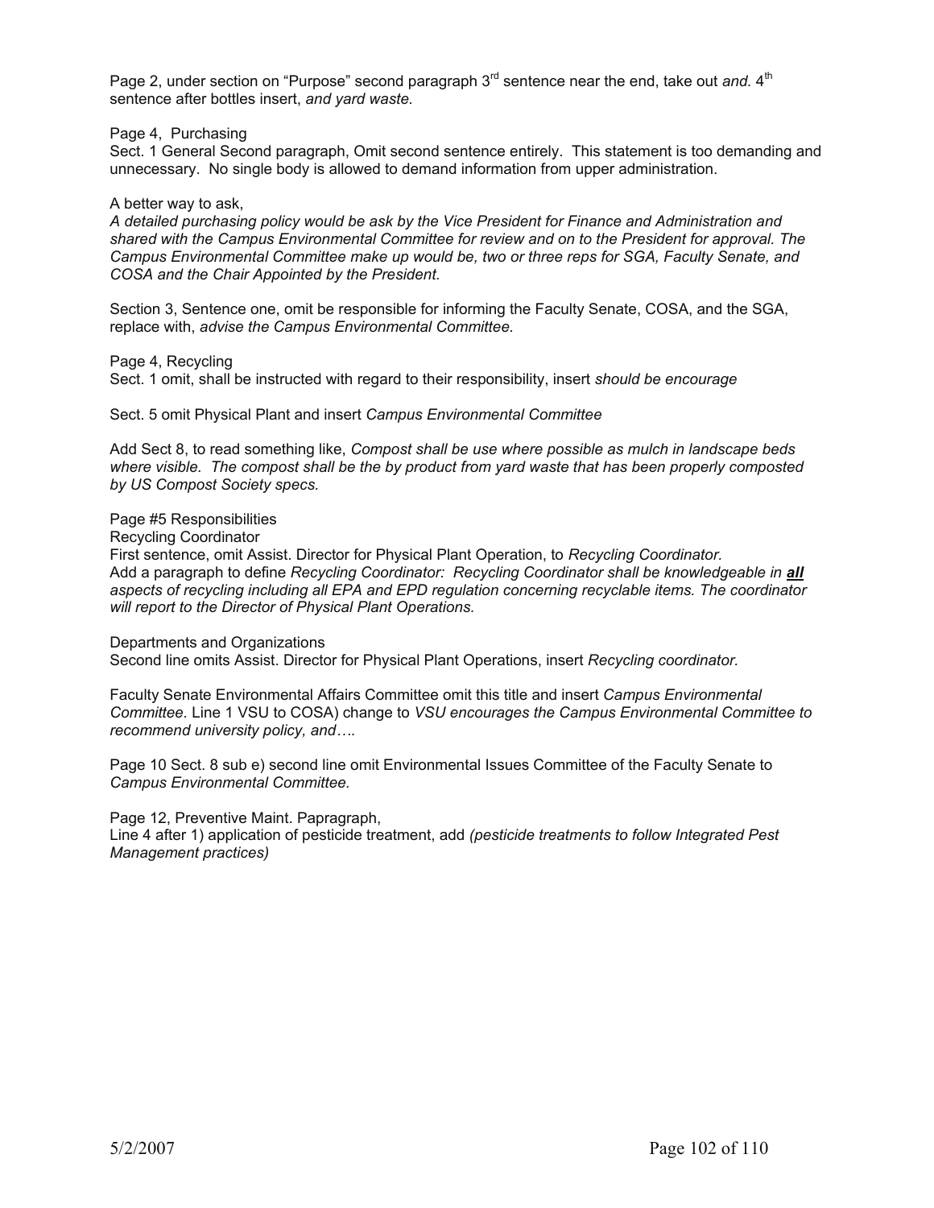Page 2, under section on "Purpose" second paragraph 3rd sentence near the end, take out *and*. 4th sentence after bottles insert, *and yard waste.*

Page 4, Purchasing
Sect. 1 General Second paragraph, Omit second sentence entirely. This statement is too demanding and unnecessary. No single body is allowed to demand information from upper administration.

A better way to ask,
*A detailed purchasing policy would be ask by the Vice President for Finance and Administration and shared with the Campus Environmental Committee for review and on to the President for approval. The Campus Environmental Committee make up would be, two or three reps for SGA, Faculty Senate, and COSA and the Chair Appointed by the President.*

Section 3, Sentence one, omit be responsible for informing the Faculty Senate, COSA, and the SGA, replace with, *advise the Campus Environmental Committee.*

Page 4, Recycling
Sect. 1 omit, shall be instructed with regard to their responsibility, insert *should be encourage*

Sect. 5 omit Physical Plant and insert *Campus Environmental Committee*

Add Sect 8, to read something like, *Compost shall be use where possible as mulch in landscape beds where visible. The compost shall be the by product from yard waste that has been properly composted by US Compost Society specs.*

Page #5 Responsibilities
Recycling Coordinator
First sentence, omit Assist. Director for Physical Plant Operation, to *Recycling Coordinator.*
Add a paragraph to define *Recycling Coordinator: Recycling Coordinator shall be knowledgeable in **all** aspects of recycling including all EPA and EPD regulation concerning recyclable items. The coordinator will report to the Director of Physical Plant Operations.*

Departments and Organizations
Second line omits Assist. Director for Physical Plant Operations, insert *Recycling coordinator.*

Faculty Senate Environmental Affairs Committee omit this title and insert *Campus Environmental Committee*. Line 1 VSU to COSA) change to *VSU encourages the Campus Environmental Committee to recommend university policy, and….*

Page 10 Sect. 8 sub e) second line omit Environmental Issues Committee of the Faculty Senate to *Campus Environmental Committee.*

Page 12, Preventive Maint. Papragraph,
Line 4 after 1) application of pesticide treatment, add *(pesticide treatments to follow Integrated Pest Management practices)*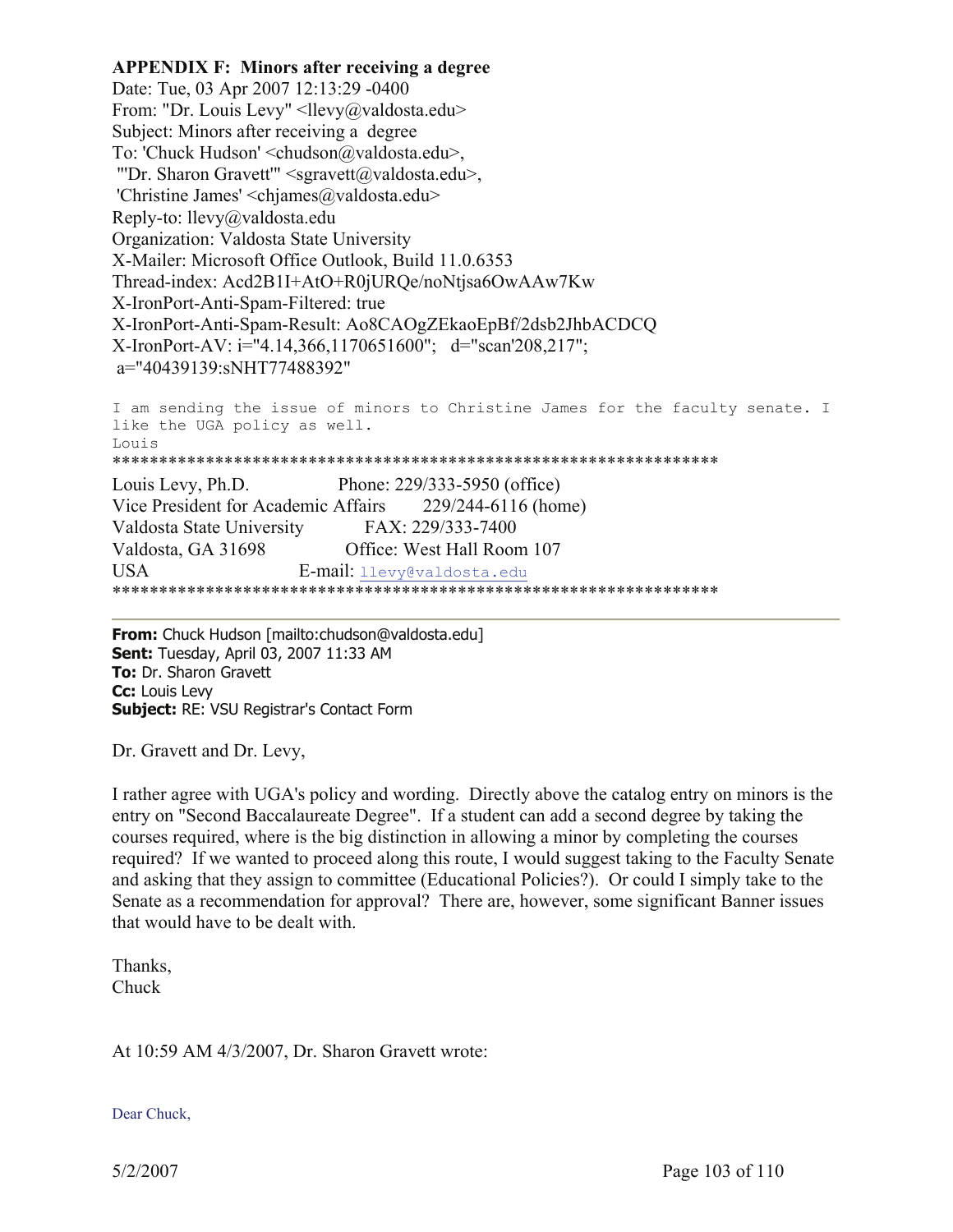**APPENDIX F: Minors after receiving a degree**

Date: Tue, 03 Apr 2007 12:13:29 -0400
From: "Dr. Louis Levy" <llevy@valdosta.edu>
Subject: Minors after receiving a degree
To: 'Chuck Hudson' <chudson@valdosta.edu>,
"'Dr. Sharon Gravett'" <sgravett@valdosta.edu>,
'Christine James' <chjames@valdosta.edu>
Reply-to: llevy@valdosta.edu
Organization: Valdosta State University
X-Mailer: Microsoft Office Outlook, Build 11.0.6353
Thread-index: Acd2B1I+AtO+R0jURQe/noNtjsa6OwAAw7Kw
X-IronPort-Anti-Spam-Filtered: true
X-IronPort-Anti-Spam-Result: Ao8CAOgZEkaoEpBf/2dsb2JhbACDCQ
X-IronPort-AV: i="4.14,366,1170651600"; d="scan'208,217";
a="40439139:sNHT77488392"

```
I am sending the issue of minors to Christine James for the faculty senate. I
like the UGA policy as well.
Louis
```

*****************************************************************

Louis Levy, Ph.D. Phone: 229/333-5950 (office)
Vice President for Academic Affairs 229/244-6116 (home)
Valdosta State University FAX: 229/333-7400
Valdosta, GA 31698 Office: West Hall Room 107
USA E-mail: llevy@valdosta.edu

*****************************************************************

---

**From:** Chuck Hudson [mailto:chudson@valdosta.edu]
**Sent:** Tuesday, April 03, 2007 11:33 AM
**To:** Dr. Sharon Gravett
**Cc:** Louis Levy
**Subject:** RE: VSU Registrar's Contact Form

Dr. Gravett and Dr. Levy,

I rather agree with UGA's policy and wording. Directly above the catalog entry on minors is the entry on "Second Baccalaureate Degree". If a student can add a second degree by taking the courses required, where is the big distinction in allowing a minor by completing the courses required? If we wanted to proceed along this route, I would suggest taking to the Faculty Senate and asking that they assign to committee (Educational Policies?). Or could I simply take to the Senate as a recommendation for approval? There are, however, some significant Banner issues that would have to be dealt with.

Thanks,
Chuck

At 10:59 AM 4/3/2007, Dr. Sharon Gravett wrote:

Dear Chuck,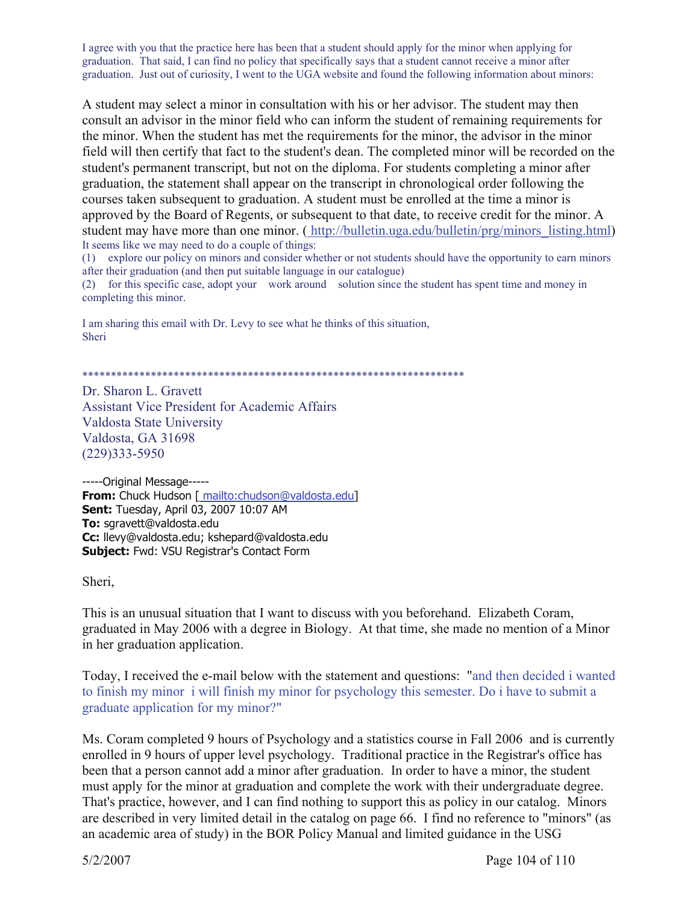I agree with you that the practice here has been that a student should apply for the minor when applying for graduation. That said, I can find no policy that specifically says that a student cannot receive a minor after graduation. Just out of curiosity, I went to the UGA website and found the following information about minors:

A student may select a minor in consultation with his or her advisor. The student may then consult an advisor in the minor field who can inform the student of remaining requirements for the minor. When the student has met the requirements for the minor, the advisor in the minor field will then certify that fact to the student's dean. The completed minor will be recorded on the student's permanent transcript, but not on the diploma. For students completing a minor after graduation, the statement shall appear on the transcript in chronological order following the courses taken subsequent to graduation. A student must be enrolled at the time a minor is approved by the Board of Regents, or subsequent to that date, to receive credit for the minor. A student may have more than one minor. ( http://bulletin.uga.edu/bulletin/prg/minors_listing.html)

It seems like we may need to do a couple of things:

(1) explore our policy on minors and consider whether or not students should have the opportunity to earn minors after their graduation (and then put suitable language in our catalogue)

(2) for this specific case, adopt your work around solution since the student has spent time and money in completing this minor.

I am sharing this email with Dr. Levy to see what he thinks of this situation,
Sheri

*******************************************************************

Dr. Sharon L. Gravett
Assistant Vice President for Academic Affairs
Valdosta State University
Valdosta, GA 31698
(229)333-5950

-----Original Message-----
**From:** Chuck Hudson [ mailto:chudson@valdosta.edu]
**Sent:** Tuesday, April 03, 2007 10:07 AM
**To:** sgravett@valdosta.edu
**Cc:** llevy@valdosta.edu; kshepard@valdosta.edu
**Subject:** Fwd: VSU Registrar's Contact Form

Sheri,

This is an unusual situation that I want to discuss with you beforehand. Elizabeth Coram, graduated in May 2006 with a degree in Biology. At that time, she made no mention of a Minor in her graduation application.

Today, I received the e-mail below with the statement and questions: "and then decided i wanted to finish my minor i will finish my minor for psychology this semester. Do i have to submit a graduate application for my minor?"

Ms. Coram completed 9 hours of Psychology and a statistics course in Fall 2006 and is currently enrolled in 9 hours of upper level psychology. Traditional practice in the Registrar's office has been that a person cannot add a minor after graduation. In order to have a minor, the student must apply for the minor at graduation and complete the work with their undergraduate degree. That's practice, however, and I can find nothing to support this as policy in our catalog. Minors are described in very limited detail in the catalog on page 66. I find no reference to "minors" (as an academic area of study) in the BOR Policy Manual and limited guidance in the USG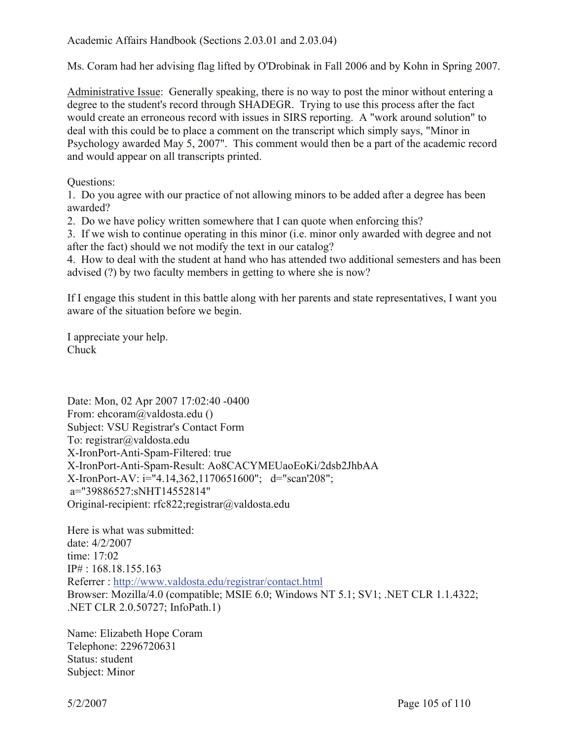Academic Affairs Handbook (Sections 2.03.01 and 2.03.04)

Ms. Coram had her advising flag lifted by O'Drobinak in Fall 2006 and by Kohn in Spring 2007.

Administrative Issue: Generally speaking, there is no way to post the minor without entering a degree to the student's record through SHADEGR. Trying to use this process after the fact would create an erroneous record with issues in SIRS reporting. A "work around solution" to deal with this could be to place a comment on the transcript which simply says, "Minor in Psychology awarded May 5, 2007". This comment would then be a part of the academic record and would appear on all transcripts printed.

Questions:
1. Do you agree with our practice of not allowing minors to be added after a degree has been awarded?
2. Do we have policy written somewhere that I can quote when enforcing this?
3. If we wish to continue operating in this minor (i.e. minor only awarded with degree and not after the fact) should we not modify the text in our catalog?
4. How to deal with the student at hand who has attended two additional semesters and has been advised (?) by two faculty members in getting to where she is now?

If I engage this student in this battle along with her parents and state representatives, I want you aware of the situation before we begin.

I appreciate your help.
Chuck

Date: Mon, 02 Apr 2007 17:02:40 -0400
From: ehcoram@valdosta.edu ()
Subject: VSU Registrar's Contact Form
To: registrar@valdosta.edu
X-IronPort-Anti-Spam-Filtered: true
X-IronPort-Anti-Spam-Result: Ao8CACYMEUaoEoKi/2dsb2JhbAA
X-IronPort-AV: i="4.14,362,1170651600"; d="scan'208";
a="39886527:sNHT14552814"
Original-recipient: rfc822;registrar@valdosta.edu

Here is what was submitted:
date: 4/2/2007
time: 17:02
IP# : 168.18.155.163
Referrer : http://www.valdosta.edu/registrar/contact.html
Browser: Mozilla/4.0 (compatible; MSIE 6.0; Windows NT 5.1; SV1; .NET CLR 1.1.4322; .NET CLR 2.0.50727; InfoPath.1)

Name: Elizabeth Hope Coram
Telephone: 2296720631
Status: student
Subject: Minor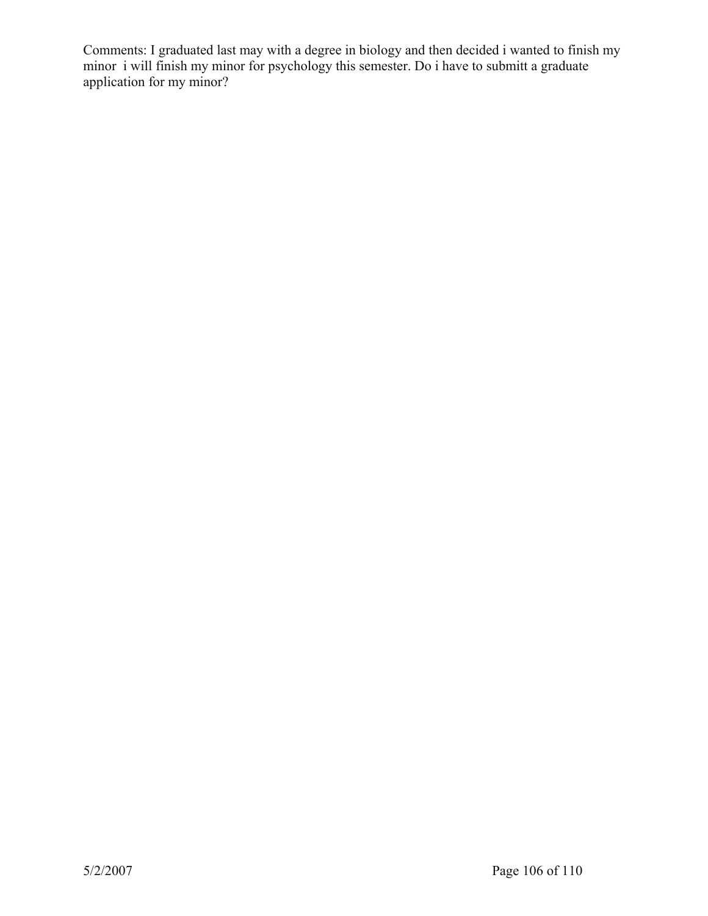Comments: I graduated last may with a degree in biology and then decided i wanted to finish my minor  i will finish my minor for psychology this semester. Do i have to submitt a graduate application for my minor?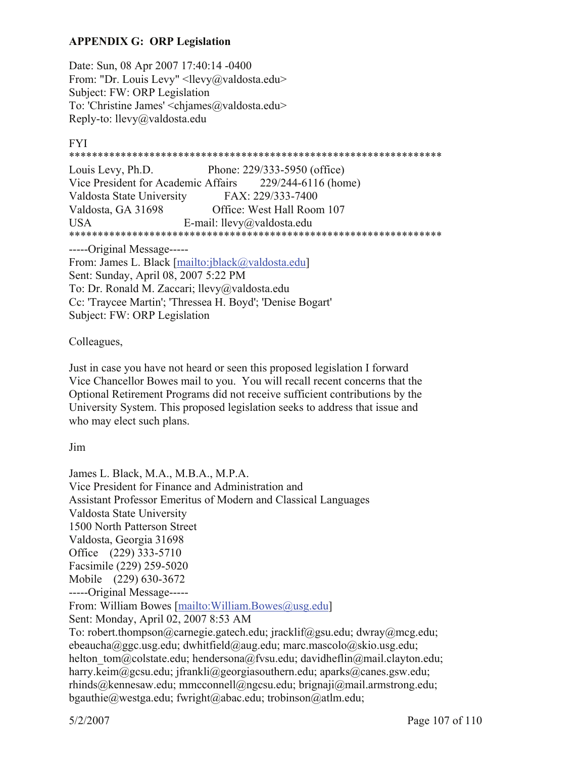**APPENDIX G: ORP Legislation**

Date: Sun, 08 Apr 2007 17:40:14 -0400
From: "Dr. Louis Levy" <llevy@valdosta.edu>
Subject: FW: ORP Legislation
To: 'Christine James' <chjames@valdosta.edu>
Reply-to: llevy@valdosta.edu

FYI
*****************************************************************
Louis Levy, Ph.D. Phone: 229/333-5950 (office)
Vice President for Academic Affairs 229/244-6116 (home)
Valdosta State University FAX: 229/333-7400
Valdosta, GA 31698 Office: West Hall Room 107
USA E-mail: llevy@valdosta.edu
*****************************************************************

-----Original Message-----
From: James L. Black [mailto:jblack@valdosta.edu]
Sent: Sunday, April 08, 2007 5:22 PM
To: Dr. Ronald M. Zaccari; llevy@valdosta.edu
Cc: 'Traycee Martin'; 'Thressea H. Boyd'; 'Denise Bogart'
Subject: FW: ORP Legislation

Colleagues,

Just in case you have not heard or seen this proposed legislation I forward Vice Chancellor Bowes mail to you. You will recall recent concerns that the Optional Retirement Programs did not receive sufficient contributions by the University System. This proposed legislation seeks to address that issue and who may elect such plans.

Jim

James L. Black, M.A., M.B.A., M.P.A.
Vice President for Finance and Administration and
Assistant Professor Emeritus of Modern and Classical Languages
Valdosta State University
1500 North Patterson Street
Valdosta, Georgia 31698
Office (229) 333-5710
Facsimile (229) 259-5020
Mobile (229) 630-3672

-----Original Message-----
From: William Bowes [mailto:William.Bowes@usg.edu]
Sent: Monday, April 02, 2007 8:53 AM
To: robert.thompson@carnegie.gatech.edu; jracklif@gsu.edu; dwray@mcg.edu; ebeaucha@ggc.usg.edu; dwhitfield@aug.edu; marc.mascolo@skio.usg.edu; helton_tom@colstate.edu; hendersona@fvsu.edu; davidheflin@mail.clayton.edu; harry.keim@gcsu.edu; jfrankli@georgiasouthern.edu; aparks@canes.gsw.edu; rhinds@kennesaw.edu; mmcconnell@ngcsu.edu; brignaji@mail.armstrong.edu; bgauthie@westga.edu; fwright@abac.edu; trobinson@atlm.edu;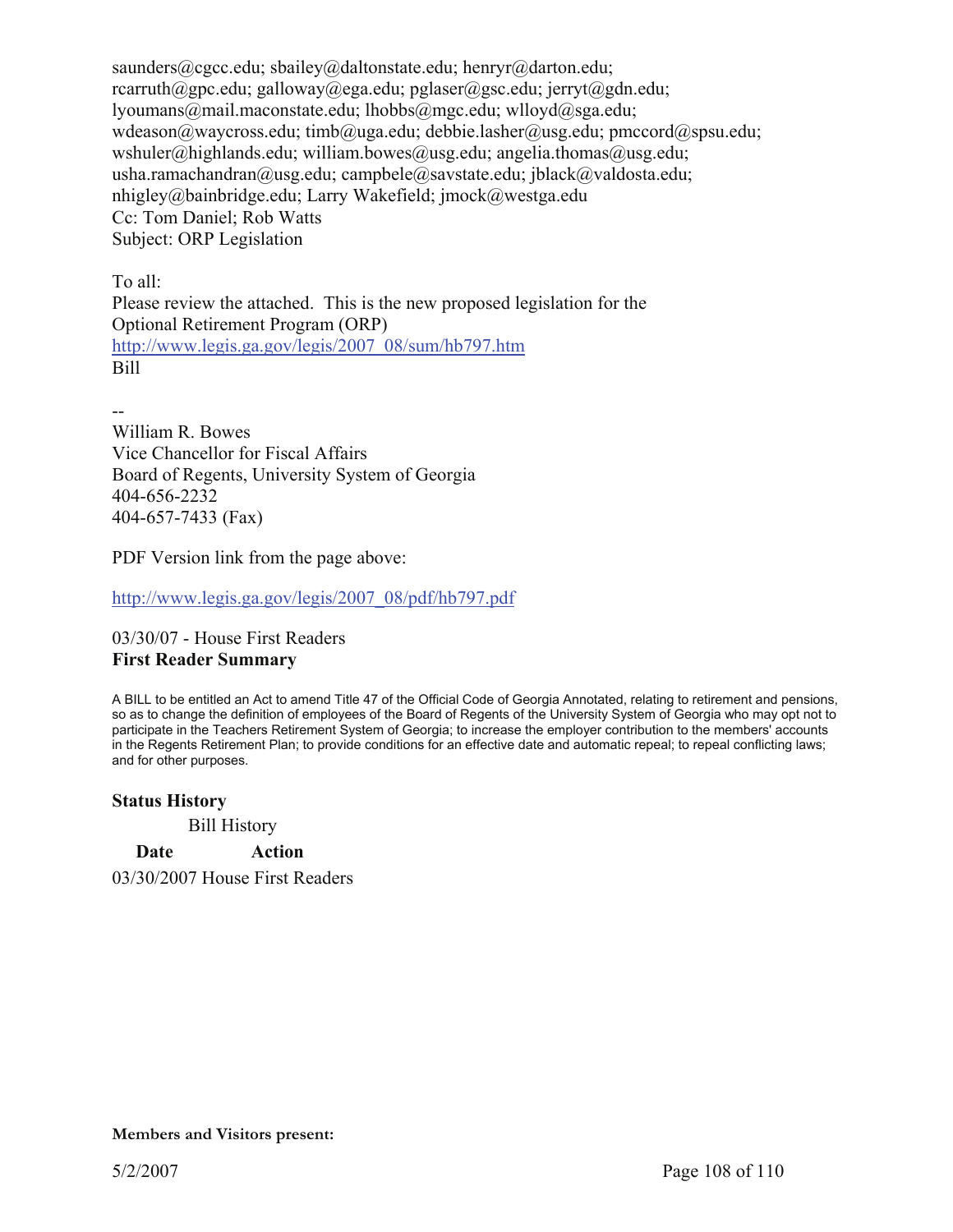saunders@cgcc.edu; sbailey@daltonstate.edu; henryr@darton.edu; rcarruth@gpc.edu; galloway@ega.edu; pglaser@gsc.edu; jerryt@gdn.edu; lyoumans@mail.maconstate.edu; lhobbs@mgc.edu; wlloyd@sga.edu; wdeason@waycross.edu; timb@uga.edu; debbie.lasher@usg.edu; pmccord@spsu.edu; wshuler@highlands.edu; william.bowes@usg.edu; angelia.thomas@usg.edu; usha.ramachandran@usg.edu; campbele@savstate.edu; jblack@valdosta.edu; nhigley@bainbridge.edu; Larry Wakefield; jmock@westga.edu
Cc: Tom Daniel; Rob Watts
Subject: ORP Legislation

To all:
Please review the attached. This is the new proposed legislation for the Optional Retirement Program (ORP)
http://www.legis.ga.gov/legis/2007_08/sum/hb797.htm
Bill

--
William R. Bowes
Vice Chancellor for Fiscal Affairs
Board of Regents, University System of Georgia
404-656-2232
404-657-7433 (Fax)

PDF Version link from the page above:

http://www.legis.ga.gov/legis/2007_08/pdf/hb797.pdf

03/30/07 - House First Readers

**First Reader Summary**

A BILL to be entitled an Act to amend Title 47 of the Official Code of Georgia Annotated, relating to retirement and pensions, so as to change the definition of employees of the Board of Regents of the University System of Georgia who may opt not to participate in the Teachers Retirement System of Georgia; to increase the employer contribution to the members' accounts in the Regents Retirement Plan; to provide conditions for an effective date and automatic repeal; to repeal conflicting laws; and for other purposes.

**Status History**

Bill History

| Date | Action |
|---|---|
| 03/30/2007 | House First Readers |

**Members and Visitors present:**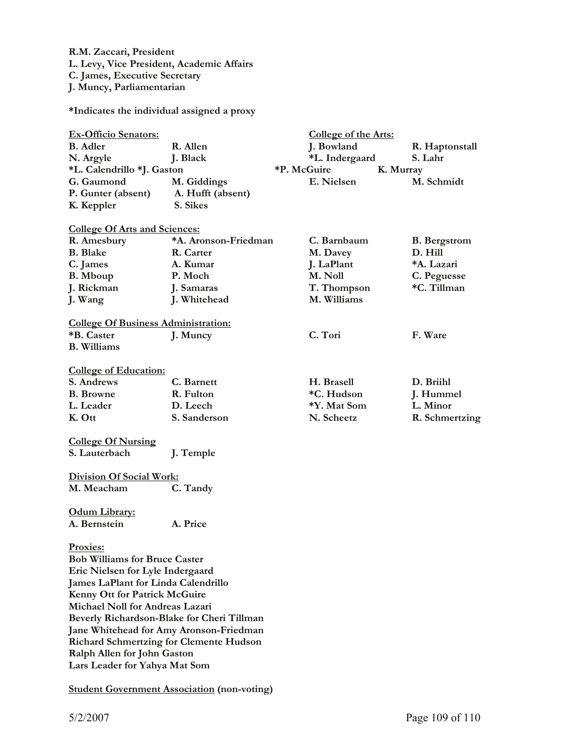**R.M. Zaccari, President**
**L. Levy, Vice President, Academic Affairs**
**C. James, Executive Secretary**
**J. Muncy, Parliamentarian**

**\*Indicates the individual assigned a proxy**

**Ex-Officio Senators:**

| | |
|---|---|
| B. Adler | R. Allen |
| N. Argyle | J. Black |
| *L. Calendrillo | *J. Gaston |
| G. Gaumond | M. Giddings |
| P. Gunter (absent) | A. Hufft (absent) |
| K. Keppler | S. Sikes |

**College of the Arts:**

| | |
|---|---|
| J. Bowland | R. Haptonstall |
| *L. Indergaard | S. Lahr |
| *P. McGuire | K. Murray |
| E. Nielsen | M. Schmidt |

**College Of Arts and Sciences:**

| | | | |
|---|---|---|---|
| R. Amesbury | *A. Aronson-Friedman | C. Barnbaum | B. Bergstrom |
| B. Blake | R. Carter | M. Davey | D. Hill |
| C. James | A. Kumar | J. LaPlant | *A. Lazari |
| B. Mboup | P. Moch | M. Noll | C. Peguesse |
| J. Rickman | J. Samaras | T. Thompson | *C. Tillman |
| J. Wang | J. Whitehead | M. Williams | |

**College Of Business Administration:**

| | | | |
|---|---|---|---|
| *B. Caster | J. Muncy | C. Tori | F. Ware |
| B. Williams | | | |

**College of Education:**

| | | | |
|---|---|---|---|
| S. Andrews | C. Barnett | H. Brasell | D. Briihl |
| B. Browne | R. Fulton | *C. Hudson | J. Hummel |
| L. Leader | D. Leech | *Y. Mat Som | L. Minor |
| K. Ott | S. Sanderson | N. Scheetz | R. Schmertzing |

**College Of Nursing**

| | |
|---|---|
| S. Lauterbach | J. Temple |

**Division Of Social Work:**

| | |
|---|---|
| M. Meacham | C. Tandy |

**Odum Library:**

| | |
|---|---|
| A. Bernstein | A. Price |

**Proxies:**

**Bob Williams for Bruce Caster**
**Eric Nielsen for Lyle Indergaard**
**James LaPlant for Linda Calendrillo**
**Kenny Ott for Patrick McGuire**
**Michael Noll for Andreas Lazari**
**Beverly Richardson-Blake for Cheri Tillman**
**Jane Whitehead for Amy Aronson-Friedman**
**Richard Schmertzing for Clemente Hudson**
**Ralph Allen for John Gaston**
**Lars Leader for Yahya Mat Som**

**Student Government Association (non-voting)**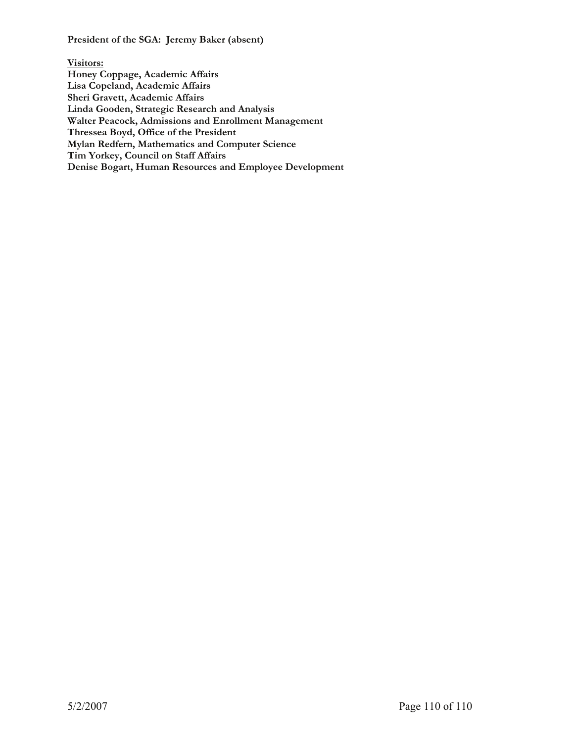**President of the SGA: Jeremy Baker (absent)**

**Visitors:**
**Honey Coppage, Academic Affairs**
**Lisa Copeland, Academic Affairs**
**Sheri Gravett, Academic Affairs**
**Linda Gooden, Strategic Research and Analysis**
**Walter Peacock, Admissions and Enrollment Management**
**Thressea Boyd, Office of the President**
**Mylan Redfern, Mathematics and Computer Science**
**Tim Yorkey, Council on Staff Affairs**
**Denise Bogart, Human Resources and Employee Development**